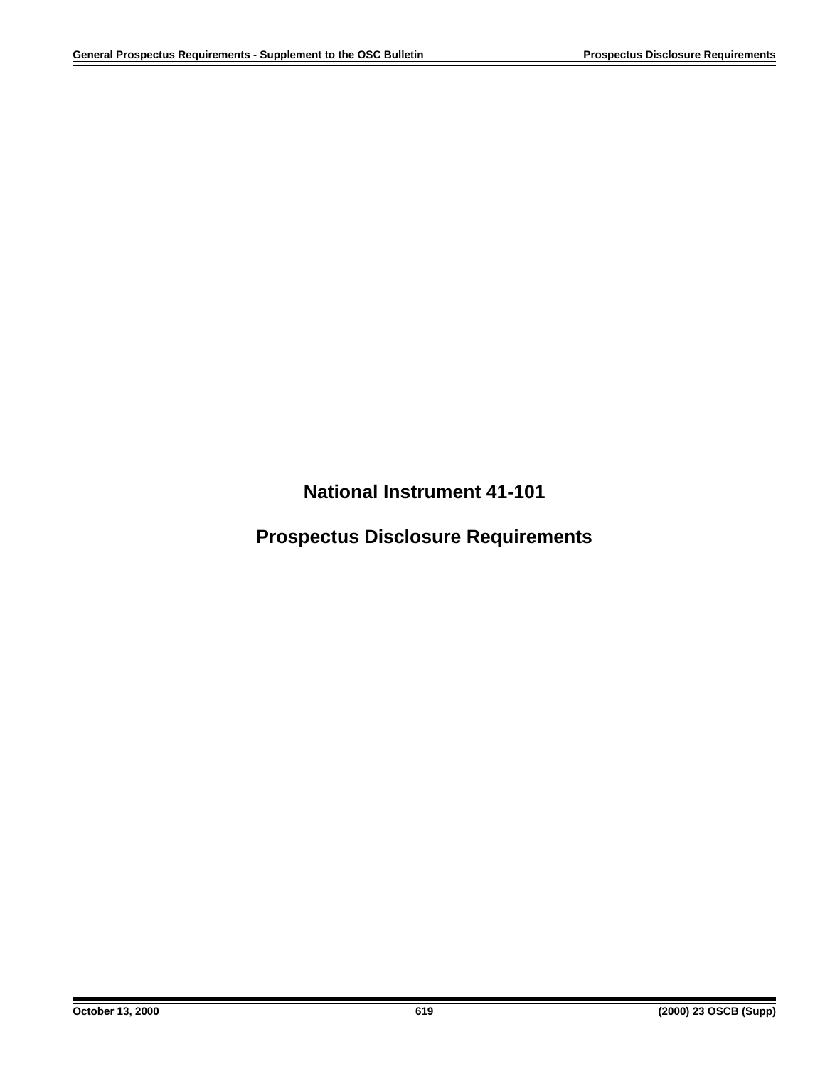# National Instrument 41-101

# Prospectus Disclosure Requirements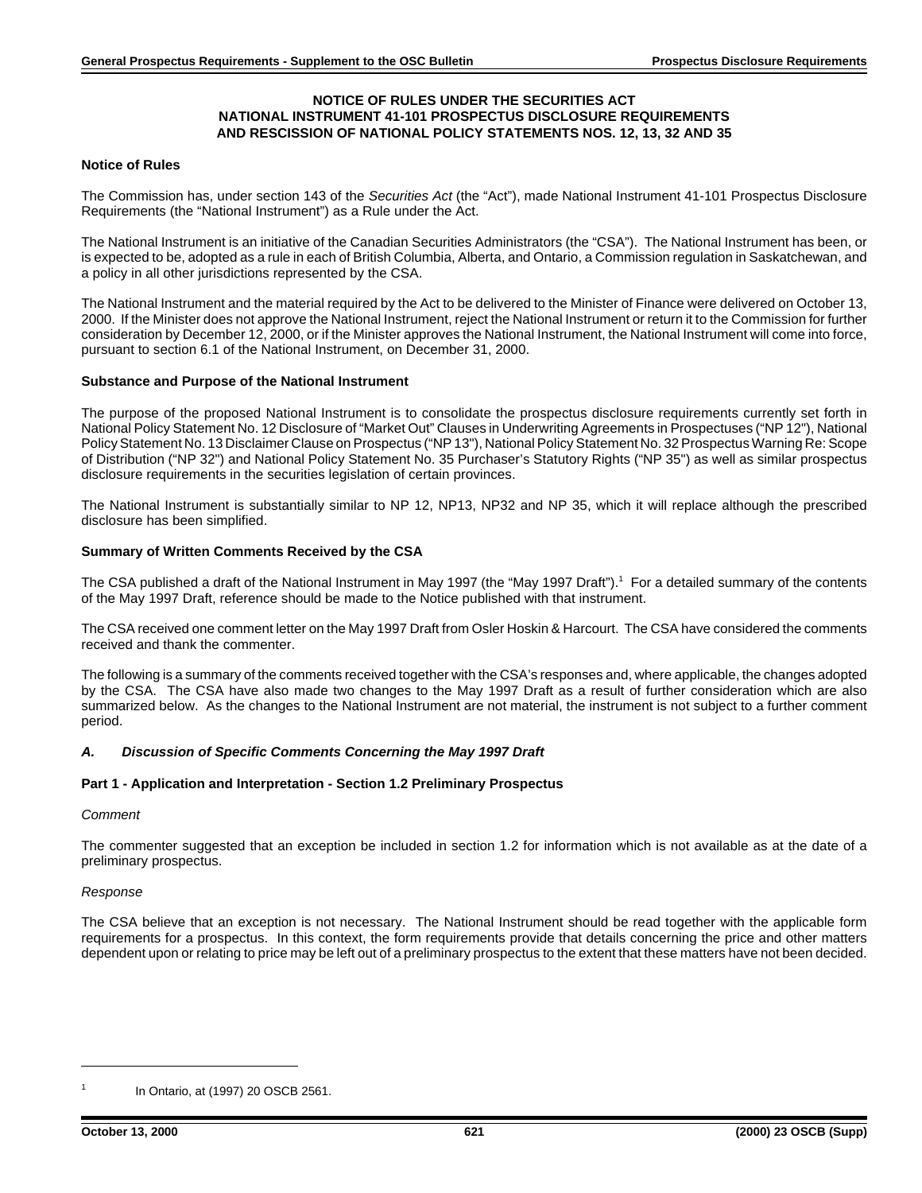**NOTICE OF RULES UNDER THE SECURITIES ACT**
**NATIONAL INSTRUMENT 41-101 PROSPECTUS DISCLOSURE REQUIREMENTS**
**AND RESCISSION OF NATIONAL POLICY STATEMENTS NOS. 12, 13, 32 AND 35**

**Notice of Rules**

The Commission has, under section 143 of the *Securities Act* (the "Act"), made National Instrument 41-101 Prospectus Disclosure Requirements (the "National Instrument") as a Rule under the Act.

The National Instrument is an initiative of the Canadian Securities Administrators (the "CSA"). The National Instrument has been, or is expected to be, adopted as a rule in each of British Columbia, Alberta, and Ontario, a Commission regulation in Saskatchewan, and a policy in all other jurisdictions represented by the CSA.

The National Instrument and the material required by the Act to be delivered to the Minister of Finance were delivered on October 13, 2000. If the Minister does not approve the National Instrument, reject the National Instrument or return it to the Commission for further consideration by December 12, 2000, or if the Minister approves the National Instrument, the National Instrument will come into force, pursuant to section 6.1 of the National Instrument, on December 31, 2000.

**Substance and Purpose of the National Instrument**

The purpose of the proposed National Instrument is to consolidate the prospectus disclosure requirements currently set forth in National Policy Statement No. 12 Disclosure of "Market Out" Clauses in Underwriting Agreements in Prospectuses ("NP 12"), National Policy Statement No. 13 Disclaimer Clause on Prospectus ("NP 13"), National Policy Statement No. 32 Prospectus Warning Re: Scope of Distribution ("NP 32") and National Policy Statement No. 35 Purchaser's Statutory Rights ("NP 35") as well as similar prospectus disclosure requirements in the securities legislation of certain provinces.

The National Instrument is substantially similar to NP 12, NP13, NP32 and NP 35, which it will replace although the prescribed disclosure has been simplified.

**Summary of Written Comments Received by the CSA**

The CSA published a draft of the National Instrument in May 1997 (the "May 1997 Draft").[1] For a detailed summary of the contents of the May 1997 Draft, reference should be made to the Notice published with that instrument.

The CSA received one comment letter on the May 1997 Draft from Osler Hoskin & Harcourt. The CSA have considered the comments received and thank the commenter.

The following is a summary of the comments received together with the CSA's responses and, where applicable, the changes adopted by the CSA. The CSA have also made two changes to the May 1997 Draft as a result of further consideration which are also summarized below. As the changes to the National Instrument are not material, the instrument is not subject to a further comment period.

***A. Discussion of Specific Comments Concerning the May 1997 Draft***

**Part 1 - Application and Interpretation - Section 1.2 Preliminary Prospectus**

*Comment*

The commenter suggested that an exception be included in section 1.2 for information which is not available as at the date of a preliminary prospectus.

*Response*

The CSA believe that an exception is not necessary. The National Instrument should be read together with the applicable form requirements for a prospectus. In this context, the form requirements provide that details concerning the price and other matters dependent upon or relating to price may be left out of a preliminary prospectus to the extent that these matters have not been decided.

---

[1] In Ontario, at (1997) 20 OSCB 2561.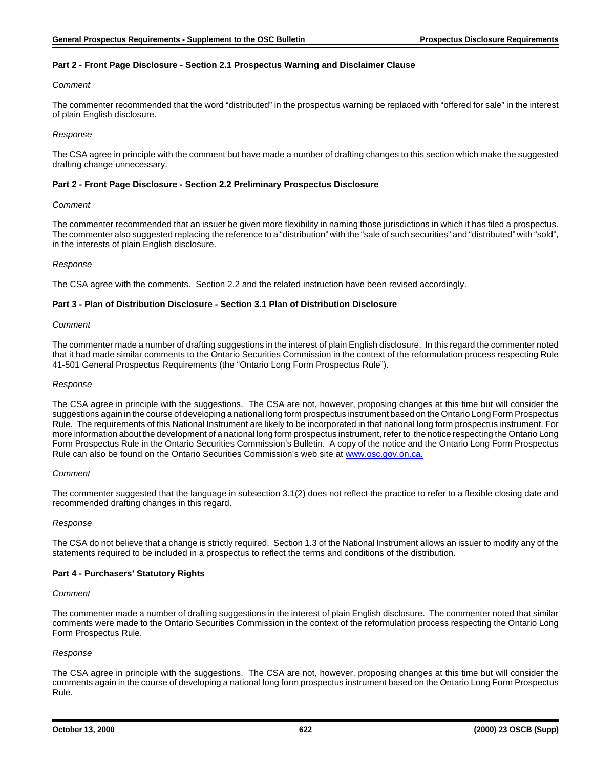**Part 2 - Front Page Disclosure - Section 2.1 Prospectus Warning and Disclaimer Clause**

*Comment*

The commenter recommended that the word "distributed" in the prospectus warning be replaced with "offered for sale" in the interest of plain English disclosure.

*Response*

The CSA agree in principle with the comment but have made a number of drafting changes to this section which make the suggested drafting change unnecessary.

**Part 2 - Front Page Disclosure - Section 2.2 Preliminary Prospectus Disclosure**

*Comment*

The commenter recommended that an issuer be given more flexibility in naming those jurisdictions in which it has filed a prospectus. The commenter also suggested replacing the reference to a "distribution" with the "sale of such securities" and "distributed" with "sold", in the interests of plain English disclosure.

*Response*

The CSA agree with the comments. Section 2.2 and the related instruction have been revised accordingly.

**Part 3 - Plan of Distribution Disclosure - Section 3.1 Plan of Distribution Disclosure**

*Comment*

The commenter made a number of drafting suggestions in the interest of plain English disclosure. In this regard the commenter noted that it had made similar comments to the Ontario Securities Commission in the context of the reformulation process respecting Rule 41-501 General Prospectus Requirements (the "Ontario Long Form Prospectus Rule").

*Response*

The CSA agree in principle with the suggestions. The CSA are not, however, proposing changes at this time but will consider the suggestions again in the course of developing a national long form prospectus instrument based on the Ontario Long Form Prospectus Rule. The requirements of this National Instrument are likely to be incorporated in that national long form prospectus instrument. For more information about the development of a national long form prospectus instrument, refer to the notice respecting the Ontario Long Form Prospectus Rule in the Ontario Securities Commission's Bulletin. A copy of the notice and the Ontario Long Form Prospectus Rule can also be found on the Ontario Securities Commission's web site at www.osc.gov.on.ca.

*Comment*

The commenter suggested that the language in subsection 3.1(2) does not reflect the practice to refer to a flexible closing date and recommended drafting changes in this regard.

*Response*

The CSA do not believe that a change is strictly required. Section 1.3 of the National Instrument allows an issuer to modify any of the statements required to be included in a prospectus to reflect the terms and conditions of the distribution.

**Part 4 - Purchasers' Statutory Rights**

*Comment*

The commenter made a number of drafting suggestions in the interest of plain English disclosure. The commenter noted that similar comments were made to the Ontario Securities Commission in the context of the reformulation process respecting the Ontario Long Form Prospectus Rule.

*Response*

The CSA agree in principle with the suggestions. The CSA are not, however, proposing changes at this time but will consider the comments again in the course of developing a national long form prospectus instrument based on the Ontario Long Form Prospectus Rule.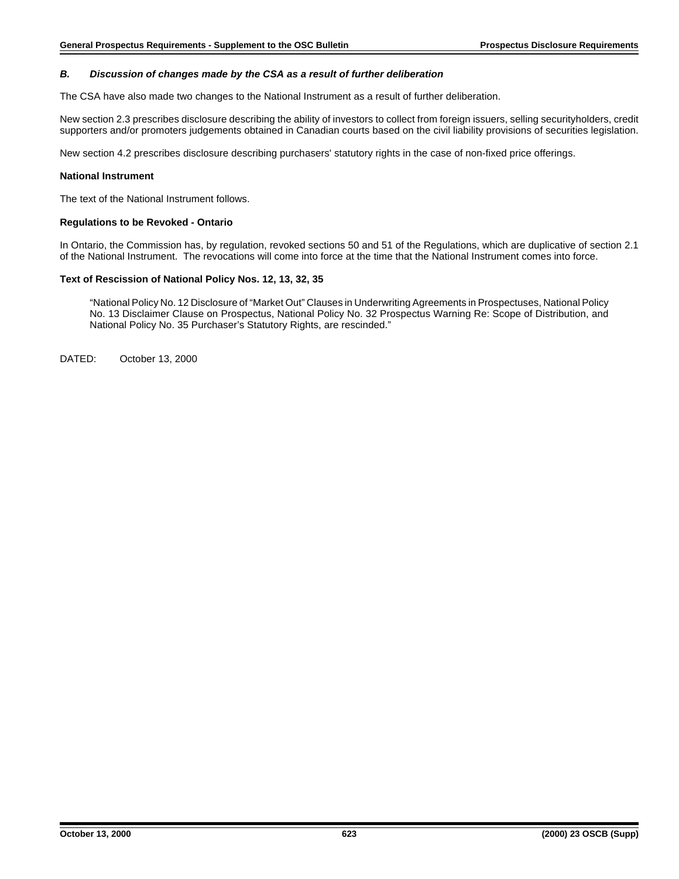### *B. Discussion of changes made by the CSA as a result of further deliberation*

The CSA have also made two changes to the National Instrument as a result of further deliberation.

New section 2.3 prescribes disclosure describing the ability of investors to collect from foreign issuers, selling securityholders, credit supporters and/or promoters judgements obtained in Canadian courts based on the civil liability provisions of securities legislation.

New section 4.2 prescribes disclosure describing purchasers' statutory rights in the case of non-fixed price offerings.

**National Instrument**

The text of the National Instrument follows.

**Regulations to be Revoked - Ontario**

In Ontario, the Commission has, by regulation, revoked sections 50 and 51 of the Regulations, which are duplicative of section 2.1 of the National Instrument. The revocations will come into force at the time that the National Instrument comes into force.

**Text of Rescission of National Policy Nos. 12, 13, 32, 35**

> "National Policy No. 12 Disclosure of "Market Out" Clauses in Underwriting Agreements in Prospectuses, National Policy No. 13 Disclaimer Clause on Prospectus, National Policy No. 32 Prospectus Warning Re: Scope of Distribution, and National Policy No. 35 Purchaser's Statutory Rights, are rescinded."

DATED: October 13, 2000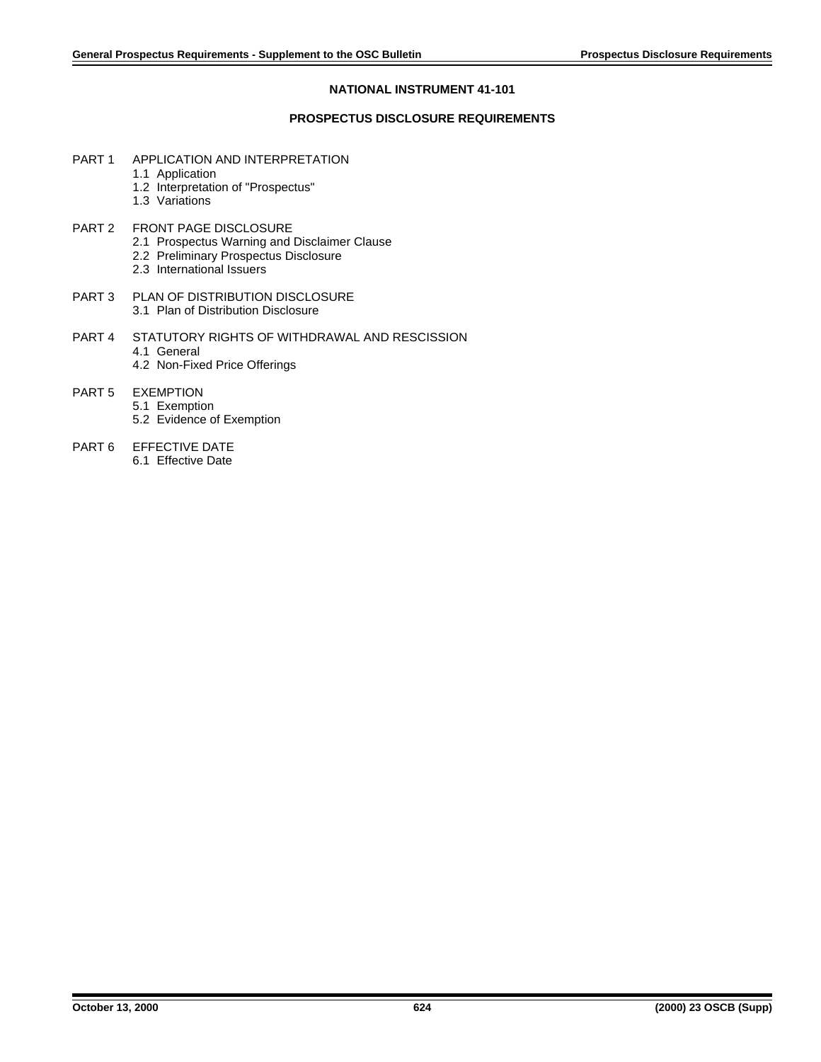# NATIONAL INSTRUMENT 41-101

## PROSPECTUS DISCLOSURE REQUIREMENTS

PART 1 APPLICATION AND INTERPRETATION
- 1.1 Application
- 1.2 Interpretation of "Prospectus"
- 1.3 Variations

PART 2 FRONT PAGE DISCLOSURE
- 2.1 Prospectus Warning and Disclaimer Clause
- 2.2 Preliminary Prospectus Disclosure
- 2.3 International Issuers

PART 3 PLAN OF DISTRIBUTION DISCLOSURE
- 3.1 Plan of Distribution Disclosure

PART 4 STATUTORY RIGHTS OF WITHDRAWAL AND RESCISSION
- 4.1 General
- 4.2 Non-Fixed Price Offerings

PART 5 EXEMPTION
- 5.1 Exemption
- 5.2 Evidence of Exemption

PART 6 EFFECTIVE DATE
- 6.1 Effective Date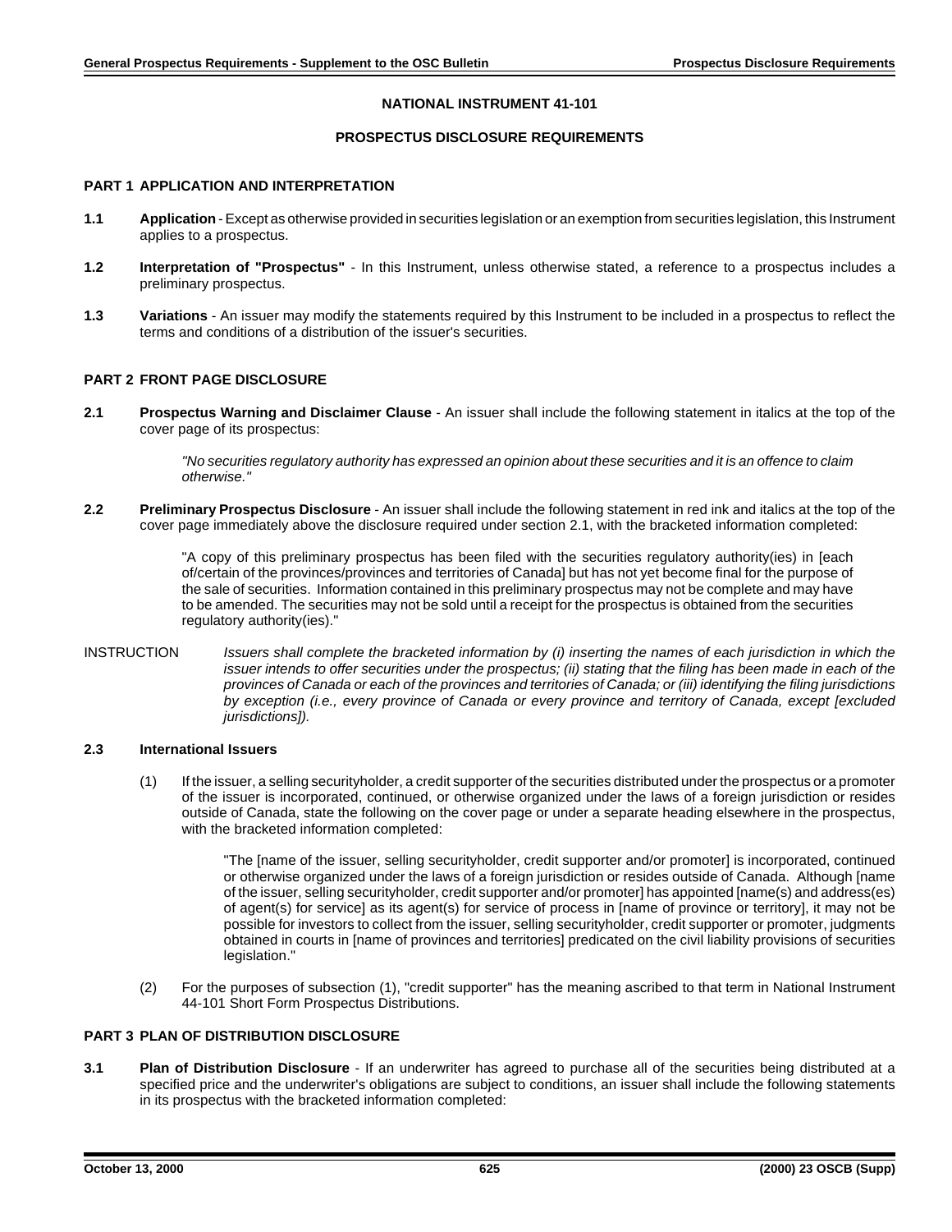# NATIONAL INSTRUMENT 41-101

## PROSPECTUS DISCLOSURE REQUIREMENTS

### PART 1 APPLICATION AND INTERPRETATION

**1.1 Application** - Except as otherwise provided in securities legislation or an exemption from securities legislation, this Instrument applies to a prospectus.

**1.2 Interpretation of "Prospectus"** - In this Instrument, unless otherwise stated, a reference to a prospectus includes a preliminary prospectus.

**1.3 Variations** - An issuer may modify the statements required by this Instrument to be included in a prospectus to reflect the terms and conditions of a distribution of the issuer's securities.

### PART 2 FRONT PAGE DISCLOSURE

**2.1 Prospectus Warning and Disclaimer Clause** - An issuer shall include the following statement in italics at the top of the cover page of its prospectus:

> *"No securities regulatory authority has expressed an opinion about these securities and it is an offence to claim otherwise."*

**2.2 Preliminary Prospectus Disclosure** - An issuer shall include the following statement in red ink and italics at the top of the cover page immediately above the disclosure required under section 2.1, with the bracketed information completed:

> "A copy of this preliminary prospectus has been filed with the securities regulatory authority(ies) in [each of/certain of the provinces/provinces and territories of Canada] but has not yet become final for the purpose of the sale of securities. Information contained in this preliminary prospectus may not be complete and may have to be amended. The securities may not be sold until a receipt for the prospectus is obtained from the securities regulatory authority(ies)."

INSTRUCTION *Issuers shall complete the bracketed information by (i) inserting the names of each jurisdiction in which the issuer intends to offer securities under the prospectus; (ii) stating that the filing has been made in each of the provinces of Canada or each of the provinces and territories of Canada; or (iii) identifying the filing jurisdictions by exception (i.e., every province of Canada or every province and territory of Canada, except [excluded jurisdictions]).*

**2.3 International Issuers**

(1) If the issuer, a selling securityholder, a credit supporter of the securities distributed under the prospectus or a promoter of the issuer is incorporated, continued, or otherwise organized under the laws of a foreign jurisdiction or resides outside of Canada, state the following on the cover page or under a separate heading elsewhere in the prospectus, with the bracketed information completed:

> "The [name of the issuer, selling securityholder, credit supporter and/or promoter] is incorporated, continued or otherwise organized under the laws of a foreign jurisdiction or resides outside of Canada. Although [name of the issuer, selling securityholder, credit supporter and/or promoter] has appointed [name(s) and address(es) of agent(s) for service] as its agent(s) for service of process in [name of province or territory], it may not be possible for investors to collect from the issuer, selling securityholder, credit supporter or promoter, judgments obtained in courts in [name of provinces and territories] predicated on the civil liability provisions of securities legislation."

(2) For the purposes of subsection (1), "credit supporter" has the meaning ascribed to that term in National Instrument 44-101 Short Form Prospectus Distributions.

### PART 3 PLAN OF DISTRIBUTION DISCLOSURE

**3.1 Plan of Distribution Disclosure** - If an underwriter has agreed to purchase all of the securities being distributed at a specified price and the underwriter's obligations are subject to conditions, an issuer shall include the following statements in its prospectus with the bracketed information completed: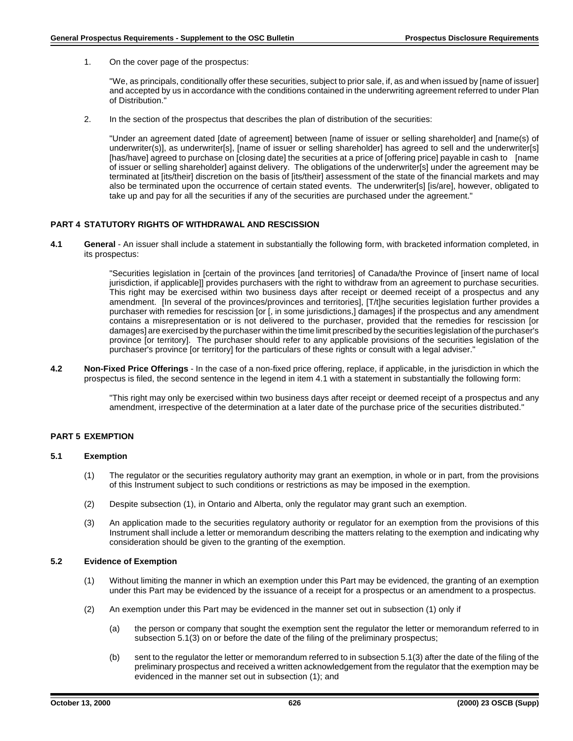1. On the cover page of the prospectus:

   "We, as principals, conditionally offer these securities, subject to prior sale, if, as and when issued by [name of issuer] and accepted by us in accordance with the conditions contained in the underwriting agreement referred to under Plan of Distribution."

2. In the section of the prospectus that describes the plan of distribution of the securities:

   "Under an agreement dated [date of agreement] between [name of issuer or selling shareholder] and [name(s) of underwriter(s)], as underwriter[s], [name of issuer or selling shareholder] has agreed to sell and the underwriter[s] [has/have] agreed to purchase on [closing date] the securities at a price of [offering price] payable in cash to [name of issuer or selling shareholder] against delivery. The obligations of the underwriter[s] under the agreement may be terminated at [its/their] discretion on the basis of [its/their] assessment of the state of the financial markets and may also be terminated upon the occurrence of certain stated events. The underwriter[s] [is/are], however, obligated to take up and pay for all the securities if any of the securities are purchased under the agreement."

## PART 4 STATUTORY RIGHTS OF WITHDRAWAL AND RESCISSION

**4.1 General** - An issuer shall include a statement in substantially the following form, with bracketed information completed, in its prospectus:

> "Securities legislation in [certain of the provinces [and territories] of Canada/the Province of [insert name of local jurisdiction, if applicable]] provides purchasers with the right to withdraw from an agreement to purchase securities. This right may be exercised within two business days after receipt or deemed receipt of a prospectus and any amendment. [In several of the provinces/provinces and territories], [T/t]he securities legislation further provides a purchaser with remedies for rescission [or [, in some jurisdictions,] damages] if the prospectus and any amendment contains a misrepresentation or is not delivered to the purchaser, provided that the remedies for rescission [or damages] are exercised by the purchaser within the time limit prescribed by the securities legislation of the purchaser's province [or territory]. The purchaser should refer to any applicable provisions of the securities legislation of the purchaser's province [or territory] for the particulars of these rights or consult with a legal adviser."

**4.2 Non-Fixed Price Offerings** - In the case of a non-fixed price offering, replace, if applicable, in the jurisdiction in which the prospectus is filed, the second sentence in the legend in item 4.1 with a statement in substantially the following form:

> "This right may only be exercised within two business days after receipt or deemed receipt of a prospectus and any amendment, irrespective of the determination at a later date of the purchase price of the securities distributed."

## PART 5 EXEMPTION

### 5.1 Exemption

(1) The regulator or the securities regulatory authority may grant an exemption, in whole or in part, from the provisions of this Instrument subject to such conditions or restrictions as may be imposed in the exemption.

(2) Despite subsection (1), in Ontario and Alberta, only the regulator may grant such an exemption.

(3) An application made to the securities regulatory authority or regulator for an exemption from the provisions of this Instrument shall include a letter or memorandum describing the matters relating to the exemption and indicating why consideration should be given to the granting of the exemption.

### 5.2 Evidence of Exemption

(1) Without limiting the manner in which an exemption under this Part may be evidenced, the granting of an exemption under this Part may be evidenced by the issuance of a receipt for a prospectus or an amendment to a prospectus.

(2) An exemption under this Part may be evidenced in the manner set out in subsection (1) only if

(a) the person or company that sought the exemption sent the regulator the letter or memorandum referred to in subsection 5.1(3) on or before the date of the filing of the preliminary prospectus;

(b) sent to the regulator the letter or memorandum referred to in subsection 5.1(3) after the date of the filing of the preliminary prospectus and received a written acknowledgement from the regulator that the exemption may be evidenced in the manner set out in subsection (1); and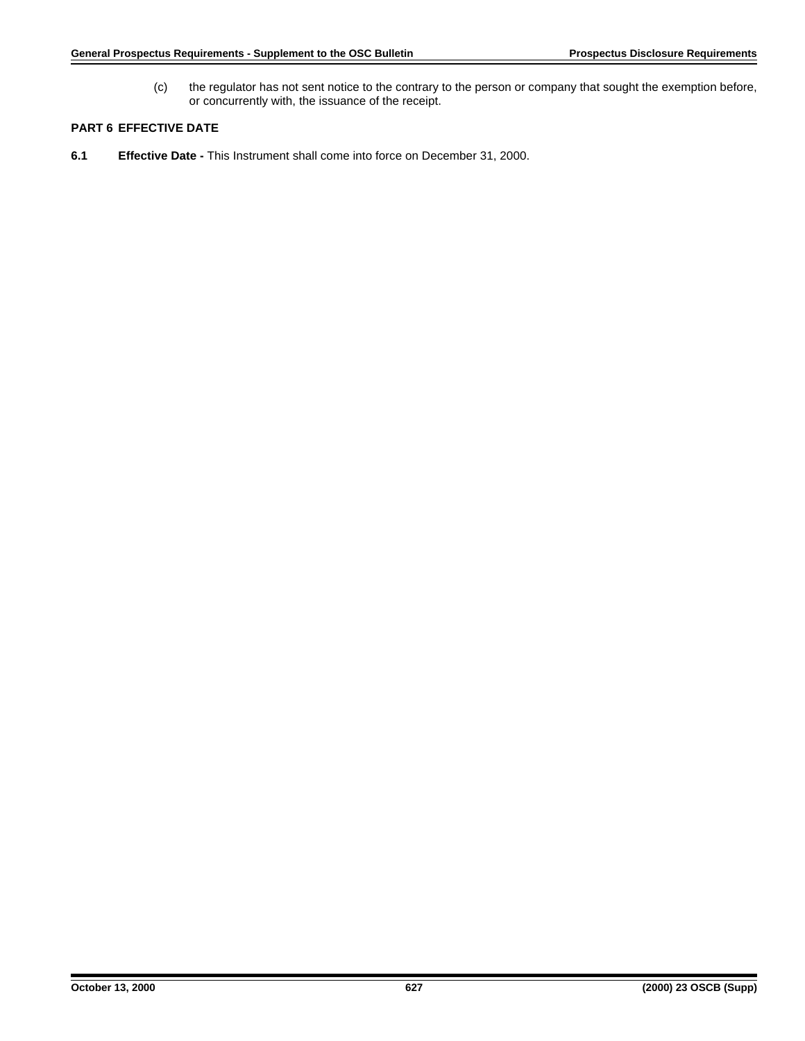(c) the regulator has not sent notice to the contrary to the person or company that sought the exemption before, or concurrently with, the issuance of the receipt.

## PART 6 EFFECTIVE DATE

**6.1 Effective Date -** This Instrument shall come into force on December 31, 2000.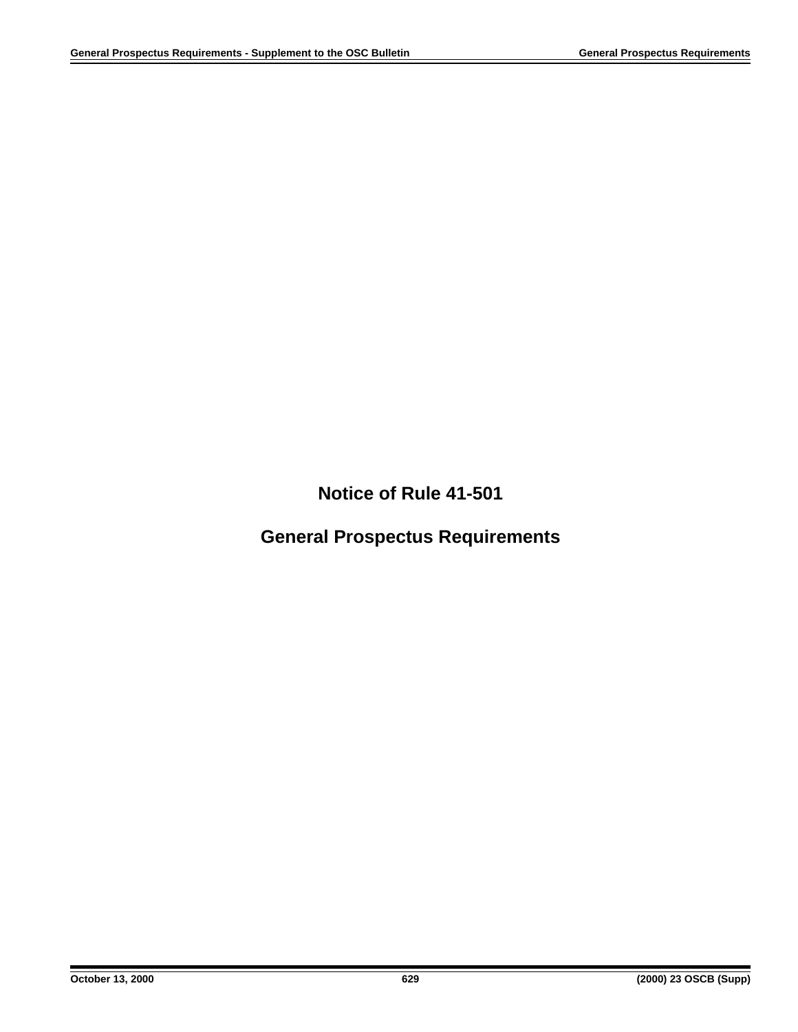# Notice of Rule 41-501

# General Prospectus Requirements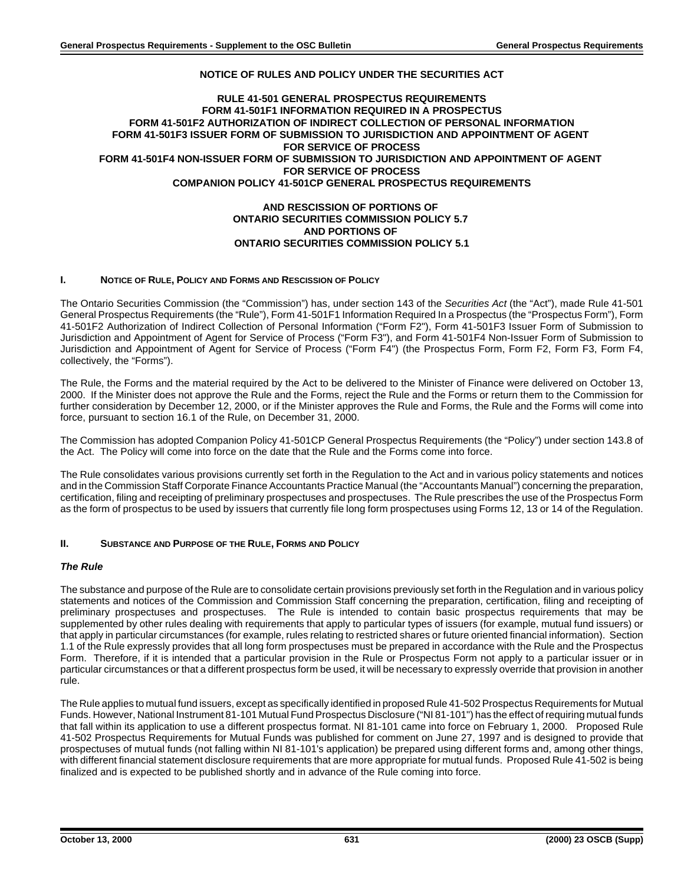# NOTICE OF RULES AND POLICY UNDER THE SECURITIES ACT

## RULE 41-501 GENERAL PROSPECTUS REQUIREMENTS
## FORM 41-501F1 INFORMATION REQUIRED IN A PROSPECTUS
## FORM 41-501F2 AUTHORIZATION OF INDIRECT COLLECTION OF PERSONAL INFORMATION
## FORM 41-501F3 ISSUER FORM OF SUBMISSION TO JURISDICTION AND APPOINTMENT OF AGENT FOR SERVICE OF PROCESS
## FORM 41-501F4 NON-ISSUER FORM OF SUBMISSION TO JURISDICTION AND APPOINTMENT OF AGENT FOR SERVICE OF PROCESS
## COMPANION POLICY 41-501CP GENERAL PROSPECTUS REQUIREMENTS

## AND RESCISSION OF PORTIONS OF ONTARIO SECURITIES COMMISSION POLICY 5.7 AND PORTIONS OF ONTARIO SECURITIES COMMISSION POLICY 5.1

### I. NOTICE OF RULE, POLICY AND FORMS AND RESCISSION OF POLICY

The Ontario Securities Commission (the "Commission") has, under section 143 of the *Securities Act* (the "Act"), made Rule 41-501 General Prospectus Requirements (the "Rule"), Form 41-501F1 Information Required In a Prospectus (the "Prospectus Form"), Form 41-501F2 Authorization of Indirect Collection of Personal Information ("Form F2"), Form 41-501F3 Issuer Form of Submission to Jurisdiction and Appointment of Agent for Service of Process ("Form F3"), and Form 41-501F4 Non-Issuer Form of Submission to Jurisdiction and Appointment of Agent for Service of Process ("Form F4") (the Prospectus Form, Form F2, Form F3, Form F4, collectively, the "Forms").

The Rule, the Forms and the material required by the Act to be delivered to the Minister of Finance were delivered on October 13, 2000. If the Minister does not approve the Rule and the Forms, reject the Rule and the Forms or return them to the Commission for further consideration by December 12, 2000, or if the Minister approves the Rule and Forms, the Rule and the Forms will come into force, pursuant to section 16.1 of the Rule, on December 31, 2000.

The Commission has adopted Companion Policy 41-501CP General Prospectus Requirements (the "Policy") under section 143.8 of the Act. The Policy will come into force on the date that the Rule and the Forms come into force.

The Rule consolidates various provisions currently set forth in the Regulation to the Act and in various policy statements and notices and in the Commission Staff Corporate Finance Accountants Practice Manual (the "Accountants Manual") concerning the preparation, certification, filing and receipting of preliminary prospectuses and prospectuses. The Rule prescribes the use of the Prospectus Form as the form of prospectus to be used by issuers that currently file long form prospectuses using Forms 12, 13 or 14 of the Regulation.

### II. SUBSTANCE AND PURPOSE OF THE RULE, FORMS AND POLICY

#### *The Rule*

The substance and purpose of the Rule are to consolidate certain provisions previously set forth in the Regulation and in various policy statements and notices of the Commission and Commission Staff concerning the preparation, certification, filing and receipting of preliminary prospectuses and prospectuses. The Rule is intended to contain basic prospectus requirements that may be supplemented by other rules dealing with requirements that apply to particular types of issuers (for example, mutual fund issuers) or that apply in particular circumstances (for example, rules relating to restricted shares or future oriented financial information). Section 1.1 of the Rule expressly provides that all long form prospectuses must be prepared in accordance with the Rule and the Prospectus Form. Therefore, if it is intended that a particular provision in the Rule or Prospectus Form not apply to a particular issuer or in particular circumstances or that a different prospectus form be used, it will be necessary to expressly override that provision in another rule.

The Rule applies to mutual fund issuers, except as specifically identified in proposed Rule 41-502 Prospectus Requirements for Mutual Funds. However, National Instrument 81-101 Mutual Fund Prospectus Disclosure ("NI 81-101") has the effect of requiring mutual funds that fall within its application to use a different prospectus format. NI 81-101 came into force on February 1, 2000. Proposed Rule 41-502 Prospectus Requirements for Mutual Funds was published for comment on June 27, 1997 and is designed to provide that prospectuses of mutual funds (not falling within NI 81-101's application) be prepared using different forms and, among other things, with different financial statement disclosure requirements that are more appropriate for mutual funds. Proposed Rule 41-502 is being finalized and is expected to be published shortly and in advance of the Rule coming into force.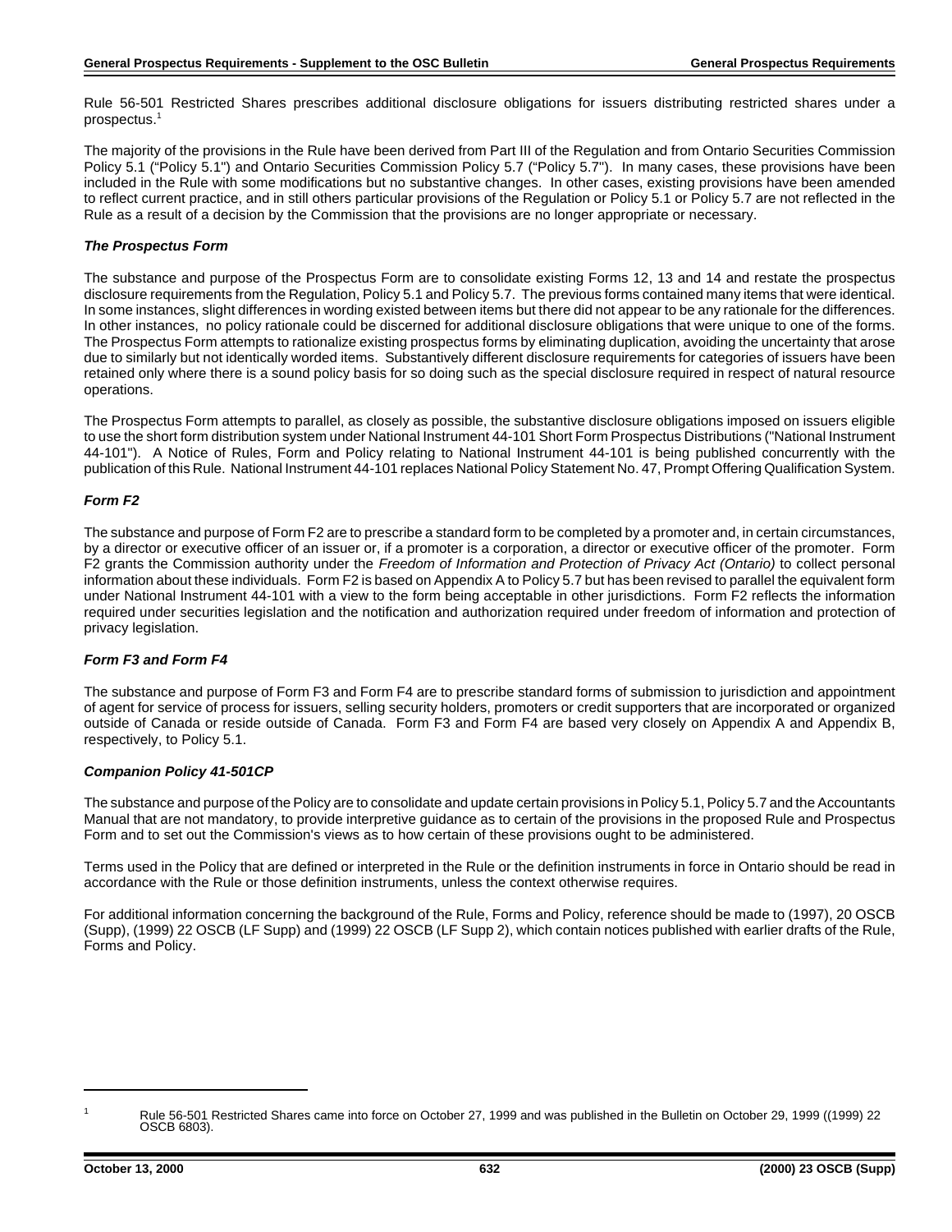Rule 56-501 Restricted Shares prescribes additional disclosure obligations for issuers distributing restricted shares under a prospectus.[1]

The majority of the provisions in the Rule have been derived from Part III of the Regulation and from Ontario Securities Commission Policy 5.1 ("Policy 5.1") and Ontario Securities Commission Policy 5.7 ("Policy 5.7"). In many cases, these provisions have been included in the Rule with some modifications but no substantive changes. In other cases, existing provisions have been amended to reflect current practice, and in still others particular provisions of the Regulation or Policy 5.1 or Policy 5.7 are not reflected in the Rule as a result of a decision by the Commission that the provisions are no longer appropriate or necessary.

### *The Prospectus Form*

The substance and purpose of the Prospectus Form are to consolidate existing Forms 12, 13 and 14 and restate the prospectus disclosure requirements from the Regulation, Policy 5.1 and Policy 5.7. The previous forms contained many items that were identical. In some instances, slight differences in wording existed between items but there did not appear to be any rationale for the differences. In other instances, no policy rationale could be discerned for additional disclosure obligations that were unique to one of the forms. The Prospectus Form attempts to rationalize existing prospectus forms by eliminating duplication, avoiding the uncertainty that arose due to similarly but not identically worded items. Substantively different disclosure requirements for categories of issuers have been retained only where there is a sound policy basis for so doing such as the special disclosure required in respect of natural resource operations.

The Prospectus Form attempts to parallel, as closely as possible, the substantive disclosure obligations imposed on issuers eligible to use the short form distribution system under National Instrument 44-101 Short Form Prospectus Distributions ("National Instrument 44-101"). A Notice of Rules, Form and Policy relating to National Instrument 44-101 is being published concurrently with the publication of this Rule. National Instrument 44-101 replaces National Policy Statement No. 47, Prompt Offering Qualification System.

### *Form F2*

The substance and purpose of Form F2 are to prescribe a standard form to be completed by a promoter and, in certain circumstances, by a director or executive officer of an issuer or, if a promoter is a corporation, a director or executive officer of the promoter. Form F2 grants the Commission authority under the *Freedom of Information and Protection of Privacy Act (Ontario)* to collect personal information about these individuals. Form F2 is based on Appendix A to Policy 5.7 but has been revised to parallel the equivalent form under National Instrument 44-101 with a view to the form being acceptable in other jurisdictions. Form F2 reflects the information required under securities legislation and the notification and authorization required under freedom of information and protection of privacy legislation.

### *Form F3 and Form F4*

The substance and purpose of Form F3 and Form F4 are to prescribe standard forms of submission to jurisdiction and appointment of agent for service of process for issuers, selling security holders, promoters or credit supporters that are incorporated or organized outside of Canada or reside outside of Canada. Form F3 and Form F4 are based very closely on Appendix A and Appendix B, respectively, to Policy 5.1.

### *Companion Policy 41-501CP*

The substance and purpose of the Policy are to consolidate and update certain provisions in Policy 5.1, Policy 5.7 and the Accountants Manual that are not mandatory, to provide interpretive guidance as to certain of the provisions in the proposed Rule and Prospectus Form and to set out the Commission's views as to how certain of these provisions ought to be administered.

Terms used in the Policy that are defined or interpreted in the Rule or the definition instruments in force in Ontario should be read in accordance with the Rule or those definition instruments, unless the context otherwise requires.

For additional information concerning the background of the Rule, Forms and Policy, reference should be made to (1997), 20 OSCB (Supp), (1999) 22 OSCB (LF Supp) and (1999) 22 OSCB (LF Supp 2), which contain notices published with earlier drafts of the Rule, Forms and Policy.

---

[1] Rule 56-501 Restricted Shares came into force on October 27, 1999 and was published in the Bulletin on October 29, 1999 ((1999) 22 OSCB 6803).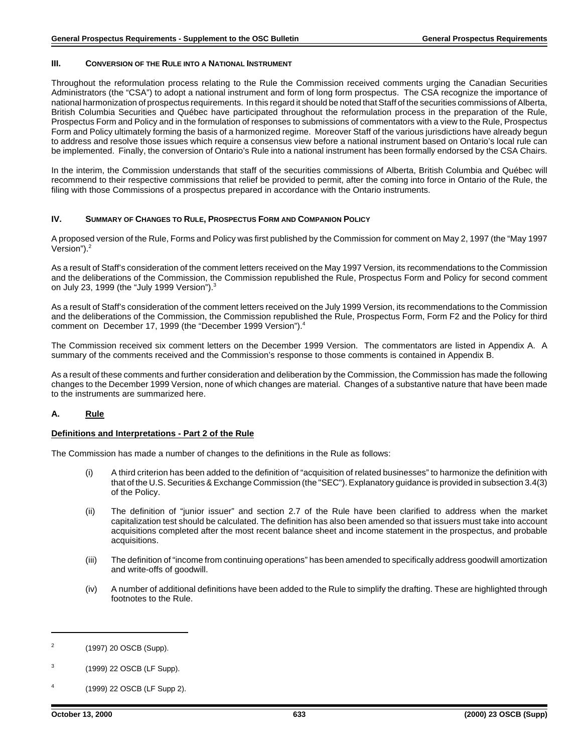### III. CONVERSION OF THE RULE INTO A NATIONAL INSTRUMENT

Throughout the reformulation process relating to the Rule the Commission received comments urging the Canadian Securities Administrators (the "CSA") to adopt a national instrument and form of long form prospectus. The CSA recognize the importance of national harmonization of prospectus requirements. In this regard it should be noted that Staff of the securities commissions of Alberta, British Columbia Securities and Québec have participated throughout the reformulation process in the preparation of the Rule, Prospectus Form and Policy and in the formulation of responses to submissions of commentators with a view to the Rule, Prospectus Form and Policy ultimately forming the basis of a harmonized regime. Moreover Staff of the various jurisdictions have already begun to address and resolve those issues which require a consensus view before a national instrument based on Ontario's local rule can be implemented. Finally, the conversion of Ontario's Rule into a national instrument has been formally endorsed by the CSA Chairs.

In the interim, the Commission understands that staff of the securities commissions of Alberta, British Columbia and Québec will recommend to their respective commissions that relief be provided to permit, after the coming into force in Ontario of the Rule, the filing with those Commissions of a prospectus prepared in accordance with the Ontario instruments.

### IV. SUMMARY OF CHANGES TO RULE, PROSPECTUS FORM AND COMPANION POLICY

A proposed version of the Rule, Forms and Policy was first published by the Commission for comment on May 2, 1997 (the "May 1997 Version").[2]

As a result of Staff's consideration of the comment letters received on the May 1997 Version, its recommendations to the Commission and the deliberations of the Commission, the Commission republished the Rule, Prospectus Form and Policy for second comment on July 23, 1999 (the "July 1999 Version").[3]

As a result of Staff's consideration of the comment letters received on the July 1999 Version, its recommendations to the Commission and the deliberations of the Commission, the Commission republished the Rule, Prospectus Form, Form F2 and the Policy for third comment on December 17, 1999 (the "December 1999 Version").[4]

The Commission received six comment letters on the December 1999 Version. The commentators are listed in Appendix A. A summary of the comments received and the Commission's response to those comments is contained in Appendix B.

As a result of these comments and further consideration and deliberation by the Commission, the Commission has made the following changes to the December 1999 Version, none of which changes are material. Changes of a substantive nature that have been made to the instruments are summarized here.

### A. Rule

**Definitions and Interpretations - Part 2 of the Rule**

The Commission has made a number of changes to the definitions in the Rule as follows:

(i) A third criterion has been added to the definition of "acquisition of related businesses" to harmonize the definition with that of the U.S. Securities & Exchange Commission (the "SEC"). Explanatory guidance is provided in subsection 3.4(3) of the Policy.

(ii) The definition of "junior issuer" and section 2.7 of the Rule have been clarified to address when the market capitalization test should be calculated. The definition has also been amended so that issuers must take into account acquisitions completed after the most recent balance sheet and income statement in the prospectus, and probable acquisitions.

(iii) The definition of "income from continuing operations" has been amended to specifically address goodwill amortization and write-offs of goodwill.

(iv) A number of additional definitions have been added to the Rule to simplify the drafting. These are highlighted through footnotes to the Rule.

---

[2] (1997) 20 OSCB (Supp).

[3] (1999) 22 OSCB (LF Supp).

[4] (1999) 22 OSCB (LF Supp 2).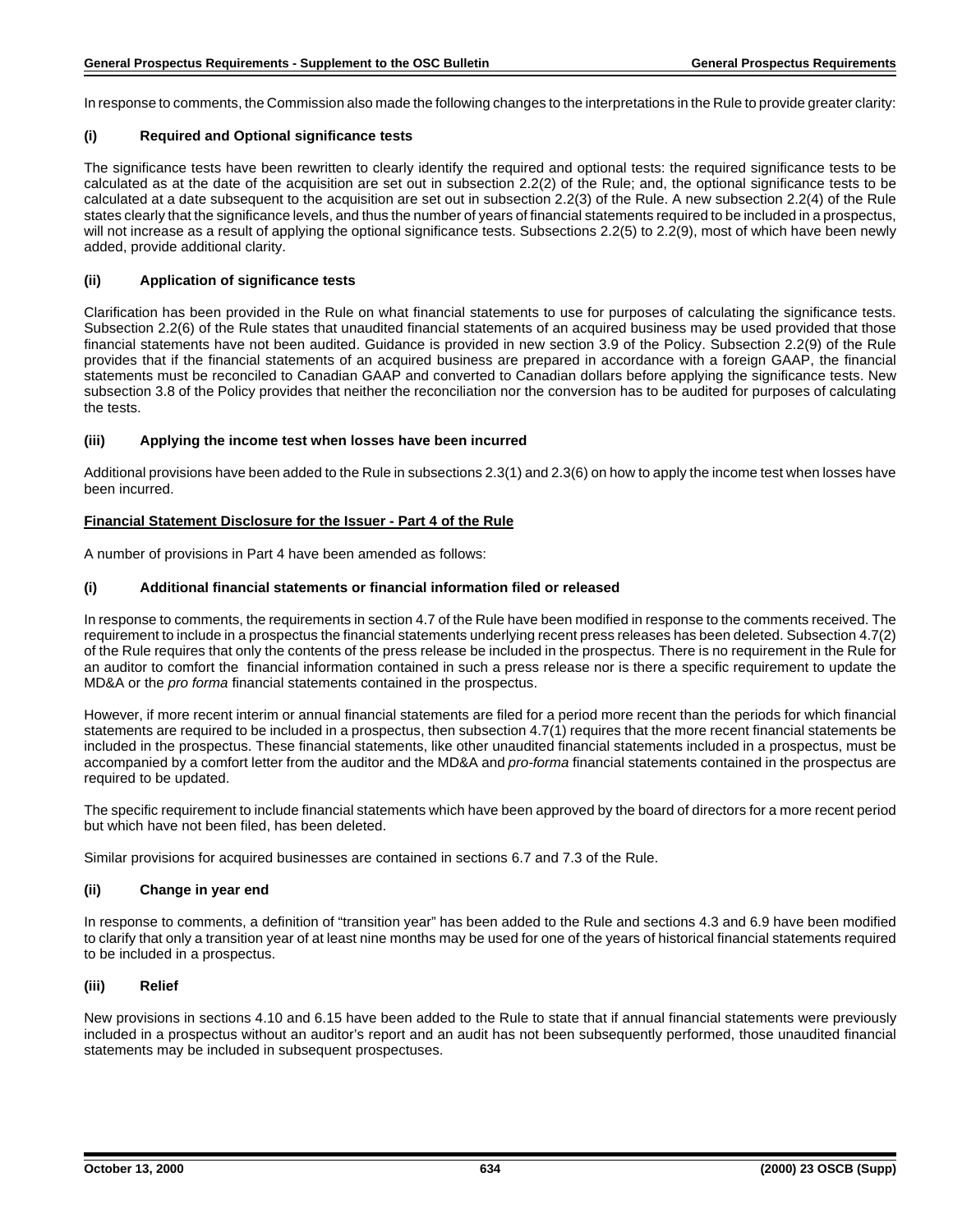In response to comments, the Commission also made the following changes to the interpretations in the Rule to provide greater clarity:

**(i) Required and Optional significance tests**

The significance tests have been rewritten to clearly identify the required and optional tests: the required significance tests to be calculated as at the date of the acquisition are set out in subsection 2.2(2) of the Rule; and, the optional significance tests to be calculated at a date subsequent to the acquisition are set out in subsection 2.2(3) of the Rule. A new subsection 2.2(4) of the Rule states clearly that the significance levels, and thus the number of years of financial statements required to be included in a prospectus, will not increase as a result of applying the optional significance tests. Subsections 2.2(5) to 2.2(9), most of which have been newly added, provide additional clarity.

**(ii) Application of significance tests**

Clarification has been provided in the Rule on what financial statements to use for purposes of calculating the significance tests. Subsection 2.2(6) of the Rule states that unaudited financial statements of an acquired business may be used provided that those financial statements have not been audited. Guidance is provided in new section 3.9 of the Policy. Subsection 2.2(9) of the Rule provides that if the financial statements of an acquired business are prepared in accordance with a foreign GAAP, the financial statements must be reconciled to Canadian GAAP and converted to Canadian dollars before applying the significance tests. New subsection 3.8 of the Policy provides that neither the reconciliation nor the conversion has to be audited for purposes of calculating the tests.

**(iii) Applying the income test when losses have been incurred**

Additional provisions have been added to the Rule in subsections 2.3(1) and 2.3(6) on how to apply the income test when losses have been incurred.

**Financial Statement Disclosure for the Issuer - Part 4 of the Rule**

A number of provisions in Part 4 have been amended as follows:

**(i) Additional financial statements or financial information filed or released**

In response to comments, the requirements in section 4.7 of the Rule have been modified in response to the comments received. The requirement to include in a prospectus the financial statements underlying recent press releases has been deleted. Subsection 4.7(2) of the Rule requires that only the contents of the press release be included in the prospectus. There is no requirement in the Rule for an auditor to comfort the financial information contained in such a press release nor is there a specific requirement to update the MD&A or the *pro forma* financial statements contained in the prospectus.

However, if more recent interim or annual financial statements are filed for a period more recent than the periods for which financial statements are required to be included in a prospectus, then subsection 4.7(1) requires that the more recent financial statements be included in the prospectus. These financial statements, like other unaudited financial statements included in a prospectus, must be accompanied by a comfort letter from the auditor and the MD&A and *pro-forma* financial statements contained in the prospectus are required to be updated.

The specific requirement to include financial statements which have been approved by the board of directors for a more recent period but which have not been filed, has been deleted.

Similar provisions for acquired businesses are contained in sections 6.7 and 7.3 of the Rule.

**(ii) Change in year end**

In response to comments, a definition of "transition year" has been added to the Rule and sections 4.3 and 6.9 have been modified to clarify that only a transition year of at least nine months may be used for one of the years of historical financial statements required to be included in a prospectus.

**(iii) Relief**

New provisions in sections 4.10 and 6.15 have been added to the Rule to state that if annual financial statements were previously included in a prospectus without an auditor's report and an audit has not been subsequently performed, those unaudited financial statements may be included in subsequent prospectuses.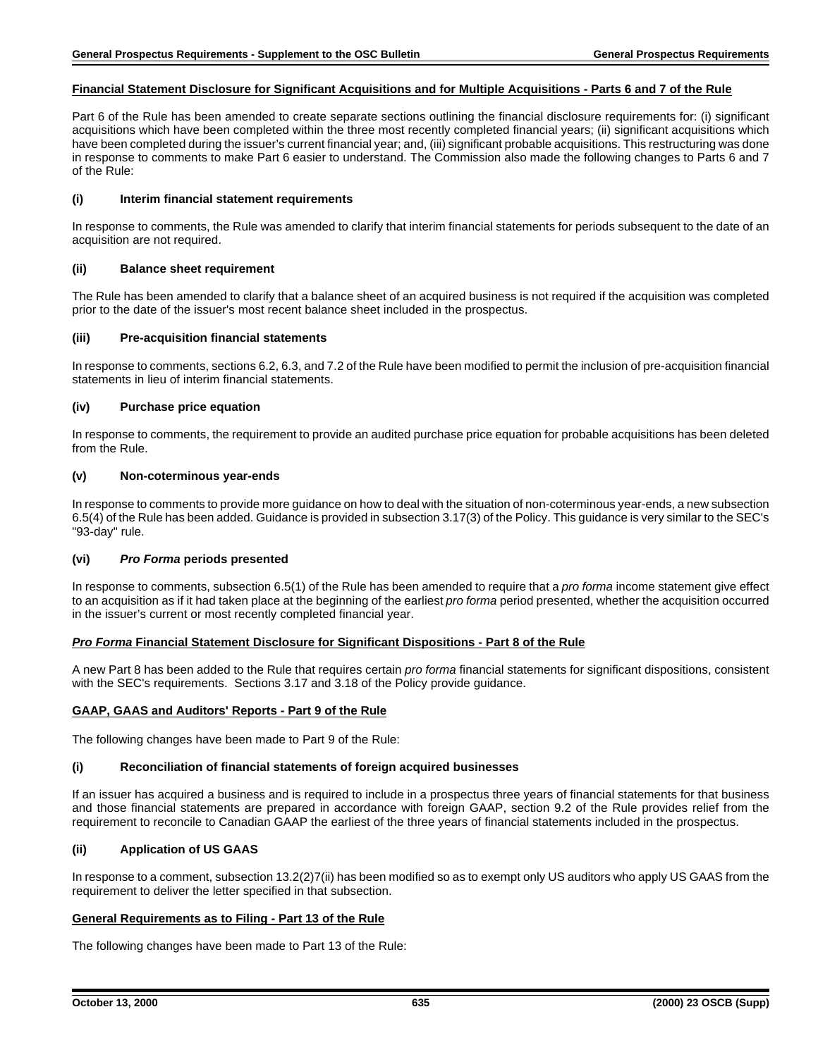**Financial Statement Disclosure for Significant Acquisitions and for Multiple Acquisitions - Parts 6 and 7 of the Rule**

Part 6 of the Rule has been amended to create separate sections outlining the financial disclosure requirements for: (i) significant acquisitions which have been completed within the three most recently completed financial years; (ii) significant acquisitions which have been completed during the issuer's current financial year; and, (iii) significant probable acquisitions. This restructuring was done in response to comments to make Part 6 easier to understand. The Commission also made the following changes to Parts 6 and 7 of the Rule:

**(i) Interim financial statement requirements**

In response to comments, the Rule was amended to clarify that interim financial statements for periods subsequent to the date of an acquisition are not required.

**(ii) Balance sheet requirement**

The Rule has been amended to clarify that a balance sheet of an acquired business is not required if the acquisition was completed prior to the date of the issuer's most recent balance sheet included in the prospectus.

**(iii) Pre-acquisition financial statements**

In response to comments, sections 6.2, 6.3, and 7.2 of the Rule have been modified to permit the inclusion of pre-acquisition financial statements in lieu of interim financial statements.

**(iv) Purchase price equation**

In response to comments, the requirement to provide an audited purchase price equation for probable acquisitions has been deleted from the Rule.

**(v) Non-coterminous year-ends**

In response to comments to provide more guidance on how to deal with the situation of non-coterminous year-ends, a new subsection 6.5(4) of the Rule has been added. Guidance is provided in subsection 3.17(3) of the Policy. This guidance is very similar to the SEC's "93-day" rule.

**(vi) *Pro Forma* periods presented**

In response to comments, subsection 6.5(1) of the Rule has been amended to require that a *pro forma* income statement give effect to an acquisition as if it had taken place at the beginning of the earliest *pro forma* period presented, whether the acquisition occurred in the issuer's current or most recently completed financial year.

***Pro Forma* Financial Statement Disclosure for Significant Dispositions - Part 8 of the Rule**

A new Part 8 has been added to the Rule that requires certain *pro forma* financial statements for significant dispositions, consistent with the SEC's requirements. Sections 3.17 and 3.18 of the Policy provide guidance.

**GAAP, GAAS and Auditors' Reports - Part 9 of the Rule**

The following changes have been made to Part 9 of the Rule:

**(i) Reconciliation of financial statements of foreign acquired businesses**

If an issuer has acquired a business and is required to include in a prospectus three years of financial statements for that business and those financial statements are prepared in accordance with foreign GAAP, section 9.2 of the Rule provides relief from the requirement to reconcile to Canadian GAAP the earliest of the three years of financial statements included in the prospectus.

**(ii) Application of US GAAS**

In response to a comment, subsection 13.2(2)7(ii) has been modified so as to exempt only US auditors who apply US GAAS from the requirement to deliver the letter specified in that subsection.

**General Requirements as to Filing - Part 13 of the Rule**

The following changes have been made to Part 13 of the Rule: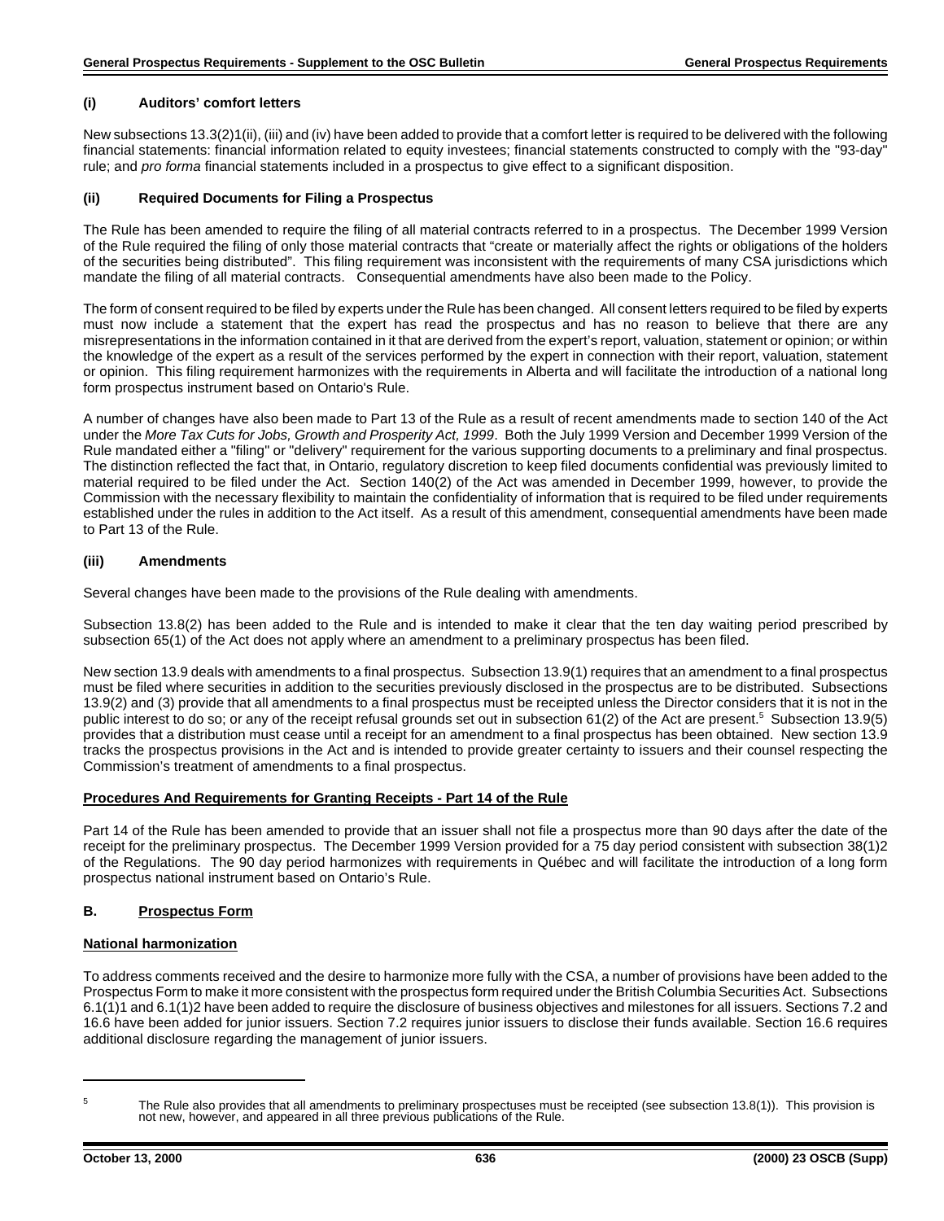### (i) Auditors' comfort letters

New subsections 13.3(2)1(ii), (iii) and (iv) have been added to provide that a comfort letter is required to be delivered with the following financial statements: financial information related to equity investees; financial statements constructed to comply with the "93-day" rule; and *pro forma* financial statements included in a prospectus to give effect to a significant disposition.

### (ii) Required Documents for Filing a Prospectus

The Rule has been amended to require the filing of all material contracts referred to in a prospectus. The December 1999 Version of the Rule required the filing of only those material contracts that "create or materially affect the rights or obligations of the holders of the securities being distributed". This filing requirement was inconsistent with the requirements of many CSA jurisdictions which mandate the filing of all material contracts. Consequential amendments have also been made to the Policy.

The form of consent required to be filed by experts under the Rule has been changed. All consent letters required to be filed by experts must now include a statement that the expert has read the prospectus and has no reason to believe that there are any misrepresentations in the information contained in it that are derived from the expert's report, valuation, statement or opinion; or within the knowledge of the expert as a result of the services performed by the expert in connection with their report, valuation, statement or opinion. This filing requirement harmonizes with the requirements in Alberta and will facilitate the introduction of a national long form prospectus instrument based on Ontario's Rule.

A number of changes have also been made to Part 13 of the Rule as a result of recent amendments made to section 140 of the Act under the *More Tax Cuts for Jobs, Growth and Prosperity Act, 1999*. Both the July 1999 Version and December 1999 Version of the Rule mandated either a "filing" or "delivery" requirement for the various supporting documents to a preliminary and final prospectus. The distinction reflected the fact that, in Ontario, regulatory discretion to keep filed documents confidential was previously limited to material required to be filed under the Act. Section 140(2) of the Act was amended in December 1999, however, to provide the Commission with the necessary flexibility to maintain the confidentiality of information that is required to be filed under requirements established under the rules in addition to the Act itself. As a result of this amendment, consequential amendments have been made to Part 13 of the Rule.

### (iii) Amendments

Several changes have been made to the provisions of the Rule dealing with amendments.

Subsection 13.8(2) has been added to the Rule and is intended to make it clear that the ten day waiting period prescribed by subsection 65(1) of the Act does not apply where an amendment to a preliminary prospectus has been filed.

New section 13.9 deals with amendments to a final prospectus. Subsection 13.9(1) requires that an amendment to a final prospectus must be filed where securities in addition to the securities previously disclosed in the prospectus are to be distributed. Subsections 13.9(2) and (3) provide that all amendments to a final prospectus must be receipted unless the Director considers that it is not in the public interest to do so; or any of the receipt refusal grounds set out in subsection 61(2) of the Act are present.[5] Subsection 13.9(5) provides that a distribution must cease until a receipt for an amendment to a final prospectus has been obtained. New section 13.9 tracks the prospectus provisions in the Act and is intended to provide greater certainty to issuers and their counsel respecting the Commission's treatment of amendments to a final prospectus.

### Procedures And Requirements for Granting Receipts - Part 14 of the Rule

Part 14 of the Rule has been amended to provide that an issuer shall not file a prospectus more than 90 days after the date of the receipt for the preliminary prospectus. The December 1999 Version provided for a 75 day period consistent with subsection 38(1)2 of the Regulations. The 90 day period harmonizes with requirements in Québec and will facilitate the introduction of a long form prospectus national instrument based on Ontario's Rule.

## B. Prospectus Form

### National harmonization

To address comments received and the desire to harmonize more fully with the CSA, a number of provisions have been added to the Prospectus Form to make it more consistent with the prospectus form required under the British Columbia Securities Act. Subsections 6.1(1)1 and 6.1(1)2 have been added to require the disclosure of business objectives and milestones for all issuers. Sections 7.2 and 16.6 have been added for junior issuers. Section 7.2 requires junior issuers to disclose their funds available. Section 16.6 requires additional disclosure regarding the management of junior issuers.

---

[5] The Rule also provides that all amendments to preliminary prospectuses must be receipted (see subsection 13.8(1)). This provision is not new, however, and appeared in all three previous publications of the Rule.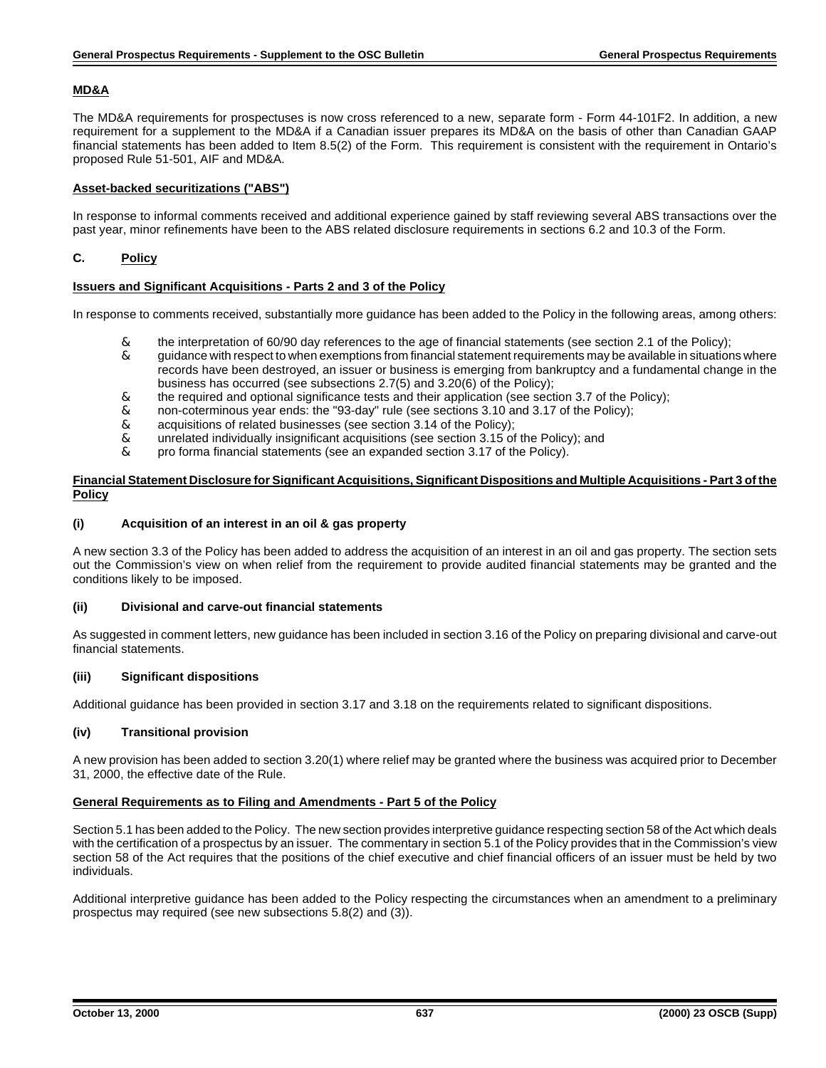**MD&A**

The MD&A requirements for prospectuses is now cross referenced to a new, separate form - Form 44-101F2. In addition, a new requirement for a supplement to the MD&A if a Canadian issuer prepares its MD&A on the basis of other than Canadian GAAP financial statements has been added to Item 8.5(2) of the Form. This requirement is consistent with the requirement in Ontario's proposed Rule 51-501, AIF and MD&A.

**Asset-backed securitizations ("ABS")**

In response to informal comments received and additional experience gained by staff reviewing several ABS transactions over the past year, minor refinements have been to the ABS related disclosure requirements in sections 6.2 and 10.3 of the Form.

## C. Policy

**Issuers and Significant Acquisitions - Parts 2 and 3 of the Policy**

In response to comments received, substantially more guidance has been added to the Policy in the following areas, among others:

- the interpretation of 60/90 day references to the age of financial statements (see section 2.1 of the Policy);
- guidance with respect to when exemptions from financial statement requirements may be available in situations where records have been destroyed, an issuer or business is emerging from bankruptcy and a fundamental change in the business has occurred (see subsections 2.7(5) and 3.20(6) of the Policy);
- the required and optional significance tests and their application (see section 3.7 of the Policy);
- non-coterminous year ends: the "93-day" rule (see sections 3.10 and 3.17 of the Policy);
- acquisitions of related businesses (see section 3.14 of the Policy);
- unrelated individually insignificant acquisitions (see section 3.15 of the Policy); and
- pro forma financial statements (see an expanded section 3.17 of the Policy).

**Financial Statement Disclosure for Significant Acquisitions, Significant Dispositions and Multiple Acquisitions - Part 3 of the Policy**

**(i) Acquisition of an interest in an oil & gas property**

A new section 3.3 of the Policy has been added to address the acquisition of an interest in an oil and gas property. The section sets out the Commission's view on when relief from the requirement to provide audited financial statements may be granted and the conditions likely to be imposed.

**(ii) Divisional and carve-out financial statements**

As suggested in comment letters, new guidance has been included in section 3.16 of the Policy on preparing divisional and carve-out financial statements.

**(iii) Significant dispositions**

Additional guidance has been provided in section 3.17 and 3.18 on the requirements related to significant dispositions.

**(iv) Transitional provision**

A new provision has been added to section 3.20(1) where relief may be granted where the business was acquired prior to December 31, 2000, the effective date of the Rule.

**General Requirements as to Filing and Amendments - Part 5 of the Policy**

Section 5.1 has been added to the Policy. The new section provides interpretive guidance respecting section 58 of the Act which deals with the certification of a prospectus by an issuer. The commentary in section 5.1 of the Policy provides that in the Commission's view section 58 of the Act requires that the positions of the chief executive and chief financial officers of an issuer must be held by two individuals.

Additional interpretive guidance has been added to the Policy respecting the circumstances when an amendment to a preliminary prospectus may required (see new subsections 5.8(2) and (3)).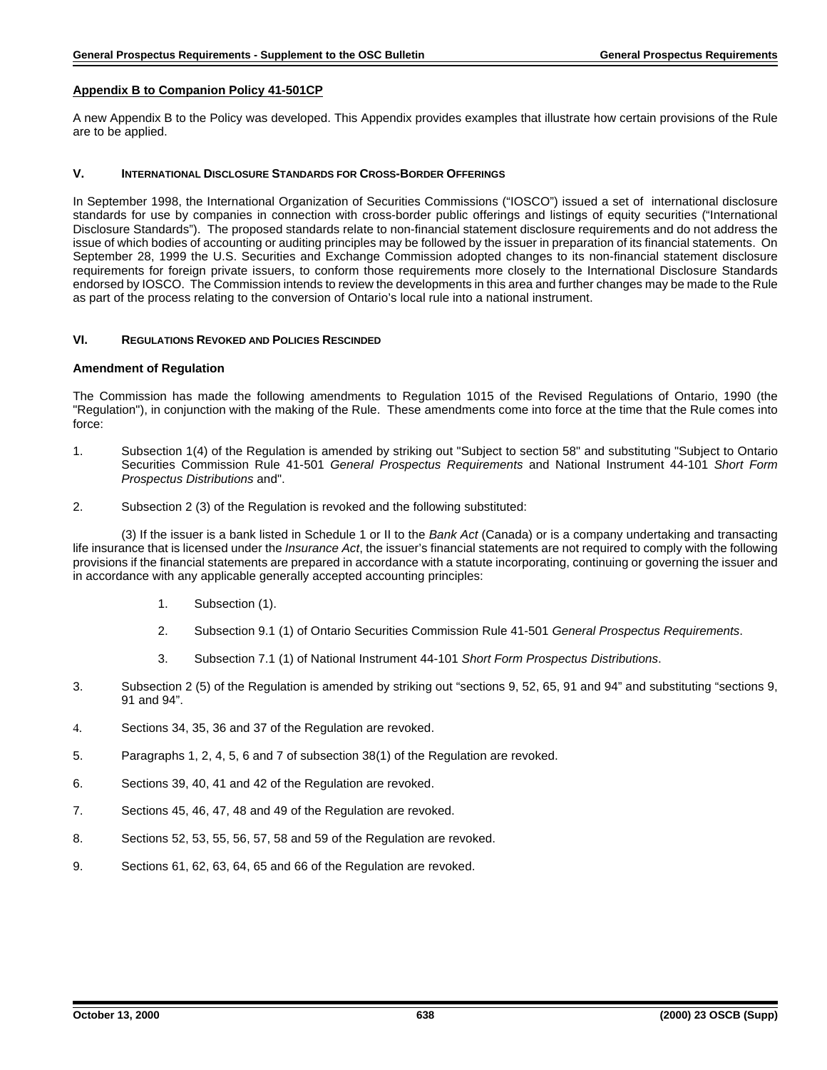**Appendix B to Companion Policy 41-501CP**

A new Appendix B to the Policy was developed. This Appendix provides examples that illustrate how certain provisions of the Rule are to be applied.

## V. INTERNATIONAL DISCLOSURE STANDARDS FOR CROSS-BORDER OFFERINGS

In September 1998, the International Organization of Securities Commissions ("IOSCO") issued a set of international disclosure standards for use by companies in connection with cross-border public offerings and listings of equity securities ("International Disclosure Standards"). The proposed standards relate to non-financial statement disclosure requirements and do not address the issue of which bodies of accounting or auditing principles may be followed by the issuer in preparation of its financial statements. On September 28, 1999 the U.S. Securities and Exchange Commission adopted changes to its non-financial statement disclosure requirements for foreign private issuers, to conform those requirements more closely to the International Disclosure Standards endorsed by IOSCO. The Commission intends to review the developments in this area and further changes may be made to the Rule as part of the process relating to the conversion of Ontario's local rule into a national instrument.

## VI. REGULATIONS REVOKED AND POLICIES RESCINDED

**Amendment of Regulation**

The Commission has made the following amendments to Regulation 1015 of the Revised Regulations of Ontario, 1990 (the "Regulation"), in conjunction with the making of the Rule. These amendments come into force at the time that the Rule comes into force:

1. Subsection 1(4) of the Regulation is amended by striking out "Subject to section 58" and substituting "Subject to Ontario Securities Commission Rule 41-501 *General Prospectus Requirements* and National Instrument 44-101 *Short Form Prospectus Distributions* and".

2. Subsection 2 (3) of the Regulation is revoked and the following substituted:

   (3) If the issuer is a bank listed in Schedule 1 or II to the *Bank Act* (Canada) or is a company undertaking and transacting life insurance that is licensed under the *Insurance Act*, the issuer's financial statements are not required to comply with the following provisions if the financial statements are prepared in accordance with a statute incorporating, continuing or governing the issuer and in accordance with any applicable generally accepted accounting principles:

   1. Subsection (1).

   2. Subsection 9.1 (1) of Ontario Securities Commission Rule 41-501 *General Prospectus Requirements*.

   3. Subsection 7.1 (1) of National Instrument 44-101 *Short Form Prospectus Distributions*.

3. Subsection 2 (5) of the Regulation is amended by striking out "sections 9, 52, 65, 91 and 94" and substituting "sections 9, 91 and 94".

4. Sections 34, 35, 36 and 37 of the Regulation are revoked.

5. Paragraphs 1, 2, 4, 5, 6 and 7 of subsection 38(1) of the Regulation are revoked.

6. Sections 39, 40, 41 and 42 of the Regulation are revoked.

7. Sections 45, 46, 47, 48 and 49 of the Regulation are revoked.

8. Sections 52, 53, 55, 56, 57, 58 and 59 of the Regulation are revoked.

9. Sections 61, 62, 63, 64, 65 and 66 of the Regulation are revoked.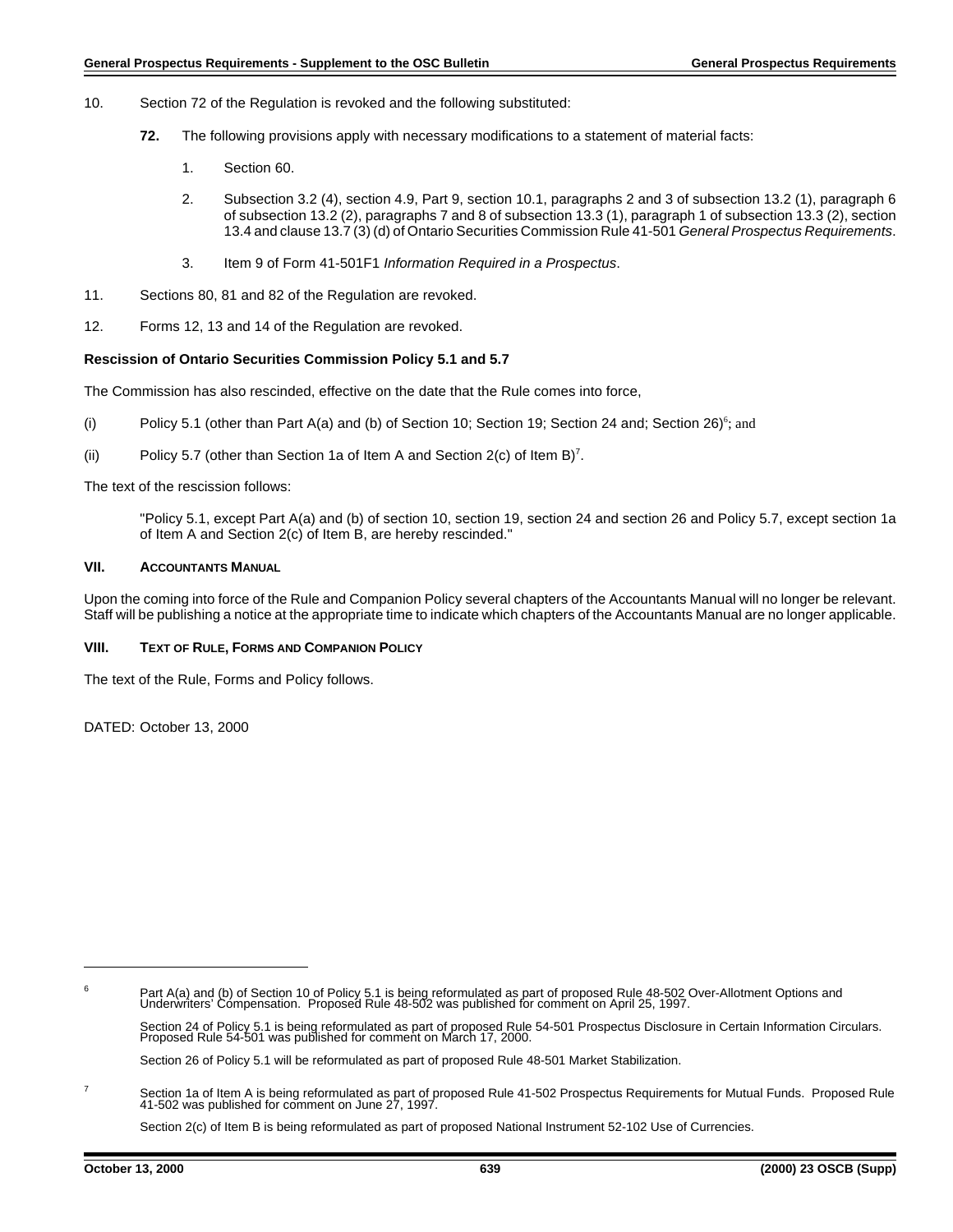10. Section 72 of the Regulation is revoked and the following substituted:

    **72.** The following provisions apply with necessary modifications to a statement of material facts:

    1. Section 60.

    2. Subsection 3.2 (4), section 4.9, Part 9, section 10.1, paragraphs 2 and 3 of subsection 13.2 (1), paragraph 6 of subsection 13.2 (2), paragraphs 7 and 8 of subsection 13.3 (1), paragraph 1 of subsection 13.3 (2), section 13.4 and clause 13.7 (3) (d) of Ontario Securities Commission Rule 41-501 *General Prospectus Requirements*.

    3. Item 9 of Form 41-501F1 *Information Required in a Prospectus*.

11. Sections 80, 81 and 82 of the Regulation are revoked.

12. Forms 12, 13 and 14 of the Regulation are revoked.

**Rescission of Ontario Securities Commission Policy 5.1 and 5.7**

The Commission has also rescinded, effective on the date that the Rule comes into force,

(i) Policy 5.1 (other than Part A(a) and (b) of Section 10; Section 19; Section 24 and; Section 26)[6]; and

(ii) Policy 5.7 (other than Section 1a of Item A and Section 2(c) of Item B)[7].

The text of the rescission follows:

> "Policy 5.1, except Part A(a) and (b) of section 10, section 19, section 24 and section 26 and Policy 5.7, except section 1a of Item A and Section 2(c) of Item B, are hereby rescinded."

## VII. ACCOUNTANTS MANUAL

Upon the coming into force of the Rule and Companion Policy several chapters of the Accountants Manual will no longer be relevant. Staff will be publishing a notice at the appropriate time to indicate which chapters of the Accountants Manual are no longer applicable.

## VIII. TEXT OF RULE, FORMS AND COMPANION POLICY

The text of the Rule, Forms and Policy follows.

DATED: October 13, 2000

---

[6] Part A(a) and (b) of Section 10 of Policy 5.1 is being reformulated as part of proposed Rule 48-502 Over-Allotment Options and Underwriters' Compensation. Proposed Rule 48-502 was published for comment on April 25, 1997.

Section 24 of Policy 5.1 is being reformulated as part of proposed Rule 54-501 Prospectus Disclosure in Certain Information Circulars. Proposed Rule 54-501 was published for comment on March 17, 2000.

Section 26 of Policy 5.1 will be reformulated as part of proposed Rule 48-501 Market Stabilization.

[7] Section 1a of Item A is being reformulated as part of proposed Rule 41-502 Prospectus Requirements for Mutual Funds. Proposed Rule 41-502 was published for comment on June 27, 1997.

Section 2(c) of Item B is being reformulated as part of proposed National Instrument 52-102 Use of Currencies.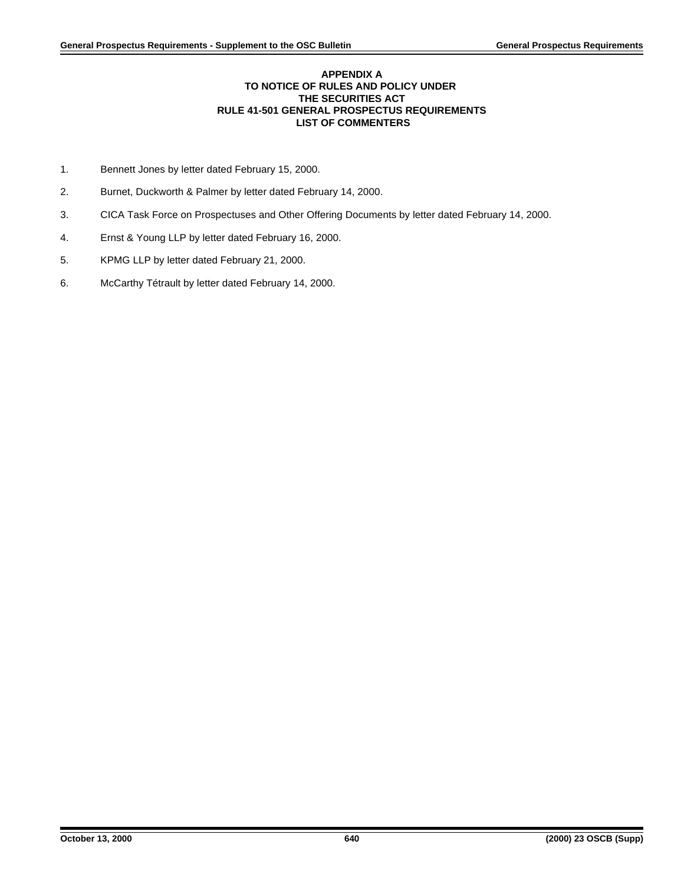**APPENDIX A**
**TO NOTICE OF RULES AND POLICY UNDER**
**THE SECURITIES ACT**
**RULE 41-501 GENERAL PROSPECTUS REQUIREMENTS**
**LIST OF COMMENTERS**

1. Bennett Jones by letter dated February 15, 2000.
2. Burnet, Duckworth & Palmer by letter dated February 14, 2000.
3. CICA Task Force on Prospectuses and Other Offering Documents by letter dated February 14, 2000.
4. Ernst & Young LLP by letter dated February 16, 2000.
5. KPMG LLP by letter dated February 21, 2000.
6. McCarthy Tétrault by letter dated February 14, 2000.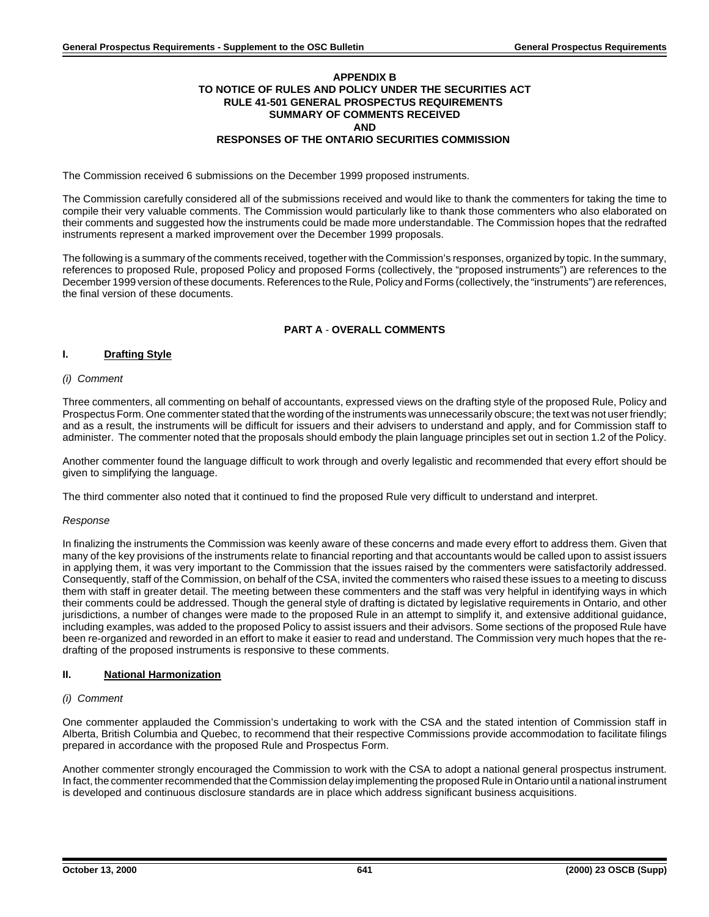**APPENDIX B**
**TO NOTICE OF RULES AND POLICY UNDER THE SECURITIES ACT**
**RULE 41-501 GENERAL PROSPECTUS REQUIREMENTS**
**SUMMARY OF COMMENTS RECEIVED**
**AND**
**RESPONSES OF THE ONTARIO SECURITIES COMMISSION**

The Commission received 6 submissions on the December 1999 proposed instruments.

The Commission carefully considered all of the submissions received and would like to thank the commenters for taking the time to compile their very valuable comments. The Commission would particularly like to thank those commenters who also elaborated on their comments and suggested how the instruments could be made more understandable. The Commission hopes that the redrafted instruments represent a marked improvement over the December 1999 proposals.

The following is a summary of the comments received, together with the Commission's responses, organized by topic. In the summary, references to proposed Rule, proposed Policy and proposed Forms (collectively, the "proposed instruments") are references to the December 1999 version of these documents. References to the Rule, Policy and Forms (collectively, the "instruments") are references, the final version of these documents.

## PART A - OVERALL COMMENTS

### I. Drafting Style

*(i) Comment*

Three commenters, all commenting on behalf of accountants, expressed views on the drafting style of the proposed Rule, Policy and Prospectus Form. One commenter stated that the wording of the instruments was unnecessarily obscure; the text was not user friendly; and as a result, the instruments will be difficult for issuers and their advisers to understand and apply, and for Commission staff to administer. The commenter noted that the proposals should embody the plain language principles set out in section 1.2 of the Policy.

Another commenter found the language difficult to work through and overly legalistic and recommended that every effort should be given to simplifying the language.

The third commenter also noted that it continued to find the proposed Rule very difficult to understand and interpret.

*Response*

In finalizing the instruments the Commission was keenly aware of these concerns and made every effort to address them. Given that many of the key provisions of the instruments relate to financial reporting and that accountants would be called upon to assist issuers in applying them, it was very important to the Commission that the issues raised by the commenters were satisfactorily addressed. Consequently, staff of the Commission, on behalf of the CSA, invited the commenters who raised these issues to a meeting to discuss them with staff in greater detail. The meeting between these commenters and the staff was very helpful in identifying ways in which their comments could be addressed. Though the general style of drafting is dictated by legislative requirements in Ontario, and other jurisdictions, a number of changes were made to the proposed Rule in an attempt to simplify it, and extensive additional guidance, including examples, was added to the proposed Policy to assist issuers and their advisors. Some sections of the proposed Rule have been re-organized and reworded in an effort to make it easier to read and understand. The Commission very much hopes that the re-drafting of the proposed instruments is responsive to these comments.

### II. National Harmonization

*(i) Comment*

One commenter applauded the Commission's undertaking to work with the CSA and the stated intention of Commission staff in Alberta, British Columbia and Quebec, to recommend that their respective Commissions provide accommodation to facilitate filings prepared in accordance with the proposed Rule and Prospectus Form.

Another commenter strongly encouraged the Commission to work with the CSA to adopt a national general prospectus instrument. In fact, the commenter recommended that the Commission delay implementing the proposed Rule in Ontario until a national instrument is developed and continuous disclosure standards are in place which address significant business acquisitions.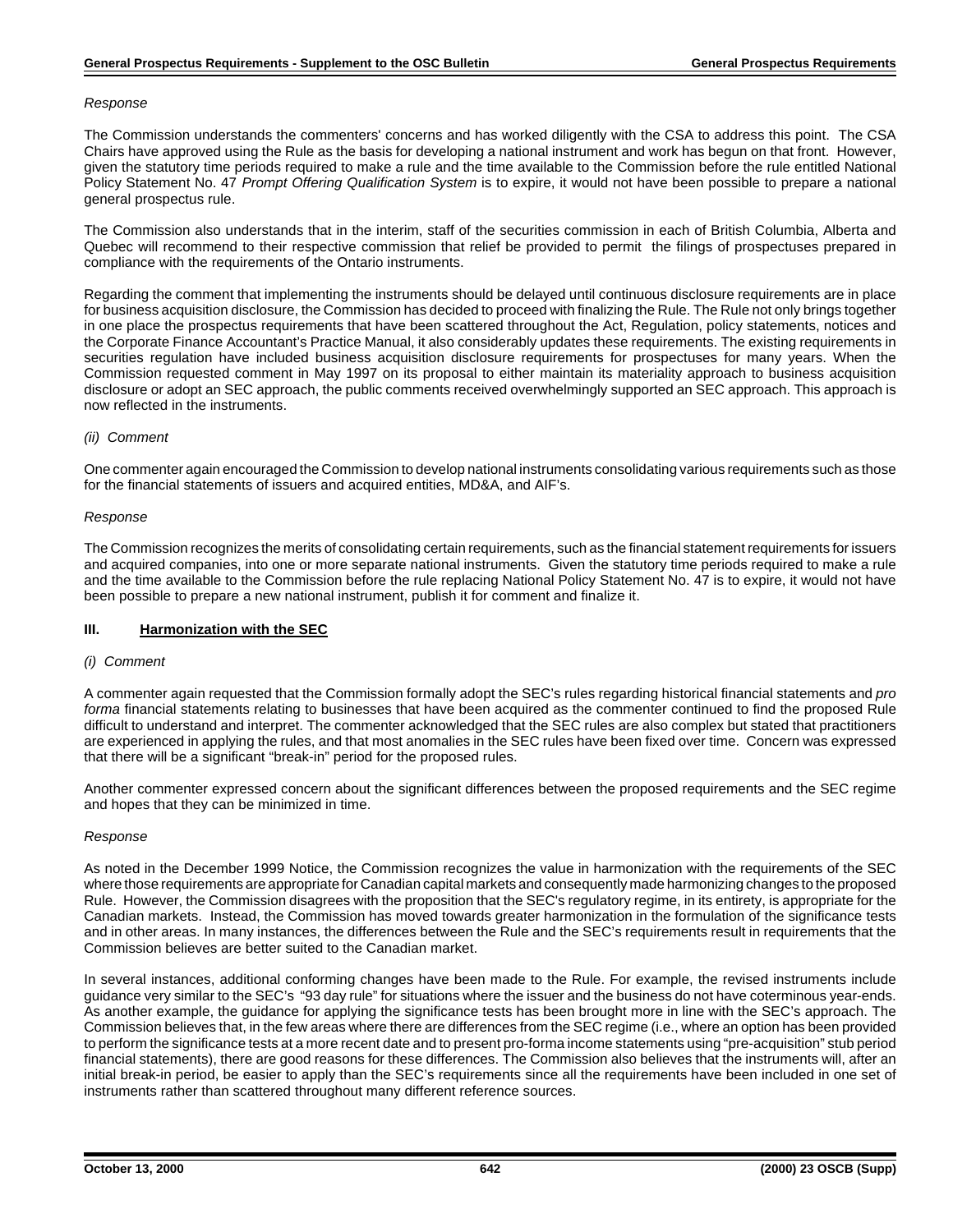*Response*

The Commission understands the commenters' concerns and has worked diligently with the CSA to address this point. The CSA Chairs have approved using the Rule as the basis for developing a national instrument and work has begun on that front. However, given the statutory time periods required to make a rule and the time available to the Commission before the rule entitled National Policy Statement No. 47 *Prompt Offering Qualification System* is to expire, it would not have been possible to prepare a national general prospectus rule.

The Commission also understands that in the interim, staff of the securities commission in each of British Columbia, Alberta and Quebec will recommend to their respective commission that relief be provided to permit the filings of prospectuses prepared in compliance with the requirements of the Ontario instruments.

Regarding the comment that implementing the instruments should be delayed until continuous disclosure requirements are in place for business acquisition disclosure, the Commission has decided to proceed with finalizing the Rule. The Rule not only brings together in one place the prospectus requirements that have been scattered throughout the Act, Regulation, policy statements, notices and the Corporate Finance Accountant's Practice Manual, it also considerably updates these requirements. The existing requirements in securities regulation have included business acquisition disclosure requirements for prospectuses for many years. When the Commission requested comment in May 1997 on its proposal to either maintain its materiality approach to business acquisition disclosure or adopt an SEC approach, the public comments received overwhelmingly supported an SEC approach. This approach is now reflected in the instruments.

*(ii) Comment*

One commenter again encouraged the Commission to develop national instruments consolidating various requirements such as those for the financial statements of issuers and acquired entities, MD&A, and AIF's.

*Response*

The Commission recognizes the merits of consolidating certain requirements, such as the financial statement requirements for issuers and acquired companies, into one or more separate national instruments. Given the statutory time periods required to make a rule and the time available to the Commission before the rule replacing National Policy Statement No. 47 is to expire, it would not have been possible to prepare a new national instrument, publish it for comment and finalize it.

### III. Harmonization with the SEC

*(i) Comment*

A commenter again requested that the Commission formally adopt the SEC's rules regarding historical financial statements and *pro forma* financial statements relating to businesses that have been acquired as the commenter continued to find the proposed Rule difficult to understand and interpret. The commenter acknowledged that the SEC rules are also complex but stated that practitioners are experienced in applying the rules, and that most anomalies in the SEC rules have been fixed over time. Concern was expressed that there will be a significant "break-in" period for the proposed rules.

Another commenter expressed concern about the significant differences between the proposed requirements and the SEC regime and hopes that they can be minimized in time.

*Response*

As noted in the December 1999 Notice, the Commission recognizes the value in harmonization with the requirements of the SEC where those requirements are appropriate for Canadian capital markets and consequently made harmonizing changes to the proposed Rule. However, the Commission disagrees with the proposition that the SEC's regulatory regime, in its entirety, is appropriate for the Canadian markets. Instead, the Commission has moved towards greater harmonization in the formulation of the significance tests and in other areas. In many instances, the differences between the Rule and the SEC's requirements result in requirements that the Commission believes are better suited to the Canadian market.

In several instances, additional conforming changes have been made to the Rule. For example, the revised instruments include guidance very similar to the SEC's "93 day rule" for situations where the issuer and the business do not have coterminous year-ends. As another example, the guidance for applying the significance tests has been brought more in line with the SEC's approach. The Commission believes that, in the few areas where there are differences from the SEC regime (i.e., where an option has been provided to perform the significance tests at a more recent date and to present pro-forma income statements using "pre-acquisition" stub period financial statements), there are good reasons for these differences. The Commission also believes that the instruments will, after an initial break-in period, be easier to apply than the SEC's requirements since all the requirements have been included in one set of instruments rather than scattered throughout many different reference sources.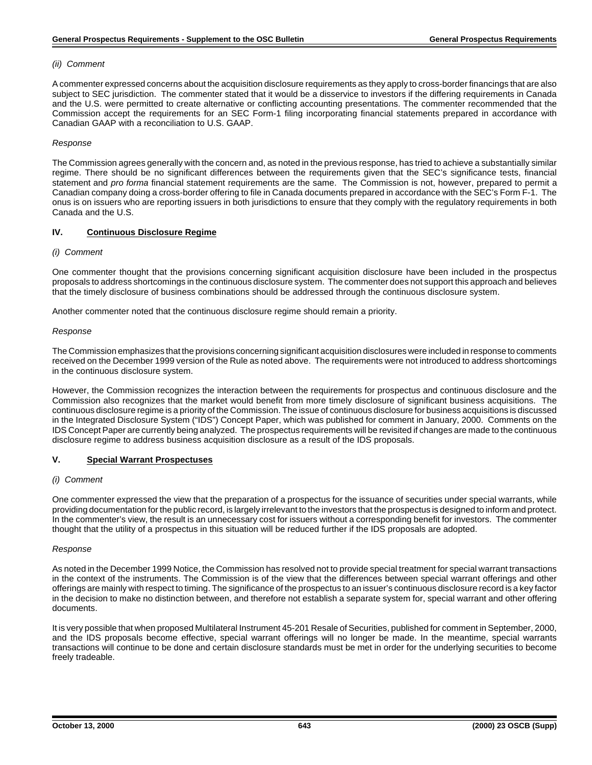*(ii) Comment*

A commenter expressed concerns about the acquisition disclosure requirements as they apply to cross-border financings that are also subject to SEC jurisdiction. The commenter stated that it would be a disservice to investors if the differing requirements in Canada and the U.S. were permitted to create alternative or conflicting accounting presentations. The commenter recommended that the Commission accept the requirements for an SEC Form-1 filing incorporating financial statements prepared in accordance with Canadian GAAP with a reconciliation to U.S. GAAP.

*Response*

The Commission agrees generally with the concern and, as noted in the previous response, has tried to achieve a substantially similar regime. There should be no significant differences between the requirements given that the SEC's significance tests, financial statement and *pro forma* financial statement requirements are the same. The Commission is not, however, prepared to permit a Canadian company doing a cross-border offering to file in Canada documents prepared in accordance with the SEC's Form F-1. The onus is on issuers who are reporting issuers in both jurisdictions to ensure that they comply with the regulatory requirements in both Canada and the U.S.

## IV. Continuous Disclosure Regime

*(i) Comment*

One commenter thought that the provisions concerning significant acquisition disclosure have been included in the prospectus proposals to address shortcomings in the continuous disclosure system. The commenter does not support this approach and believes that the timely disclosure of business combinations should be addressed through the continuous disclosure system.

Another commenter noted that the continuous disclosure regime should remain a priority.

*Response*

The Commission emphasizes that the provisions concerning significant acquisition disclosures were included in response to comments received on the December 1999 version of the Rule as noted above. The requirements were not introduced to address shortcomings in the continuous disclosure system.

However, the Commission recognizes the interaction between the requirements for prospectus and continuous disclosure and the Commission also recognizes that the market would benefit from more timely disclosure of significant business acquisitions. The continuous disclosure regime is a priority of the Commission. The issue of continuous disclosure for business acquisitions is discussed in the Integrated Disclosure System ("IDS") Concept Paper, which was published for comment in January, 2000. Comments on the IDS Concept Paper are currently being analyzed. The prospectus requirements will be revisited if changes are made to the continuous disclosure regime to address business acquisition disclosure as a result of the IDS proposals.

## V. Special Warrant Prospectuses

*(i) Comment*

One commenter expressed the view that the preparation of a prospectus for the issuance of securities under special warrants, while providing documentation for the public record, is largely irrelevant to the investors that the prospectus is designed to inform and protect. In the commenter's view, the result is an unnecessary cost for issuers without a corresponding benefit for investors. The commenter thought that the utility of a prospectus in this situation will be reduced further if the IDS proposals are adopted.

*Response*

As noted in the December 1999 Notice, the Commission has resolved not to provide special treatment for special warrant transactions in the context of the instruments. The Commission is of the view that the differences between special warrant offerings and other offerings are mainly with respect to timing. The significance of the prospectus to an issuer's continuous disclosure record is a key factor in the decision to make no distinction between, and therefore not establish a separate system for, special warrant and other offering documents.

It is very possible that when proposed Multilateral Instrument 45-201 Resale of Securities, published for comment in September, 2000, and the IDS proposals become effective, special warrant offerings will no longer be made. In the meantime, special warrants transactions will continue to be done and certain disclosure standards must be met in order for the underlying securities to become freely tradeable.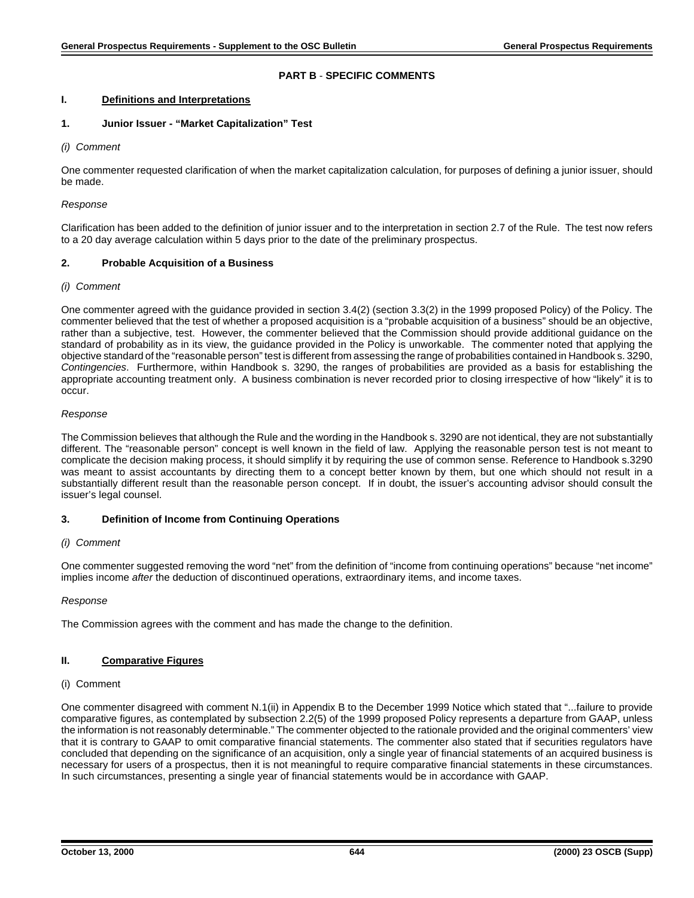## PART B - SPECIFIC COMMENTS

### I. Definitions and Interpretations

#### 1. Junior Issuer - "Market Capitalization" Test

*(i) Comment*

One commenter requested clarification of when the market capitalization calculation, for purposes of defining a junior issuer, should be made.

*Response*

Clarification has been added to the definition of junior issuer and to the interpretation in section 2.7 of the Rule. The test now refers to a 20 day average calculation within 5 days prior to the date of the preliminary prospectus.

#### 2. Probable Acquisition of a Business

*(i) Comment*

One commenter agreed with the guidance provided in section 3.4(2) (section 3.3(2) in the 1999 proposed Policy) of the Policy. The commenter believed that the test of whether a proposed acquisition is a "probable acquisition of a business" should be an objective, rather than a subjective, test. However, the commenter believed that the Commission should provide additional guidance on the standard of probability as in its view, the guidance provided in the Policy is unworkable. The commenter noted that applying the objective standard of the "reasonable person" test is different from assessing the range of probabilities contained in Handbook s. 3290, *Contingencies*. Furthermore, within Handbook s. 3290, the ranges of probabilities are provided as a basis for establishing the appropriate accounting treatment only. A business combination is never recorded prior to closing irrespective of how "likely" it is to occur.

*Response*

The Commission believes that although the Rule and the wording in the Handbook s. 3290 are not identical, they are not substantially different. The "reasonable person" concept is well known in the field of law. Applying the reasonable person test is not meant to complicate the decision making process, it should simplify it by requiring the use of common sense. Reference to Handbook s.3290 was meant to assist accountants by directing them to a concept better known by them, but one which should not result in a substantially different result than the reasonable person concept. If in doubt, the issuer's accounting advisor should consult the issuer's legal counsel.

#### 3. Definition of Income from Continuing Operations

*(i) Comment*

One commenter suggested removing the word "net" from the definition of "income from continuing operations" because "net income" implies income *after* the deduction of discontinued operations, extraordinary items, and income taxes.

*Response*

The Commission agrees with the comment and has made the change to the definition.

### II. Comparative Figures

(i) Comment

One commenter disagreed with comment N.1(ii) in Appendix B to the December 1999 Notice which stated that "...failure to provide comparative figures, as contemplated by subsection 2.2(5) of the 1999 proposed Policy represents a departure from GAAP, unless the information is not reasonably determinable." The commenter objected to the rationale provided and the original commenters' view that it is contrary to GAAP to omit comparative financial statements. The commenter also stated that if securities regulators have concluded that depending on the significance of an acquisition, only a single year of financial statements of an acquired business is necessary for users of a prospectus, then it is not meaningful to require comparative financial statements in these circumstances. In such circumstances, presenting a single year of financial statements would be in accordance with GAAP.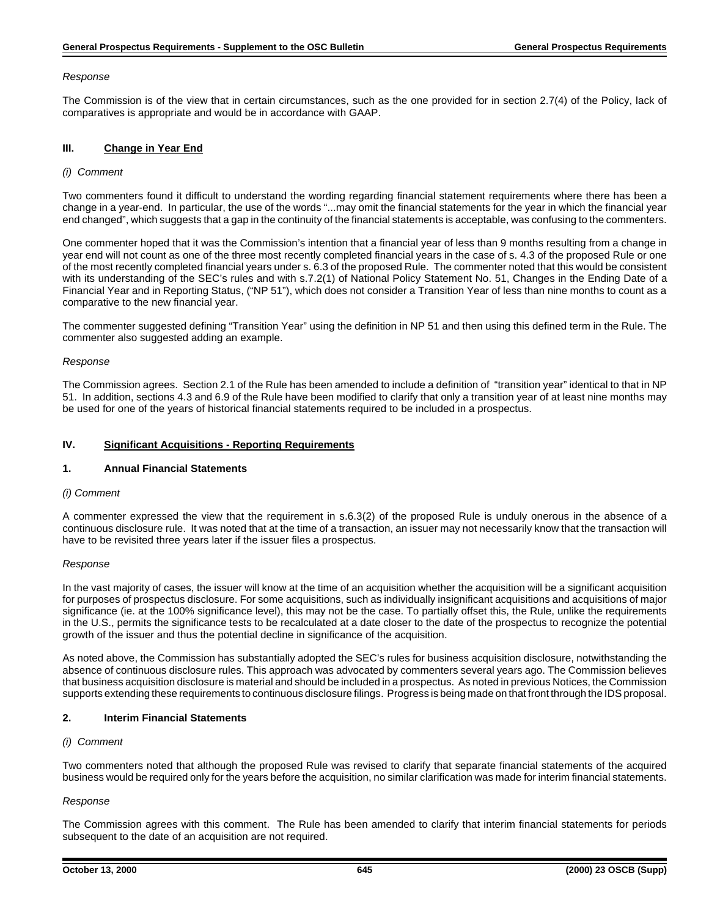*Response*

The Commission is of the view that in certain circumstances, such as the one provided for in section 2.7(4) of the Policy, lack of comparatives is appropriate and would be in accordance with GAAP.

## III. Change in Year End

*(i) Comment*

Two commenters found it difficult to understand the wording regarding financial statement requirements where there has been a change in a year-end. In particular, the use of the words "...may omit the financial statements for the year in which the financial year end changed", which suggests that a gap in the continuity of the financial statements is acceptable, was confusing to the commenters.

One commenter hoped that it was the Commission's intention that a financial year of less than 9 months resulting from a change in year end will not count as one of the three most recently completed financial years in the case of s. 4.3 of the proposed Rule or one of the most recently completed financial years under s. 6.3 of the proposed Rule. The commenter noted that this would be consistent with its understanding of the SEC's rules and with s.7.2(1) of National Policy Statement No. 51, Changes in the Ending Date of a Financial Year and in Reporting Status, ("NP 51"), which does not consider a Transition Year of less than nine months to count as a comparative to the new financial year.

The commenter suggested defining "Transition Year" using the definition in NP 51 and then using this defined term in the Rule. The commenter also suggested adding an example.

*Response*

The Commission agrees. Section 2.1 of the Rule has been amended to include a definition of "transition year" identical to that in NP 51. In addition, sections 4.3 and 6.9 of the Rule have been modified to clarify that only a transition year of at least nine months may be used for one of the years of historical financial statements required to be included in a prospectus.

## IV. Significant Acquisitions - Reporting Requirements

### 1. Annual Financial Statements

*(i) Comment*

A commenter expressed the view that the requirement in s.6.3(2) of the proposed Rule is unduly onerous in the absence of a continuous disclosure rule. It was noted that at the time of a transaction, an issuer may not necessarily know that the transaction will have to be revisited three years later if the issuer files a prospectus.

*Response*

In the vast majority of cases, the issuer will know at the time of an acquisition whether the acquisition will be a significant acquisition for purposes of prospectus disclosure. For some acquisitions, such as individually insignificant acquisitions and acquisitions of major significance (ie. at the 100% significance level), this may not be the case. To partially offset this, the Rule, unlike the requirements in the U.S., permits the significance tests to be recalculated at a date closer to the date of the prospectus to recognize the potential growth of the issuer and thus the potential decline in significance of the acquisition.

As noted above, the Commission has substantially adopted the SEC's rules for business acquisition disclosure, notwithstanding the absence of continuous disclosure rules. This approach was advocated by commenters several years ago. The Commission believes that business acquisition disclosure is material and should be included in a prospectus. As noted in previous Notices, the Commission supports extending these requirements to continuous disclosure filings. Progress is being made on that front through the IDS proposal.

### 2. Interim Financial Statements

*(i) Comment*

Two commenters noted that although the proposed Rule was revised to clarify that separate financial statements of the acquired business would be required only for the years before the acquisition, no similar clarification was made for interim financial statements.

*Response*

The Commission agrees with this comment. The Rule has been amended to clarify that interim financial statements for periods subsequent to the date of an acquisition are not required.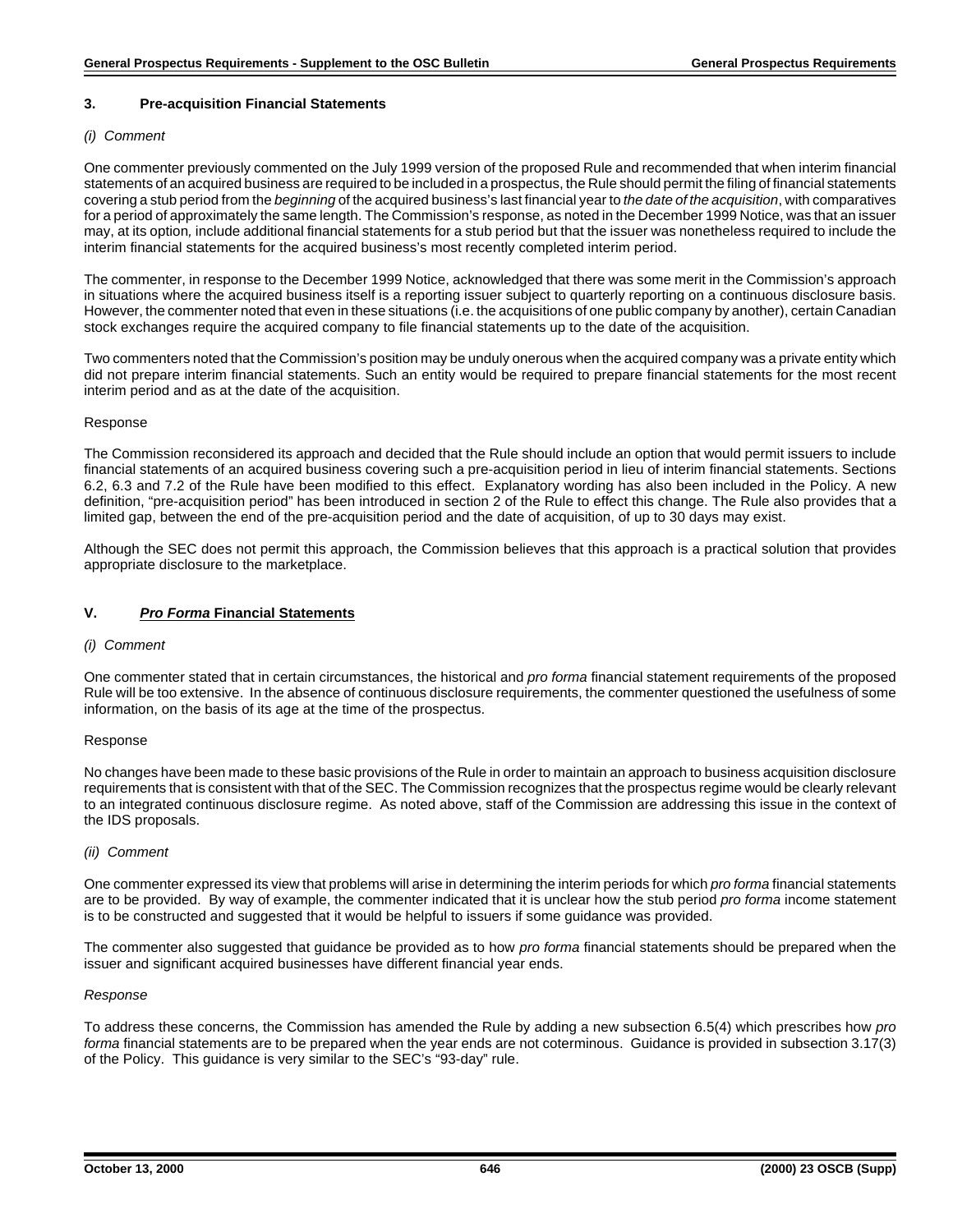### 3. Pre-acquisition Financial Statements

*(i) Comment*

One commenter previously commented on the July 1999 version of the proposed Rule and recommended that when interim financial statements of an acquired business are required to be included in a prospectus, the Rule should permit the filing of financial statements covering a stub period from the *beginning* of the acquired business's last financial year to *the date of the acquisition*, with comparatives for a period of approximately the same length. The Commission's response, as noted in the December 1999 Notice, was that an issuer may, at its option, include additional financial statements for a stub period but that the issuer was nonetheless required to include the interim financial statements for the acquired business's most recently completed interim period.

The commenter, in response to the December 1999 Notice, acknowledged that there was some merit in the Commission's approach in situations where the acquired business itself is a reporting issuer subject to quarterly reporting on a continuous disclosure basis. However, the commenter noted that even in these situations (i.e. the acquisitions of one public company by another), certain Canadian stock exchanges require the acquired company to file financial statements up to the date of the acquisition.

Two commenters noted that the Commission's position may be unduly onerous when the acquired company was a private entity which did not prepare interim financial statements. Such an entity would be required to prepare financial statements for the most recent interim period and as at the date of the acquisition.

Response

The Commission reconsidered its approach and decided that the Rule should include an option that would permit issuers to include financial statements of an acquired business covering such a pre-acquisition period in lieu of interim financial statements. Sections 6.2, 6.3 and 7.2 of the Rule have been modified to this effect. Explanatory wording has also been included in the Policy. A new definition, "pre-acquisition period" has been introduced in section 2 of the Rule to effect this change. The Rule also provides that a limited gap, between the end of the pre-acquisition period and the date of acquisition, of up to 30 days may exist.

Although the SEC does not permit this approach, the Commission believes that this approach is a practical solution that provides appropriate disclosure to the marketplace.

## V. *Pro Forma* Financial Statements

*(i) Comment*

One commenter stated that in certain circumstances, the historical and *pro forma* financial statement requirements of the proposed Rule will be too extensive. In the absence of continuous disclosure requirements, the commenter questioned the usefulness of some information, on the basis of its age at the time of the prospectus.

Response

No changes have been made to these basic provisions of the Rule in order to maintain an approach to business acquisition disclosure requirements that is consistent with that of the SEC. The Commission recognizes that the prospectus regime would be clearly relevant to an integrated continuous disclosure regime. As noted above, staff of the Commission are addressing this issue in the context of the IDS proposals.

*(ii) Comment*

One commenter expressed its view that problems will arise in determining the interim periods for which *pro forma* financial statements are to be provided. By way of example, the commenter indicated that it is unclear how the stub period *pro forma* income statement is to be constructed and suggested that it would be helpful to issuers if some guidance was provided.

The commenter also suggested that guidance be provided as to how *pro forma* financial statements should be prepared when the issuer and significant acquired businesses have different financial year ends.

*Response*

To address these concerns, the Commission has amended the Rule by adding a new subsection 6.5(4) which prescribes how *pro forma* financial statements are to be prepared when the year ends are not coterminous. Guidance is provided in subsection 3.17(3) of the Policy. This guidance is very similar to the SEC's "93-day" rule.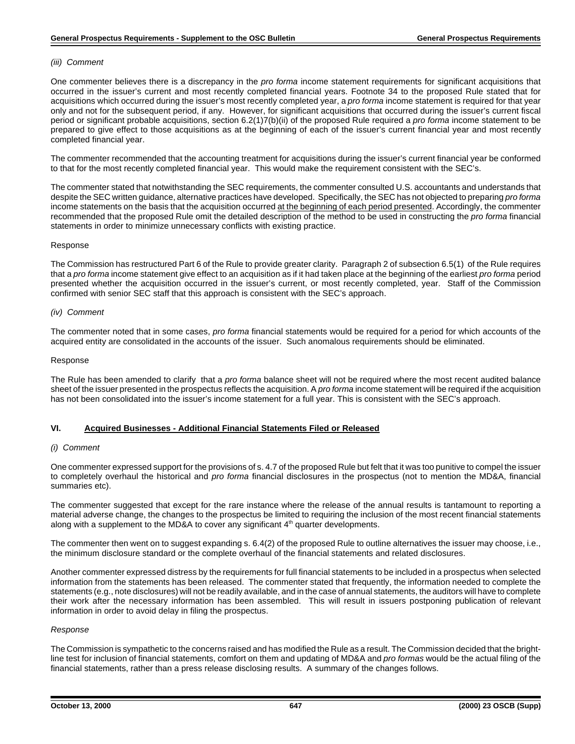*(iii) Comment*

One commenter believes there is a discrepancy in the *pro forma* income statement requirements for significant acquisitions that occurred in the issuer's current and most recently completed financial years. Footnote 34 to the proposed Rule stated that for acquisitions which occurred during the issuer's most recently completed year, a *pro forma* income statement is required for that year only and not for the subsequent period, if any. However, for significant acquisitions that occurred during the issuer's current fiscal period or significant probable acquisitions, section 6.2(1)7(b)(ii) of the proposed Rule required a *pro forma* income statement to be prepared to give effect to those acquisitions as at the beginning of each of the issuer's current financial year and most recently completed financial year.

The commenter recommended that the accounting treatment for acquisitions during the issuer's current financial year be conformed to that for the most recently completed financial year. This would make the requirement consistent with the SEC's.

The commenter stated that notwithstanding the SEC requirements, the commenter consulted U.S. accountants and understands that despite the SEC written guidance, alternative practices have developed. Specifically, the SEC has not objected to preparing *pro forma* income statements on the basis that the acquisition occurred <u>at the beginning of each period presented</u>. Accordingly, the commenter recommended that the proposed Rule omit the detailed description of the method to be used in constructing the *pro forma* financial statements in order to minimize unnecessary conflicts with existing practice.

Response

The Commission has restructured Part 6 of the Rule to provide greater clarity. Paragraph 2 of subsection 6.5(1) of the Rule requires that a *pro forma* income statement give effect to an acquisition as if it had taken place at the beginning of the earliest *pro forma* period presented whether the acquisition occurred in the issuer's current, or most recently completed, year. Staff of the Commission confirmed with senior SEC staff that this approach is consistent with the SEC's approach.

*(iv) Comment*

The commenter noted that in some cases, *pro forma* financial statements would be required for a period for which accounts of the acquired entity are consolidated in the accounts of the issuer. Such anomalous requirements should be eliminated.

Response

The Rule has been amended to clarify that a *pro forma* balance sheet will not be required where the most recent audited balance sheet of the issuer presented in the prospectus reflects the acquisition. A *pro forma* income statement will be required if the acquisition has not been consolidated into the issuer's income statement for a full year. This is consistent with the SEC's approach.

## VI. <u>Acquired Businesses - Additional Financial Statements Filed or Released</u>

*(i) Comment*

One commenter expressed support for the provisions of s. 4.7 of the proposed Rule but felt that it was too punitive to compel the issuer to completely overhaul the historical and *pro forma* financial disclosures in the prospectus (not to mention the MD&A, financial summaries etc).

The commenter suggested that except for the rare instance where the release of the annual results is tantamount to reporting a material adverse change, the changes to the prospectus be limited to requiring the inclusion of the most recent financial statements along with a supplement to the MD&A to cover any significant 4th quarter developments.

The commenter then went on to suggest expanding s. 6.4(2) of the proposed Rule to outline alternatives the issuer may choose, i.e., the minimum disclosure standard or the complete overhaul of the financial statements and related disclosures.

Another commenter expressed distress by the requirements for full financial statements to be included in a prospectus when selected information from the statements has been released. The commenter stated that frequently, the information needed to complete the statements (e.g., note disclosures) will not be readily available, and in the case of annual statements, the auditors will have to complete their work after the necessary information has been assembled. This will result in issuers postponing publication of relevant information in order to avoid delay in filing the prospectus.

*Response*

The Commission is sympathetic to the concerns raised and has modified the Rule as a result. The Commission decided that the bright-line test for inclusion of financial statements, comfort on them and updating of MD&A and *pro formas* would be the actual filing of the financial statements, rather than a press release disclosing results. A summary of the changes follows.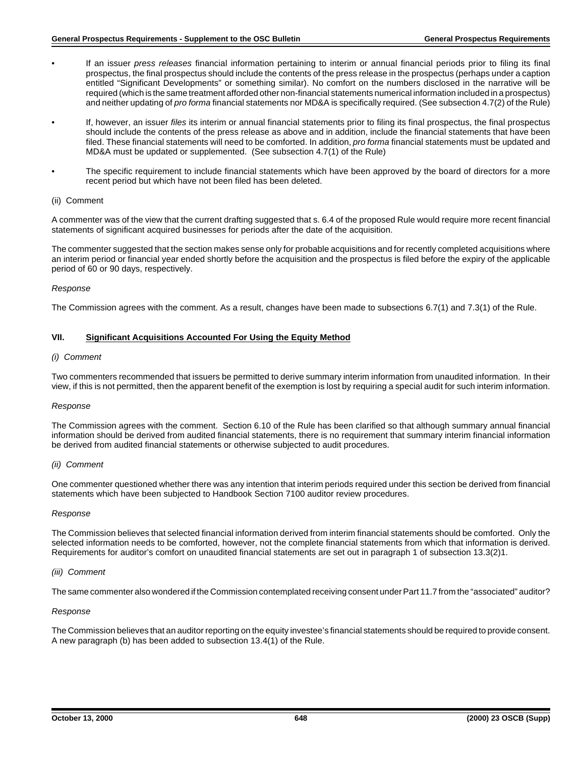- If an issuer *press releases* financial information pertaining to interim or annual financial periods prior to filing its final prospectus, the final prospectus should include the contents of the press release in the prospectus (perhaps under a caption entitled "Significant Developments" or something similar). No comfort on the numbers disclosed in the narrative will be required (which is the same treatment afforded other non-financial statements numerical information included in a prospectus) and neither updating of *pro forma* financial statements nor MD&A is specifically required. (See subsection 4.7(2) of the Rule)

- If, however, an issuer *files* its interim or annual financial statements prior to filing its final prospectus, the final prospectus should include the contents of the press release as above and in addition, include the financial statements that have been filed. These financial statements will need to be comforted. In addition, *pro forma* financial statements must be updated and MD&A must be updated or supplemented. (See subsection 4.7(1) of the Rule)

- The specific requirement to include financial statements which have been approved by the board of directors for a more recent period but which have not been filed has been deleted.

(ii) Comment

A commenter was of the view that the current drafting suggested that s. 6.4 of the proposed Rule would require more recent financial statements of significant acquired businesses for periods after the date of the acquisition.

The commenter suggested that the section makes sense only for probable acquisitions and for recently completed acquisitions where an interim period or financial year ended shortly before the acquisition and the prospectus is filed before the expiry of the applicable period of 60 or 90 days, respectively.

*Response*

The Commission agrees with the comment. As a result, changes have been made to subsections 6.7(1) and 7.3(1) of the Rule.

### VII. Significant Acquisitions Accounted For Using the Equity Method

*(i) Comment*

Two commenters recommended that issuers be permitted to derive summary interim information from unaudited information. In their view, if this is not permitted, then the apparent benefit of the exemption is lost by requiring a special audit for such interim information.

*Response*

The Commission agrees with the comment. Section 6.10 of the Rule has been clarified so that although summary annual financial information should be derived from audited financial statements, there is no requirement that summary interim financial information be derived from audited financial statements or otherwise subjected to audit procedures.

*(ii) Comment*

One commenter questioned whether there was any intention that interim periods required under this section be derived from financial statements which have been subjected to Handbook Section 7100 auditor review procedures.

*Response*

The Commission believes that selected financial information derived from interim financial statements should be comforted. Only the selected information needs to be comforted, however, not the complete financial statements from which that information is derived. Requirements for auditor's comfort on unaudited financial statements are set out in paragraph 1 of subsection 13.3(2)1.

*(iii) Comment*

The same commenter also wondered if the Commission contemplated receiving consent under Part 11.7 from the "associated" auditor?

*Response*

The Commission believes that an auditor reporting on the equity investee's financial statements should be required to provide consent. A new paragraph (b) has been added to subsection 13.4(1) of the Rule.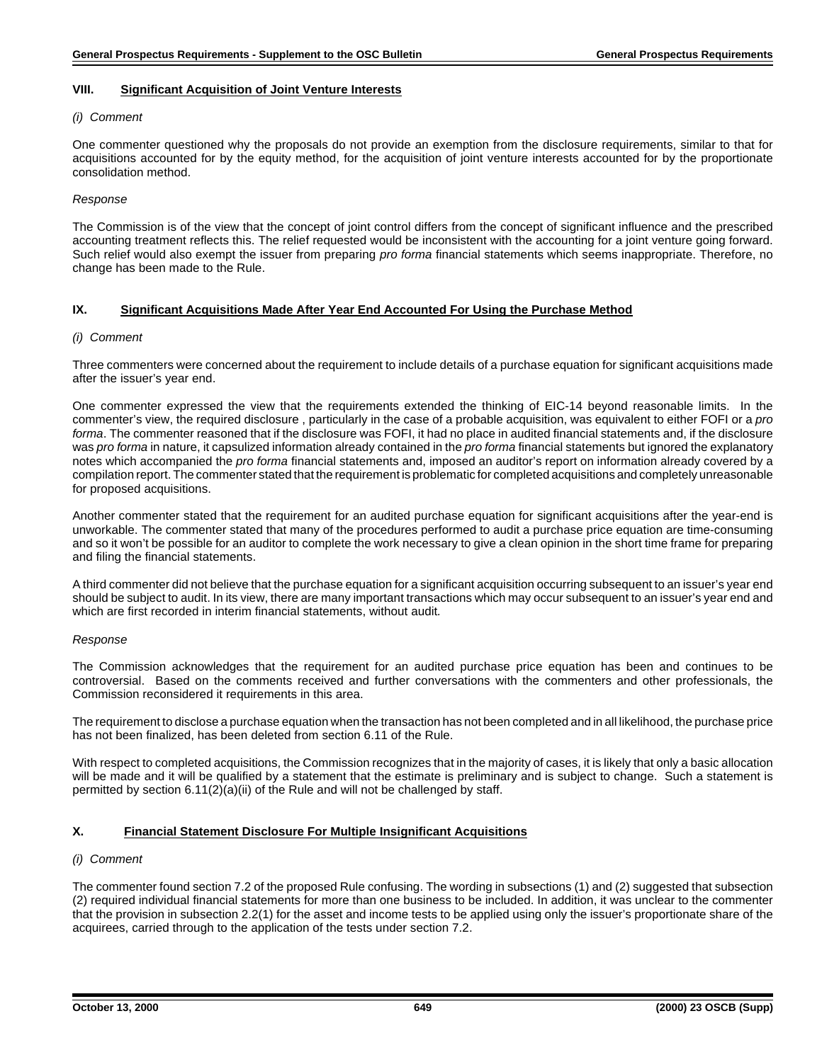## VIII. Significant Acquisition of Joint Venture Interests

*(i) Comment*

One commenter questioned why the proposals do not provide an exemption from the disclosure requirements, similar to that for acquisitions accounted for by the equity method, for the acquisition of joint venture interests accounted for by the proportionate consolidation method.

*Response*

The Commission is of the view that the concept of joint control differs from the concept of significant influence and the prescribed accounting treatment reflects this. The relief requested would be inconsistent with the accounting for a joint venture going forward. Such relief would also exempt the issuer from preparing *pro forma* financial statements which seems inappropriate. Therefore, no change has been made to the Rule.

## IX. Significant Acquisitions Made After Year End Accounted For Using the Purchase Method

*(i) Comment*

Three commenters were concerned about the requirement to include details of a purchase equation for significant acquisitions made after the issuer's year end.

One commenter expressed the view that the requirements extended the thinking of EIC-14 beyond reasonable limits. In the commenter's view, the required disclosure , particularly in the case of a probable acquisition, was equivalent to either FOFI or a *pro forma*. The commenter reasoned that if the disclosure was FOFI, it had no place in audited financial statements and, if the disclosure was *pro forma* in nature, it capsulized information already contained in the *pro forma* financial statements but ignored the explanatory notes which accompanied the *pro forma* financial statements and, imposed an auditor's report on information already covered by a compilation report. The commenter stated that the requirement is problematic for completed acquisitions and completely unreasonable for proposed acquisitions.

Another commenter stated that the requirement for an audited purchase equation for significant acquisitions after the year-end is unworkable. The commenter stated that many of the procedures performed to audit a purchase price equation are time-consuming and so it won't be possible for an auditor to complete the work necessary to give a clean opinion in the short time frame for preparing and filing the financial statements.

A third commenter did not believe that the purchase equation for a significant acquisition occurring subsequent to an issuer's year end should be subject to audit. In its view, there are many important transactions which may occur subsequent to an issuer's year end and which are first recorded in interim financial statements, without audit.

*Response*

The Commission acknowledges that the requirement for an audited purchase price equation has been and continues to be controversial. Based on the comments received and further conversations with the commenters and other professionals, the Commission reconsidered it requirements in this area.

The requirement to disclose a purchase equation when the transaction has not been completed and in all likelihood, the purchase price has not been finalized, has been deleted from section 6.11 of the Rule.

With respect to completed acquisitions, the Commission recognizes that in the majority of cases, it is likely that only a basic allocation will be made and it will be qualified by a statement that the estimate is preliminary and is subject to change. Such a statement is permitted by section 6.11(2)(a)(ii) of the Rule and will not be challenged by staff.

## X. Financial Statement Disclosure For Multiple Insignificant Acquisitions

*(i) Comment*

The commenter found section 7.2 of the proposed Rule confusing. The wording in subsections (1) and (2) suggested that subsection (2) required individual financial statements for more than one business to be included. In addition, it was unclear to the commenter that the provision in subsection 2.2(1) for the asset and income tests to be applied using only the issuer's proportionate share of the acquirees, carried through to the application of the tests under section 7.2.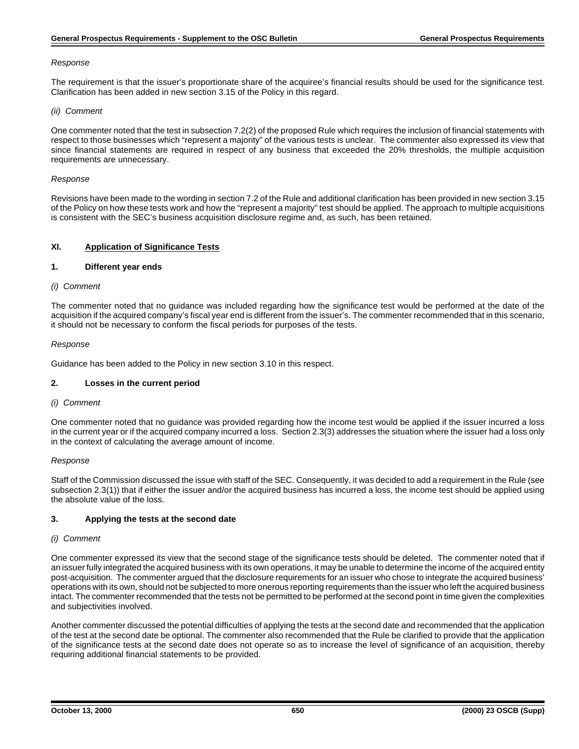*Response*

The requirement is that the issuer's proportionate share of the acquiree's financial results should be used for the significance test. Clarification has been added in new section 3.15 of the Policy in this regard.

*(ii) Comment*

One commenter noted that the test in subsection 7.2(2) of the proposed Rule which requires the inclusion of financial statements with respect to those businesses which "represent a majority" of the various tests is unclear. The commenter also expressed its view that since financial statements are required in respect of any business that exceeded the 20% thresholds, the multiple acquisition requirements are unnecessary.

*Response*

Revisions have been made to the wording in section 7.2 of the Rule and additional clarification has been provided in new section 3.15 of the Policy on how these tests work and how the "represent a majority" test should be applied. The approach to multiple acquisitions is consistent with the SEC's business acquisition disclosure regime and, as such, has been retained.

## XI. <u>Application of Significance Tests</u>

### 1. Different year ends

*(i) Comment*

The commenter noted that no guidance was included regarding how the significance test would be performed at the date of the acquisition if the acquired company's fiscal year end is different from the issuer's. The commenter recommended that in this scenario, it should not be necessary to conform the fiscal periods for purposes of the tests.

*Response*

Guidance has been added to the Policy in new section 3.10 in this respect.

### 2. Losses in the current period

*(i) Comment*

One commenter noted that no guidance was provided regarding how the income test would be applied if the issuer incurred a loss in the current year or if the acquired company incurred a loss. Section 2.3(3) addresses the situation where the issuer had a loss only in the context of calculating the average amount of income.

*Response*

Staff of the Commission discussed the issue with staff of the SEC. Consequently, it was decided to add a requirement in the Rule (see subsection 2.3(1)) that if either the issuer and/or the acquired business has incurred a loss, the income test should be applied using the absolute value of the loss.

### 3. Applying the tests at the second date

*(i) Comment*

One commenter expressed its view that the second stage of the significance tests should be deleted. The commenter noted that if an issuer fully integrated the acquired business with its own operations, it may be unable to determine the income of the acquired entity post-acquisition. The commenter argued that the disclosure requirements for an issuer who chose to integrate the acquired business' operations with its own, should not be subjected to more onerous reporting requirements than the issuer who left the acquired business intact. The commenter recommended that the tests not be permitted to be performed at the second point in time given the complexities and subjectivities involved.

Another commenter discussed the potential difficulties of applying the tests at the second date and recommended that the application of the test at the second date be optional. The commenter also recommended that the Rule be clarified to provide that the application of the significance tests at the second date does not operate so as to increase the level of significance of an acquisition, thereby requiring additional financial statements to be provided.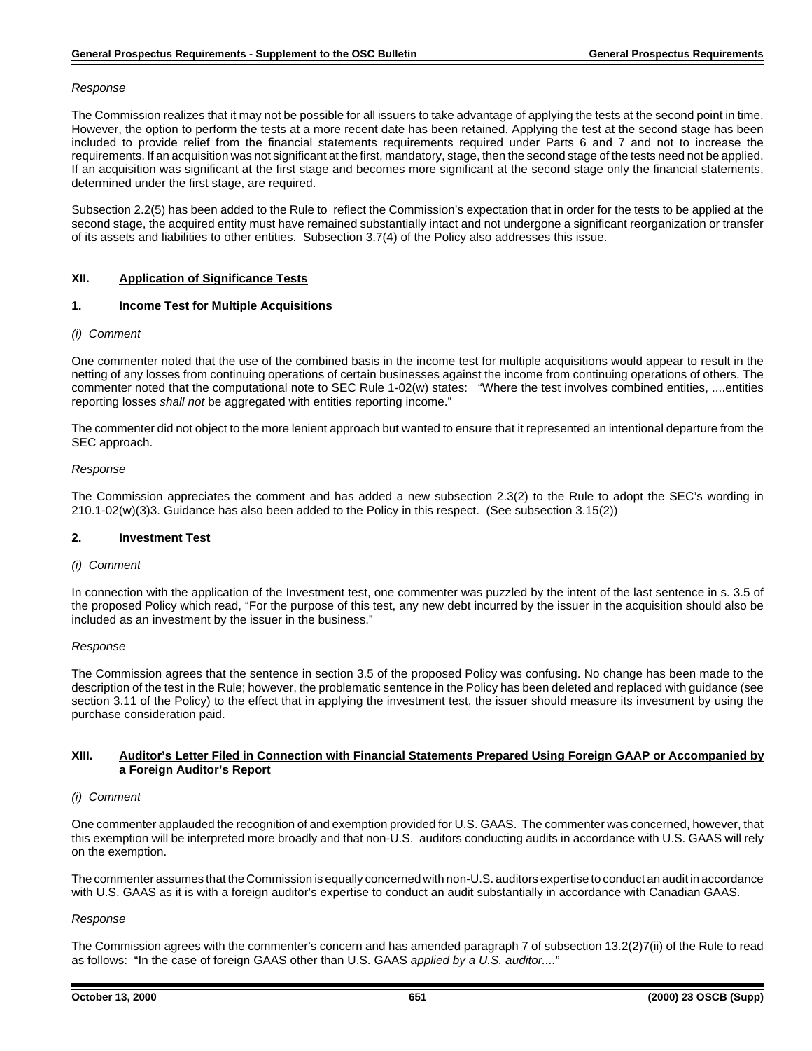*Response*

The Commission realizes that it may not be possible for all issuers to take advantage of applying the tests at the second point in time. However, the option to perform the tests at a more recent date has been retained. Applying the test at the second stage has been included to provide relief from the financial statements requirements required under Parts 6 and 7 and not to increase the requirements. If an acquisition was not significant at the first, mandatory, stage, then the second stage of the tests need not be applied. If an acquisition was significant at the first stage and becomes more significant at the second stage only the financial statements, determined under the first stage, are required.

Subsection 2.2(5) has been added to the Rule to reflect the Commission's expectation that in order for the tests to be applied at the second stage, the acquired entity must have remained substantially intact and not undergone a significant reorganization or transfer of its assets and liabilities to other entities. Subsection 3.7(4) of the Policy also addresses this issue.

## XII. Application of Significance Tests

### 1. Income Test for Multiple Acquisitions

*(i) Comment*

One commenter noted that the use of the combined basis in the income test for multiple acquisitions would appear to result in the netting of any losses from continuing operations of certain businesses against the income from continuing operations of others. The commenter noted that the computational note to SEC Rule 1-02(w) states: "Where the test involves combined entities, ....entities reporting losses *shall not* be aggregated with entities reporting income."

The commenter did not object to the more lenient approach but wanted to ensure that it represented an intentional departure from the SEC approach.

*Response*

The Commission appreciates the comment and has added a new subsection 2.3(2) to the Rule to adopt the SEC's wording in 210.1-02(w)(3)3. Guidance has also been added to the Policy in this respect. (See subsection 3.15(2))

### 2. Investment Test

*(i) Comment*

In connection with the application of the Investment test, one commenter was puzzled by the intent of the last sentence in s. 3.5 of the proposed Policy which read, "For the purpose of this test, any new debt incurred by the issuer in the acquisition should also be included as an investment by the issuer in the business."

*Response*

The Commission agrees that the sentence in section 3.5 of the proposed Policy was confusing. No change has been made to the description of the test in the Rule; however, the problematic sentence in the Policy has been deleted and replaced with guidance (see section 3.11 of the Policy) to the effect that in applying the investment test, the issuer should measure its investment by using the purchase consideration paid.

## XIII. Auditor's Letter Filed in Connection with Financial Statements Prepared Using Foreign GAAP or Accompanied by a Foreign Auditor's Report

*(i) Comment*

One commenter applauded the recognition of and exemption provided for U.S. GAAS. The commenter was concerned, however, that this exemption will be interpreted more broadly and that non-U.S. auditors conducting audits in accordance with U.S. GAAS will rely on the exemption.

The commenter assumes that the Commission is equally concerned with non-U.S. auditors expertise to conduct an audit in accordance with U.S. GAAS as it is with a foreign auditor's expertise to conduct an audit substantially in accordance with Canadian GAAS.

*Response*

The Commission agrees with the commenter's concern and has amended paragraph 7 of subsection 13.2(2)7(ii) of the Rule to read as follows: "In the case of foreign GAAS other than U.S. GAAS *applied by a U.S. auditor....*"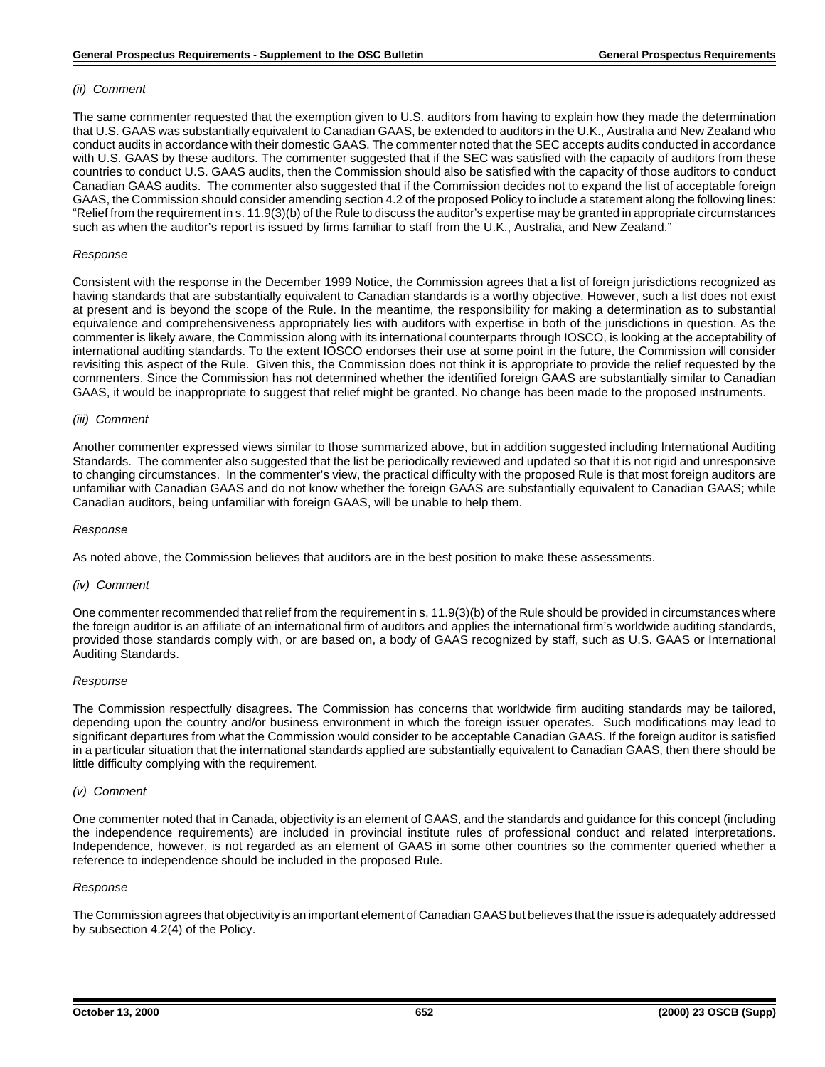*(ii) Comment*

The same commenter requested that the exemption given to U.S. auditors from having to explain how they made the determination that U.S. GAAS was substantially equivalent to Canadian GAAS, be extended to auditors in the U.K., Australia and New Zealand who conduct audits in accordance with their domestic GAAS. The commenter noted that the SEC accepts audits conducted in accordance with U.S. GAAS by these auditors. The commenter suggested that if the SEC was satisfied with the capacity of auditors from these countries to conduct U.S. GAAS audits, then the Commission should also be satisfied with the capacity of those auditors to conduct Canadian GAAS audits. The commenter also suggested that if the Commission decides not to expand the list of acceptable foreign GAAS, the Commission should consider amending section 4.2 of the proposed Policy to include a statement along the following lines: "Relief from the requirement in s. 11.9(3)(b) of the Rule to discuss the auditor's expertise may be granted in appropriate circumstances such as when the auditor's report is issued by firms familiar to staff from the U.K., Australia, and New Zealand."

*Response*

Consistent with the response in the December 1999 Notice, the Commission agrees that a list of foreign jurisdictions recognized as having standards that are substantially equivalent to Canadian standards is a worthy objective. However, such a list does not exist at present and is beyond the scope of the Rule. In the meantime, the responsibility for making a determination as to substantial equivalence and comprehensiveness appropriately lies with auditors with expertise in both of the jurisdictions in question. As the commenter is likely aware, the Commission along with its international counterparts through IOSCO, is looking at the acceptability of international auditing standards. To the extent IOSCO endorses their use at some point in the future, the Commission will consider revisiting this aspect of the Rule. Given this, the Commission does not think it is appropriate to provide the relief requested by the commenters. Since the Commission has not determined whether the identified foreign GAAS are substantially similar to Canadian GAAS, it would be inappropriate to suggest that relief might be granted. No change has been made to the proposed instruments.

*(iii) Comment*

Another commenter expressed views similar to those summarized above, but in addition suggested including International Auditing Standards. The commenter also suggested that the list be periodically reviewed and updated so that it is not rigid and unresponsive to changing circumstances. In the commenter's view, the practical difficulty with the proposed Rule is that most foreign auditors are unfamiliar with Canadian GAAS and do not know whether the foreign GAAS are substantially equivalent to Canadian GAAS; while Canadian auditors, being unfamiliar with foreign GAAS, will be unable to help them.

*Response*

As noted above, the Commission believes that auditors are in the best position to make these assessments.

*(iv) Comment*

One commenter recommended that relief from the requirement in s. 11.9(3)(b) of the Rule should be provided in circumstances where the foreign auditor is an affiliate of an international firm of auditors and applies the international firm's worldwide auditing standards, provided those standards comply with, or are based on, a body of GAAS recognized by staff, such as U.S. GAAS or International Auditing Standards.

*Response*

The Commission respectfully disagrees. The Commission has concerns that worldwide firm auditing standards may be tailored, depending upon the country and/or business environment in which the foreign issuer operates. Such modifications may lead to significant departures from what the Commission would consider to be acceptable Canadian GAAS. If the foreign auditor is satisfied in a particular situation that the international standards applied are substantially equivalent to Canadian GAAS, then there should be little difficulty complying with the requirement.

*(v) Comment*

One commenter noted that in Canada, objectivity is an element of GAAS, and the standards and guidance for this concept (including the independence requirements) are included in provincial institute rules of professional conduct and related interpretations. Independence, however, is not regarded as an element of GAAS in some other countries so the commenter queried whether a reference to independence should be included in the proposed Rule.

*Response*

The Commission agrees that objectivity is an important element of Canadian GAAS but believes that the issue is adequately addressed by subsection 4.2(4) of the Policy.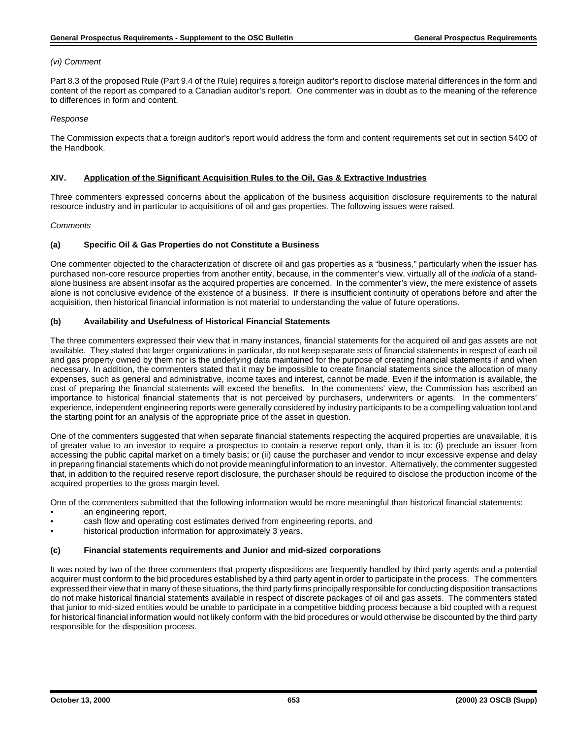*(vi) Comment*

Part 8.3 of the proposed Rule (Part 9.4 of the Rule) requires a foreign auditor's report to disclose material differences in the form and content of the report as compared to a Canadian auditor's report. One commenter was in doubt as to the meaning of the reference to differences in form and content.

*Response*

The Commission expects that a foreign auditor's report would address the form and content requirements set out in section 5400 of the Handbook.

## XIV. Application of the Significant Acquisition Rules to the Oil, Gas & Extractive Industries

Three commenters expressed concerns about the application of the business acquisition disclosure requirements to the natural resource industry and in particular to acquisitions of oil and gas properties. The following issues were raised.

*Comments*

### (a) Specific Oil & Gas Properties do not Constitute a Business

One commenter objected to the characterization of discrete oil and gas properties as a "business," particularly when the issuer has purchased non-core resource properties from another entity, because, in the commenter's view, virtually all of the *indicia* of a stand-alone business are absent insofar as the acquired properties are concerned. In the commenter's view, the mere existence of assets alone is not conclusive evidence of the existence of a business. If there is insufficient continuity of operations before and after the acquisition, then historical financial information is not material to understanding the value of future operations.

### (b) Availability and Usefulness of Historical Financial Statements

The three commenters expressed their view that in many instances, financial statements for the acquired oil and gas assets are not available. They stated that larger organizations in particular, do not keep separate sets of financial statements in respect of each oil and gas property owned by them nor is the underlying data maintained for the purpose of creating financial statements if and when necessary. In addition, the commenters stated that it may be impossible to create financial statements since the allocation of many expenses, such as general and administrative, income taxes and interest, cannot be made. Even if the information is available, the cost of preparing the financial statements will exceed the benefits. In the commenters' view, the Commission has ascribed an importance to historical financial statements that is not perceived by purchasers, underwriters or agents. In the commenters' experience, independent engineering reports were generally considered by industry participants to be a compelling valuation tool and the starting point for an analysis of the appropriate price of the asset in question.

One of the commenters suggested that when separate financial statements respecting the acquired properties are unavailable, it is of greater value to an investor to require a prospectus to contain a reserve report only, than it is to: (i) preclude an issuer from accessing the public capital market on a timely basis; or (ii) cause the purchaser and vendor to incur excessive expense and delay in preparing financial statements which do not provide meaningful information to an investor. Alternatively, the commenter suggested that, in addition to the required reserve report disclosure, the purchaser should be required to disclose the production income of the acquired properties to the gross margin level.

One of the commenters submitted that the following information would be more meaningful than historical financial statements:

- an engineering report,
- cash flow and operating cost estimates derived from engineering reports, and
- historical production information for approximately 3 years.

### (c) Financial statements requirements and Junior and mid-sized corporations

It was noted by two of the three commenters that property dispositions are frequently handled by third party agents and a potential acquirer must conform to the bid procedures established by a third party agent in order to participate in the process. The commenters expressed their view that in many of these situations, the third party firms principally responsible for conducting disposition transactions do not make historical financial statements available in respect of discrete packages of oil and gas assets. The commenters stated that junior to mid-sized entities would be unable to participate in a competitive bidding process because a bid coupled with a request for historical financial information would not likely conform with the bid procedures or would otherwise be discounted by the third party responsible for the disposition process.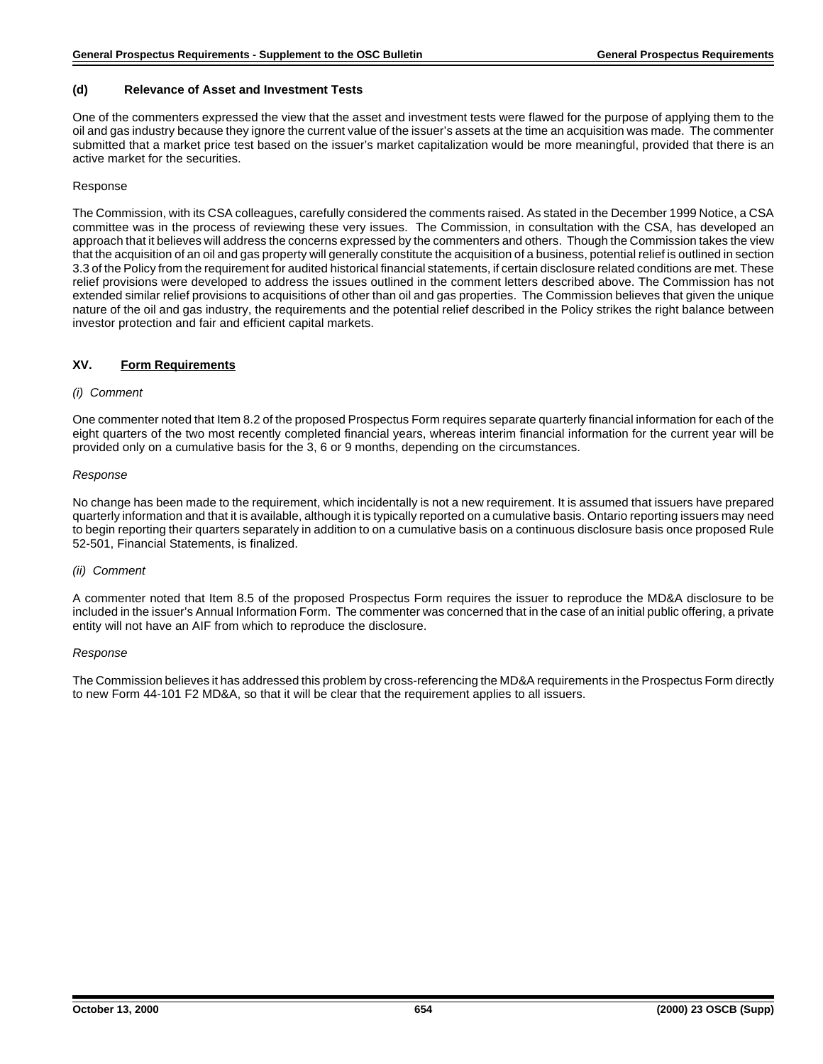### (d) Relevance of Asset and Investment Tests

One of the commenters expressed the view that the asset and investment tests were flawed for the purpose of applying them to the oil and gas industry because they ignore the current value of the issuer's assets at the time an acquisition was made. The commenter submitted that a market price test based on the issuer's market capitalization would be more meaningful, provided that there is an active market for the securities.

Response

The Commission, with its CSA colleagues, carefully considered the comments raised. As stated in the December 1999 Notice, a CSA committee was in the process of reviewing these very issues. The Commission, in consultation with the CSA, has developed an approach that it believes will address the concerns expressed by the commenters and others. Though the Commission takes the view that the acquisition of an oil and gas property will generally constitute the acquisition of a business, potential relief is outlined in section 3.3 of the Policy from the requirement for audited historical financial statements, if certain disclosure related conditions are met. These relief provisions were developed to address the issues outlined in the comment letters described above. The Commission has not extended similar relief provisions to acquisitions of other than oil and gas properties. The Commission believes that given the unique nature of the oil and gas industry, the requirements and the potential relief described in the Policy strikes the right balance between investor protection and fair and efficient capital markets.

## XV. Form Requirements

*(i) Comment*

One commenter noted that Item 8.2 of the proposed Prospectus Form requires separate quarterly financial information for each of the eight quarters of the two most recently completed financial years, whereas interim financial information for the current year will be provided only on a cumulative basis for the 3, 6 or 9 months, depending on the circumstances.

*Response*

No change has been made to the requirement, which incidentally is not a new requirement. It is assumed that issuers have prepared quarterly information and that it is available, although it is typically reported on a cumulative basis. Ontario reporting issuers may need to begin reporting their quarters separately in addition to on a cumulative basis on a continuous disclosure basis once proposed Rule 52-501, Financial Statements, is finalized.

*(ii) Comment*

A commenter noted that Item 8.5 of the proposed Prospectus Form requires the issuer to reproduce the MD&A disclosure to be included in the issuer's Annual Information Form. The commenter was concerned that in the case of an initial public offering, a private entity will not have an AIF from which to reproduce the disclosure.

*Response*

The Commission believes it has addressed this problem by cross-referencing the MD&A requirements in the Prospectus Form directly to new Form 44-101 F2 MD&A, so that it will be clear that the requirement applies to all issuers.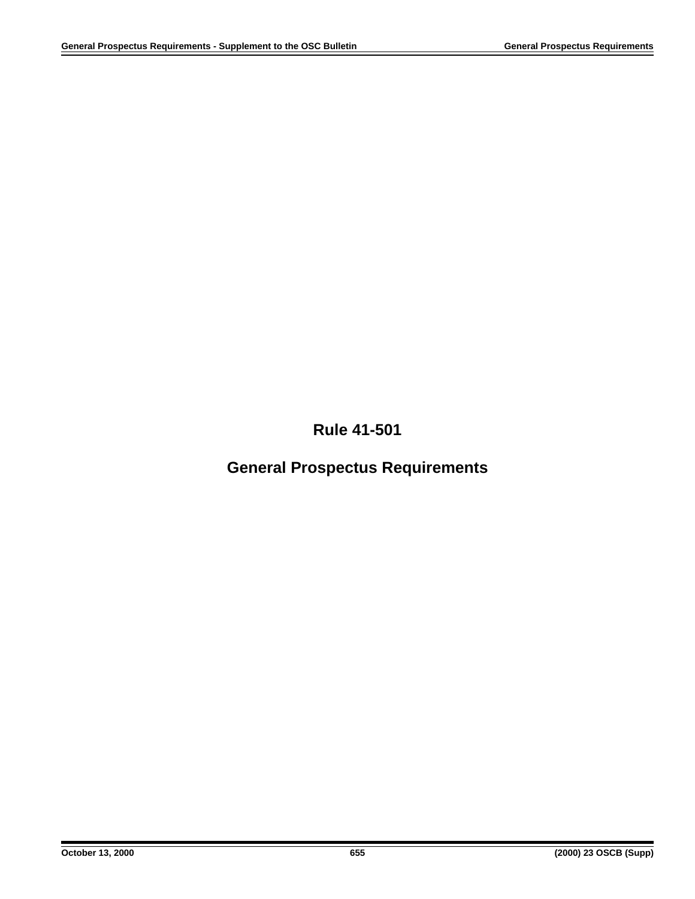# Rule 41-501

# General Prospectus Requirements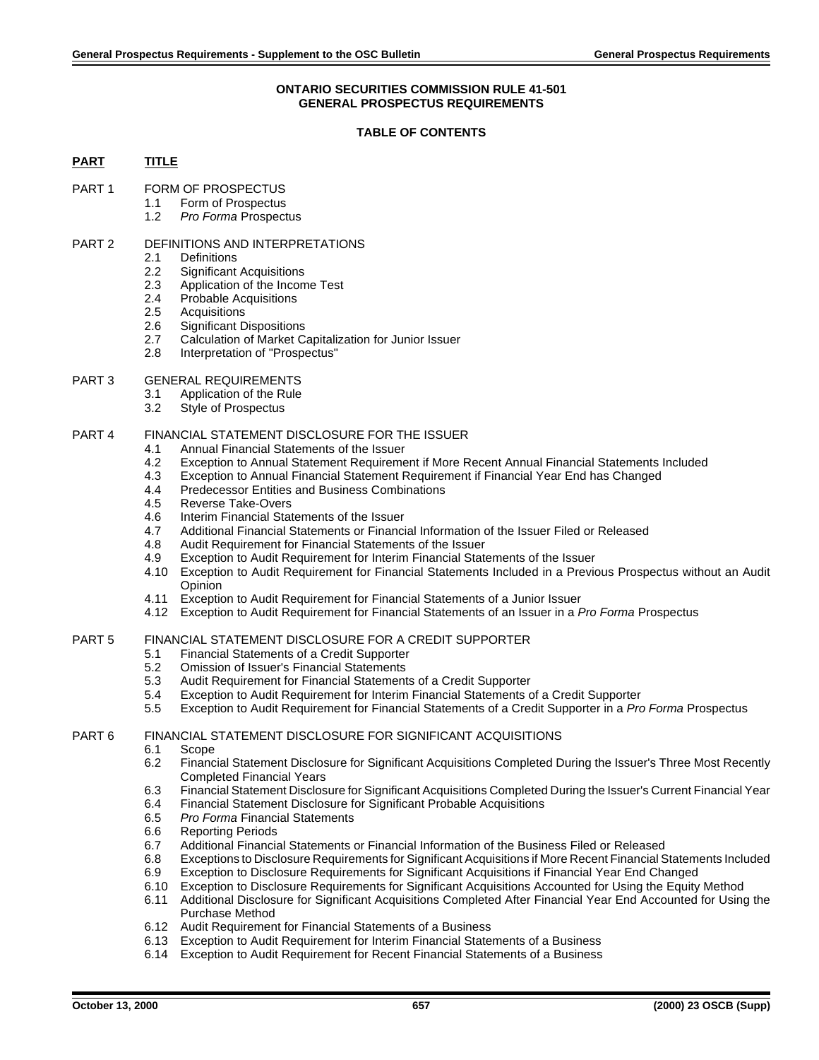**ONTARIO SECURITIES COMMISSION RULE 41-501**
**GENERAL PROSPECTUS REQUIREMENTS**

**TABLE OF CONTENTS**

**PART** **TITLE**

PART 1 FORM OF PROSPECTUS
- 1.1 Form of Prospectus
- 1.2 *Pro Forma* Prospectus

PART 2 DEFINITIONS AND INTERPRETATIONS
- 2.1 Definitions
- 2.2 Significant Acquisitions
- 2.3 Application of the Income Test
- 2.4 Probable Acquisitions
- 2.5 Acquisitions
- 2.6 Significant Dispositions
- 2.7 Calculation of Market Capitalization for Junior Issuer
- 2.8 Interpretation of "Prospectus"

PART 3 GENERAL REQUIREMENTS
- 3.1 Application of the Rule
- 3.2 Style of Prospectus

PART 4 FINANCIAL STATEMENT DISCLOSURE FOR THE ISSUER
- 4.1 Annual Financial Statements of the Issuer
- 4.2 Exception to Annual Statement Requirement if More Recent Annual Financial Statements Included
- 4.3 Exception to Annual Financial Statement Requirement if Financial Year End has Changed
- 4.4 Predecessor Entities and Business Combinations
- 4.5 Reverse Take-Overs
- 4.6 Interim Financial Statements of the Issuer
- 4.7 Additional Financial Statements or Financial Information of the Issuer Filed or Released
- 4.8 Audit Requirement for Financial Statements of the Issuer
- 4.9 Exception to Audit Requirement for Interim Financial Statements of the Issuer
- 4.10 Exception to Audit Requirement for Financial Statements Included in a Previous Prospectus without an Audit Opinion
- 4.11 Exception to Audit Requirement for Financial Statements of a Junior Issuer
- 4.12 Exception to Audit Requirement for Financial Statements of an Issuer in a *Pro Forma* Prospectus

PART 5 FINANCIAL STATEMENT DISCLOSURE FOR A CREDIT SUPPORTER
- 5.1 Financial Statements of a Credit Supporter
- 5.2 Omission of Issuer's Financial Statements
- 5.3 Audit Requirement for Financial Statements of a Credit Supporter
- 5.4 Exception to Audit Requirement for Interim Financial Statements of a Credit Supporter
- 5.5 Exception to Audit Requirement for Financial Statements of a Credit Supporter in a *Pro Forma* Prospectus

PART 6 FINANCIAL STATEMENT DISCLOSURE FOR SIGNIFICANT ACQUISITIONS
- 6.1 Scope
- 6.2 Financial Statement Disclosure for Significant Acquisitions Completed During the Issuer's Three Most Recently Completed Financial Years
- 6.3 Financial Statement Disclosure for Significant Acquisitions Completed During the Issuer's Current Financial Year
- 6.4 Financial Statement Disclosure for Significant Probable Acquisitions
- 6.5 *Pro Forma* Financial Statements
- 6.6 Reporting Periods
- 6.7 Additional Financial Statements or Financial Information of the Business Filed or Released
- 6.8 Exceptions to Disclosure Requirements for Significant Acquisitions if More Recent Financial Statements Included
- 6.9 Exception to Disclosure Requirements for Significant Acquisitions if Financial Year End Changed
- 6.10 Exception to Disclosure Requirements for Significant Acquisitions Accounted for Using the Equity Method
- 6.11 Additional Disclosure for Significant Acquisitions Completed After Financial Year End Accounted for Using the Purchase Method
- 6.12 Audit Requirement for Financial Statements of a Business
- 6.13 Exception to Audit Requirement for Interim Financial Statements of a Business
- 6.14 Exception to Audit Requirement for Recent Financial Statements of a Business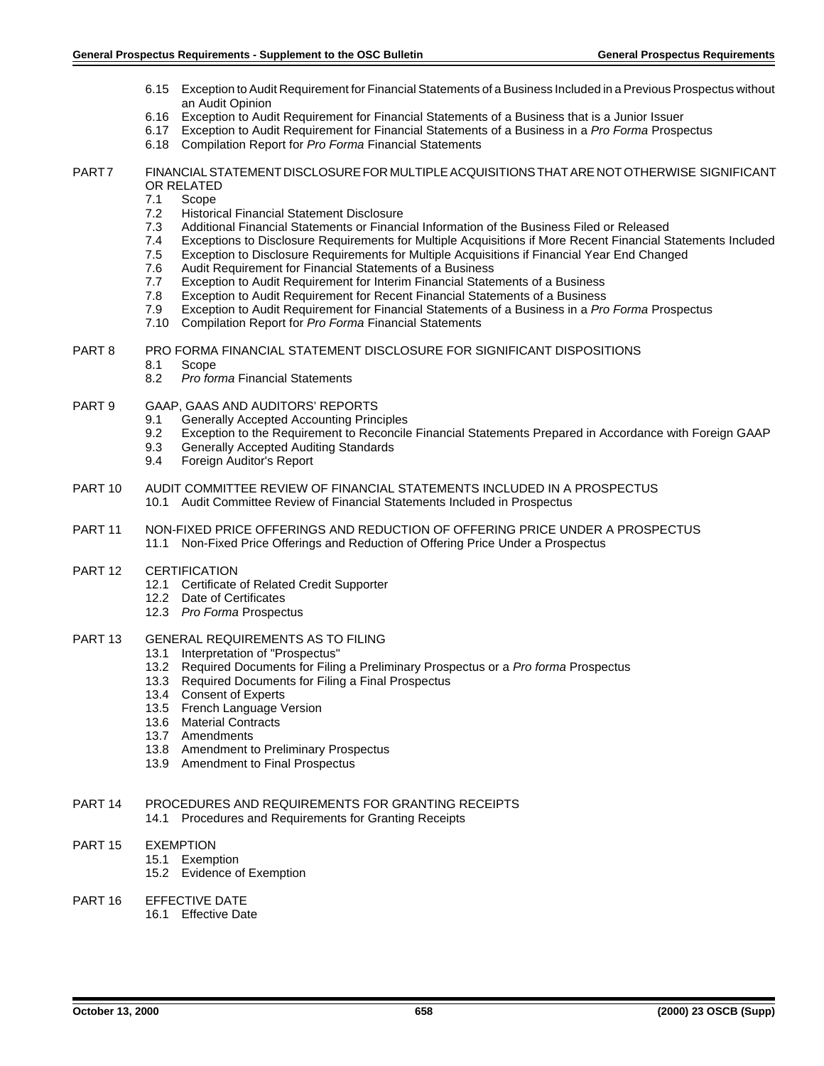6.15 Exception to Audit Requirement for Financial Statements of a Business Included in a Previous Prospectus without an Audit Opinion
6.16 Exception to Audit Requirement for Financial Statements of a Business that is a Junior Issuer
6.17 Exception to Audit Requirement for Financial Statements of a Business in a *Pro Forma* Prospectus
6.18 Compilation Report for *Pro Forma* Financial Statements

PART 7 FINANCIAL STATEMENT DISCLOSURE FOR MULTIPLE ACQUISITIONS THAT ARE NOT OTHERWISE SIGNIFICANT OR RELATED
7.1 Scope
7.2 Historical Financial Statement Disclosure
7.3 Additional Financial Statements or Financial Information of the Business Filed or Released
7.4 Exceptions to Disclosure Requirements for Multiple Acquisitions if More Recent Financial Statements Included
7.5 Exception to Disclosure Requirements for Multiple Acquisitions if Financial Year End Changed
7.6 Audit Requirement for Financial Statements of a Business
7.7 Exception to Audit Requirement for Interim Financial Statements of a Business
7.8 Exception to Audit Requirement for Recent Financial Statements of a Business
7.9 Exception to Audit Requirement for Financial Statements of a Business in a *Pro Forma* Prospectus
7.10 Compilation Report for *Pro Forma* Financial Statements

PART 8 PRO FORMA FINANCIAL STATEMENT DISCLOSURE FOR SIGNIFICANT DISPOSITIONS
8.1 Scope
8.2 *Pro forma* Financial Statements

PART 9 GAAP, GAAS AND AUDITORS' REPORTS
9.1 Generally Accepted Accounting Principles
9.2 Exception to the Requirement to Reconcile Financial Statements Prepared in Accordance with Foreign GAAP
9.3 Generally Accepted Auditing Standards
9.4 Foreign Auditor's Report

PART 10 AUDIT COMMITTEE REVIEW OF FINANCIAL STATEMENTS INCLUDED IN A PROSPECTUS
10.1 Audit Committee Review of Financial Statements Included in Prospectus

PART 11 NON-FIXED PRICE OFFERINGS AND REDUCTION OF OFFERING PRICE UNDER A PROSPECTUS
11.1 Non-Fixed Price Offerings and Reduction of Offering Price Under a Prospectus

PART 12 CERTIFICATION
12.1 Certificate of Related Credit Supporter
12.2 Date of Certificates
12.3 *Pro Forma* Prospectus

PART 13 GENERAL REQUIREMENTS AS TO FILING
13.1 Interpretation of "Prospectus"
13.2 Required Documents for Filing a Preliminary Prospectus or a *Pro forma* Prospectus
13.3 Required Documents for Filing a Final Prospectus
13.4 Consent of Experts
13.5 French Language Version
13.6 Material Contracts
13.7 Amendments
13.8 Amendment to Preliminary Prospectus
13.9 Amendment to Final Prospectus

PART 14 PROCEDURES AND REQUIREMENTS FOR GRANTING RECEIPTS
14.1 Procedures and Requirements for Granting Receipts

PART 15 EXEMPTION
15.1 Exemption
15.2 Evidence of Exemption

PART 16 EFFECTIVE DATE
16.1 Effective Date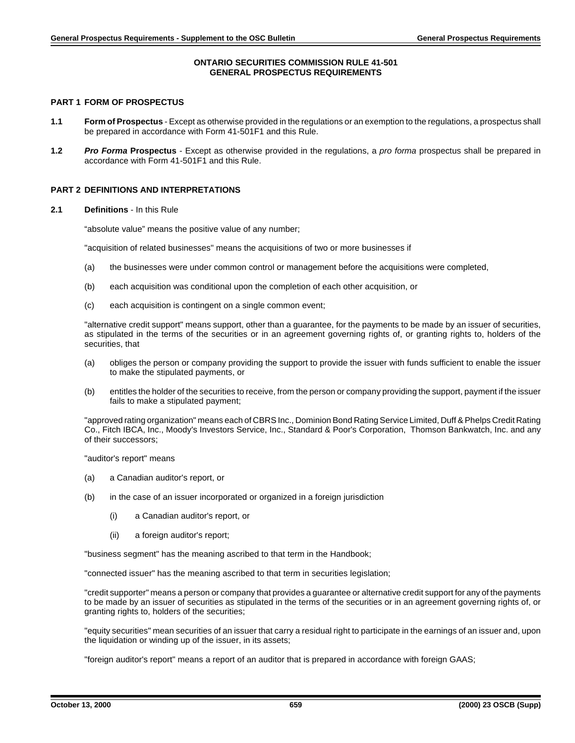# ONTARIO SECURITIES COMMISSION RULE 41-501
# GENERAL PROSPECTUS REQUIREMENTS

## PART 1 FORM OF PROSPECTUS

**1.1** **Form of Prospectus** - Except as otherwise provided in the regulations or an exemption to the regulations, a prospectus shall be prepared in accordance with Form 41-501F1 and this Rule.

**1.2** ***Pro Forma*** **Prospectus** - Except as otherwise provided in the regulations, a *pro forma* prospectus shall be prepared in accordance with Form 41-501F1 and this Rule.

## PART 2 DEFINITIONS AND INTERPRETATIONS

**2.1** **Definitions** - In this Rule

"absolute value" means the positive value of any number;

"acquisition of related businesses" means the acquisitions of two or more businesses if

(a) the businesses were under common control or management before the acquisitions were completed,

(b) each acquisition was conditional upon the completion of each other acquisition, or

(c) each acquisition is contingent on a single common event;

"alternative credit support" means support, other than a guarantee, for the payments to be made by an issuer of securities, as stipulated in the terms of the securities or in an agreement governing rights of, or granting rights to, holders of the securities, that

(a) obliges the person or company providing the support to provide the issuer with funds sufficient to enable the issuer to make the stipulated payments, or

(b) entitles the holder of the securities to receive, from the person or company providing the support, payment if the issuer fails to make a stipulated payment;

"approved rating organization" means each of CBRS Inc., Dominion Bond Rating Service Limited, Duff & Phelps Credit Rating Co., Fitch IBCA, Inc., Moody's Investors Service, Inc., Standard & Poor's Corporation, Thomson Bankwatch, Inc. and any of their successors;

"auditor's report" means

(a) a Canadian auditor's report, or

(b) in the case of an issuer incorporated or organized in a foreign jurisdiction

  (i) a Canadian auditor's report, or

  (ii) a foreign auditor's report;

"business segment" has the meaning ascribed to that term in the Handbook;

"connected issuer" has the meaning ascribed to that term in securities legislation;

"credit supporter" means a person or company that provides a guarantee or alternative credit support for any of the payments to be made by an issuer of securities as stipulated in the terms of the securities or in an agreement governing rights of, or granting rights to, holders of the securities;

"equity securities" mean securities of an issuer that carry a residual right to participate in the earnings of an issuer and, upon the liquidation or winding up of the issuer, in its assets;

"foreign auditor's report" means a report of an auditor that is prepared in accordance with foreign GAAS;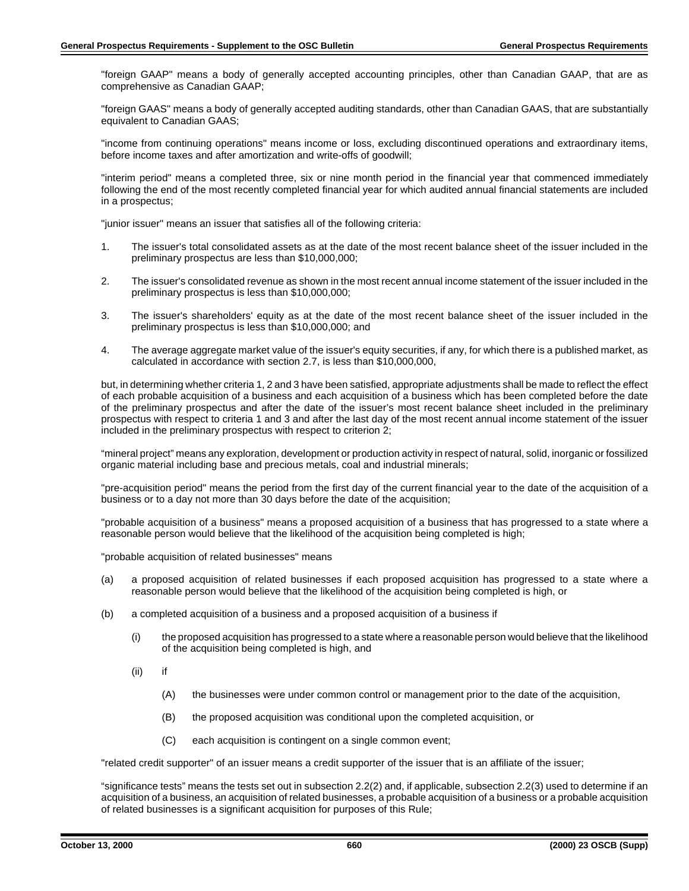"foreign GAAP" means a body of generally accepted accounting principles, other than Canadian GAAP, that are as comprehensive as Canadian GAAP;

"foreign GAAS" means a body of generally accepted auditing standards, other than Canadian GAAS, that are substantially equivalent to Canadian GAAS;

"income from continuing operations" means income or loss, excluding discontinued operations and extraordinary items, before income taxes and after amortization and write-offs of goodwill;

"interim period" means a completed three, six or nine month period in the financial year that commenced immediately following the end of the most recently completed financial year for which audited annual financial statements are included in a prospectus;

"junior issuer" means an issuer that satisfies all of the following criteria:

1. The issuer's total consolidated assets as at the date of the most recent balance sheet of the issuer included in the preliminary prospectus are less than $10,000,000;

2. The issuer's consolidated revenue as shown in the most recent annual income statement of the issuer included in the preliminary prospectus is less than $10,000,000;

3. The issuer's shareholders' equity as at the date of the most recent balance sheet of the issuer included in the preliminary prospectus is less than $10,000,000; and

4. The average aggregate market value of the issuer's equity securities, if any, for which there is a published market, as calculated in accordance with section 2.7, is less than $10,000,000,

but, in determining whether criteria 1, 2 and 3 have been satisfied, appropriate adjustments shall be made to reflect the effect of each probable acquisition of a business and each acquisition of a business which has been completed before the date of the preliminary prospectus and after the date of the issuer's most recent balance sheet included in the preliminary prospectus with respect to criteria 1 and 3 and after the last day of the most recent annual income statement of the issuer included in the preliminary prospectus with respect to criterion 2;

"mineral project" means any exploration, development or production activity in respect of natural, solid, inorganic or fossilized organic material including base and precious metals, coal and industrial minerals;

"pre-acquisition period" means the period from the first day of the current financial year to the date of the acquisition of a business or to a day not more than 30 days before the date of the acquisition;

"probable acquisition of a business" means a proposed acquisition of a business that has progressed to a state where a reasonable person would believe that the likelihood of the acquisition being completed is high;

"probable acquisition of related businesses" means

(a) a proposed acquisition of related businesses if each proposed acquisition has progressed to a state where a reasonable person would believe that the likelihood of the acquisition being completed is high, or

(b) a completed acquisition of a business and a proposed acquisition of a business if

(i) the proposed acquisition has progressed to a state where a reasonable person would believe that the likelihood of the acquisition being completed is high, and

(ii) if

(A) the businesses were under common control or management prior to the date of the acquisition,

(B) the proposed acquisition was conditional upon the completed acquisition, or

(C) each acquisition is contingent on a single common event;

"related credit supporter" of an issuer means a credit supporter of the issuer that is an affiliate of the issuer;

"significance tests" means the tests set out in subsection 2.2(2) and, if applicable, subsection 2.2(3) used to determine if an acquisition of a business, an acquisition of related businesses, a probable acquisition of a business or a probable acquisition of related businesses is a significant acquisition for purposes of this Rule;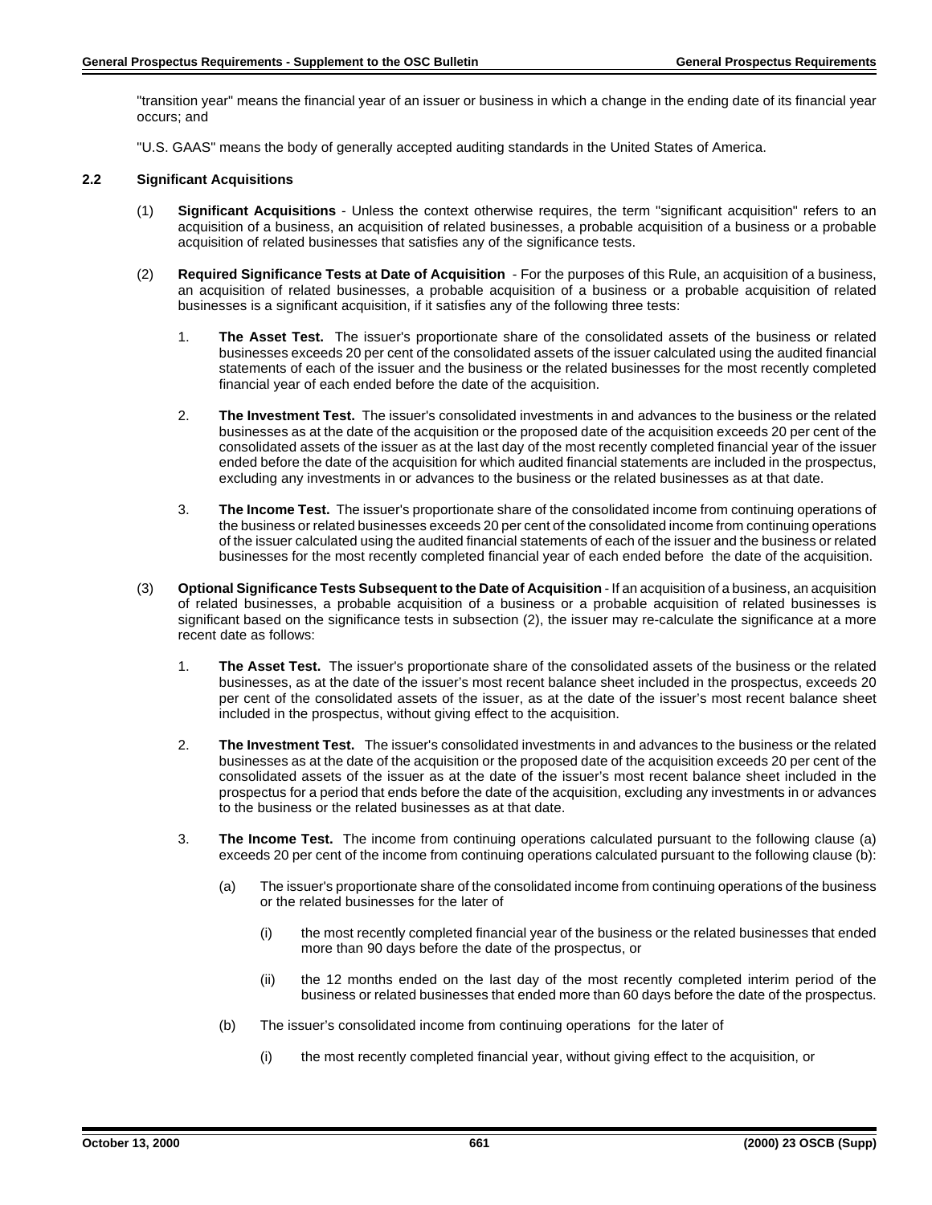"transition year" means the financial year of an issuer or business in which a change in the ending date of its financial year occurs; and

"U.S. GAAS" means the body of generally accepted auditing standards in the United States of America.

### 2.2 Significant Acquisitions

(1) **Significant Acquisitions** - Unless the context otherwise requires, the term "significant acquisition" refers to an acquisition of a business, an acquisition of related businesses, a probable acquisition of a business or a probable acquisition of related businesses that satisfies any of the significance tests.

(2) **Required Significance Tests at Date of Acquisition** - For the purposes of this Rule, an acquisition of a business, an acquisition of related businesses, a probable acquisition of a business or a probable acquisition of related businesses is a significant acquisition, if it satisfies any of the following three tests:

1. **The Asset Test.** The issuer's proportionate share of the consolidated assets of the business or related businesses exceeds 20 per cent of the consolidated assets of the issuer calculated using the audited financial statements of each of the issuer and the business or the related businesses for the most recently completed financial year of each ended before the date of the acquisition.

2. **The Investment Test.** The issuer's consolidated investments in and advances to the business or the related businesses as at the date of the acquisition or the proposed date of the acquisition exceeds 20 per cent of the consolidated assets of the issuer as at the last day of the most recently completed financial year of the issuer ended before the date of the acquisition for which audited financial statements are included in the prospectus, excluding any investments in or advances to the business or the related businesses as at that date.

3. **The Income Test.** The issuer's proportionate share of the consolidated income from continuing operations of the business or related businesses exceeds 20 per cent of the consolidated income from continuing operations of the issuer calculated using the audited financial statements of each of the issuer and the business or related businesses for the most recently completed financial year of each ended before the date of the acquisition.

(3) **Optional Significance Tests Subsequent to the Date of Acquisition** - If an acquisition of a business, an acquisition of related businesses, a probable acquisition of a business or a probable acquisition of related businesses is significant based on the significance tests in subsection (2), the issuer may re-calculate the significance at a more recent date as follows:

1. **The Asset Test.** The issuer's proportionate share of the consolidated assets of the business or the related businesses, as at the date of the issuer's most recent balance sheet included in the prospectus, exceeds 20 per cent of the consolidated assets of the issuer, as at the date of the issuer's most recent balance sheet included in the prospectus, without giving effect to the acquisition.

2. **The Investment Test.** The issuer's consolidated investments in and advances to the business or the related businesses as at the date of the acquisition or the proposed date of the acquisition exceeds 20 per cent of the consolidated assets of the issuer as at the date of the issuer's most recent balance sheet included in the prospectus for a period that ends before the date of the acquisition, excluding any investments in or advances to the business or the related businesses as at that date.

3. **The Income Test.** The income from continuing operations calculated pursuant to the following clause (a) exceeds 20 per cent of the income from continuing operations calculated pursuant to the following clause (b):

   (a) The issuer's proportionate share of the consolidated income from continuing operations of the business or the related businesses for the later of

      (i) the most recently completed financial year of the business or the related businesses that ended more than 90 days before the date of the prospectus, or

      (ii) the 12 months ended on the last day of the most recently completed interim period of the business or related businesses that ended more than 60 days before the date of the prospectus.

   (b) The issuer's consolidated income from continuing operations for the later of

      (i) the most recently completed financial year, without giving effect to the acquisition, or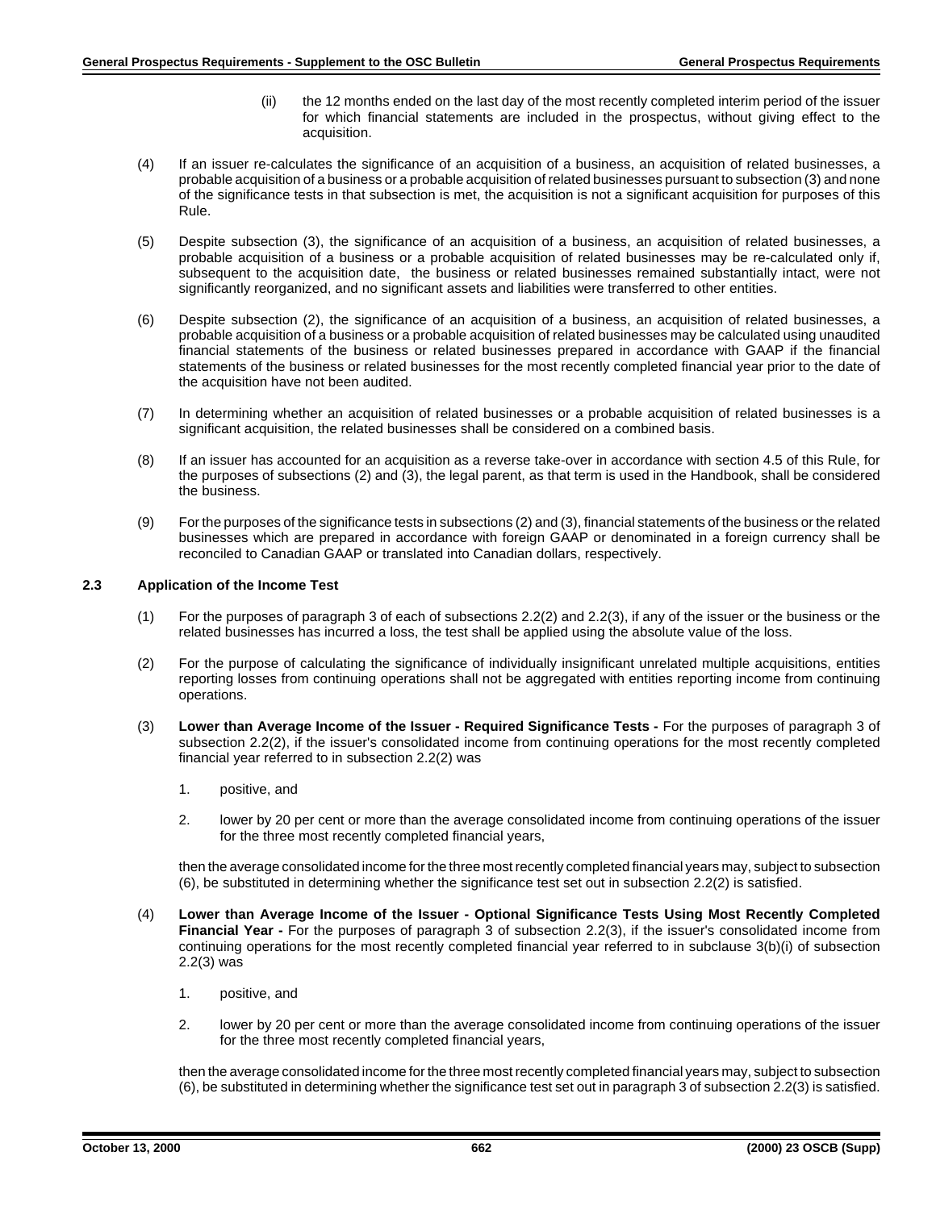(ii) the 12 months ended on the last day of the most recently completed interim period of the issuer for which financial statements are included in the prospectus, without giving effect to the acquisition.

(4) If an issuer re-calculates the significance of an acquisition of a business, an acquisition of related businesses, a probable acquisition of a business or a probable acquisition of related businesses pursuant to subsection (3) and none of the significance tests in that subsection is met, the acquisition is not a significant acquisition for purposes of this Rule.

(5) Despite subsection (3), the significance of an acquisition of a business, an acquisition of related businesses, a probable acquisition of a business or a probable acquisition of related businesses may be re-calculated only if, subsequent to the acquisition date, the business or related businesses remained substantially intact, were not significantly reorganized, and no significant assets and liabilities were transferred to other entities.

(6) Despite subsection (2), the significance of an acquisition of a business, an acquisition of related businesses, a probable acquisition of a business or a probable acquisition of related businesses may be calculated using unaudited financial statements of the business or related businesses prepared in accordance with GAAP if the financial statements of the business or related businesses for the most recently completed financial year prior to the date of the acquisition have not been audited.

(7) In determining whether an acquisition of related businesses or a probable acquisition of related businesses is a significant acquisition, the related businesses shall be considered on a combined basis.

(8) If an issuer has accounted for an acquisition as a reverse take-over in accordance with section 4.5 of this Rule, for the purposes of subsections (2) and (3), the legal parent, as that term is used in the Handbook, shall be considered the business.

(9) For the purposes of the significance tests in subsections (2) and (3), financial statements of the business or the related businesses which are prepared in accordance with foreign GAAP or denominated in a foreign currency shall be reconciled to Canadian GAAP or translated into Canadian dollars, respectively.

### 2.3 Application of the Income Test

(1) For the purposes of paragraph 3 of each of subsections 2.2(2) and 2.2(3), if any of the issuer or the business or the related businesses has incurred a loss, the test shall be applied using the absolute value of the loss.

(2) For the purpose of calculating the significance of individually insignificant unrelated multiple acquisitions, entities reporting losses from continuing operations shall not be aggregated with entities reporting income from continuing operations.

(3) **Lower than Average Income of the Issuer - Required Significance Tests -** For the purposes of paragraph 3 of subsection 2.2(2), if the issuer's consolidated income from continuing operations for the most recently completed financial year referred to in subsection 2.2(2) was

1. positive, and

2. lower by 20 per cent or more than the average consolidated income from continuing operations of the issuer for the three most recently completed financial years,

then the average consolidated income for the three most recently completed financial years may, subject to subsection (6), be substituted in determining whether the significance test set out in subsection 2.2(2) is satisfied.

(4) **Lower than Average Income of the Issuer - Optional Significance Tests Using Most Recently Completed Financial Year -** For the purposes of paragraph 3 of subsection 2.2(3), if the issuer's consolidated income from continuing operations for the most recently completed financial year referred to in subclause 3(b)(i) of subsection 2.2(3) was

1. positive, and

2. lower by 20 per cent or more than the average consolidated income from continuing operations of the issuer for the three most recently completed financial years,

then the average consolidated income for the three most recently completed financial years may, subject to subsection (6), be substituted in determining whether the significance test set out in paragraph 3 of subsection 2.2(3) is satisfied.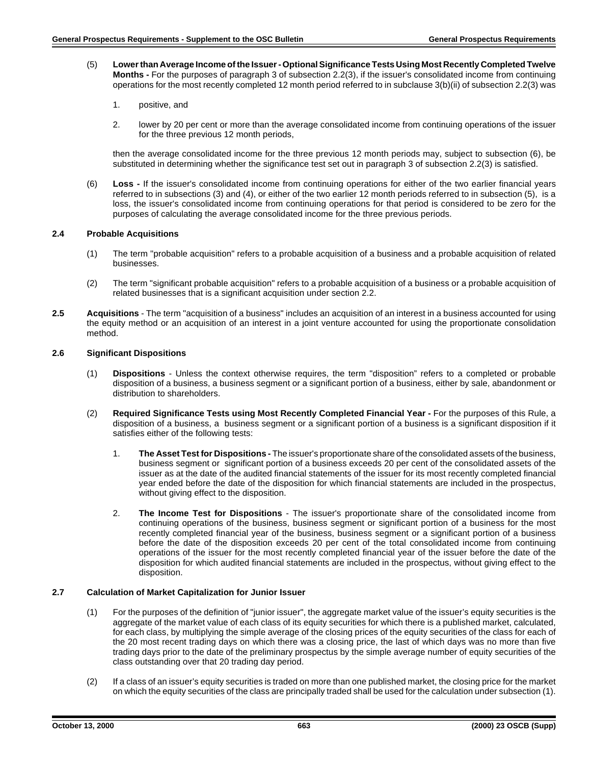(5) **Lower than Average Income of the Issuer - Optional Significance Tests Using Most Recently Completed Twelve Months -** For the purposes of paragraph 3 of subsection 2.2(3), if the issuer's consolidated income from continuing operations for the most recently completed 12 month period referred to in subclause 3(b)(ii) of subsection 2.2(3) was

1. positive, and

2. lower by 20 per cent or more than the average consolidated income from continuing operations of the issuer for the three previous 12 month periods,

then the average consolidated income for the three previous 12 month periods may, subject to subsection (6), be substituted in determining whether the significance test set out in paragraph 3 of subsection 2.2(3) is satisfied.

(6) **Loss -** If the issuer's consolidated income from continuing operations for either of the two earlier financial years referred to in subsections (3) and (4), or either of the two earlier 12 month periods referred to in subsection (5), is a loss, the issuer's consolidated income from continuing operations for that period is considered to be zero for the purposes of calculating the average consolidated income for the three previous periods.

### 2.4 Probable Acquisitions

(1) The term "probable acquisition" refers to a probable acquisition of a business and a probable acquisition of related businesses.

(2) The term "significant probable acquisition" refers to a probable acquisition of a business or a probable acquisition of related businesses that is a significant acquisition under section 2.2.

**2.5 Acquisitions** - The term "acquisition of a business" includes an acquisition of an interest in a business accounted for using the equity method or an acquisition of an interest in a joint venture accounted for using the proportionate consolidation method.

### 2.6 Significant Dispositions

(1) **Dispositions** - Unless the context otherwise requires, the term "disposition" refers to a completed or probable disposition of a business, a business segment or a significant portion of a business, either by sale, abandonment or distribution to shareholders.

(2) **Required Significance Tests using Most Recently Completed Financial Year -** For the purposes of this Rule, a disposition of a business, a business segment or a significant portion of a business is a significant disposition if it satisfies either of the following tests:

1. **The Asset Test for Dispositions -** The issuer's proportionate share of the consolidated assets of the business, business segment or significant portion of a business exceeds 20 per cent of the consolidated assets of the issuer as at the date of the audited financial statements of the issuer for its most recently completed financial year ended before the date of the disposition for which financial statements are included in the prospectus, without giving effect to the disposition.

2. **The Income Test for Dispositions** - The issuer's proportionate share of the consolidated income from continuing operations of the business, business segment or significant portion of a business for the most recently completed financial year of the business, business segment or a significant portion of a business before the date of the disposition exceeds 20 per cent of the total consolidated income from continuing operations of the issuer for the most recently completed financial year of the issuer before the date of the disposition for which audited financial statements are included in the prospectus, without giving effect to the disposition.

### 2.7 Calculation of Market Capitalization for Junior Issuer

(1) For the purposes of the definition of "junior issuer", the aggregate market value of the issuer's equity securities is the aggregate of the market value of each class of its equity securities for which there is a published market, calculated, for each class, by multiplying the simple average of the closing prices of the equity securities of the class for each of the 20 most recent trading days on which there was a closing price, the last of which days was no more than five trading days prior to the date of the preliminary prospectus by the simple average number of equity securities of the class outstanding over that 20 trading day period.

(2) If a class of an issuer's equity securities is traded on more than one published market, the closing price for the market on which the equity securities of the class are principally traded shall be used for the calculation under subsection (1).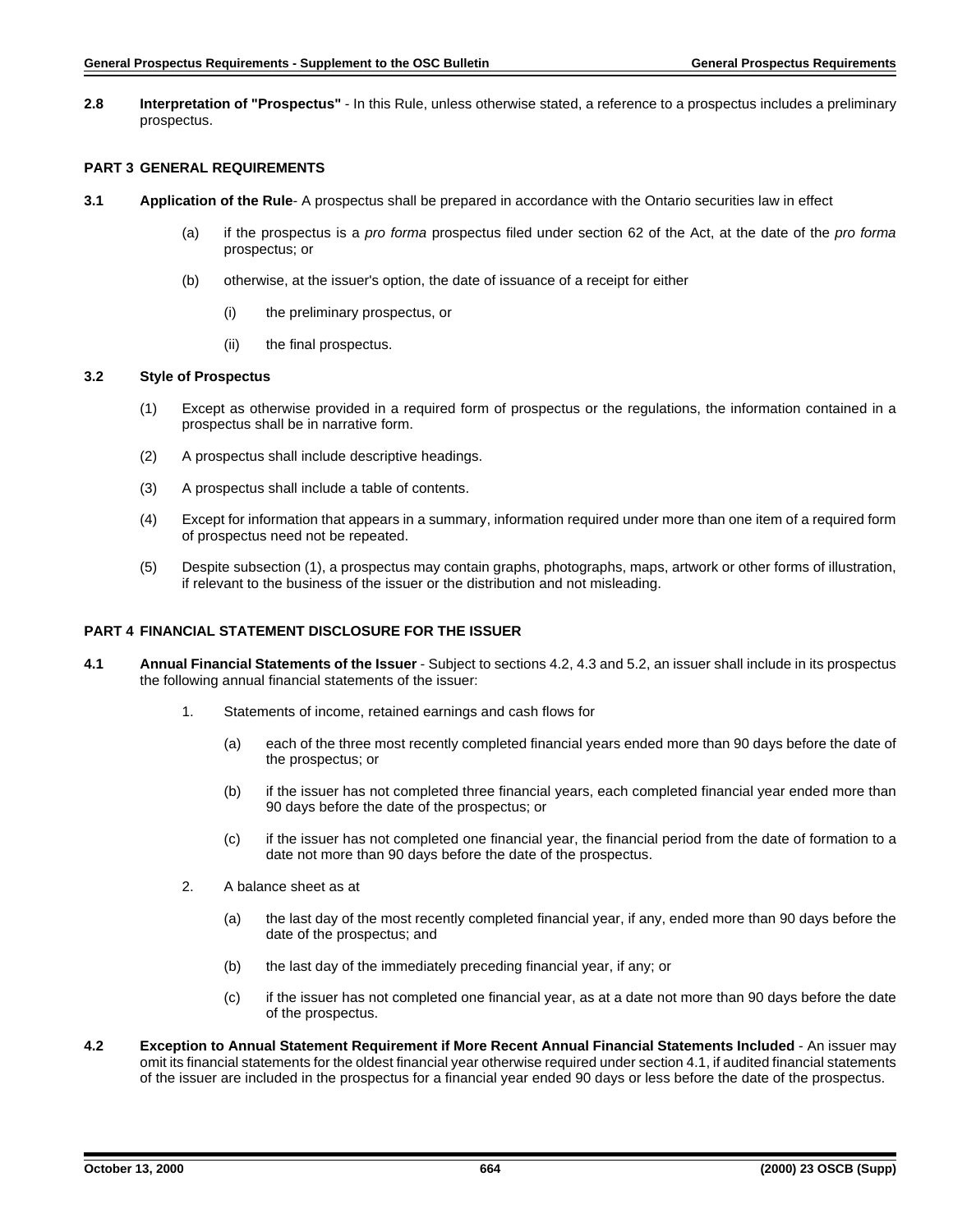**2.8 Interpretation of "Prospectus"** - In this Rule, unless otherwise stated, a reference to a prospectus includes a preliminary prospectus.

## PART 3 GENERAL REQUIREMENTS

**3.1 Application of the Rule**- A prospectus shall be prepared in accordance with the Ontario securities law in effect

(a) if the prospectus is a *pro forma* prospectus filed under section 62 of the Act, at the date of the *pro forma* prospectus; or

(b) otherwise, at the issuer's option, the date of issuance of a receipt for either

(i) the preliminary prospectus, or

(ii) the final prospectus.

**3.2 Style of Prospectus**

(1) Except as otherwise provided in a required form of prospectus or the regulations, the information contained in a prospectus shall be in narrative form.

(2) A prospectus shall include descriptive headings.

(3) A prospectus shall include a table of contents.

(4) Except for information that appears in a summary, information required under more than one item of a required form of prospectus need not be repeated.

(5) Despite subsection (1), a prospectus may contain graphs, photographs, maps, artwork or other forms of illustration, if relevant to the business of the issuer or the distribution and not misleading.

## PART 4 FINANCIAL STATEMENT DISCLOSURE FOR THE ISSUER

**4.1 Annual Financial Statements of the Issuer** - Subject to sections 4.2, 4.3 and 5.2, an issuer shall include in its prospectus the following annual financial statements of the issuer:

1. Statements of income, retained earnings and cash flows for

   (a) each of the three most recently completed financial years ended more than 90 days before the date of the prospectus; or

   (b) if the issuer has not completed three financial years, each completed financial year ended more than 90 days before the date of the prospectus; or

   (c) if the issuer has not completed one financial year, the financial period from the date of formation to a date not more than 90 days before the date of the prospectus.

2. A balance sheet as at

   (a) the last day of the most recently completed financial year, if any, ended more than 90 days before the date of the prospectus; and

   (b) the last day of the immediately preceding financial year, if any; or

   (c) if the issuer has not completed one financial year, as at a date not more than 90 days before the date of the prospectus.

**4.2 Exception to Annual Statement Requirement if More Recent Annual Financial Statements Included** - An issuer may omit its financial statements for the oldest financial year otherwise required under section 4.1, if audited financial statements of the issuer are included in the prospectus for a financial year ended 90 days or less before the date of the prospectus.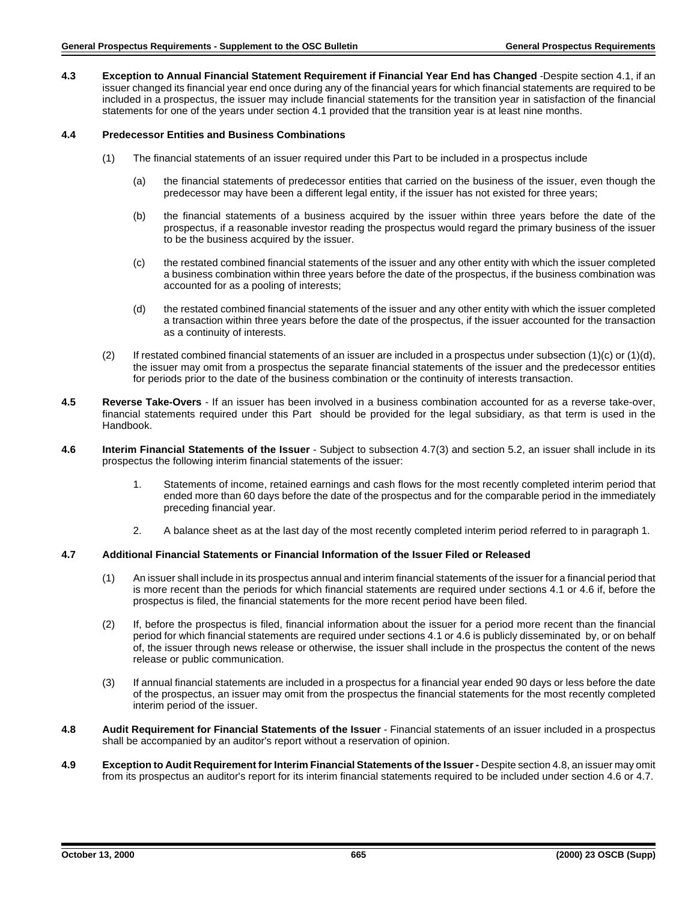**4.3 Exception to Annual Financial Statement Requirement if Financial Year End has Changed** -Despite section 4.1, if an issuer changed its financial year end once during any of the financial years for which financial statements are required to be included in a prospectus, the issuer may include financial statements for the transition year in satisfaction of the financial statements for one of the years under section 4.1 provided that the transition year is at least nine months.

**4.4 Predecessor Entities and Business Combinations**

(1) The financial statements of an issuer required under this Part to be included in a prospectus include

(a) the financial statements of predecessor entities that carried on the business of the issuer, even though the predecessor may have been a different legal entity, if the issuer has not existed for three years;

(b) the financial statements of a business acquired by the issuer within three years before the date of the prospectus, if a reasonable investor reading the prospectus would regard the primary business of the issuer to be the business acquired by the issuer.

(c) the restated combined financial statements of the issuer and any other entity with which the issuer completed a business combination within three years before the date of the prospectus, if the business combination was accounted for as a pooling of interests;

(d) the restated combined financial statements of the issuer and any other entity with which the issuer completed a transaction within three years before the date of the prospectus, if the issuer accounted for the transaction as a continuity of interests.

(2) If restated combined financial statements of an issuer are included in a prospectus under subsection (1)(c) or (1)(d), the issuer may omit from a prospectus the separate financial statements of the issuer and the predecessor entities for periods prior to the date of the business combination or the continuity of interests transaction.

**4.5 Reverse Take-Overs** - If an issuer has been involved in a business combination accounted for as a reverse take-over, financial statements required under this Part should be provided for the legal subsidiary, as that term is used in the Handbook.

**4.6 Interim Financial Statements of the Issuer** - Subject to subsection 4.7(3) and section 5.2, an issuer shall include in its prospectus the following interim financial statements of the issuer:

1. Statements of income, retained earnings and cash flows for the most recently completed interim period that ended more than 60 days before the date of the prospectus and for the comparable period in the immediately preceding financial year.

2. A balance sheet as at the last day of the most recently completed interim period referred to in paragraph 1.

**4.7 Additional Financial Statements or Financial Information of the Issuer Filed or Released**

(1) An issuer shall include in its prospectus annual and interim financial statements of the issuer for a financial period that is more recent than the periods for which financial statements are required under sections 4.1 or 4.6 if, before the prospectus is filed, the financial statements for the more recent period have been filed.

(2) If, before the prospectus is filed, financial information about the issuer for a period more recent than the financial period for which financial statements are required under sections 4.1 or 4.6 is publicly disseminated by, or on behalf of, the issuer through news release or otherwise, the issuer shall include in the prospectus the content of the news release or public communication.

(3) If annual financial statements are included in a prospectus for a financial year ended 90 days or less before the date of the prospectus, an issuer may omit from the prospectus the financial statements for the most recently completed interim period of the issuer.

**4.8 Audit Requirement for Financial Statements of the Issuer** - Financial statements of an issuer included in a prospectus shall be accompanied by an auditor's report without a reservation of opinion.

**4.9 Exception to Audit Requirement for Interim Financial Statements of the Issuer -** Despite section 4.8, an issuer may omit from its prospectus an auditor's report for its interim financial statements required to be included under section 4.6 or 4.7.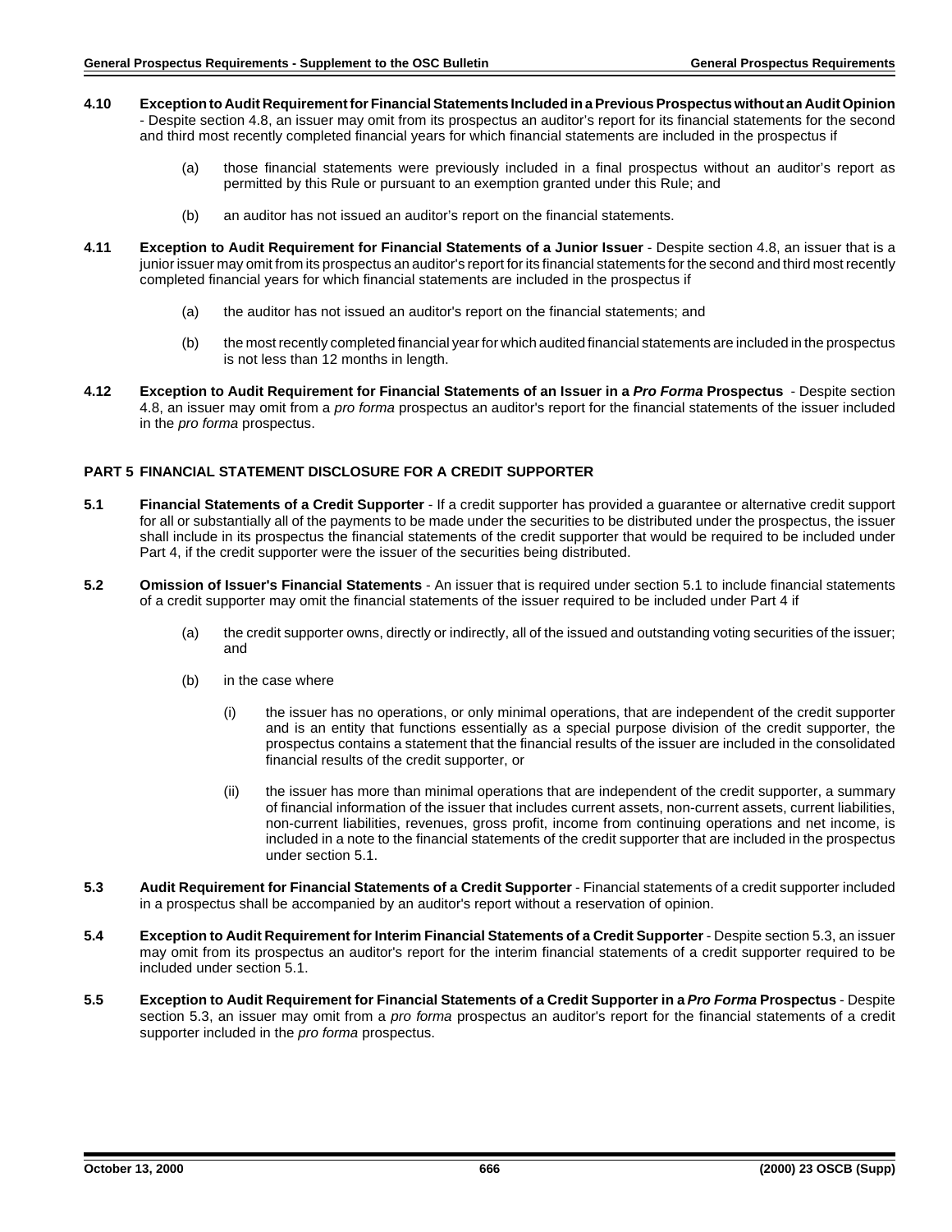**4.10 Exception to Audit Requirement for Financial Statements Included in a Previous Prospectus without an Audit Opinion** - Despite section 4.8, an issuer may omit from its prospectus an auditor's report for its financial statements for the second and third most recently completed financial years for which financial statements are included in the prospectus if

(a) those financial statements were previously included in a final prospectus without an auditor's report as permitted by this Rule or pursuant to an exemption granted under this Rule; and

(b) an auditor has not issued an auditor's report on the financial statements.

**4.11 Exception to Audit Requirement for Financial Statements of a Junior Issuer** - Despite section 4.8, an issuer that is a junior issuer may omit from its prospectus an auditor's report for its financial statements for the second and third most recently completed financial years for which financial statements are included in the prospectus if

(a) the auditor has not issued an auditor's report on the financial statements; and

(b) the most recently completed financial year for which audited financial statements are included in the prospectus is not less than 12 months in length.

**4.12 Exception to Audit Requirement for Financial Statements of an Issuer in a *Pro Forma* Prospectus** - Despite section 4.8, an issuer may omit from a *pro forma* prospectus an auditor's report for the financial statements of the issuer included in the *pro forma* prospectus.

## PART 5 FINANCIAL STATEMENT DISCLOSURE FOR A CREDIT SUPPORTER

**5.1 Financial Statements of a Credit Supporter** - If a credit supporter has provided a guarantee or alternative credit support for all or substantially all of the payments to be made under the securities to be distributed under the prospectus, the issuer shall include in its prospectus the financial statements of the credit supporter that would be required to be included under Part 4, if the credit supporter were the issuer of the securities being distributed.

**5.2 Omission of Issuer's Financial Statements** - An issuer that is required under section 5.1 to include financial statements of a credit supporter may omit the financial statements of the issuer required to be included under Part 4 if

(a) the credit supporter owns, directly or indirectly, all of the issued and outstanding voting securities of the issuer; and

(b) in the case where

(i) the issuer has no operations, or only minimal operations, that are independent of the credit supporter and is an entity that functions essentially as a special purpose division of the credit supporter, the prospectus contains a statement that the financial results of the issuer are included in the consolidated financial results of the credit supporter, or

(ii) the issuer has more than minimal operations that are independent of the credit supporter, a summary of financial information of the issuer that includes current assets, non-current assets, current liabilities, non-current liabilities, revenues, gross profit, income from continuing operations and net income, is included in a note to the financial statements of the credit supporter that are included in the prospectus under section 5.1.

**5.3 Audit Requirement for Financial Statements of a Credit Supporter** - Financial statements of a credit supporter included in a prospectus shall be accompanied by an auditor's report without a reservation of opinion.

**5.4 Exception to Audit Requirement for Interim Financial Statements of a Credit Supporter** - Despite section 5.3, an issuer may omit from its prospectus an auditor's report for the interim financial statements of a credit supporter required to be included under section 5.1.

**5.5 Exception to Audit Requirement for Financial Statements of a Credit Supporter in a *Pro Forma* Prospectus** - Despite section 5.3, an issuer may omit from a *pro forma* prospectus an auditor's report for the financial statements of a credit supporter included in the *pro forma* prospectus.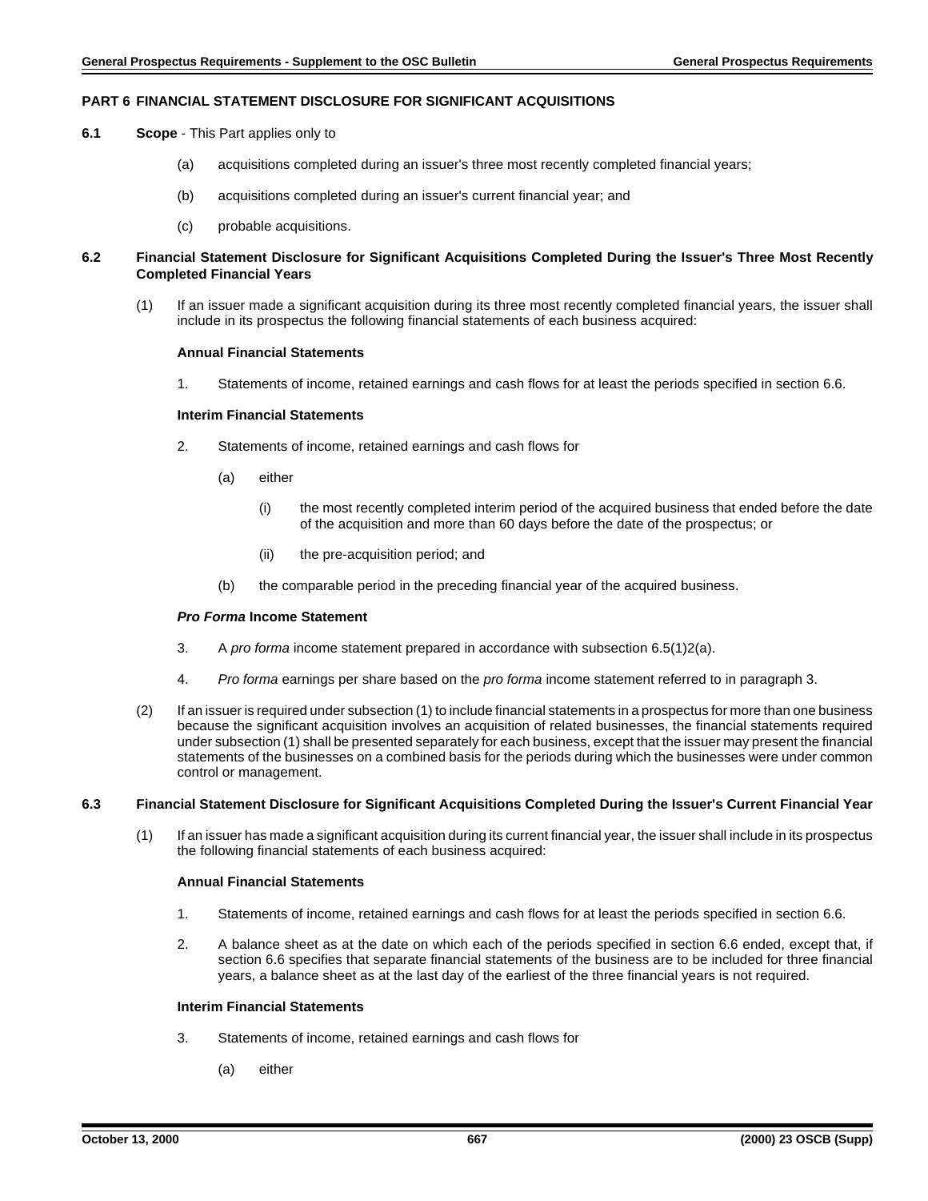## PART 6 FINANCIAL STATEMENT DISCLOSURE FOR SIGNIFICANT ACQUISITIONS

**6.1 Scope** - This Part applies only to

(a) acquisitions completed during an issuer's three most recently completed financial years;

(b) acquisitions completed during an issuer's current financial year; and

(c) probable acquisitions.

**6.2 Financial Statement Disclosure for Significant Acquisitions Completed During the Issuer's Three Most Recently Completed Financial Years**

(1) If an issuer made a significant acquisition during its three most recently completed financial years, the issuer shall include in its prospectus the following financial statements of each business acquired:

**Annual Financial Statements**

1. Statements of income, retained earnings and cash flows for at least the periods specified in section 6.6.

**Interim Financial Statements**

2. Statements of income, retained earnings and cash flows for

   (a) either

      (i) the most recently completed interim period of the acquired business that ended before the date of the acquisition and more than 60 days before the date of the prospectus; or

      (ii) the pre-acquisition period; and

   (b) the comparable period in the preceding financial year of the acquired business.

***Pro Forma* Income Statement**

3. A *pro forma* income statement prepared in accordance with subsection 6.5(1)2(a).

4. *Pro forma* earnings per share based on the *pro forma* income statement referred to in paragraph 3.

(2) If an issuer is required under subsection (1) to include financial statements in a prospectus for more than one business because the significant acquisition involves an acquisition of related businesses, the financial statements required under subsection (1) shall be presented separately for each business, except that the issuer may present the financial statements of the businesses on a combined basis for the periods during which the businesses were under common control or management.

**6.3 Financial Statement Disclosure for Significant Acquisitions Completed During the Issuer's Current Financial Year**

(1) If an issuer has made a significant acquisition during its current financial year, the issuer shall include in its prospectus the following financial statements of each business acquired:

**Annual Financial Statements**

1. Statements of income, retained earnings and cash flows for at least the periods specified in section 6.6.

2. A balance sheet as at the date on which each of the periods specified in section 6.6 ended, except that, if section 6.6 specifies that separate financial statements of the business are to be included for three financial years, a balance sheet as at the last day of the earliest of the three financial years is not required.

**Interim Financial Statements**

3. Statements of income, retained earnings and cash flows for

   (a) either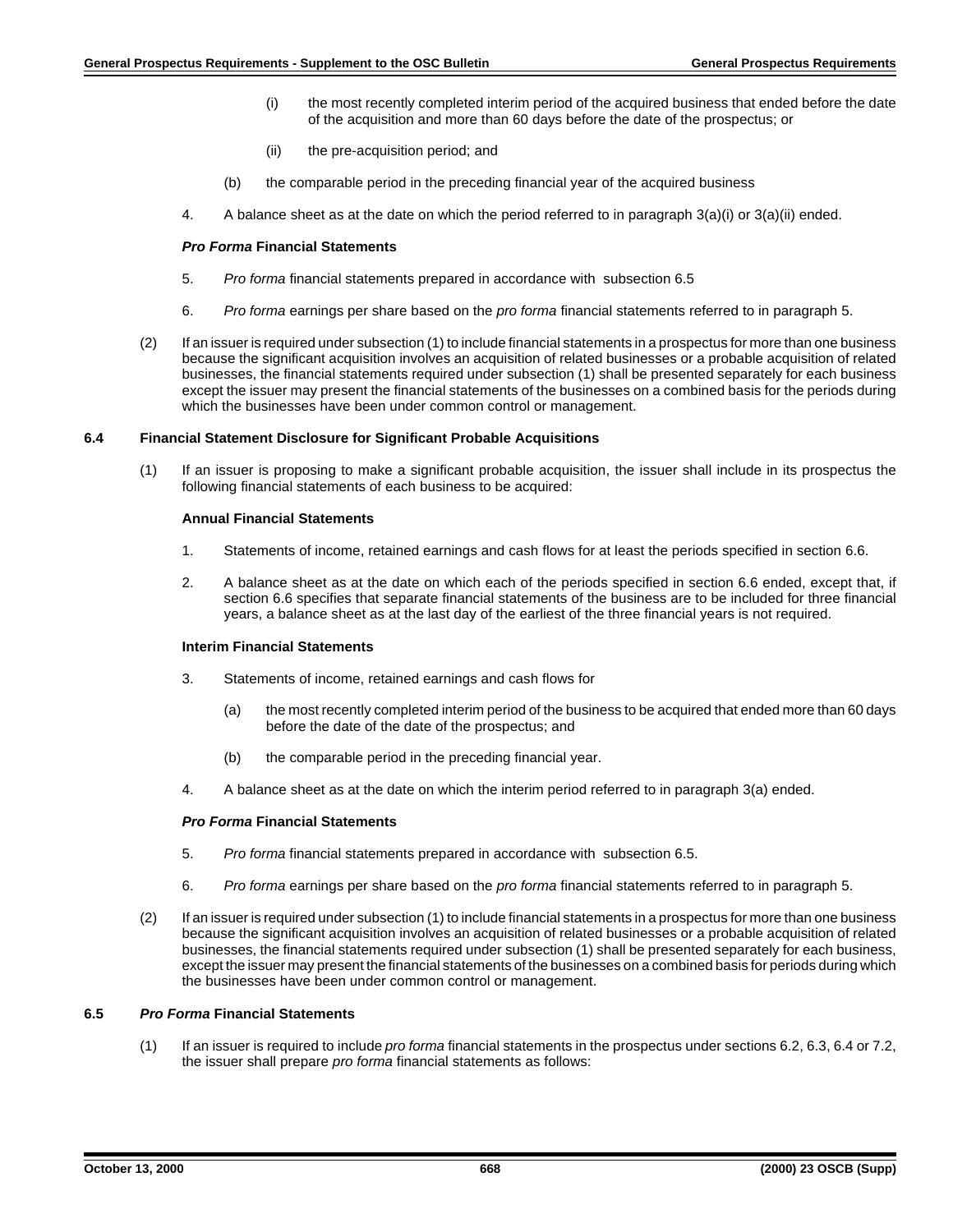(i) the most recently completed interim period of the acquired business that ended before the date of the acquisition and more than 60 days before the date of the prospectus; or

(ii) the pre-acquisition period; and

(b) the comparable period in the preceding financial year of the acquired business

4. A balance sheet as at the date on which the period referred to in paragraph 3(a)(i) or 3(a)(ii) ended.

***Pro Forma* Financial Statements**

5. *Pro forma* financial statements prepared in accordance with subsection 6.5

6. *Pro forma* earnings per share based on the *pro forma* financial statements referred to in paragraph 5.

(2) If an issuer is required under subsection (1) to include financial statements in a prospectus for more than one business because the significant acquisition involves an acquisition of related businesses or a probable acquisition of related businesses, the financial statements required under subsection (1) shall be presented separately for each business except the issuer may present the financial statements of the businesses on a combined basis for the periods during which the businesses have been under common control or management.

### 6.4 Financial Statement Disclosure for Significant Probable Acquisitions

(1) If an issuer is proposing to make a significant probable acquisition, the issuer shall include in its prospectus the following financial statements of each business to be acquired:

**Annual Financial Statements**

1. Statements of income, retained earnings and cash flows for at least the periods specified in section 6.6.

2. A balance sheet as at the date on which each of the periods specified in section 6.6 ended, except that, if section 6.6 specifies that separate financial statements of the business are to be included for three financial years, a balance sheet as at the last day of the earliest of the three financial years is not required.

**Interim Financial Statements**

3. Statements of income, retained earnings and cash flows for

   (a) the most recently completed interim period of the business to be acquired that ended more than 60 days before the date of the date of the prospectus; and

   (b) the comparable period in the preceding financial year.

4. A balance sheet as at the date on which the interim period referred to in paragraph 3(a) ended.

***Pro Forma* Financial Statements**

5. *Pro forma* financial statements prepared in accordance with subsection 6.5.

6. *Pro forma* earnings per share based on the *pro forma* financial statements referred to in paragraph 5.

(2) If an issuer is required under subsection (1) to include financial statements in a prospectus for more than one business because the significant acquisition involves an acquisition of related businesses or a probable acquisition of related businesses, the financial statements required under subsection (1) shall be presented separately for each business, except the issuer may present the financial statements of the businesses on a combined basis for periods during which the businesses have been under common control or management.

### 6.5 *Pro Forma* Financial Statements

(1) If an issuer is required to include *pro forma* financial statements in the prospectus under sections 6.2, 6.3, 6.4 or 7.2, the issuer shall prepare *pro forma* financial statements as follows: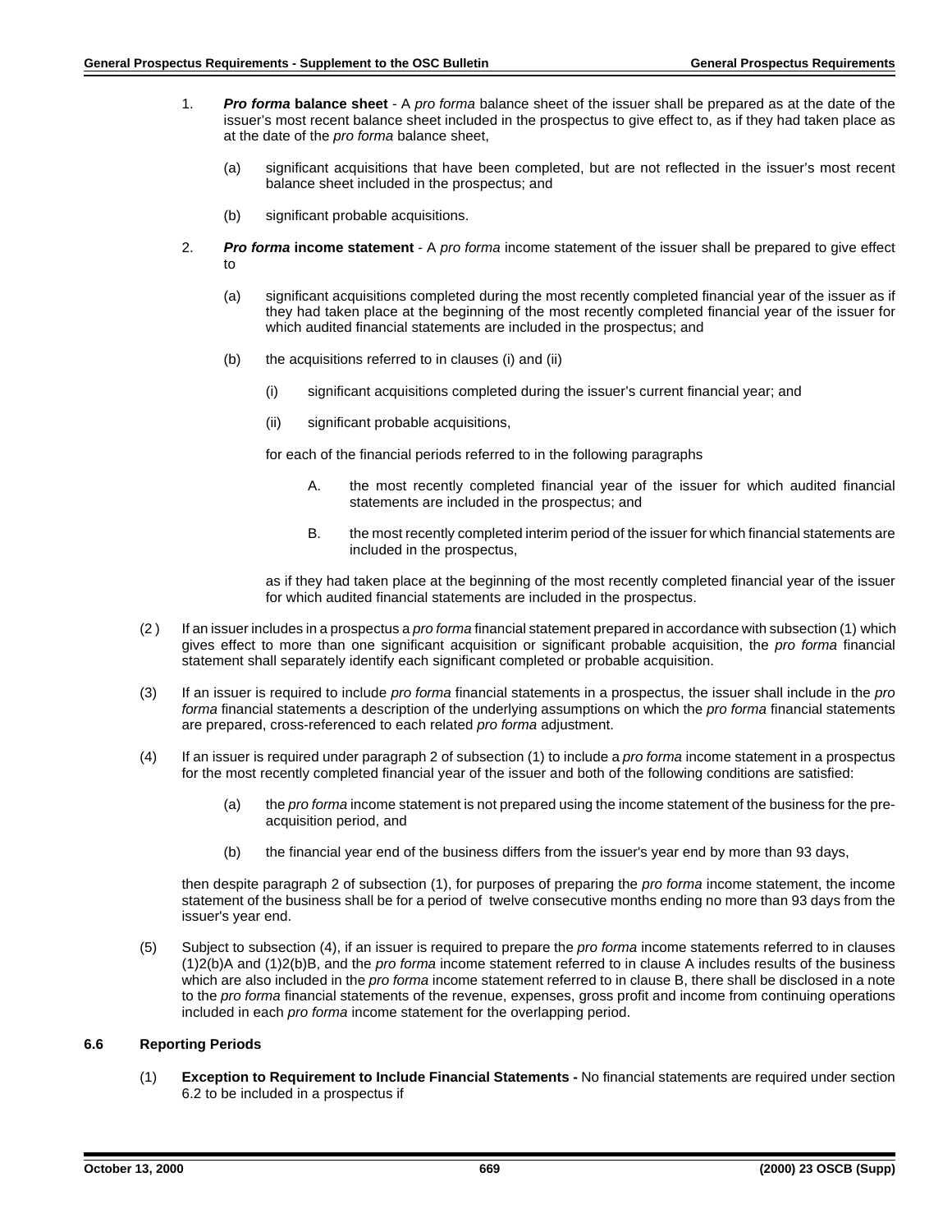1. ***Pro forma* balance sheet** - A *pro forma* balance sheet of the issuer shall be prepared as at the date of the issuer's most recent balance sheet included in the prospectus to give effect to, as if they had taken place as at the date of the *pro forma* balance sheet,

   (a) significant acquisitions that have been completed, but are not reflected in the issuer's most recent balance sheet included in the prospectus; and

   (b) significant probable acquisitions.

2. ***Pro forma* income statement** - A *pro forma* income statement of the issuer shall be prepared to give effect to

   (a) significant acquisitions completed during the most recently completed financial year of the issuer as if they had taken place at the beginning of the most recently completed financial year of the issuer for which audited financial statements are included in the prospectus; and

   (b) the acquisitions referred to in clauses (i) and (ii)

      (i) significant acquisitions completed during the issuer's current financial year; and

      (ii) significant probable acquisitions,

   for each of the financial periods referred to in the following paragraphs

      A. the most recently completed financial year of the issuer for which audited financial statements are included in the prospectus; and

      B. the most recently completed interim period of the issuer for which financial statements are included in the prospectus,

   as if they had taken place at the beginning of the most recently completed financial year of the issuer for which audited financial statements are included in the prospectus.

(2) If an issuer includes in a prospectus a *pro forma* financial statement prepared in accordance with subsection (1) which gives effect to more than one significant acquisition or significant probable acquisition, the *pro forma* financial statement shall separately identify each significant completed or probable acquisition.

(3) If an issuer is required to include *pro forma* financial statements in a prospectus, the issuer shall include in the *pro forma* financial statements a description of the underlying assumptions on which the *pro forma* financial statements are prepared, cross-referenced to each related *pro forma* adjustment.

(4) If an issuer is required under paragraph 2 of subsection (1) to include a *pro forma* income statement in a prospectus for the most recently completed financial year of the issuer and both of the following conditions are satisfied:

   (a) the *pro forma* income statement is not prepared using the income statement of the business for the pre-acquisition period, and

   (b) the financial year end of the business differs from the issuer's year end by more than 93 days,

then despite paragraph 2 of subsection (1), for purposes of preparing the *pro forma* income statement, the income statement of the business shall be for a period of twelve consecutive months ending no more than 93 days from the issuer's year end.

(5) Subject to subsection (4), if an issuer is required to prepare the *pro forma* income statements referred to in clauses (1)2(b)A and (1)2(b)B, and the *pro forma* income statement referred to in clause A includes results of the business which are also included in the *pro forma* income statement referred to in clause B, there shall be disclosed in a note to the *pro forma* financial statements of the revenue, expenses, gross profit and income from continuing operations included in each *pro forma* income statement for the overlapping period.

### 6.6 Reporting Periods

(1) **Exception to Requirement to Include Financial Statements -** No financial statements are required under section 6.2 to be included in a prospectus if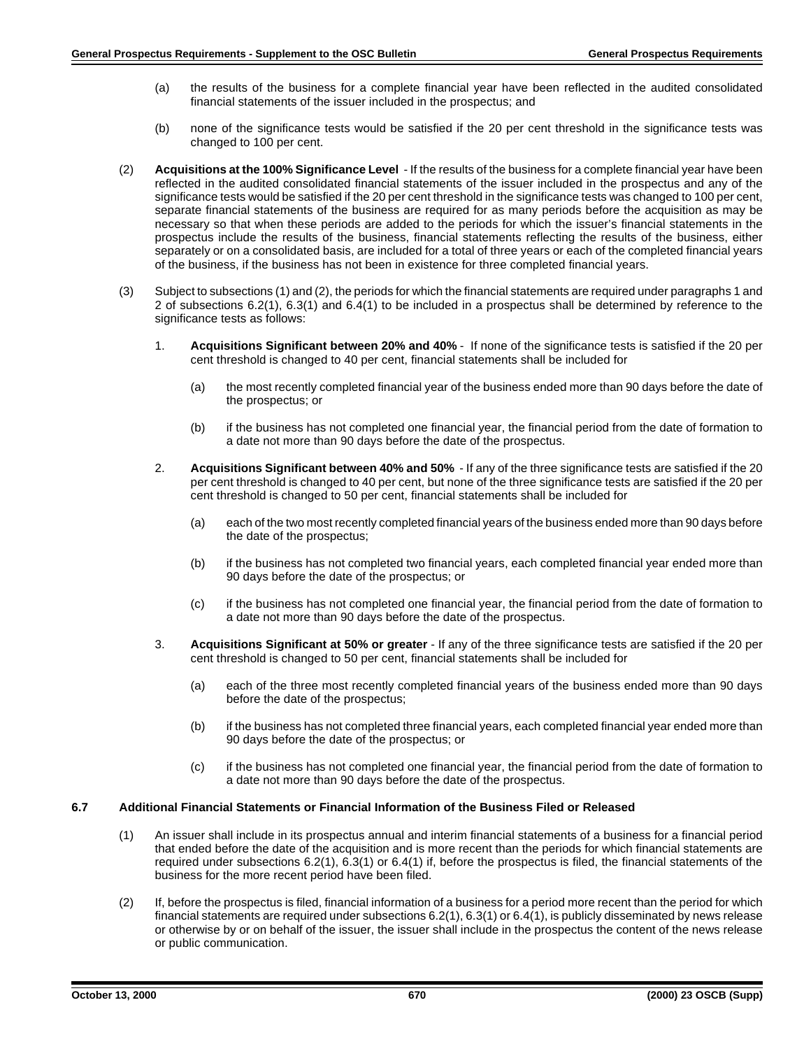(a) the results of the business for a complete financial year have been reflected in the audited consolidated financial statements of the issuer included in the prospectus; and

(b) none of the significance tests would be satisfied if the 20 per cent threshold in the significance tests was changed to 100 per cent.

(2) **Acquisitions at the 100% Significance Level** - If the results of the business for a complete financial year have been reflected in the audited consolidated financial statements of the issuer included in the prospectus and any of the significance tests would be satisfied if the 20 per cent threshold in the significance tests was changed to 100 per cent, separate financial statements of the business are required for as many periods before the acquisition as may be necessary so that when these periods are added to the periods for which the issuer's financial statements in the prospectus include the results of the business, financial statements reflecting the results of the business, either separately or on a consolidated basis, are included for a total of three years or each of the completed financial years of the business, if the business has not been in existence for three completed financial years.

(3) Subject to subsections (1) and (2), the periods for which the financial statements are required under paragraphs 1 and 2 of subsections 6.2(1), 6.3(1) and 6.4(1) to be included in a prospectus shall be determined by reference to the significance tests as follows:

1. **Acquisitions Significant between 20% and 40%** - If none of the significance tests is satisfied if the 20 per cent threshold is changed to 40 per cent, financial statements shall be included for

   (a) the most recently completed financial year of the business ended more than 90 days before the date of the prospectus; or

   (b) if the business has not completed one financial year, the financial period from the date of formation to a date not more than 90 days before the date of the prospectus.

2. **Acquisitions Significant between 40% and 50%** - If any of the three significance tests are satisfied if the 20 per cent threshold is changed to 40 per cent, but none of the three significance tests are satisfied if the 20 per cent threshold is changed to 50 per cent, financial statements shall be included for

   (a) each of the two most recently completed financial years of the business ended more than 90 days before the date of the prospectus;

   (b) if the business has not completed two financial years, each completed financial year ended more than 90 days before the date of the prospectus; or

   (c) if the business has not completed one financial year, the financial period from the date of formation to a date not more than 90 days before the date of the prospectus.

3. **Acquisitions Significant at 50% or greater** - If any of the three significance tests are satisfied if the 20 per cent threshold is changed to 50 per cent, financial statements shall be included for

   (a) each of the three most recently completed financial years of the business ended more than 90 days before the date of the prospectus;

   (b) if the business has not completed three financial years, each completed financial year ended more than 90 days before the date of the prospectus; or

   (c) if the business has not completed one financial year, the financial period from the date of formation to a date not more than 90 days before the date of the prospectus.

### 6.7 Additional Financial Statements or Financial Information of the Business Filed or Released

(1) An issuer shall include in its prospectus annual and interim financial statements of a business for a financial period that ended before the date of the acquisition and is more recent than the periods for which financial statements are required under subsections 6.2(1), 6.3(1) or 6.4(1) if, before the prospectus is filed, the financial statements of the business for the more recent period have been filed.

(2) If, before the prospectus is filed, financial information of a business for a period more recent than the period for which financial statements are required under subsections 6.2(1), 6.3(1) or 6.4(1), is publicly disseminated by news release or otherwise by or on behalf of the issuer, the issuer shall include in the prospectus the content of the news release or public communication.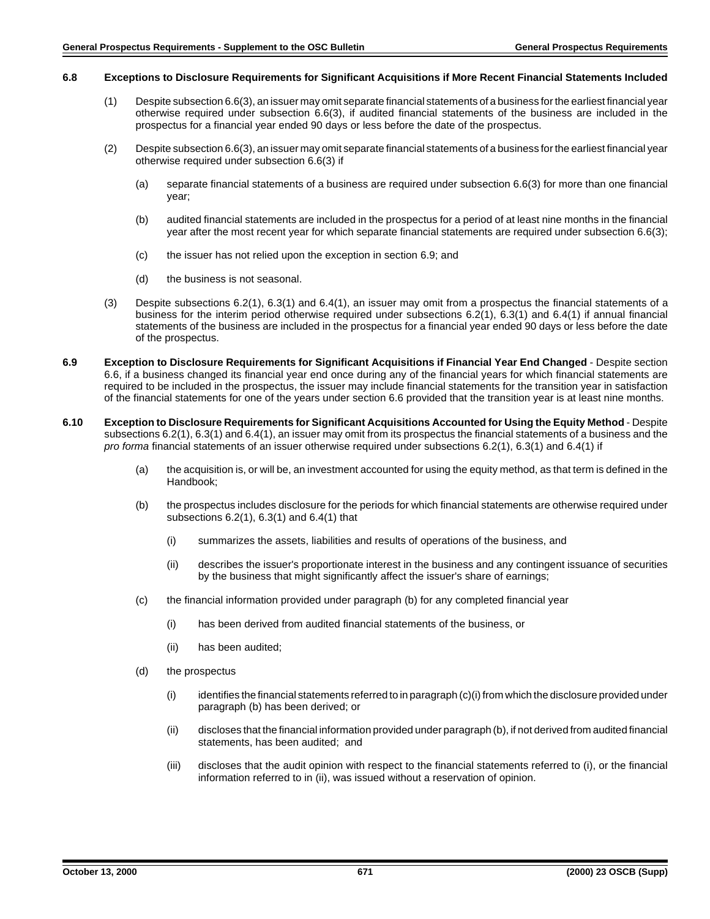**6.8 Exceptions to Disclosure Requirements for Significant Acquisitions if More Recent Financial Statements Included**

(1) Despite subsection 6.6(3), an issuer may omit separate financial statements of a business for the earliest financial year otherwise required under subsection 6.6(3), if audited financial statements of the business are included in the prospectus for a financial year ended 90 days or less before the date of the prospectus.

(2) Despite subsection 6.6(3), an issuer may omit separate financial statements of a business for the earliest financial year otherwise required under subsection 6.6(3) if

(a) separate financial statements of a business are required under subsection 6.6(3) for more than one financial year;

(b) audited financial statements are included in the prospectus for a period of at least nine months in the financial year after the most recent year for which separate financial statements are required under subsection 6.6(3);

(c) the issuer has not relied upon the exception in section 6.9; and

(d) the business is not seasonal.

(3) Despite subsections 6.2(1), 6.3(1) and 6.4(1), an issuer may omit from a prospectus the financial statements of a business for the interim period otherwise required under subsections 6.2(1), 6.3(1) and 6.4(1) if annual financial statements of the business are included in the prospectus for a financial year ended 90 days or less before the date of the prospectus.

**6.9 Exception to Disclosure Requirements for Significant Acquisitions if Financial Year End Changed** - Despite section 6.6, if a business changed its financial year end once during any of the financial years for which financial statements are required to be included in the prospectus, the issuer may include financial statements for the transition year in satisfaction of the financial statements for one of the years under section 6.6 provided that the transition year is at least nine months.

**6.10 Exception to Disclosure Requirements for Significant Acquisitions Accounted for Using the Equity Method** - Despite subsections 6.2(1), 6.3(1) and 6.4(1), an issuer may omit from its prospectus the financial statements of a business and the *pro forma* financial statements of an issuer otherwise required under subsections 6.2(1), 6.3(1) and 6.4(1) if

(a) the acquisition is, or will be, an investment accounted for using the equity method, as that term is defined in the Handbook;

(b) the prospectus includes disclosure for the periods for which financial statements are otherwise required under subsections 6.2(1), 6.3(1) and 6.4(1) that

(i) summarizes the assets, liabilities and results of operations of the business, and

(ii) describes the issuer's proportionate interest in the business and any contingent issuance of securities by the business that might significantly affect the issuer's share of earnings;

(c) the financial information provided under paragraph (b) for any completed financial year

(i) has been derived from audited financial statements of the business, or

(ii) has been audited;

(d) the prospectus

(i) identifies the financial statements referred to in paragraph (c)(i) from which the disclosure provided under paragraph (b) has been derived; or

(ii) discloses that the financial information provided under paragraph (b), if not derived from audited financial statements, has been audited; and

(iii) discloses that the audit opinion with respect to the financial statements referred to (i), or the financial information referred to in (ii), was issued without a reservation of opinion.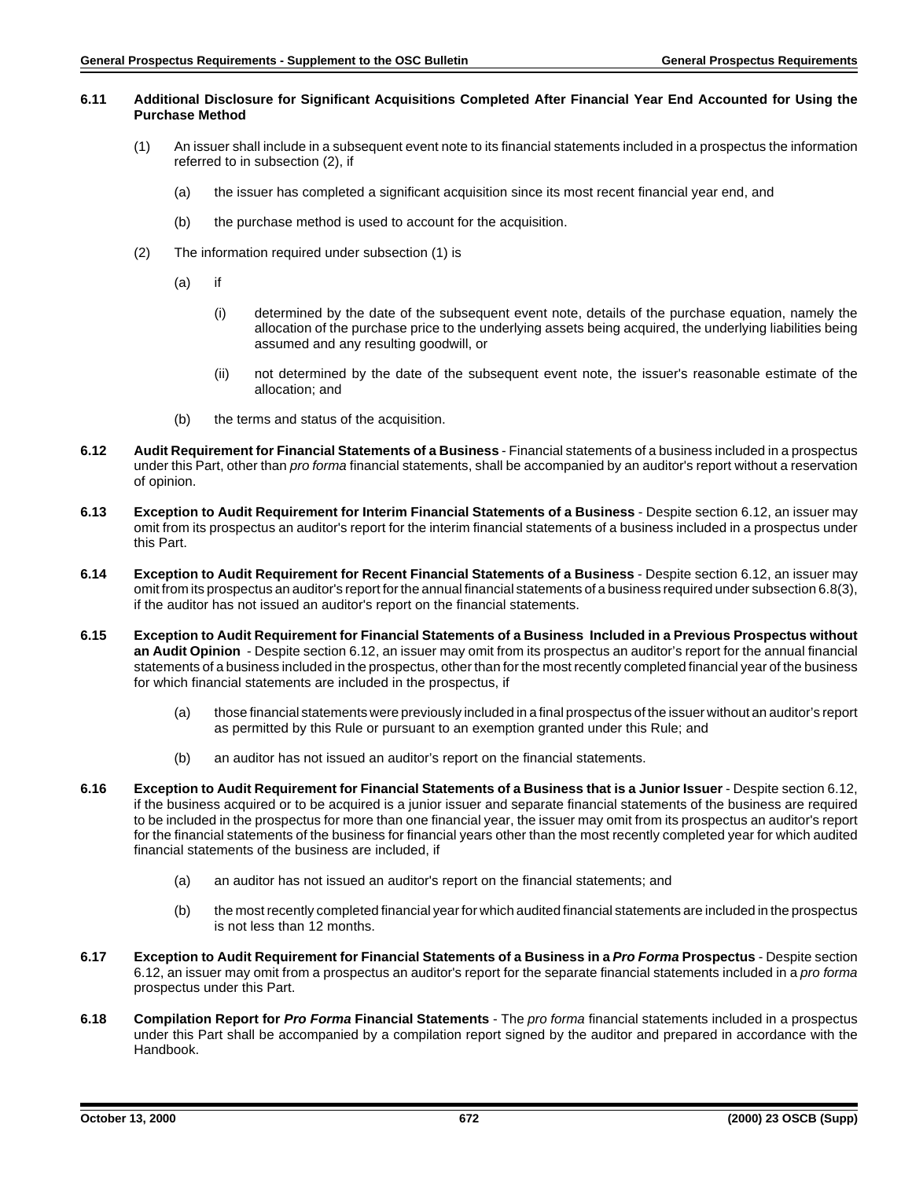**6.11 Additional Disclosure for Significant Acquisitions Completed After Financial Year End Accounted for Using the Purchase Method**

(1) An issuer shall include in a subsequent event note to its financial statements included in a prospectus the information referred to in subsection (2), if

(a) the issuer has completed a significant acquisition since its most recent financial year end, and

(b) the purchase method is used to account for the acquisition.

(2) The information required under subsection (1) is

(a) if

(i) determined by the date of the subsequent event note, details of the purchase equation, namely the allocation of the purchase price to the underlying assets being acquired, the underlying liabilities being assumed and any resulting goodwill, or

(ii) not determined by the date of the subsequent event note, the issuer's reasonable estimate of the allocation; and

(b) the terms and status of the acquisition.

**6.12 Audit Requirement for Financial Statements of a Business** - Financial statements of a business included in a prospectus under this Part, other than *pro forma* financial statements, shall be accompanied by an auditor's report without a reservation of opinion.

**6.13 Exception to Audit Requirement for Interim Financial Statements of a Business** - Despite section 6.12, an issuer may omit from its prospectus an auditor's report for the interim financial statements of a business included in a prospectus under this Part.

**6.14 Exception to Audit Requirement for Recent Financial Statements of a Business** - Despite section 6.12, an issuer may omit from its prospectus an auditor's report for the annual financial statements of a business required under subsection 6.8(3), if the auditor has not issued an auditor's report on the financial statements.

**6.15 Exception to Audit Requirement for Financial Statements of a Business Included in a Previous Prospectus without an Audit Opinion** - Despite section 6.12, an issuer may omit from its prospectus an auditor's report for the annual financial statements of a business included in the prospectus, other than for the most recently completed financial year of the business for which financial statements are included in the prospectus, if

(a) those financial statements were previously included in a final prospectus of the issuer without an auditor's report as permitted by this Rule or pursuant to an exemption granted under this Rule; and

(b) an auditor has not issued an auditor's report on the financial statements.

**6.16 Exception to Audit Requirement for Financial Statements of a Business that is a Junior Issuer** - Despite section 6.12, if the business acquired or to be acquired is a junior issuer and separate financial statements of the business are required to be included in the prospectus for more than one financial year, the issuer may omit from its prospectus an auditor's report for the financial statements of the business for financial years other than the most recently completed year for which audited financial statements of the business are included, if

(a) an auditor has not issued an auditor's report on the financial statements; and

(b) the most recently completed financial year for which audited financial statements are included in the prospectus is not less than 12 months.

**6.17 Exception to Audit Requirement for Financial Statements of a Business in a *Pro Forma* Prospectus** - Despite section 6.12, an issuer may omit from a prospectus an auditor's report for the separate financial statements included in a *pro forma* prospectus under this Part.

**6.18 Compilation Report for *Pro Forma* Financial Statements** - The *pro forma* financial statements included in a prospectus under this Part shall be accompanied by a compilation report signed by the auditor and prepared in accordance with the Handbook.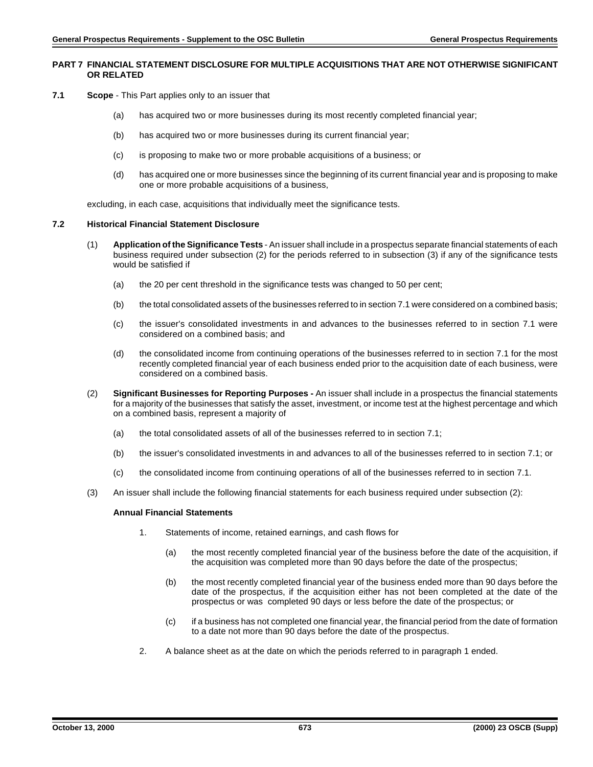## PART 7 FINANCIAL STATEMENT DISCLOSURE FOR MULTIPLE ACQUISITIONS THAT ARE NOT OTHERWISE SIGNIFICANT OR RELATED

**7.1 Scope** - This Part applies only to an issuer that

(a) has acquired two or more businesses during its most recently completed financial year;

(b) has acquired two or more businesses during its current financial year;

(c) is proposing to make two or more probable acquisitions of a business; or

(d) has acquired one or more businesses since the beginning of its current financial year and is proposing to make one or more probable acquisitions of a business,

excluding, in each case, acquisitions that individually meet the significance tests.

**7.2 Historical Financial Statement Disclosure**

(1) **Application of the Significance Tests** - An issuer shall include in a prospectus separate financial statements of each business required under subsection (2) for the periods referred to in subsection (3) if any of the significance tests would be satisfied if

(a) the 20 per cent threshold in the significance tests was changed to 50 per cent;

(b) the total consolidated assets of the businesses referred to in section 7.1 were considered on a combined basis;

(c) the issuer's consolidated investments in and advances to the businesses referred to in section 7.1 were considered on a combined basis; and

(d) the consolidated income from continuing operations of the businesses referred to in section 7.1 for the most recently completed financial year of each business ended prior to the acquisition date of each business, were considered on a combined basis.

(2) **Significant Businesses for Reporting Purposes -** An issuer shall include in a prospectus the financial statements for a majority of the businesses that satisfy the asset, investment, or income test at the highest percentage and which on a combined basis, represent a majority of

(a) the total consolidated assets of all of the businesses referred to in section 7.1;

(b) the issuer's consolidated investments in and advances to all of the businesses referred to in section 7.1; or

(c) the consolidated income from continuing operations of all of the businesses referred to in section 7.1.

(3) An issuer shall include the following financial statements for each business required under subsection (2):

**Annual Financial Statements**

1. Statements of income, retained earnings, and cash flows for

   (a) the most recently completed financial year of the business before the date of the acquisition, if the acquisition was completed more than 90 days before the date of the prospectus;

   (b) the most recently completed financial year of the business ended more than 90 days before the date of the prospectus, if the acquisition either has not been completed at the date of the prospectus or was completed 90 days or less before the date of the prospectus; or

   (c) if a business has not completed one financial year, the financial period from the date of formation to a date not more than 90 days before the date of the prospectus.

2. A balance sheet as at the date on which the periods referred to in paragraph 1 ended.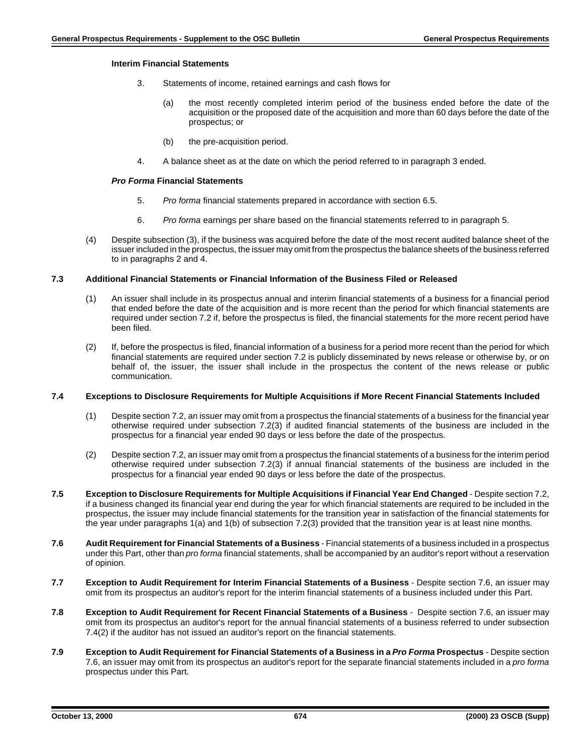**Interim Financial Statements**

3. Statements of income, retained earnings and cash flows for

   (a) the most recently completed interim period of the business ended before the date of the acquisition or the proposed date of the acquisition and more than 60 days before the date of the prospectus; or

   (b) the pre-acquisition period.

4. A balance sheet as at the date on which the period referred to in paragraph 3 ended.

***Pro Forma* Financial Statements**

5. *Pro forma* financial statements prepared in accordance with section 6.5.

6. *Pro forma* earnings per share based on the financial statements referred to in paragraph 5.

(4) Despite subsection (3), if the business was acquired before the date of the most recent audited balance sheet of the issuer included in the prospectus, the issuer may omit from the prospectus the balance sheets of the business referred to in paragraphs 2 and 4.

**7.3 Additional Financial Statements or Financial Information of the Business Filed or Released**

(1) An issuer shall include in its prospectus annual and interim financial statements of a business for a financial period that ended before the date of the acquisition and is more recent than the period for which financial statements are required under section 7.2 if, before the prospectus is filed, the financial statements for the more recent period have been filed.

(2) If, before the prospectus is filed, financial information of a business for a period more recent than the period for which financial statements are required under section 7.2 is publicly disseminated by news release or otherwise by, or on behalf of, the issuer, the issuer shall include in the prospectus the content of the news release or public communication.

**7.4 Exceptions to Disclosure Requirements for Multiple Acquisitions if More Recent Financial Statements Included**

(1) Despite section 7.2, an issuer may omit from a prospectus the financial statements of a business for the financial year otherwise required under subsection 7.2(3) if audited financial statements of the business are included in the prospectus for a financial year ended 90 days or less before the date of the prospectus.

(2) Despite section 7.2, an issuer may omit from a prospectus the financial statements of a business for the interim period otherwise required under subsection 7.2(3) if annual financial statements of the business are included in the prospectus for a financial year ended 90 days or less before the date of the prospectus.

**7.5 Exception to Disclosure Requirements for Multiple Acquisitions if Financial Year End Changed** - Despite section 7.2, if a business changed its financial year end during the year for which financial statements are required to be included in the prospectus, the issuer may include financial statements for the transition year in satisfaction of the financial statements for the year under paragraphs 1(a) and 1(b) of subsection 7.2(3) provided that the transition year is at least nine months.

**7.6 Audit Requirement for Financial Statements of a Business** - Financial statements of a business included in a prospectus under this Part, other than *pro forma* financial statements, shall be accompanied by an auditor's report without a reservation of opinion.

**7.7 Exception to Audit Requirement for Interim Financial Statements of a Business** - Despite section 7.6, an issuer may omit from its prospectus an auditor's report for the interim financial statements of a business included under this Part.

**7.8 Exception to Audit Requirement for Recent Financial Statements of a Business** - Despite section 7.6, an issuer may omit from its prospectus an auditor's report for the annual financial statements of a business referred to under subsection 7.4(2) if the auditor has not issued an auditor's report on the financial statements.

**7.9 Exception to Audit Requirement for Financial Statements of a Business in a *Pro Forma* Prospectus** - Despite section 7.6, an issuer may omit from its prospectus an auditor's report for the separate financial statements included in a *pro forma* prospectus under this Part.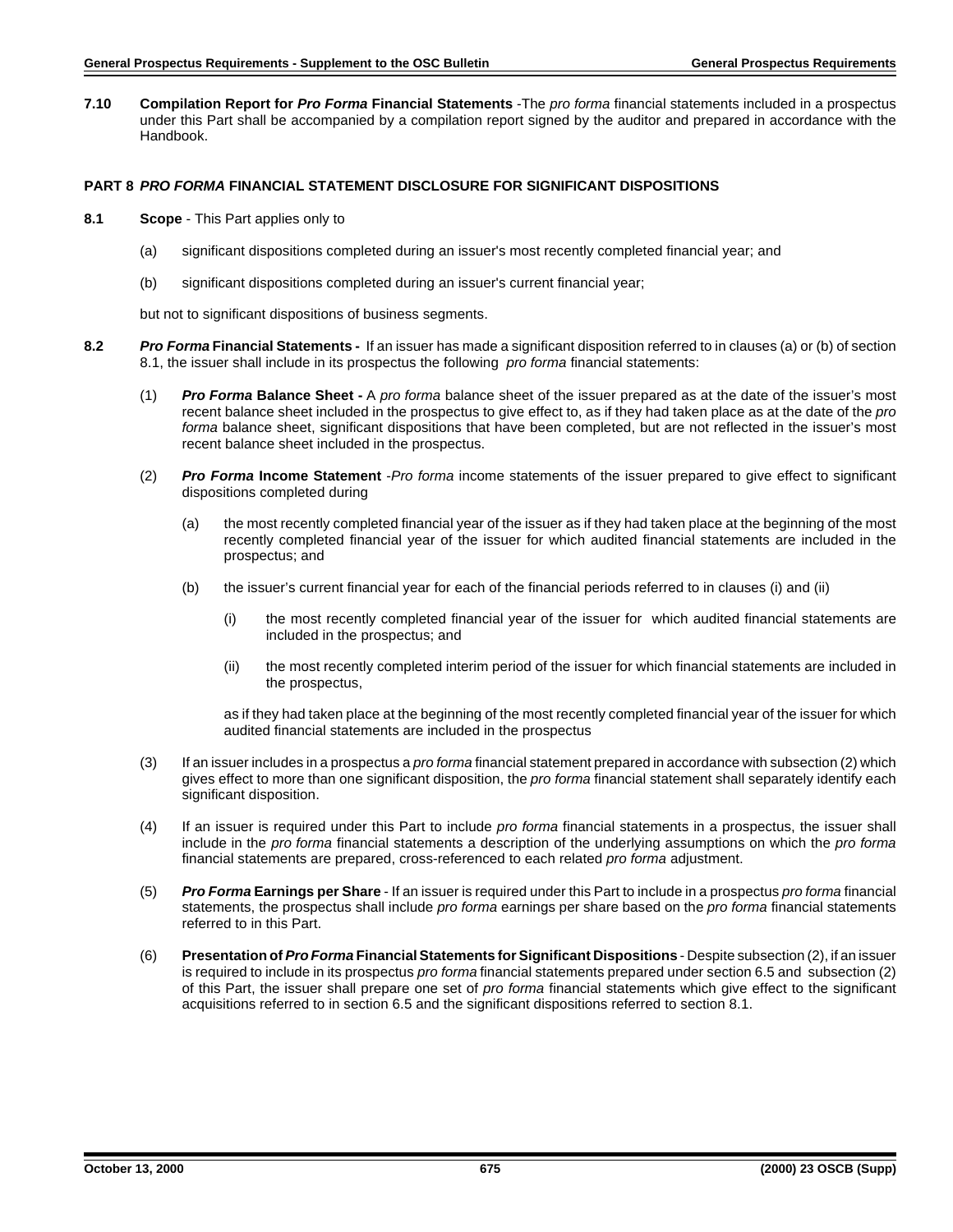**7.10 Compilation Report for *Pro Forma* Financial Statements** -The *pro forma* financial statements included in a prospectus under this Part shall be accompanied by a compilation report signed by the auditor and prepared in accordance with the Handbook.

## PART 8 *PRO FORMA* FINANCIAL STATEMENT DISCLOSURE FOR SIGNIFICANT DISPOSITIONS

**8.1 Scope** - This Part applies only to

(a) significant dispositions completed during an issuer's most recently completed financial year; and

(b) significant dispositions completed during an issuer's current financial year;

but not to significant dispositions of business segments.

**8.2 *Pro Forma* Financial Statements -** If an issuer has made a significant disposition referred to in clauses (a) or (b) of section 8.1, the issuer shall include in its prospectus the following *pro forma* financial statements:

(1) ***Pro Forma* Balance Sheet -** A *pro forma* balance sheet of the issuer prepared as at the date of the issuer's most recent balance sheet included in the prospectus to give effect to, as if they had taken place as at the date of the *pro forma* balance sheet, significant dispositions that have been completed, but are not reflected in the issuer's most recent balance sheet included in the prospectus.

(2) ***Pro Forma* Income Statement** -*Pro forma* income statements of the issuer prepared to give effect to significant dispositions completed during

(a) the most recently completed financial year of the issuer as if they had taken place at the beginning of the most recently completed financial year of the issuer for which audited financial statements are included in the prospectus; and

(b) the issuer's current financial year for each of the financial periods referred to in clauses (i) and (ii)

(i) the most recently completed financial year of the issuer for which audited financial statements are included in the prospectus; and

(ii) the most recently completed interim period of the issuer for which financial statements are included in the prospectus,

as if they had taken place at the beginning of the most recently completed financial year of the issuer for which audited financial statements are included in the prospectus

(3) If an issuer includes in a prospectus a *pro forma* financial statement prepared in accordance with subsection (2) which gives effect to more than one significant disposition, the *pro forma* financial statement shall separately identify each significant disposition.

(4) If an issuer is required under this Part to include *pro forma* financial statements in a prospectus, the issuer shall include in the *pro forma* financial statements a description of the underlying assumptions on which the *pro forma* financial statements are prepared, cross-referenced to each related *pro forma* adjustment.

(5) ***Pro Forma* Earnings per Share** - If an issuer is required under this Part to include in a prospectus *pro forma* financial statements, the prospectus shall include *pro forma* earnings per share based on the *pro forma* financial statements referred to in this Part.

(6) **Presentation of *Pro Forma* Financial Statements for Significant Dispositions** - Despite subsection (2), if an issuer is required to include in its prospectus *pro forma* financial statements prepared under section 6.5 and subsection (2) of this Part, the issuer shall prepare one set of *pro forma* financial statements which give effect to the significant acquisitions referred to in section 6.5 and the significant dispositions referred to section 8.1.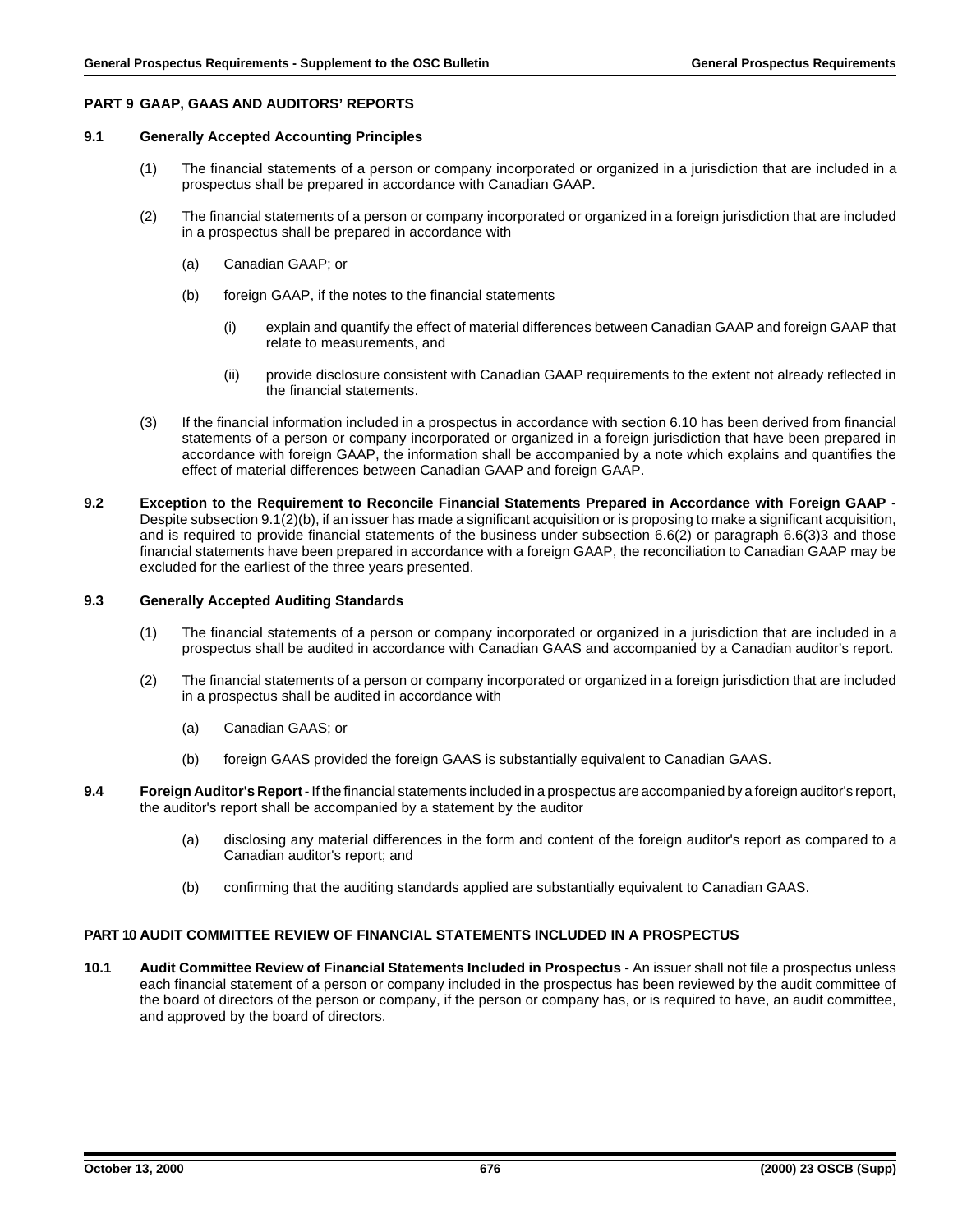## PART 9 GAAP, GAAS AND AUDITORS' REPORTS

### 9.1 Generally Accepted Accounting Principles

(1) The financial statements of a person or company incorporated or organized in a jurisdiction that are included in a prospectus shall be prepared in accordance with Canadian GAAP.

(2) The financial statements of a person or company incorporated or organized in a foreign jurisdiction that are included in a prospectus shall be prepared in accordance with

(a) Canadian GAAP; or

(b) foreign GAAP, if the notes to the financial statements

(i) explain and quantify the effect of material differences between Canadian GAAP and foreign GAAP that relate to measurements, and

(ii) provide disclosure consistent with Canadian GAAP requirements to the extent not already reflected in the financial statements.

(3) If the financial information included in a prospectus in accordance with section 6.10 has been derived from financial statements of a person or company incorporated or organized in a foreign jurisdiction that have been prepared in accordance with foreign GAAP, the information shall be accompanied by a note which explains and quantifies the effect of material differences between Canadian GAAP and foreign GAAP.

**9.2 Exception to the Requirement to Reconcile Financial Statements Prepared in Accordance with Foreign GAAP** - Despite subsection 9.1(2)(b), if an issuer has made a significant acquisition or is proposing to make a significant acquisition, and is required to provide financial statements of the business under subsection 6.6(2) or paragraph 6.6(3)3 and those financial statements have been prepared in accordance with a foreign GAAP, the reconciliation to Canadian GAAP may be excluded for the earliest of the three years presented.

### 9.3 Generally Accepted Auditing Standards

(1) The financial statements of a person or company incorporated or organized in a jurisdiction that are included in a prospectus shall be audited in accordance with Canadian GAAS and accompanied by a Canadian auditor's report.

(2) The financial statements of a person or company incorporated or organized in a foreign jurisdiction that are included in a prospectus shall be audited in accordance with

(a) Canadian GAAS; or

(b) foreign GAAS provided the foreign GAAS is substantially equivalent to Canadian GAAS.

**9.4 Foreign Auditor's Report** - If the financial statements included in a prospectus are accompanied by a foreign auditor's report, the auditor's report shall be accompanied by a statement by the auditor

(a) disclosing any material differences in the form and content of the foreign auditor's report as compared to a Canadian auditor's report; and

(b) confirming that the auditing standards applied are substantially equivalent to Canadian GAAS.

## PART 10 AUDIT COMMITTEE REVIEW OF FINANCIAL STATEMENTS INCLUDED IN A PROSPECTUS

**10.1 Audit Committee Review of Financial Statements Included in Prospectus** - An issuer shall not file a prospectus unless each financial statement of a person or company included in the prospectus has been reviewed by the audit committee of the board of directors of the person or company, if the person or company has, or is required to have, an audit committee, and approved by the board of directors.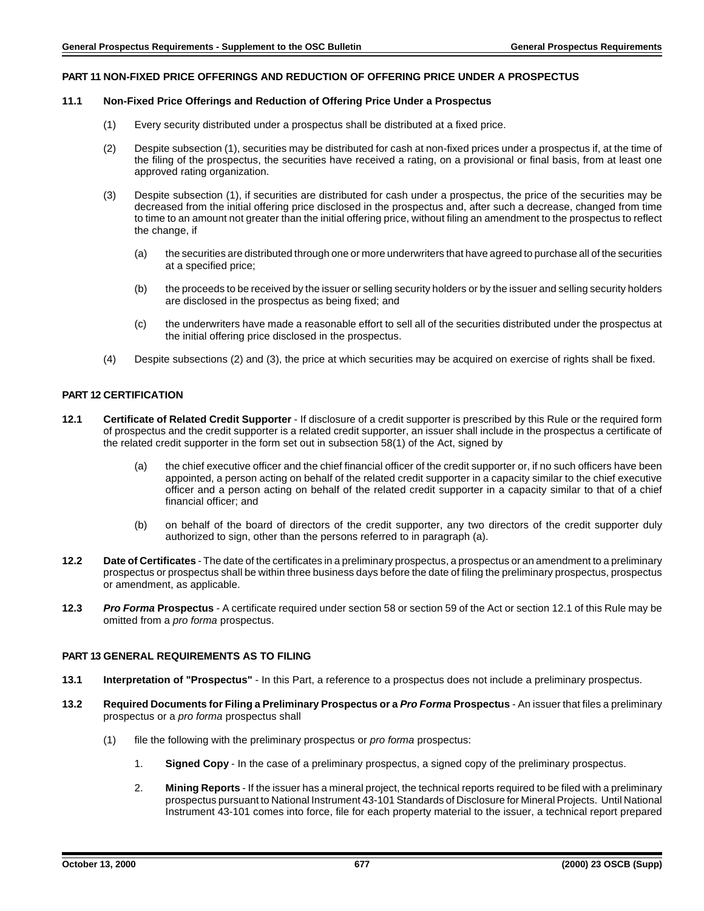## PART 11 NON-FIXED PRICE OFFERINGS AND REDUCTION OF OFFERING PRICE UNDER A PROSPECTUS

### 11.1 Non-Fixed Price Offerings and Reduction of Offering Price Under a Prospectus

(1) Every security distributed under a prospectus shall be distributed at a fixed price.

(2) Despite subsection (1), securities may be distributed for cash at non-fixed prices under a prospectus if, at the time of the filing of the prospectus, the securities have received a rating, on a provisional or final basis, from at least one approved rating organization.

(3) Despite subsection (1), if securities are distributed for cash under a prospectus, the price of the securities may be decreased from the initial offering price disclosed in the prospectus and, after such a decrease, changed from time to time to an amount not greater than the initial offering price, without filing an amendment to the prospectus to reflect the change, if

(a) the securities are distributed through one or more underwriters that have agreed to purchase all of the securities at a specified price;

(b) the proceeds to be received by the issuer or selling security holders or by the issuer and selling security holders are disclosed in the prospectus as being fixed; and

(c) the underwriters have made a reasonable effort to sell all of the securities distributed under the prospectus at the initial offering price disclosed in the prospectus.

(4) Despite subsections (2) and (3), the price at which securities may be acquired on exercise of rights shall be fixed.

## PART 12 CERTIFICATION

**12.1 Certificate of Related Credit Supporter** - If disclosure of a credit supporter is prescribed by this Rule or the required form of prospectus and the credit supporter is a related credit supporter, an issuer shall include in the prospectus a certificate of the related credit supporter in the form set out in subsection 58(1) of the Act, signed by

(a) the chief executive officer and the chief financial officer of the credit supporter or, if no such officers have been appointed, a person acting on behalf of the related credit supporter in a capacity similar to the chief executive officer and a person acting on behalf of the related credit supporter in a capacity similar to that of a chief financial officer; and

(b) on behalf of the board of directors of the credit supporter, any two directors of the credit supporter duly authorized to sign, other than the persons referred to in paragraph (a).

**12.2 Date of Certificates** - The date of the certificates in a preliminary prospectus, a prospectus or an amendment to a preliminary prospectus or prospectus shall be within three business days before the date of filing the preliminary prospectus, prospectus or amendment, as applicable.

**12.3 *Pro Forma* Prospectus** - A certificate required under section 58 or section 59 of the Act or section 12.1 of this Rule may be omitted from a *pro forma* prospectus.

## PART 13 GENERAL REQUIREMENTS AS TO FILING

**13.1 Interpretation of "Prospectus"** - In this Part, a reference to a prospectus does not include a preliminary prospectus.

**13.2 Required Documents for Filing a Preliminary Prospectus or a *Pro Forma* Prospectus** - An issuer that files a preliminary prospectus or a *pro forma* prospectus shall

(1) file the following with the preliminary prospectus or *pro forma* prospectus:

1. **Signed Copy** - In the case of a preliminary prospectus, a signed copy of the preliminary prospectus.

2. **Mining Reports** - If the issuer has a mineral project, the technical reports required to be filed with a preliminary prospectus pursuant to National Instrument 43-101 Standards of Disclosure for Mineral Projects. Until National Instrument 43-101 comes into force, file for each property material to the issuer, a technical report prepared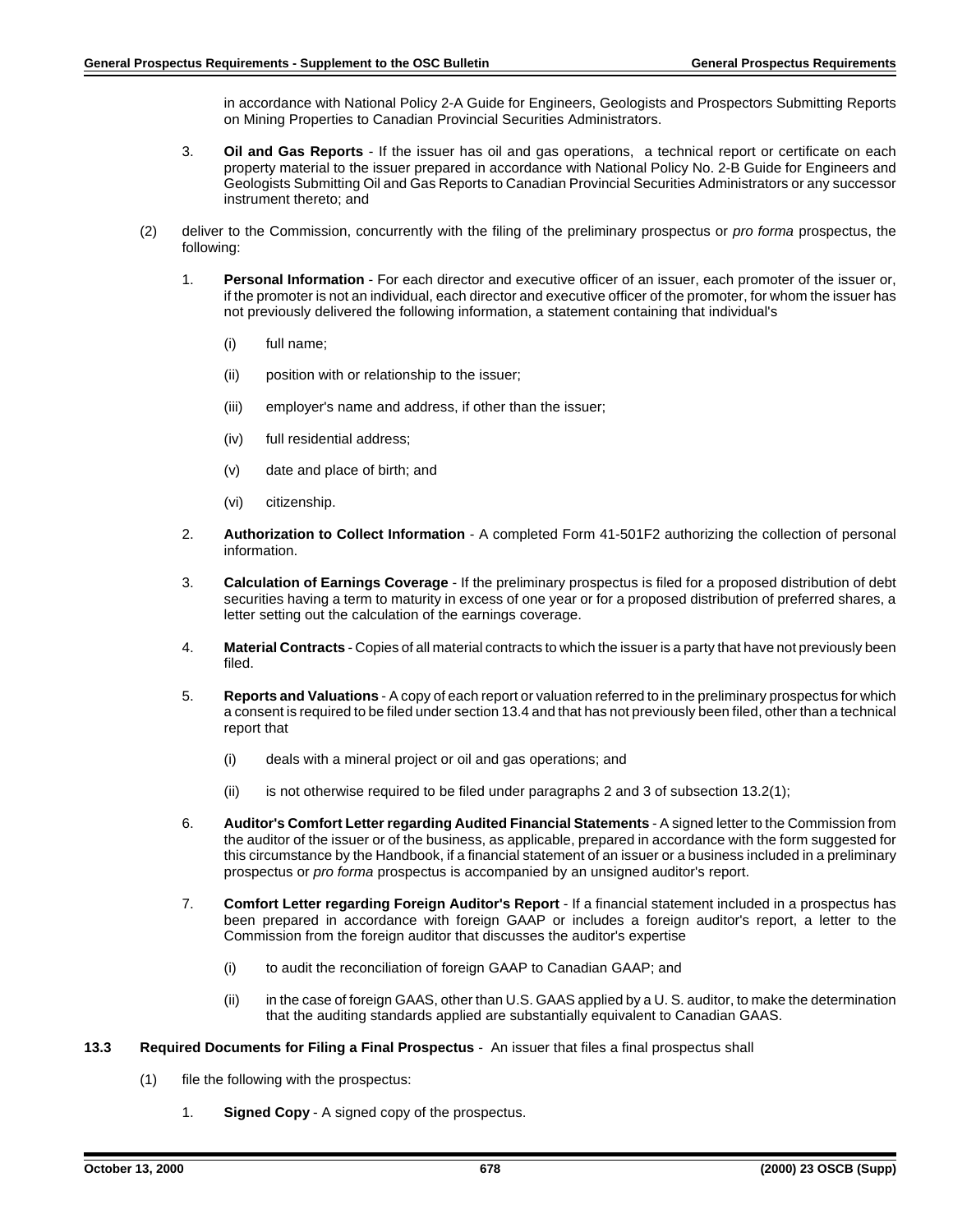in accordance with National Policy 2-A Guide for Engineers, Geologists and Prospectors Submitting Reports on Mining Properties to Canadian Provincial Securities Administrators.

3. **Oil and Gas Reports** - If the issuer has oil and gas operations, a technical report or certificate on each property material to the issuer prepared in accordance with National Policy No. 2-B Guide for Engineers and Geologists Submitting Oil and Gas Reports to Canadian Provincial Securities Administrators or any successor instrument thereto; and

(2) deliver to the Commission, concurrently with the filing of the preliminary prospectus or *pro forma* prospectus, the following:

1. **Personal Information** - For each director and executive officer of an issuer, each promoter of the issuer or, if the promoter is not an individual, each director and executive officer of the promoter, for whom the issuer has not previously delivered the following information, a statement containing that individual's

   (i) full name;

   (ii) position with or relationship to the issuer;

   (iii) employer's name and address, if other than the issuer;

   (iv) full residential address;

   (v) date and place of birth; and

   (vi) citizenship.

2. **Authorization to Collect Information** - A completed Form 41-501F2 authorizing the collection of personal information.

3. **Calculation of Earnings Coverage** - If the preliminary prospectus is filed for a proposed distribution of debt securities having a term to maturity in excess of one year or for a proposed distribution of preferred shares, a letter setting out the calculation of the earnings coverage.

4. **Material Contracts** - Copies of all material contracts to which the issuer is a party that have not previously been filed.

5. **Reports and Valuations** - A copy of each report or valuation referred to in the preliminary prospectus for which a consent is required to be filed under section 13.4 and that has not previously been filed, other than a technical report that

   (i) deals with a mineral project or oil and gas operations; and

   (ii) is not otherwise required to be filed under paragraphs 2 and 3 of subsection 13.2(1);

6. **Auditor's Comfort Letter regarding Audited Financial Statements** - A signed letter to the Commission from the auditor of the issuer or of the business, as applicable, prepared in accordance with the form suggested for this circumstance by the Handbook, if a financial statement of an issuer or a business included in a preliminary prospectus or *pro forma* prospectus is accompanied by an unsigned auditor's report.

7. **Comfort Letter regarding Foreign Auditor's Report** - If a financial statement included in a prospectus has been prepared in accordance with foreign GAAP or includes a foreign auditor's report, a letter to the Commission from the foreign auditor that discusses the auditor's expertise

   (i) to audit the reconciliation of foreign GAAP to Canadian GAAP; and

   (ii) in the case of foreign GAAS, other than U.S. GAAS applied by a U. S. auditor, to make the determination that the auditing standards applied are substantially equivalent to Canadian GAAS.

**13.3 Required Documents for Filing a Final Prospectus** - An issuer that files a final prospectus shall

(1) file the following with the prospectus:

1. **Signed Copy** - A signed copy of the prospectus.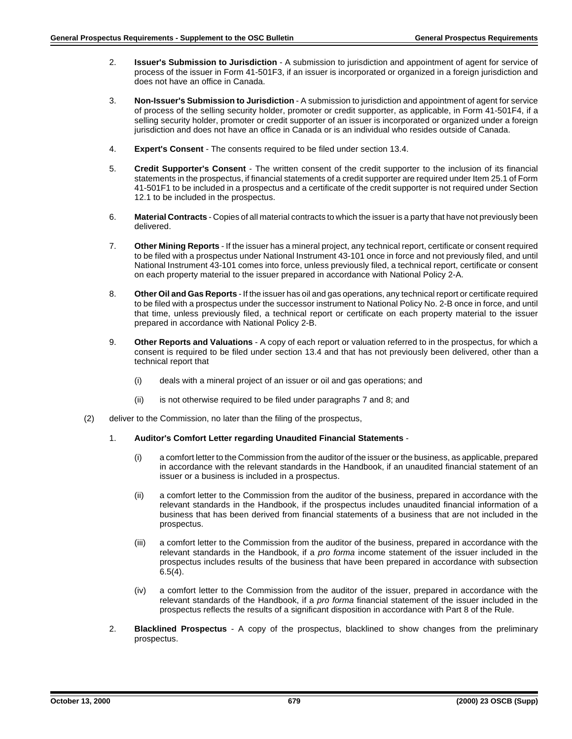2. **Issuer's Submission to Jurisdiction** - A submission to jurisdiction and appointment of agent for service of process of the issuer in Form 41-501F3, if an issuer is incorporated or organized in a foreign jurisdiction and does not have an office in Canada.

3. **Non-Issuer's Submission to Jurisdiction** - A submission to jurisdiction and appointment of agent for service of process of the selling security holder, promoter or credit supporter, as applicable, in Form 41-501F4, if a selling security holder, promoter or credit supporter of an issuer is incorporated or organized under a foreign jurisdiction and does not have an office in Canada or is an individual who resides outside of Canada.

4. **Expert's Consent** - The consents required to be filed under section 13.4.

5. **Credit Supporter's Consent** - The written consent of the credit supporter to the inclusion of its financial statements in the prospectus, if financial statements of a credit supporter are required under Item 25.1 of Form 41-501F1 to be included in a prospectus and a certificate of the credit supporter is not required under Section 12.1 to be included in the prospectus.

6. **Material Contracts** - Copies of all material contracts to which the issuer is a party that have not previously been delivered.

7. **Other Mining Reports** - If the issuer has a mineral project, any technical report, certificate or consent required to be filed with a prospectus under National Instrument 43-101 once in force and not previously filed, and until National Instrument 43-101 comes into force, unless previously filed, a technical report, certificate or consent on each property material to the issuer prepared in accordance with National Policy 2-A.

8. **Other Oil and Gas Reports** - If the issuer has oil and gas operations, any technical report or certificate required to be filed with a prospectus under the successor instrument to National Policy No. 2-B once in force, and until that time, unless previously filed, a technical report or certificate on each property material to the issuer prepared in accordance with National Policy 2-B.

9. **Other Reports and Valuations** - A copy of each report or valuation referred to in the prospectus, for which a consent is required to be filed under section 13.4 and that has not previously been delivered, other than a technical report that

   (i) deals with a mineral project of an issuer or oil and gas operations; and

   (ii) is not otherwise required to be filed under paragraphs 7 and 8; and

(2) deliver to the Commission, no later than the filing of the prospectus,

   1. **Auditor's Comfort Letter regarding Unaudited Financial Statements** -

      (i) a comfort letter to the Commission from the auditor of the issuer or the business, as applicable, prepared in accordance with the relevant standards in the Handbook, if an unaudited financial statement of an issuer or a business is included in a prospectus.

      (ii) a comfort letter to the Commission from the auditor of the business, prepared in accordance with the relevant standards in the Handbook, if the prospectus includes unaudited financial information of a business that has been derived from financial statements of a business that are not included in the prospectus.

      (iii) a comfort letter to the Commission from the auditor of the business, prepared in accordance with the relevant standards in the Handbook, if a *pro forma* income statement of the issuer included in the prospectus includes results of the business that have been prepared in accordance with subsection 6.5(4).

      (iv) a comfort letter to the Commission from the auditor of the issuer, prepared in accordance with the relevant standards of the Handbook, if a *pro forma* financial statement of the issuer included in the prospectus reflects the results of a significant disposition in accordance with Part 8 of the Rule.

   2. **Blacklined Prospectus** - A copy of the prospectus, blacklined to show changes from the preliminary prospectus.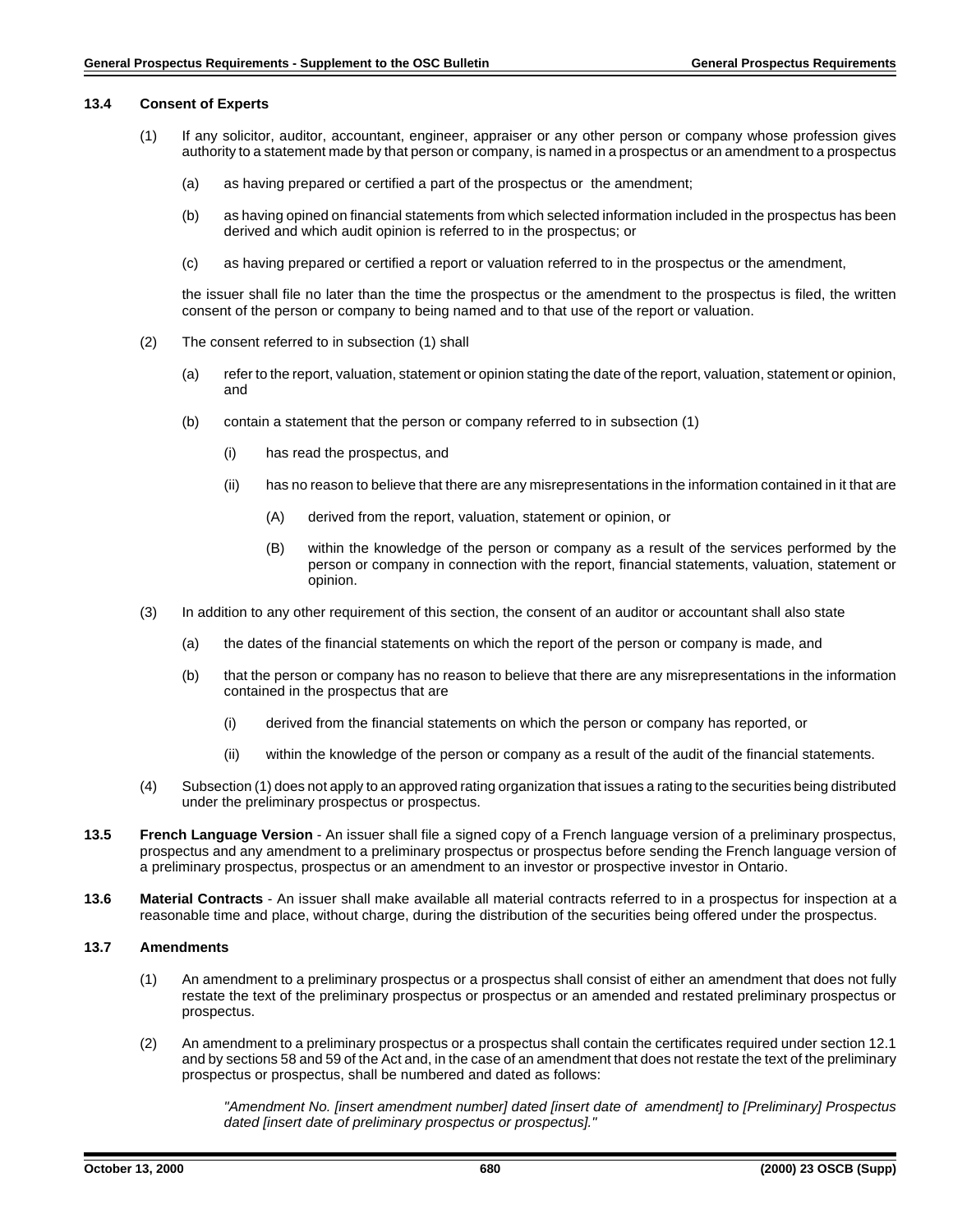### 13.4 Consent of Experts

(1) If any solicitor, auditor, accountant, engineer, appraiser or any other person or company whose profession gives authority to a statement made by that person or company, is named in a prospectus or an amendment to a prospectus

(a) as having prepared or certified a part of the prospectus or the amendment;

(b) as having opined on financial statements from which selected information included in the prospectus has been derived and which audit opinion is referred to in the prospectus; or

(c) as having prepared or certified a report or valuation referred to in the prospectus or the amendment,

the issuer shall file no later than the time the prospectus or the amendment to the prospectus is filed, the written consent of the person or company to being named and to that use of the report or valuation.

(2) The consent referred to in subsection (1) shall

(a) refer to the report, valuation, statement or opinion stating the date of the report, valuation, statement or opinion, and

(b) contain a statement that the person or company referred to in subsection (1)

(i) has read the prospectus, and

(ii) has no reason to believe that there are any misrepresentations in the information contained in it that are

(A) derived from the report, valuation, statement or opinion, or

(B) within the knowledge of the person or company as a result of the services performed by the person or company in connection with the report, financial statements, valuation, statement or opinion.

(3) In addition to any other requirement of this section, the consent of an auditor or accountant shall also state

(a) the dates of the financial statements on which the report of the person or company is made, and

(b) that the person or company has no reason to believe that there are any misrepresentations in the information contained in the prospectus that are

(i) derived from the financial statements on which the person or company has reported, or

(ii) within the knowledge of the person or company as a result of the audit of the financial statements.

(4) Subsection (1) does not apply to an approved rating organization that issues a rating to the securities being distributed under the preliminary prospectus or prospectus.

**13.5 French Language Version** - An issuer shall file a signed copy of a French language version of a preliminary prospectus, prospectus and any amendment to a preliminary prospectus or prospectus before sending the French language version of a preliminary prospectus, prospectus or an amendment to an investor or prospective investor in Ontario.

**13.6 Material Contracts** - An issuer shall make available all material contracts referred to in a prospectus for inspection at a reasonable time and place, without charge, during the distribution of the securities being offered under the prospectus.

### 13.7 Amendments

(1) An amendment to a preliminary prospectus or a prospectus shall consist of either an amendment that does not fully restate the text of the preliminary prospectus or prospectus or an amended and restated preliminary prospectus or prospectus.

(2) An amendment to a preliminary prospectus or a prospectus shall contain the certificates required under section 12.1 and by sections 58 and 59 of the Act and, in the case of an amendment that does not restate the text of the preliminary prospectus or prospectus, shall be numbered and dated as follows:

*"Amendment No. [insert amendment number] dated [insert date of amendment] to [Preliminary] Prospectus dated [insert date of preliminary prospectus or prospectus]."*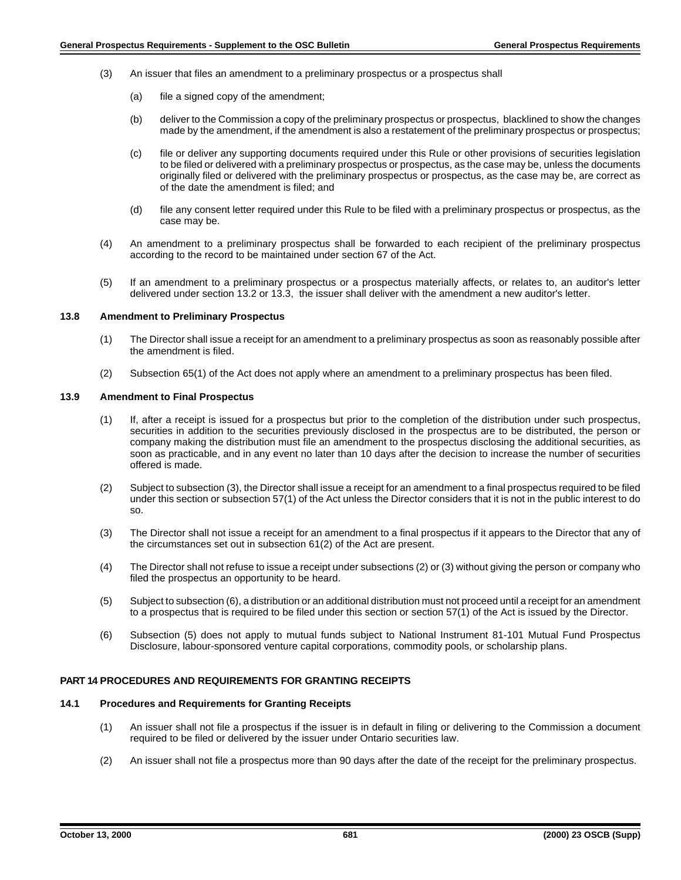(3) An issuer that files an amendment to a preliminary prospectus or a prospectus shall

(a) file a signed copy of the amendment;

(b) deliver to the Commission a copy of the preliminary prospectus or prospectus, blacklined to show the changes made by the amendment, if the amendment is also a restatement of the preliminary prospectus or prospectus;

(c) file or deliver any supporting documents required under this Rule or other provisions of securities legislation to be filed or delivered with a preliminary prospectus or prospectus, as the case may be, unless the documents originally filed or delivered with the preliminary prospectus or prospectus, as the case may be, are correct as of the date the amendment is filed; and

(d) file any consent letter required under this Rule to be filed with a preliminary prospectus or prospectus, as the case may be.

(4) An amendment to a preliminary prospectus shall be forwarded to each recipient of the preliminary prospectus according to the record to be maintained under section 67 of the Act.

(5) If an amendment to a preliminary prospectus or a prospectus materially affects, or relates to, an auditor's letter delivered under section 13.2 or 13.3, the issuer shall deliver with the amendment a new auditor's letter.

### 13.8 Amendment to Preliminary Prospectus

(1) The Director shall issue a receipt for an amendment to a preliminary prospectus as soon as reasonably possible after the amendment is filed.

(2) Subsection 65(1) of the Act does not apply where an amendment to a preliminary prospectus has been filed.

### 13.9 Amendment to Final Prospectus

(1) If, after a receipt is issued for a prospectus but prior to the completion of the distribution under such prospectus, securities in addition to the securities previously disclosed in the prospectus are to be distributed, the person or company making the distribution must file an amendment to the prospectus disclosing the additional securities, as soon as practicable, and in any event no later than 10 days after the decision to increase the number of securities offered is made.

(2) Subject to subsection (3), the Director shall issue a receipt for an amendment to a final prospectus required to be filed under this section or subsection 57(1) of the Act unless the Director considers that it is not in the public interest to do so.

(3) The Director shall not issue a receipt for an amendment to a final prospectus if it appears to the Director that any of the circumstances set out in subsection 61(2) of the Act are present.

(4) The Director shall not refuse to issue a receipt under subsections (2) or (3) without giving the person or company who filed the prospectus an opportunity to be heard.

(5) Subject to subsection (6), a distribution or an additional distribution must not proceed until a receipt for an amendment to a prospectus that is required to be filed under this section or section 57(1) of the Act is issued by the Director.

(6) Subsection (5) does not apply to mutual funds subject to National Instrument 81-101 Mutual Fund Prospectus Disclosure, labour-sponsored venture capital corporations, commodity pools, or scholarship plans.

## PART 14 PROCEDURES AND REQUIREMENTS FOR GRANTING RECEIPTS

### 14.1 Procedures and Requirements for Granting Receipts

(1) An issuer shall not file a prospectus if the issuer is in default in filing or delivering to the Commission a document required to be filed or delivered by the issuer under Ontario securities law.

(2) An issuer shall not file a prospectus more than 90 days after the date of the receipt for the preliminary prospectus.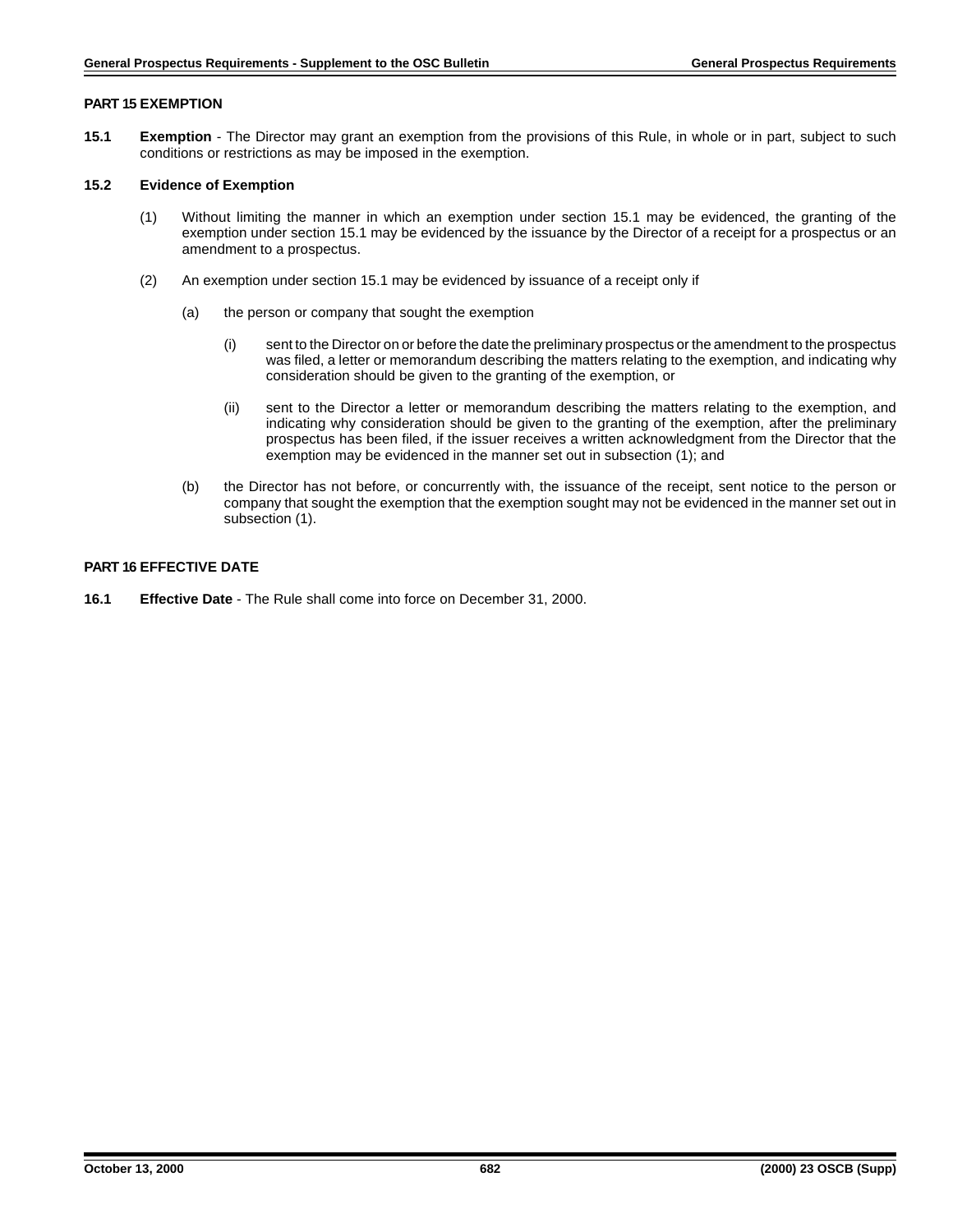## PART 15 EXEMPTION

**15.1 Exemption** - The Director may grant an exemption from the provisions of this Rule, in whole or in part, subject to such conditions or restrictions as may be imposed in the exemption.

**15.2 Evidence of Exemption**

(1) Without limiting the manner in which an exemption under section 15.1 may be evidenced, the granting of the exemption under section 15.1 may be evidenced by the issuance by the Director of a receipt for a prospectus or an amendment to a prospectus.

(2) An exemption under section 15.1 may be evidenced by issuance of a receipt only if

(a) the person or company that sought the exemption

(i) sent to the Director on or before the date the preliminary prospectus or the amendment to the prospectus was filed, a letter or memorandum describing the matters relating to the exemption, and indicating why consideration should be given to the granting of the exemption, or

(ii) sent to the Director a letter or memorandum describing the matters relating to the exemption, and indicating why consideration should be given to the granting of the exemption, after the preliminary prospectus has been filed, if the issuer receives a written acknowledgment from the Director that the exemption may be evidenced in the manner set out in subsection (1); and

(b) the Director has not before, or concurrently with, the issuance of the receipt, sent notice to the person or company that sought the exemption that the exemption sought may not be evidenced in the manner set out in subsection (1).

## PART 16 EFFECTIVE DATE

**16.1 Effective Date** - The Rule shall come into force on December 31, 2000.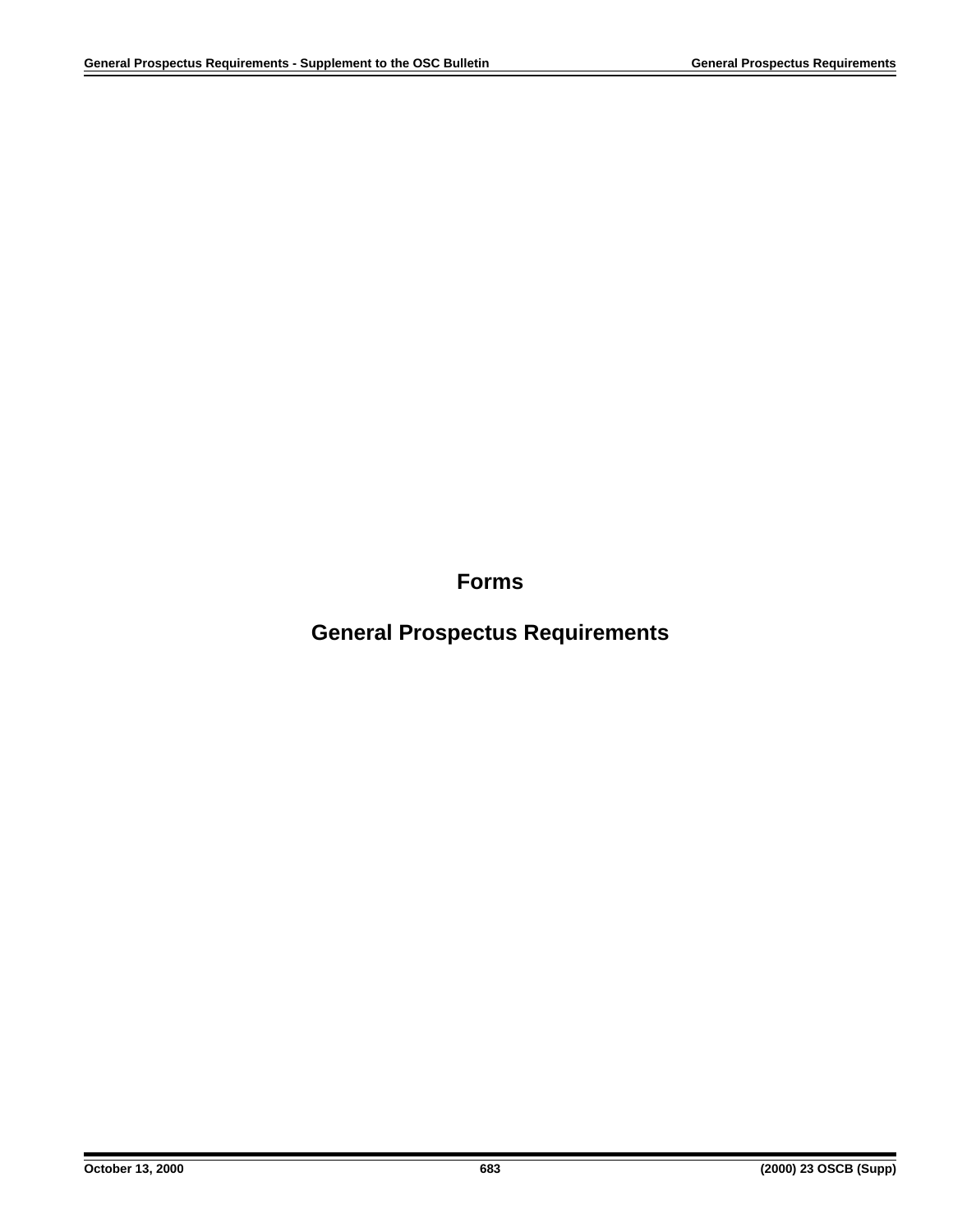# Forms

# General Prospectus Requirements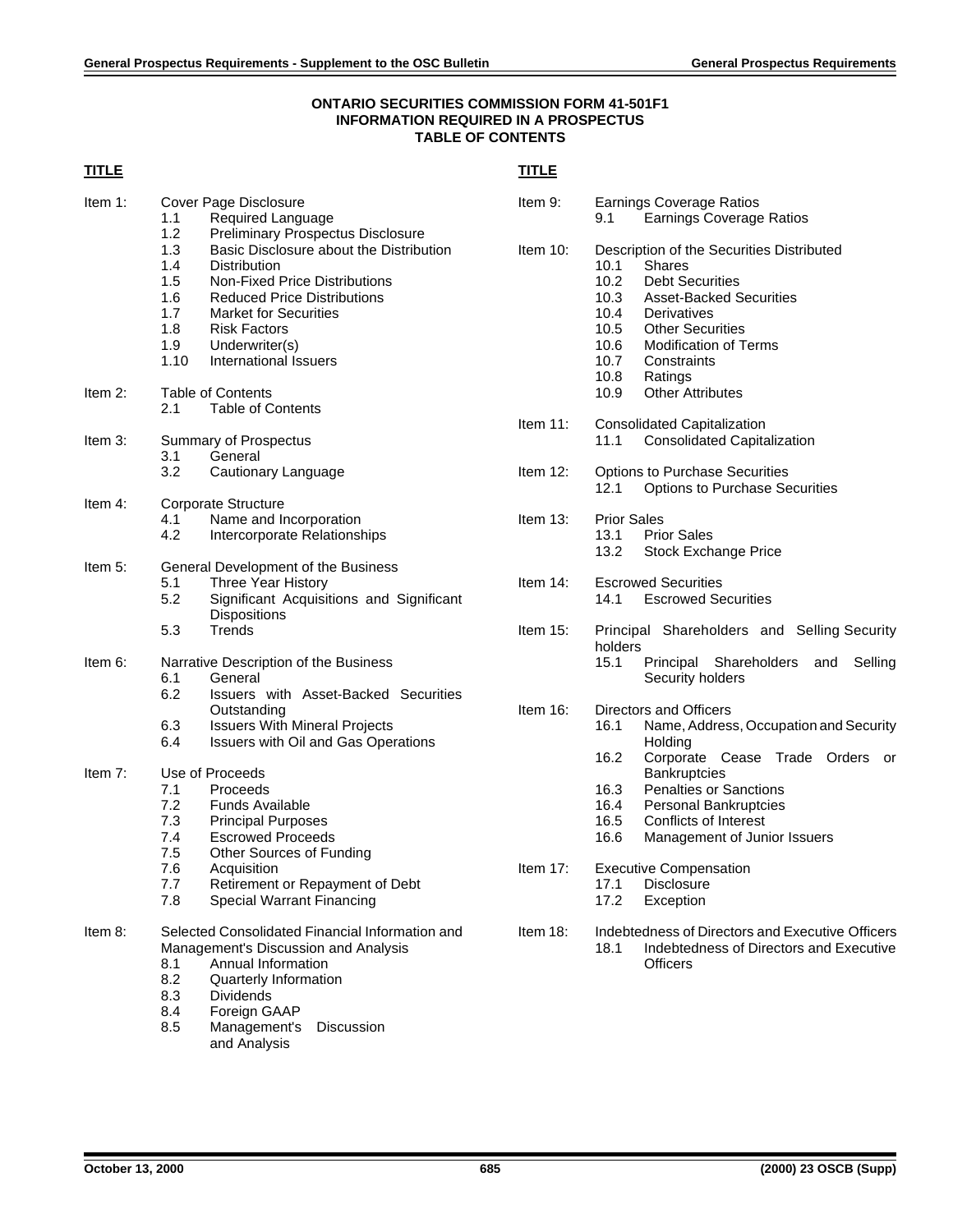**ONTARIO SECURITIES COMMISSION FORM 41-501F1**
**INFORMATION REQUIRED IN A PROSPECTUS**
**TABLE OF CONTENTS**

**TITLE**

Item 1: Cover Page Disclosure
- 1.1 Required Language
- 1.2 Preliminary Prospectus Disclosure
- 1.3 Basic Disclosure about the Distribution
- 1.4 Distribution
- 1.5 Non-Fixed Price Distributions
- 1.6 Reduced Price Distributions
- 1.7 Market for Securities
- 1.8 Risk Factors
- 1.9 Underwriter(s)
- 1.10 International Issuers

Item 2: Table of Contents
- 2.1 Table of Contents

Item 3: Summary of Prospectus
- 3.1 General
- 3.2 Cautionary Language

Item 4: Corporate Structure
- 4.1 Name and Incorporation
- 4.2 Intercorporate Relationships

Item 5: General Development of the Business
- 5.1 Three Year History
- 5.2 Significant Acquisitions and Significant Dispositions
- 5.3 Trends

Item 6: Narrative Description of the Business
- 6.1 General
- 6.2 Issuers with Asset-Backed Securities Outstanding
- 6.3 Issuers With Mineral Projects
- 6.4 Issuers with Oil and Gas Operations

Item 7: Use of Proceeds
- 7.1 Proceeds
- 7.2 Funds Available
- 7.3 Principal Purposes
- 7.4 Escrowed Proceeds
- 7.5 Other Sources of Funding
- 7.6 Acquisition
- 7.7 Retirement or Repayment of Debt
- 7.8 Special Warrant Financing

Item 8: Selected Consolidated Financial Information and Management's Discussion and Analysis
- 8.1 Annual Information
- 8.2 Quarterly Information
- 8.3 Dividends
- 8.4 Foreign GAAP
- 8.5 Management's Discussion and Analysis

**TITLE**

Item 9: Earnings Coverage Ratios
- 9.1 Earnings Coverage Ratios

Item 10: Description of the Securities Distributed
- 10.1 Shares
- 10.2 Debt Securities
- 10.3 Asset-Backed Securities
- 10.4 Derivatives
- 10.5 Other Securities
- 10.6 Modification of Terms
- 10.7 Constraints
- 10.8 Ratings
- 10.9 Other Attributes

Item 11: Consolidated Capitalization
- 11.1 Consolidated Capitalization

Item 12: Options to Purchase Securities
- 12.1 Options to Purchase Securities

Item 13: Prior Sales
- 13.1 Prior Sales
- 13.2 Stock Exchange Price

Item 14: Escrowed Securities
- 14.1 Escrowed Securities

Item 15: Principal Shareholders and Selling Security holders
- 15.1 Principal Shareholders and Selling Security holders

Item 16: Directors and Officers
- 16.1 Name, Address, Occupation and Security Holding
- 16.2 Corporate Cease Trade Orders or Bankruptcies
- 16.3 Penalties or Sanctions
- 16.4 Personal Bankruptcies
- 16.5 Conflicts of Interest
- 16.6 Management of Junior Issuers

Item 17: Executive Compensation
- 17.1 Disclosure
- 17.2 Exception

Item 18: Indebtedness of Directors and Executive Officers
- 18.1 Indebtedness of Directors and Executive Officers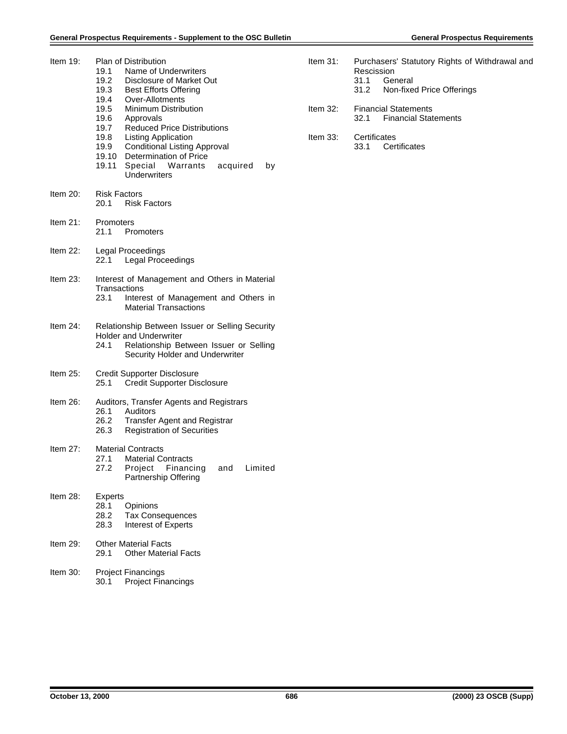Item 19: Plan of Distribution
- 19.1 Name of Underwriters
- 19.2 Disclosure of Market Out
- 19.3 Best Efforts Offering
- 19.4 Over-Allotments
- 19.5 Minimum Distribution
- 19.6 Approvals
- 19.7 Reduced Price Distributions
- 19.8 Listing Application
- 19.9 Conditional Listing Approval
- 19.10 Determination of Price
- 19.11 Special Warrants acquired by Underwriters

Item 20: Risk Factors
- 20.1 Risk Factors

Item 21: Promoters
- 21.1 Promoters

Item 22: Legal Proceedings
- 22.1 Legal Proceedings

Item 23: Interest of Management and Others in Material Transactions
- 23.1 Interest of Management and Others in Material Transactions

Item 24: Relationship Between Issuer or Selling Security Holder and Underwriter
- 24.1 Relationship Between Issuer or Selling Security Holder and Underwriter

Item 25: Credit Supporter Disclosure
- 25.1 Credit Supporter Disclosure

Item 26: Auditors, Transfer Agents and Registrars
- 26.1 Auditors
- 26.2 Transfer Agent and Registrar
- 26.3 Registration of Securities

Item 27: Material Contracts
- 27.1 Material Contracts
- 27.2 Project Financing and Limited Partnership Offering

Item 28: Experts
- 28.1 Opinions
- 28.2 Tax Consequences
- 28.3 Interest of Experts

Item 29: Other Material Facts
- 29.1 Other Material Facts

Item 30: Project Financings
- 30.1 Project Financings

Item 31: Purchasers' Statutory Rights of Withdrawal and Rescission
- 31.1 General
- 31.2 Non-fixed Price Offerings

Item 32: Financial Statements
- 32.1 Financial Statements

Item 33: Certificates
- 33.1 Certificates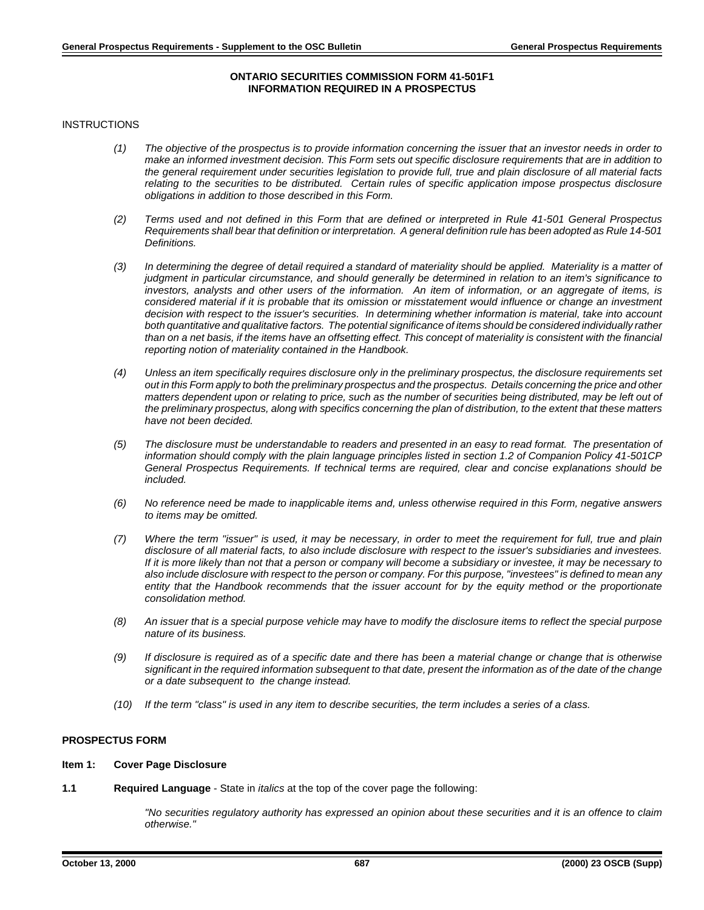**ONTARIO SECURITIES COMMISSION FORM 41-501F1**
**INFORMATION REQUIRED IN A PROSPECTUS**

INSTRUCTIONS

*(1) The objective of the prospectus is to provide information concerning the issuer that an investor needs in order to make an informed investment decision. This Form sets out specific disclosure requirements that are in addition to the general requirement under securities legislation to provide full, true and plain disclosure of all material facts relating to the securities to be distributed. Certain rules of specific application impose prospectus disclosure obligations in addition to those described in this Form.*

*(2) Terms used and not defined in this Form that are defined or interpreted in Rule 41-501 General Prospectus Requirements shall bear that definition or interpretation. A general definition rule has been adopted as Rule 14-501 Definitions.*

*(3) In determining the degree of detail required a standard of materiality should be applied. Materiality is a matter of judgment in particular circumstance, and should generally be determined in relation to an item's significance to investors, analysts and other users of the information. An item of information, or an aggregate of items, is considered material if it is probable that its omission or misstatement would influence or change an investment decision with respect to the issuer's securities. In determining whether information is material, take into account both quantitative and qualitative factors. The potential significance of items should be considered individually rather than on a net basis, if the items have an offsetting effect. This concept of materiality is consistent with the financial reporting notion of materiality contained in the Handbook.*

*(4) Unless an item specifically requires disclosure only in the preliminary prospectus, the disclosure requirements set out in this Form apply to both the preliminary prospectus and the prospectus. Details concerning the price and other matters dependent upon or relating to price, such as the number of securities being distributed, may be left out of the preliminary prospectus, along with specifics concerning the plan of distribution, to the extent that these matters have not been decided.*

*(5) The disclosure must be understandable to readers and presented in an easy to read format. The presentation of information should comply with the plain language principles listed in section 1.2 of Companion Policy 41-501CP General Prospectus Requirements. If technical terms are required, clear and concise explanations should be included.*

*(6) No reference need be made to inapplicable items and, unless otherwise required in this Form, negative answers to items may be omitted.*

*(7) Where the term "issuer" is used, it may be necessary, in order to meet the requirement for full, true and plain disclosure of all material facts, to also include disclosure with respect to the issuer's subsidiaries and investees. If it is more likely than not that a person or company will become a subsidiary or investee, it may be necessary to also include disclosure with respect to the person or company. For this purpose, "investees" is defined to mean any entity that the Handbook recommends that the issuer account for by the equity method or the proportionate consolidation method.*

*(8) An issuer that is a special purpose vehicle may have to modify the disclosure items to reflect the special purpose nature of its business.*

*(9) If disclosure is required as of a specific date and there has been a material change or change that is otherwise significant in the required information subsequent to that date, present the information as of the date of the change or a date subsequent to the change instead.*

*(10) If the term "class" is used in any item to describe securities, the term includes a series of a class.*

**PROSPECTUS FORM**

**Item 1: Cover Page Disclosure**

**1.1 Required Language** - State in *italics* at the top of the cover page the following:

*"No securities regulatory authority has expressed an opinion about these securities and it is an offence to claim otherwise."*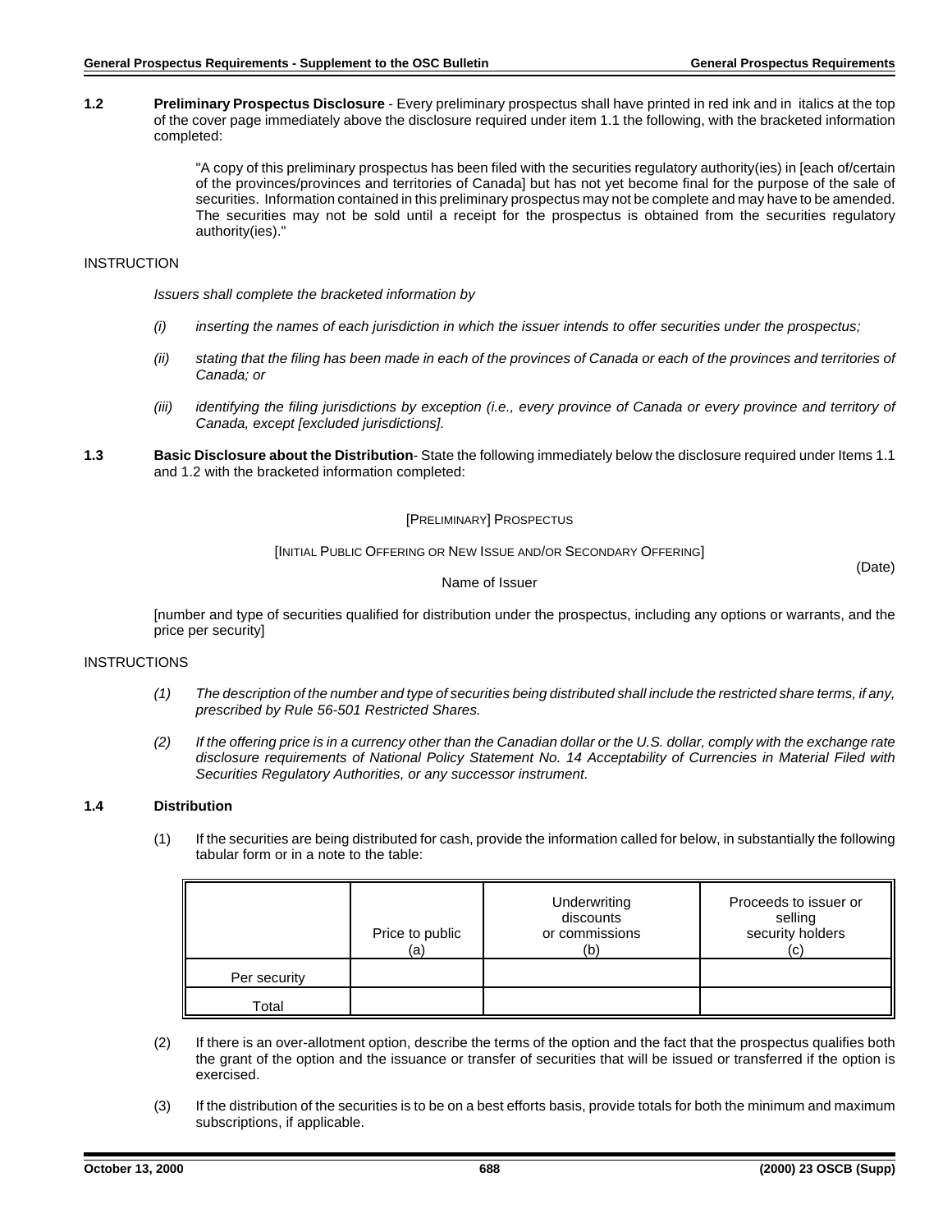**1.2 Preliminary Prospectus Disclosure** - Every preliminary prospectus shall have printed in red ink and in italics at the top of the cover page immediately above the disclosure required under item 1.1 the following, with the bracketed information completed:

> "A copy of this preliminary prospectus has been filed with the securities regulatory authority(ies) in [each of/certain of the provinces/provinces and territories of Canada] but has not yet become final for the purpose of the sale of securities. Information contained in this preliminary prospectus may not be complete and may have to be amended. The securities may not be sold until a receipt for the prospectus is obtained from the securities regulatory authority(ies)."

INSTRUCTION

*Issuers shall complete the bracketed information by*

*(i) inserting the names of each jurisdiction in which the issuer intends to offer securities under the prospectus;*

*(ii) stating that the filing has been made in each of the provinces of Canada or each of the provinces and territories of Canada; or*

*(iii) identifying the filing jurisdictions by exception (i.e., every province of Canada or every province and territory of Canada, except [excluded jurisdictions].*

**1.3 Basic Disclosure about the Distribution**- State the following immediately below the disclosure required under Items 1.1 and 1.2 with the bracketed information completed:

[PRELIMINARY] PROSPECTUS

[INITIAL PUBLIC OFFERING OR NEW ISSUE AND/OR SECONDARY OFFERING]

(Date)

Name of Issuer

[number and type of securities qualified for distribution under the prospectus, including any options or warrants, and the price per security]

INSTRUCTIONS

*(1) The description of the number and type of securities being distributed shall include the restricted share terms, if any, prescribed by Rule 56-501 Restricted Shares.*

*(2) If the offering price is in a currency other than the Canadian dollar or the U.S. dollar, comply with the exchange rate disclosure requirements of National Policy Statement No. 14 Acceptability of Currencies in Material Filed with Securities Regulatory Authorities, or any successor instrument.*

**1.4 Distribution**

(1) If the securities are being distributed for cash, provide the information called for below, in substantially the following tabular form or in a note to the table:

| | Price to public (a) | Underwriting discounts or commissions (b) | Proceeds to issuer or selling security holders (c) |
|---|---|---|---|
| Per security | | | |
| Total | | | |

(2) If there is an over-allotment option, describe the terms of the option and the fact that the prospectus qualifies both the grant of the option and the issuance or transfer of securities that will be issued or transferred if the option is exercised.

(3) If the distribution of the securities is to be on a best efforts basis, provide totals for both the minimum and maximum subscriptions, if applicable.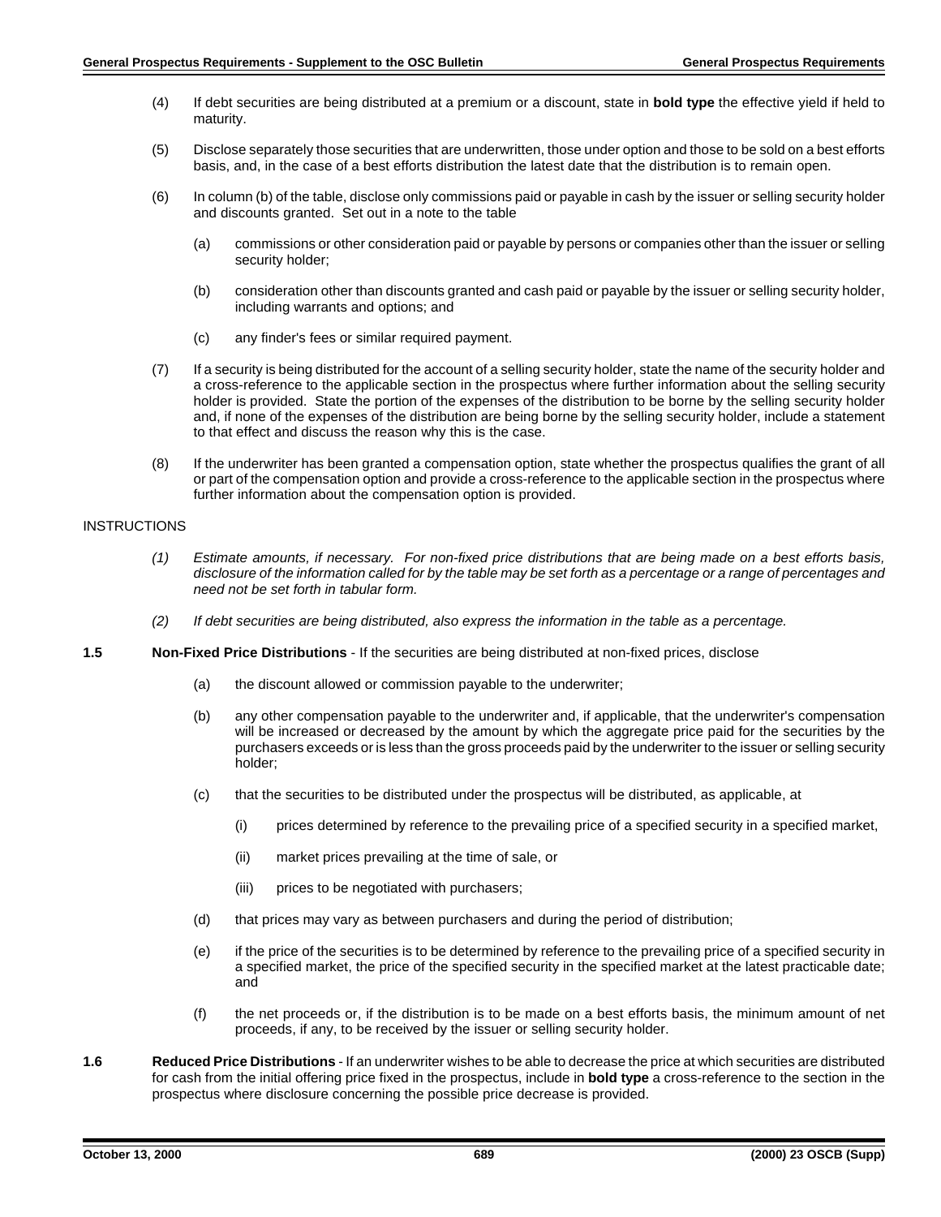(4) If debt securities are being distributed at a premium or a discount, state in **bold type** the effective yield if held to maturity.

(5) Disclose separately those securities that are underwritten, those under option and those to be sold on a best efforts basis, and, in the case of a best efforts distribution the latest date that the distribution is to remain open.

(6) In column (b) of the table, disclose only commissions paid or payable in cash by the issuer or selling security holder and discounts granted. Set out in a note to the table

(a) commissions or other consideration paid or payable by persons or companies other than the issuer or selling security holder;

(b) consideration other than discounts granted and cash paid or payable by the issuer or selling security holder, including warrants and options; and

(c) any finder's fees or similar required payment.

(7) If a security is being distributed for the account of a selling security holder, state the name of the security holder and a cross-reference to the applicable section in the prospectus where further information about the selling security holder is provided. State the portion of the expenses of the distribution to be borne by the selling security holder and, if none of the expenses of the distribution are being borne by the selling security holder, include a statement to that effect and discuss the reason why this is the case.

(8) If the underwriter has been granted a compensation option, state whether the prospectus qualifies the grant of all or part of the compensation option and provide a cross-reference to the applicable section in the prospectus where further information about the compensation option is provided.

INSTRUCTIONS

*(1) Estimate amounts, if necessary. For non-fixed price distributions that are being made on a best efforts basis, disclosure of the information called for by the table may be set forth as a percentage or a range of percentages and need not be set forth in tabular form.*

*(2) If debt securities are being distributed, also express the information in the table as a percentage.*

**1.5 Non-Fixed Price Distributions** - If the securities are being distributed at non-fixed prices, disclose

(a) the discount allowed or commission payable to the underwriter;

(b) any other compensation payable to the underwriter and, if applicable, that the underwriter's compensation will be increased or decreased by the amount by which the aggregate price paid for the securities by the purchasers exceeds or is less than the gross proceeds paid by the underwriter to the issuer or selling security holder;

(c) that the securities to be distributed under the prospectus will be distributed, as applicable, at

(i) prices determined by reference to the prevailing price of a specified security in a specified market,

(ii) market prices prevailing at the time of sale, or

(iii) prices to be negotiated with purchasers;

(d) that prices may vary as between purchasers and during the period of distribution;

(e) if the price of the securities is to be determined by reference to the prevailing price of a specified security in a specified market, the price of the specified security in the specified market at the latest practicable date; and

(f) the net proceeds or, if the distribution is to be made on a best efforts basis, the minimum amount of net proceeds, if any, to be received by the issuer or selling security holder.

**1.6 Reduced Price Distributions** - If an underwriter wishes to be able to decrease the price at which securities are distributed for cash from the initial offering price fixed in the prospectus, include in **bold type** a cross-reference to the section in the prospectus where disclosure concerning the possible price decrease is provided.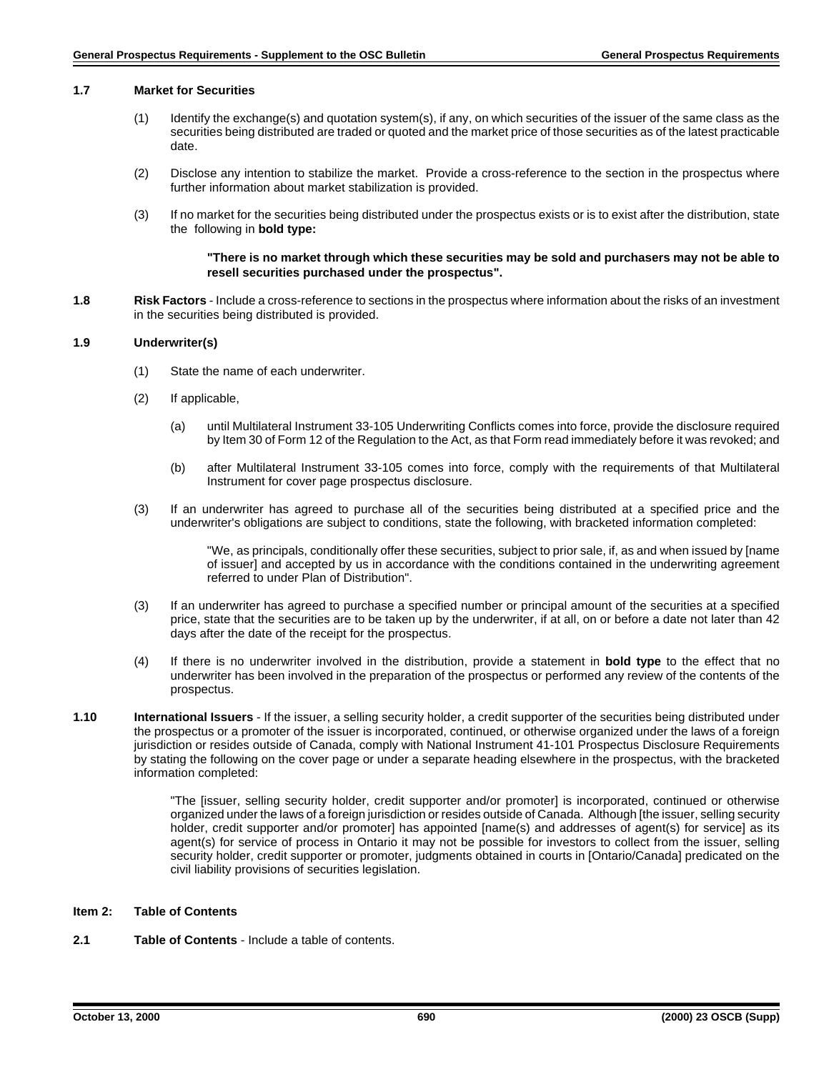**1.7 Market for Securities**

(1) Identify the exchange(s) and quotation system(s), if any, on which securities of the issuer of the same class as the securities being distributed are traded or quoted and the market price of those securities as of the latest practicable date.

(2) Disclose any intention to stabilize the market. Provide a cross-reference to the section in the prospectus where further information about market stabilization is provided.

(3) If no market for the securities being distributed under the prospectus exists or is to exist after the distribution, state the following in **bold type:**

> **"There is no market through which these securities may be sold and purchasers may not be able to resell securities purchased under the prospectus".**

**1.8 Risk Factors** - Include a cross-reference to sections in the prospectus where information about the risks of an investment in the securities being distributed is provided.

**1.9 Underwriter(s)**

(1) State the name of each underwriter.

(2) If applicable,

(a) until Multilateral Instrument 33-105 Underwriting Conflicts comes into force, provide the disclosure required by Item 30 of Form 12 of the Regulation to the Act, as that Form read immediately before it was revoked; and

(b) after Multilateral Instrument 33-105 comes into force, comply with the requirements of that Multilateral Instrument for cover page prospectus disclosure.

(3) If an underwriter has agreed to purchase all of the securities being distributed at a specified price and the underwriter's obligations are subject to conditions, state the following, with bracketed information completed:

> "We, as principals, conditionally offer these securities, subject to prior sale, if, as and when issued by [name of issuer] and accepted by us in accordance with the conditions contained in the underwriting agreement referred to under Plan of Distribution".

(3) If an underwriter has agreed to purchase a specified number or principal amount of the securities at a specified price, state that the securities are to be taken up by the underwriter, if at all, on or before a date not later than 42 days after the date of the receipt for the prospectus.

(4) If there is no underwriter involved in the distribution, provide a statement in **bold type** to the effect that no underwriter has been involved in the preparation of the prospectus or performed any review of the contents of the prospectus.

**1.10 International Issuers** - If the issuer, a selling security holder, a credit supporter of the securities being distributed under the prospectus or a promoter of the issuer is incorporated, continued, or otherwise organized under the laws of a foreign jurisdiction or resides outside of Canada, comply with National Instrument 41-101 Prospectus Disclosure Requirements by stating the following on the cover page or under a separate heading elsewhere in the prospectus, with the bracketed information completed:

> "The [issuer, selling security holder, credit supporter and/or promoter] is incorporated, continued or otherwise organized under the laws of a foreign jurisdiction or resides outside of Canada. Although [the issuer, selling security holder, credit supporter and/or promoter] has appointed [name(s) and addresses of agent(s) for service] as its agent(s) for service of process in Ontario it may not be possible for investors to collect from the issuer, selling security holder, credit supporter or promoter, judgments obtained in courts in [Ontario/Canada] predicated on the civil liability provisions of securities legislation.

## Item 2: Table of Contents

**2.1 Table of Contents** - Include a table of contents.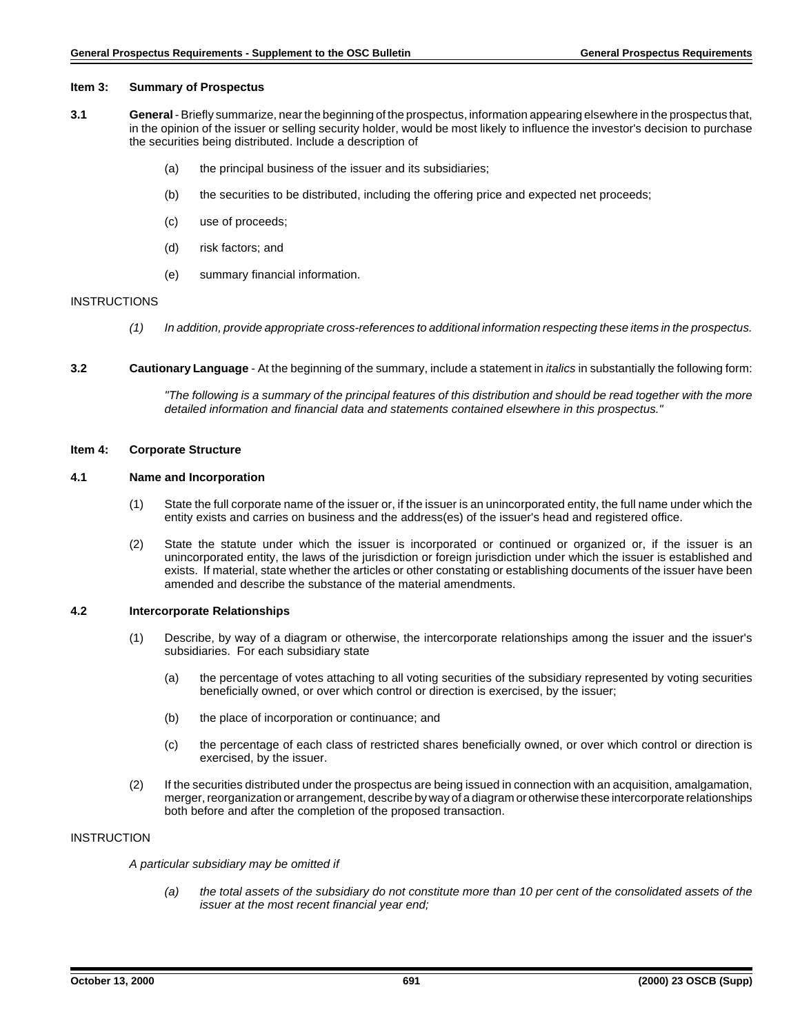### Item 3: Summary of Prospectus

**3.1** **General** - Briefly summarize, near the beginning of the prospectus, information appearing elsewhere in the prospectus that, in the opinion of the issuer or selling security holder, would be most likely to influence the investor's decision to purchase the securities being distributed. Include a description of

(a) the principal business of the issuer and its subsidiaries;

(b) the securities to be distributed, including the offering price and expected net proceeds;

(c) use of proceeds;

(d) risk factors; and

(e) summary financial information.

INSTRUCTIONS

*(1) In addition, provide appropriate cross-references to additional information respecting these items in the prospectus.*

**3.2** **Cautionary Language** - At the beginning of the summary, include a statement in *italics* in substantially the following form:

*"The following is a summary of the principal features of this distribution and should be read together with the more detailed information and financial data and statements contained elsewhere in this prospectus."*

### Item 4: Corporate Structure

**4.1 Name and Incorporation**

(1) State the full corporate name of the issuer or, if the issuer is an unincorporated entity, the full name under which the entity exists and carries on business and the address(es) of the issuer's head and registered office.

(2) State the statute under which the issuer is incorporated or continued or organized or, if the issuer is an unincorporated entity, the laws of the jurisdiction or foreign jurisdiction under which the issuer is established and exists. If material, state whether the articles or other constating or establishing documents of the issuer have been amended and describe the substance of the material amendments.

**4.2 Intercorporate Relationships**

(1) Describe, by way of a diagram or otherwise, the intercorporate relationships among the issuer and the issuer's subsidiaries. For each subsidiary state

(a) the percentage of votes attaching to all voting securities of the subsidiary represented by voting securities beneficially owned, or over which control or direction is exercised, by the issuer;

(b) the place of incorporation or continuance; and

(c) the percentage of each class of restricted shares beneficially owned, or over which control or direction is exercised, by the issuer.

(2) If the securities distributed under the prospectus are being issued in connection with an acquisition, amalgamation, merger, reorganization or arrangement, describe by way of a diagram or otherwise these intercorporate relationships both before and after the completion of the proposed transaction.

INSTRUCTION

*A particular subsidiary may be omitted if*

*(a) the total assets of the subsidiary do not constitute more than 10 per cent of the consolidated assets of the issuer at the most recent financial year end;*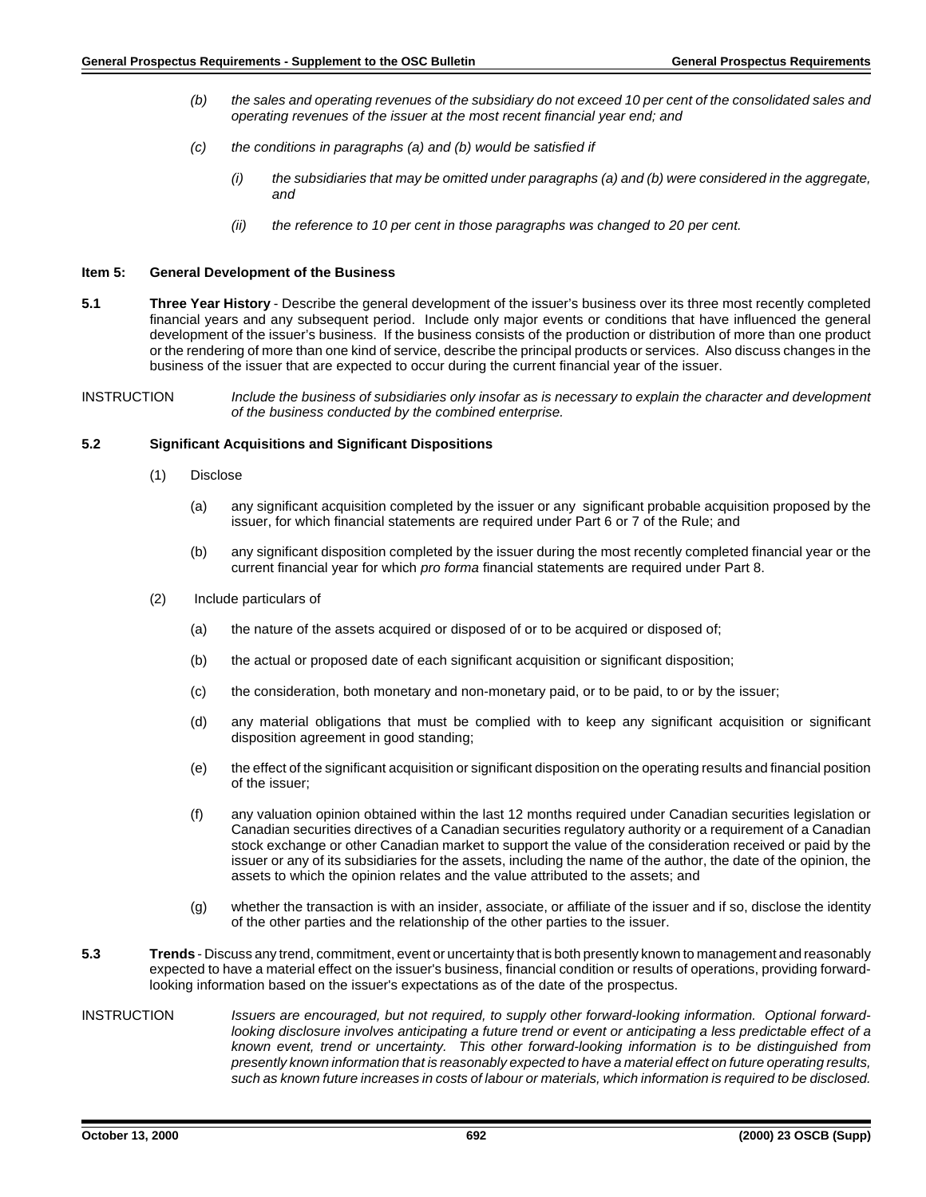*(b) the sales and operating revenues of the subsidiary do not exceed 10 per cent of the consolidated sales and operating revenues of the issuer at the most recent financial year end; and*

*(c) the conditions in paragraphs (a) and (b) would be satisfied if*

*(i) the subsidiaries that may be omitted under paragraphs (a) and (b) were considered in the aggregate, and*

*(ii) the reference to 10 per cent in those paragraphs was changed to 20 per cent.*

## Item 5: General Development of the Business

**5.1 Three Year History** - Describe the general development of the issuer's business over its three most recently completed financial years and any subsequent period. Include only major events or conditions that have influenced the general development of the issuer's business. If the business consists of the production or distribution of more than one product or the rendering of more than one kind of service, describe the principal products or services. Also discuss changes in the business of the issuer that are expected to occur during the current financial year of the issuer.

INSTRUCTION *Include the business of subsidiaries only insofar as is necessary to explain the character and development of the business conducted by the combined enterprise.*

**5.2 Significant Acquisitions and Significant Dispositions**

(1) Disclose

(a) any significant acquisition completed by the issuer or any significant probable acquisition proposed by the issuer, for which financial statements are required under Part 6 or 7 of the Rule; and

(b) any significant disposition completed by the issuer during the most recently completed financial year or the current financial year for which *pro forma* financial statements are required under Part 8.

(2) Include particulars of

(a) the nature of the assets acquired or disposed of or to be acquired or disposed of;

(b) the actual or proposed date of each significant acquisition or significant disposition;

(c) the consideration, both monetary and non-monetary paid, or to be paid, to or by the issuer;

(d) any material obligations that must be complied with to keep any significant acquisition or significant disposition agreement in good standing;

(e) the effect of the significant acquisition or significant disposition on the operating results and financial position of the issuer;

(f) any valuation opinion obtained within the last 12 months required under Canadian securities legislation or Canadian securities directives of a Canadian securities regulatory authority or a requirement of a Canadian stock exchange or other Canadian market to support the value of the consideration received or paid by the issuer or any of its subsidiaries for the assets, including the name of the author, the date of the opinion, the assets to which the opinion relates and the value attributed to the assets; and

(g) whether the transaction is with an insider, associate, or affiliate of the issuer and if so, disclose the identity of the other parties and the relationship of the other parties to the issuer.

**5.3 Trends** - Discuss any trend, commitment, event or uncertainty that is both presently known to management and reasonably expected to have a material effect on the issuer's business, financial condition or results of operations, providing forward-looking information based on the issuer's expectations as of the date of the prospectus.

INSTRUCTION *Issuers are encouraged, but not required, to supply other forward-looking information. Optional forward-looking disclosure involves anticipating a future trend or event or anticipating a less predictable effect of a known event, trend or uncertainty. This other forward-looking information is to be distinguished from presently known information that is reasonably expected to have a material effect on future operating results, such as known future increases in costs of labour or materials, which information is required to be disclosed.*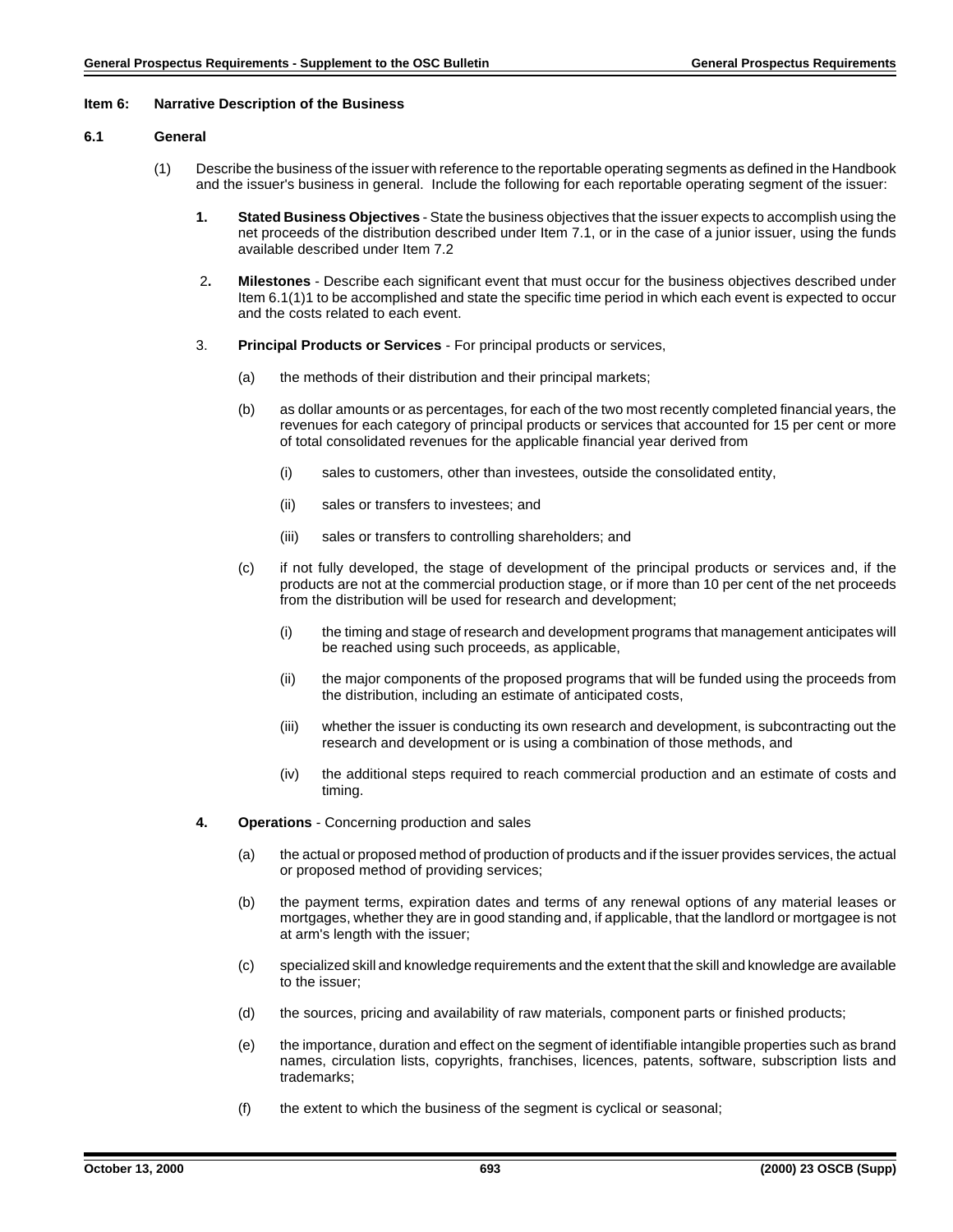### Item 6: Narrative Description of the Business

#### 6.1 General

(1) Describe the business of the issuer with reference to the reportable operating segments as defined in the Handbook and the issuer's business in general. Include the following for each reportable operating segment of the issuer:

1. **Stated Business Objectives** - State the business objectives that the issuer expects to accomplish using the net proceeds of the distribution described under Item 7.1, or in the case of a junior issuer, using the funds available described under Item 7.2

2. **Milestones** - Describe each significant event that must occur for the business objectives described under Item 6.1(1)1 to be accomplished and state the specific time period in which each event is expected to occur and the costs related to each event.

3. **Principal Products or Services** - For principal products or services,

   (a) the methods of their distribution and their principal markets;

   (b) as dollar amounts or as percentages, for each of the two most recently completed financial years, the revenues for each category of principal products or services that accounted for 15 per cent or more of total consolidated revenues for the applicable financial year derived from

      (i) sales to customers, other than investees, outside the consolidated entity,

      (ii) sales or transfers to investees; and

      (iii) sales or transfers to controlling shareholders; and

   (c) if not fully developed, the stage of development of the principal products or services and, if the products are not at the commercial production stage, or if more than 10 per cent of the net proceeds from the distribution will be used for research and development;

      (i) the timing and stage of research and development programs that management anticipates will be reached using such proceeds, as applicable,

      (ii) the major components of the proposed programs that will be funded using the proceeds from the distribution, including an estimate of anticipated costs,

      (iii) whether the issuer is conducting its own research and development, is subcontracting out the research and development or is using a combination of those methods, and

      (iv) the additional steps required to reach commercial production and an estimate of costs and timing.

4. **Operations** - Concerning production and sales

   (a) the actual or proposed method of production of products and if the issuer provides services, the actual or proposed method of providing services;

   (b) the payment terms, expiration dates and terms of any renewal options of any material leases or mortgages, whether they are in good standing and, if applicable, that the landlord or mortgagee is not at arm's length with the issuer;

   (c) specialized skill and knowledge requirements and the extent that the skill and knowledge are available to the issuer;

   (d) the sources, pricing and availability of raw materials, component parts or finished products;

   (e) the importance, duration and effect on the segment of identifiable intangible properties such as brand names, circulation lists, copyrights, franchises, licences, patents, software, subscription lists and trademarks;

   (f) the extent to which the business of the segment is cyclical or seasonal;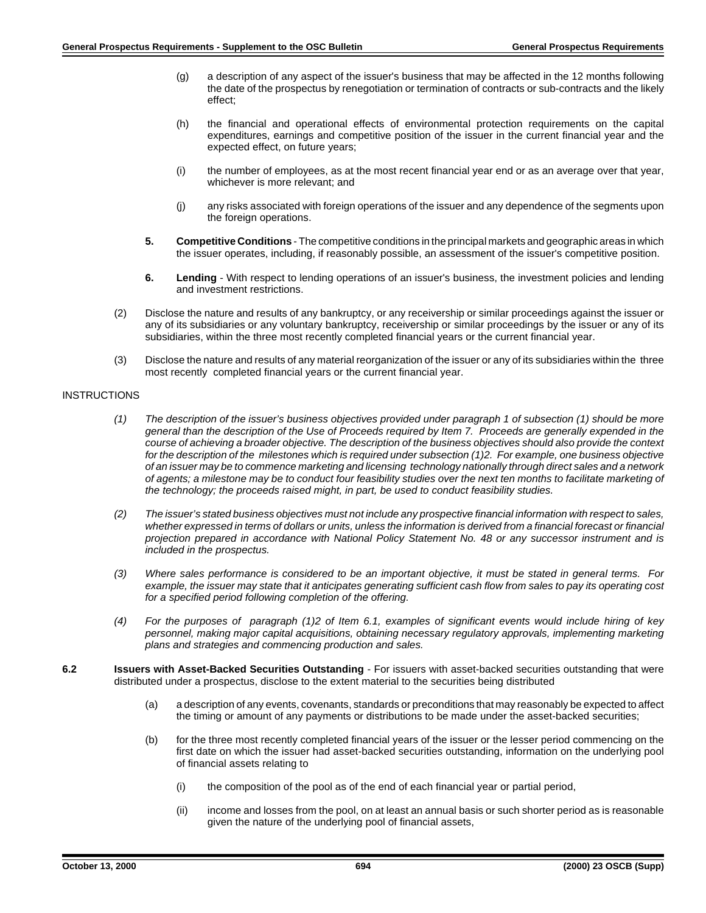(g) a description of any aspect of the issuer's business that may be affected in the 12 months following the date of the prospectus by renegotiation or termination of contracts or sub-contracts and the likely effect;

(h) the financial and operational effects of environmental protection requirements on the capital expenditures, earnings and competitive position of the issuer in the current financial year and the expected effect, on future years;

(i) the number of employees, as at the most recent financial year end or as an average over that year, whichever is more relevant; and

(j) any risks associated with foreign operations of the issuer and any dependence of the segments upon the foreign operations.

**5. Competitive Conditions** - The competitive conditions in the principal markets and geographic areas in which the issuer operates, including, if reasonably possible, an assessment of the issuer's competitive position.

**6. Lending** - With respect to lending operations of an issuer's business, the investment policies and lending and investment restrictions.

(2) Disclose the nature and results of any bankruptcy, or any receivership or similar proceedings against the issuer or any of its subsidiaries or any voluntary bankruptcy, receivership or similar proceedings by the issuer or any of its subsidiaries, within the three most recently completed financial years or the current financial year.

(3) Disclose the nature and results of any material reorganization of the issuer or any of its subsidiaries within the three most recently completed financial years or the current financial year.

INSTRUCTIONS

*(1) The description of the issuer's business objectives provided under paragraph 1 of subsection (1) should be more general than the description of the Use of Proceeds required by Item 7. Proceeds are generally expended in the course of achieving a broader objective. The description of the business objectives should also provide the context for the description of the milestones which is required under subsection (1)2. For example, one business objective of an issuer may be to commence marketing and licensing technology nationally through direct sales and a network of agents; a milestone may be to conduct four feasibility studies over the next ten months to facilitate marketing of the technology; the proceeds raised might, in part, be used to conduct feasibility studies.*

*(2) The issuer's stated business objectives must not include any prospective financial information with respect to sales, whether expressed in terms of dollars or units, unless the information is derived from a financial forecast or financial projection prepared in accordance with National Policy Statement No. 48 or any successor instrument and is included in the prospectus.*

*(3) Where sales performance is considered to be an important objective, it must be stated in general terms. For example, the issuer may state that it anticipates generating sufficient cash flow from sales to pay its operating cost for a specified period following completion of the offering.*

*(4) For the purposes of paragraph (1)2 of Item 6.1, examples of significant events would include hiring of key personnel, making major capital acquisitions, obtaining necessary regulatory approvals, implementing marketing plans and strategies and commencing production and sales.*

**6.2 Issuers with Asset-Backed Securities Outstanding** - For issuers with asset-backed securities outstanding that were distributed under a prospectus, disclose to the extent material to the securities being distributed

(a) a description of any events, covenants, standards or preconditions that may reasonably be expected to affect the timing or amount of any payments or distributions to be made under the asset-backed securities;

(b) for the three most recently completed financial years of the issuer or the lesser period commencing on the first date on which the issuer had asset-backed securities outstanding, information on the underlying pool of financial assets relating to

(i) the composition of the pool as of the end of each financial year or partial period,

(ii) income and losses from the pool, on at least an annual basis or such shorter period as is reasonable given the nature of the underlying pool of financial assets,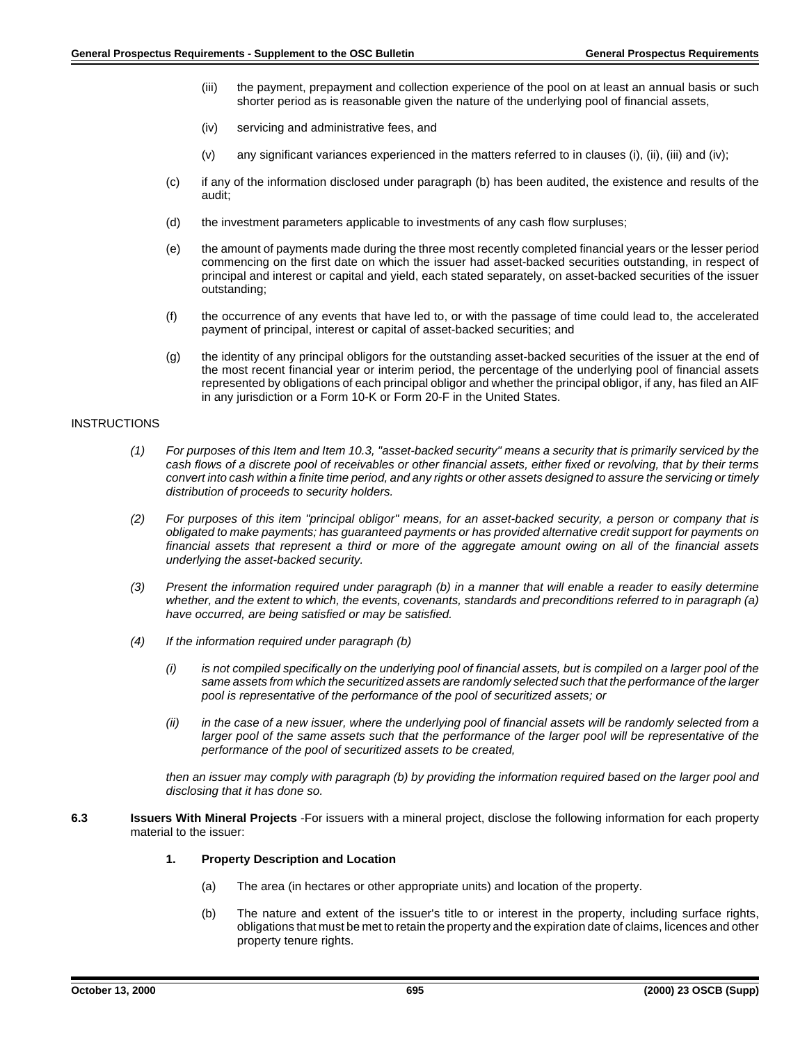(iii) the payment, prepayment and collection experience of the pool on at least an annual basis or such shorter period as is reasonable given the nature of the underlying pool of financial assets,

(iv) servicing and administrative fees, and

(v) any significant variances experienced in the matters referred to in clauses (i), (ii), (iii) and (iv);

(c) if any of the information disclosed under paragraph (b) has been audited, the existence and results of the audit;

(d) the investment parameters applicable to investments of any cash flow surpluses;

(e) the amount of payments made during the three most recently completed financial years or the lesser period commencing on the first date on which the issuer had asset-backed securities outstanding, in respect of principal and interest or capital and yield, each stated separately, on asset-backed securities of the issuer outstanding;

(f) the occurrence of any events that have led to, or with the passage of time could lead to, the accelerated payment of principal, interest or capital of asset-backed securities; and

(g) the identity of any principal obligors for the outstanding asset-backed securities of the issuer at the end of the most recent financial year or interim period, the percentage of the underlying pool of financial assets represented by obligations of each principal obligor and whether the principal obligor, if any, has filed an AIF in any jurisdiction or a Form 10-K or Form 20-F in the United States.

INSTRUCTIONS

*(1) For purposes of this Item and Item 10.3, "asset-backed security" means a security that is primarily serviced by the cash flows of a discrete pool of receivables or other financial assets, either fixed or revolving, that by their terms convert into cash within a finite time period, and any rights or other assets designed to assure the servicing or timely distribution of proceeds to security holders.*

*(2) For purposes of this item "principal obligor" means, for an asset-backed security, a person or company that is obligated to make payments; has guaranteed payments or has provided alternative credit support for payments on financial assets that represent a third or more of the aggregate amount owing on all of the financial assets underlying the asset-backed security.*

*(3) Present the information required under paragraph (b) in a manner that will enable a reader to easily determine whether, and the extent to which, the events, covenants, standards and preconditions referred to in paragraph (a) have occurred, are being satisfied or may be satisfied.*

*(4) If the information required under paragraph (b)*

*(i) is not compiled specifically on the underlying pool of financial assets, but is compiled on a larger pool of the same assets from which the securitized assets are randomly selected such that the performance of the larger pool is representative of the performance of the pool of securitized assets; or*

*(ii) in the case of a new issuer, where the underlying pool of financial assets will be randomly selected from a larger pool of the same assets such that the performance of the larger pool will be representative of the performance of the pool of securitized assets to be created,*

*then an issuer may comply with paragraph (b) by providing the information required based on the larger pool and disclosing that it has done so.*

**6.3 Issuers With Mineral Projects** -For issuers with a mineral project, disclose the following information for each property material to the issuer:

**1. Property Description and Location**

(a) The area (in hectares or other appropriate units) and location of the property.

(b) The nature and extent of the issuer's title to or interest in the property, including surface rights, obligations that must be met to retain the property and the expiration date of claims, licences and other property tenure rights.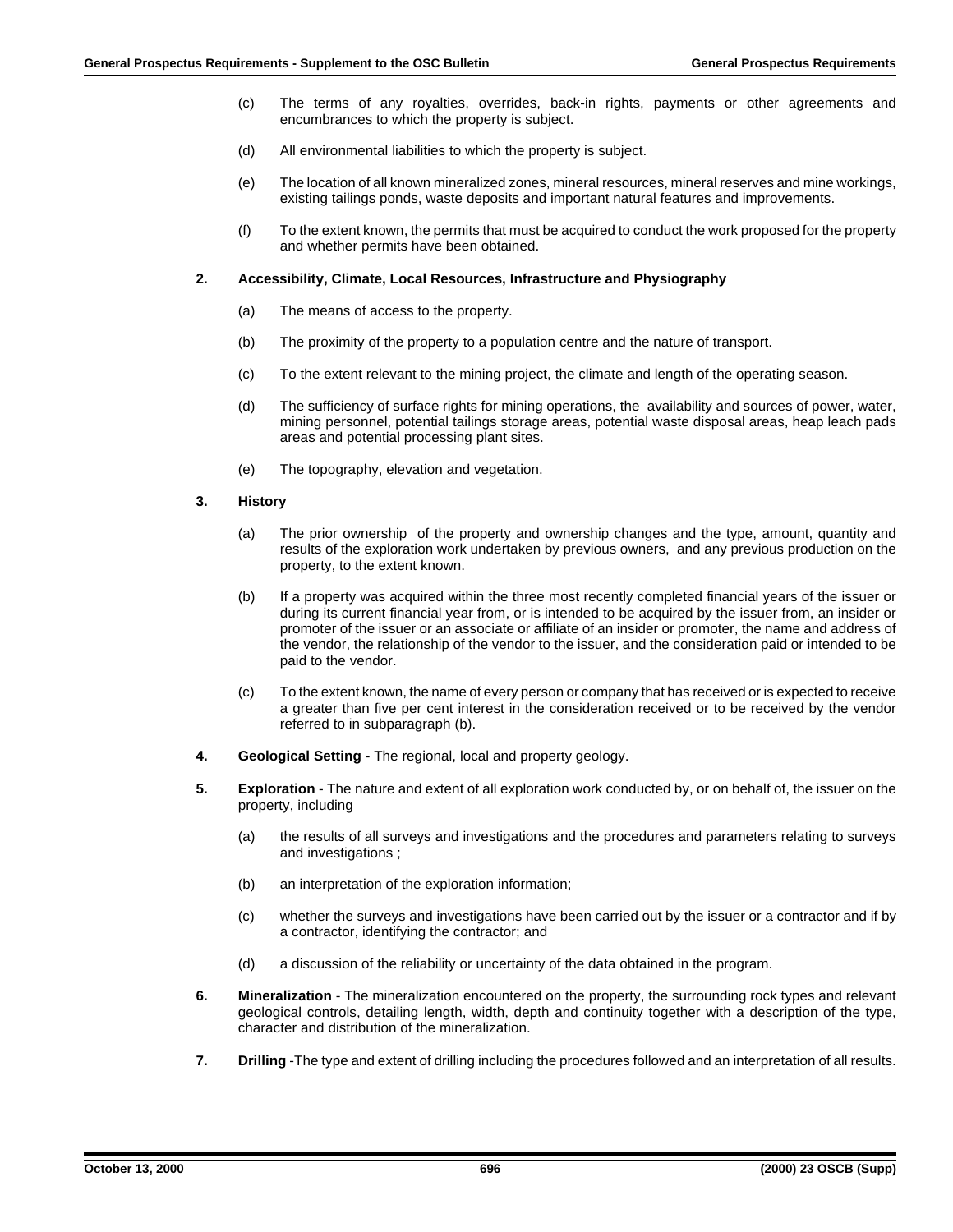(c) The terms of any royalties, overrides, back-in rights, payments or other agreements and encumbrances to which the property is subject.

(d) All environmental liabilities to which the property is subject.

(e) The location of all known mineralized zones, mineral resources, mineral reserves and mine workings, existing tailings ponds, waste deposits and important natural features and improvements.

(f) To the extent known, the permits that must be acquired to conduct the work proposed for the property and whether permits have been obtained.

**2. Accessibility, Climate, Local Resources, Infrastructure and Physiography**

(a) The means of access to the property.

(b) The proximity of the property to a population centre and the nature of transport.

(c) To the extent relevant to the mining project, the climate and length of the operating season.

(d) The sufficiency of surface rights for mining operations, the availability and sources of power, water, mining personnel, potential tailings storage areas, potential waste disposal areas, heap leach pads areas and potential processing plant sites.

(e) The topography, elevation and vegetation.

**3. History**

(a) The prior ownership of the property and ownership changes and the type, amount, quantity and results of the exploration work undertaken by previous owners, and any previous production on the property, to the extent known.

(b) If a property was acquired within the three most recently completed financial years of the issuer or during its current financial year from, or is intended to be acquired by the issuer from, an insider or promoter of the issuer or an associate or affiliate of an insider or promoter, the name and address of the vendor, the relationship of the vendor to the issuer, and the consideration paid or intended to be paid to the vendor.

(c) To the extent known, the name of every person or company that has received or is expected to receive a greater than five per cent interest in the consideration received or to be received by the vendor referred to in subparagraph (b).

**4. Geological Setting** - The regional, local and property geology.

**5. Exploration** - The nature and extent of all exploration work conducted by, or on behalf of, the issuer on the property, including

(a) the results of all surveys and investigations and the procedures and parameters relating to surveys and investigations ;

(b) an interpretation of the exploration information;

(c) whether the surveys and investigations have been carried out by the issuer or a contractor and if by a contractor, identifying the contractor; and

(d) a discussion of the reliability or uncertainty of the data obtained in the program.

**6. Mineralization** - The mineralization encountered on the property, the surrounding rock types and relevant geological controls, detailing length, width, depth and continuity together with a description of the type, character and distribution of the mineralization.

**7. Drilling** -The type and extent of drilling including the procedures followed and an interpretation of all results.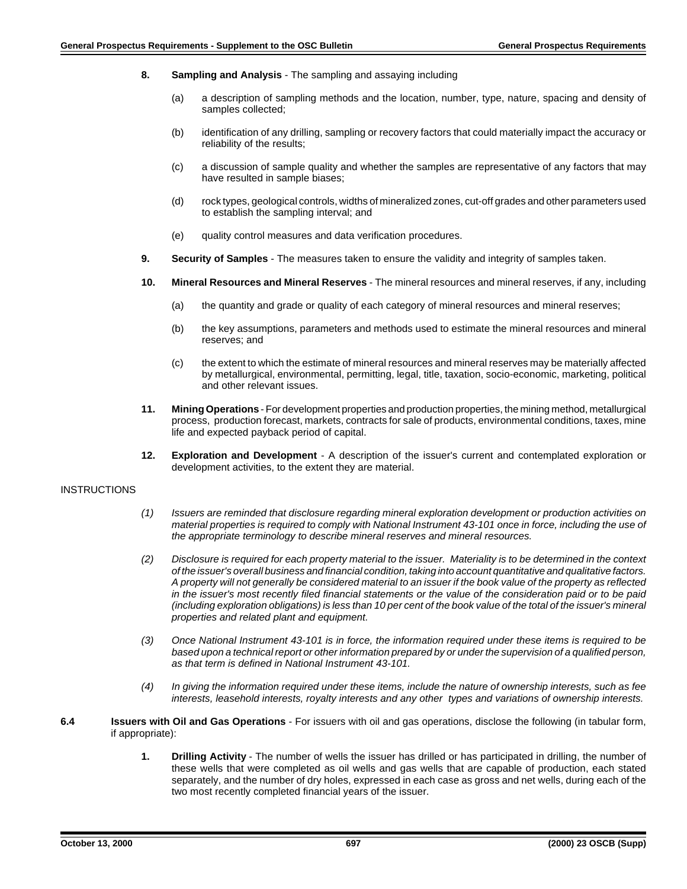8. **Sampling and Analysis** - The sampling and assaying including

   (a) a description of sampling methods and the location, number, type, nature, spacing and density of samples collected;

   (b) identification of any drilling, sampling or recovery factors that could materially impact the accuracy or reliability of the results;

   (c) a discussion of sample quality and whether the samples are representative of any factors that may have resulted in sample biases;

   (d) rock types, geological controls, widths of mineralized zones, cut-off grades and other parameters used to establish the sampling interval; and

   (e) quality control measures and data verification procedures.

9. **Security of Samples** - The measures taken to ensure the validity and integrity of samples taken.

10. **Mineral Resources and Mineral Reserves** - The mineral resources and mineral reserves, if any, including

    (a) the quantity and grade or quality of each category of mineral resources and mineral reserves;

    (b) the key assumptions, parameters and methods used to estimate the mineral resources and mineral reserves; and

    (c) the extent to which the estimate of mineral resources and mineral reserves may be materially affected by metallurgical, environmental, permitting, legal, title, taxation, socio-economic, marketing, political and other relevant issues.

11. **Mining Operations** - For development properties and production properties, the mining method, metallurgical process, production forecast, markets, contracts for sale of products, environmental conditions, taxes, mine life and expected payback period of capital.

12. **Exploration and Development** - A description of the issuer's current and contemplated exploration or development activities, to the extent they are material.

INSTRUCTIONS

*(1) Issuers are reminded that disclosure regarding mineral exploration development or production activities on material properties is required to comply with National Instrument 43-101 once in force, including the use of the appropriate terminology to describe mineral reserves and mineral resources.*

*(2) Disclosure is required for each property material to the issuer. Materiality is to be determined in the context of the issuer's overall business and financial condition, taking into account quantitative and qualitative factors. A property will not generally be considered material to an issuer if the book value of the property as reflected in the issuer's most recently filed financial statements or the value of the consideration paid or to be paid (including exploration obligations) is less than 10 per cent of the book value of the total of the issuer's mineral properties and related plant and equipment.*

*(3) Once National Instrument 43-101 is in force, the information required under these items is required to be based upon a technical report or other information prepared by or under the supervision of a qualified person, as that term is defined in National Instrument 43-101.*

*(4) In giving the information required under these items, include the nature of ownership interests, such as fee interests, leasehold interests, royalty interests and any other types and variations of ownership interests.*

**6.4 Issuers with Oil and Gas Operations** - For issuers with oil and gas operations, disclose the following (in tabular form, if appropriate):

1. **Drilling Activity** - The number of wells the issuer has drilled or has participated in drilling, the number of these wells that were completed as oil wells and gas wells that are capable of production, each stated separately, and the number of dry holes, expressed in each case as gross and net wells, during each of the two most recently completed financial years of the issuer.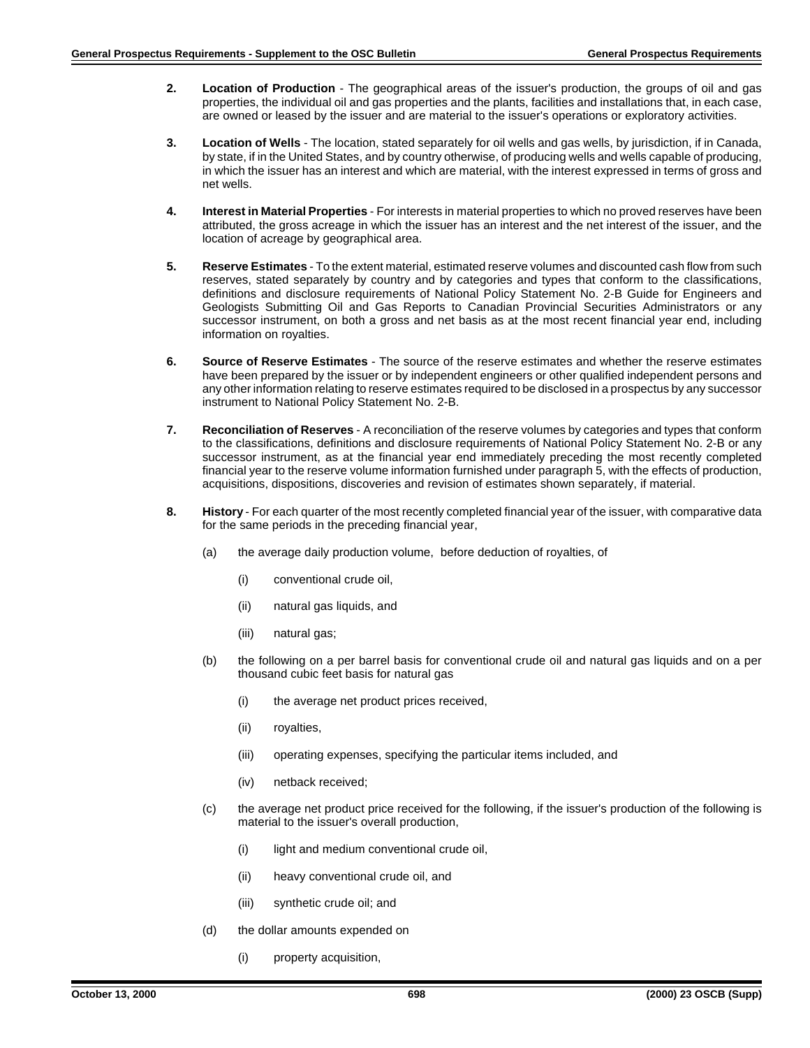2. **Location of Production** - The geographical areas of the issuer's production, the groups of oil and gas properties, the individual oil and gas properties and the plants, facilities and installations that, in each case, are owned or leased by the issuer and are material to the issuer's operations or exploratory activities.

3. **Location of Wells** - The location, stated separately for oil wells and gas wells, by jurisdiction, if in Canada, by state, if in the United States, and by country otherwise, of producing wells and wells capable of producing, in which the issuer has an interest and which are material, with the interest expressed in terms of gross and net wells.

4. **Interest in Material Properties** - For interests in material properties to which no proved reserves have been attributed, the gross acreage in which the issuer has an interest and the net interest of the issuer, and the location of acreage by geographical area.

5. **Reserve Estimates** - To the extent material, estimated reserve volumes and discounted cash flow from such reserves, stated separately by country and by categories and types that conform to the classifications, definitions and disclosure requirements of National Policy Statement No. 2-B Guide for Engineers and Geologists Submitting Oil and Gas Reports to Canadian Provincial Securities Administrators or any successor instrument, on both a gross and net basis as at the most recent financial year end, including information on royalties.

6. **Source of Reserve Estimates** - The source of the reserve estimates and whether the reserve estimates have been prepared by the issuer or by independent engineers or other qualified independent persons and any other information relating to reserve estimates required to be disclosed in a prospectus by any successor instrument to National Policy Statement No. 2-B.

7. **Reconciliation of Reserves** - A reconciliation of the reserve volumes by categories and types that conform to the classifications, definitions and disclosure requirements of National Policy Statement No. 2-B or any successor instrument, as at the financial year end immediately preceding the most recently completed financial year to the reserve volume information furnished under paragraph 5, with the effects of production, acquisitions, dispositions, discoveries and revision of estimates shown separately, if material.

8. **History** - For each quarter of the most recently completed financial year of the issuer, with comparative data for the same periods in the preceding financial year,

   (a) the average daily production volume, before deduction of royalties, of

      (i) conventional crude oil,

      (ii) natural gas liquids, and

      (iii) natural gas;

   (b) the following on a per barrel basis for conventional crude oil and natural gas liquids and on a per thousand cubic feet basis for natural gas

      (i) the average net product prices received,

      (ii) royalties,

      (iii) operating expenses, specifying the particular items included, and

      (iv) netback received;

   (c) the average net product price received for the following, if the issuer's production of the following is material to the issuer's overall production,

      (i) light and medium conventional crude oil,

      (ii) heavy conventional crude oil, and

      (iii) synthetic crude oil; and

   (d) the dollar amounts expended on

      (i) property acquisition,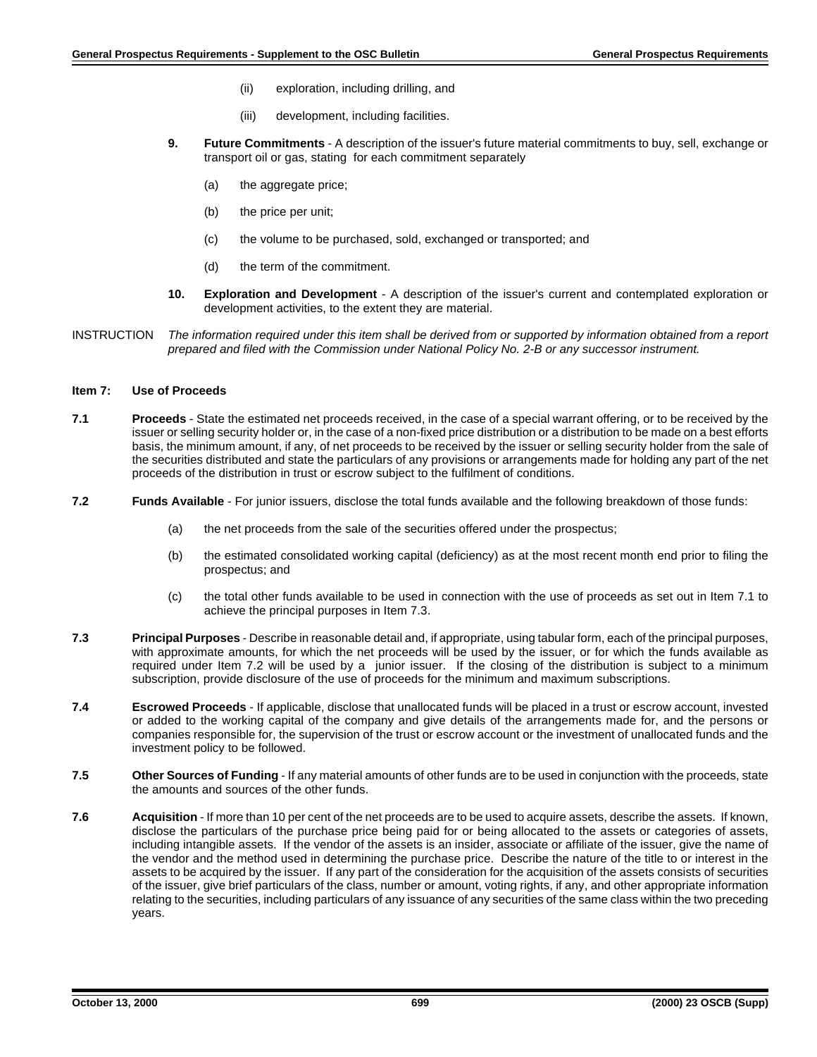(ii) exploration, including drilling, and

(iii) development, including facilities.

**9. Future Commitments** - A description of the issuer's future material commitments to buy, sell, exchange or transport oil or gas, stating for each commitment separately

(a) the aggregate price;

(b) the price per unit;

(c) the volume to be purchased, sold, exchanged or transported; and

(d) the term of the commitment.

**10. Exploration and Development** - A description of the issuer's current and contemplated exploration or development activities, to the extent they are material.

INSTRUCTION *The information required under this item shall be derived from or supported by information obtained from a report prepared and filed with the Commission under National Policy No. 2-B or any successor instrument.*

### Item 7: Use of Proceeds

**7.1 Proceeds** - State the estimated net proceeds received, in the case of a special warrant offering, or to be received by the issuer or selling security holder or, in the case of a non-fixed price distribution or a distribution to be made on a best efforts basis, the minimum amount, if any, of net proceeds to be received by the issuer or selling security holder from the sale of the securities distributed and state the particulars of any provisions or arrangements made for holding any part of the net proceeds of the distribution in trust or escrow subject to the fulfilment of conditions.

**7.2 Funds Available** - For junior issuers, disclose the total funds available and the following breakdown of those funds:

(a) the net proceeds from the sale of the securities offered under the prospectus;

(b) the estimated consolidated working capital (deficiency) as at the most recent month end prior to filing the prospectus; and

(c) the total other funds available to be used in connection with the use of proceeds as set out in Item 7.1 to achieve the principal purposes in Item 7.3.

**7.3 Principal Purposes** - Describe in reasonable detail and, if appropriate, using tabular form, each of the principal purposes, with approximate amounts, for which the net proceeds will be used by the issuer, or for which the funds available as required under Item 7.2 will be used by a junior issuer. If the closing of the distribution is subject to a minimum subscription, provide disclosure of the use of proceeds for the minimum and maximum subscriptions.

**7.4 Escrowed Proceeds** - If applicable, disclose that unallocated funds will be placed in a trust or escrow account, invested or added to the working capital of the company and give details of the arrangements made for, and the persons or companies responsible for, the supervision of the trust or escrow account or the investment of unallocated funds and the investment policy to be followed.

**7.5 Other Sources of Funding** - If any material amounts of other funds are to be used in conjunction with the proceeds, state the amounts and sources of the other funds.

**7.6 Acquisition** - If more than 10 per cent of the net proceeds are to be used to acquire assets, describe the assets. If known, disclose the particulars of the purchase price being paid for or being allocated to the assets or categories of assets, including intangible assets. If the vendor of the assets is an insider, associate or affiliate of the issuer, give the name of the vendor and the method used in determining the purchase price. Describe the nature of the title to or interest in the assets to be acquired by the issuer. If any part of the consideration for the acquisition of the assets consists of securities of the issuer, give brief particulars of the class, number or amount, voting rights, if any, and other appropriate information relating to the securities, including particulars of any issuance of any securities of the same class within the two preceding years.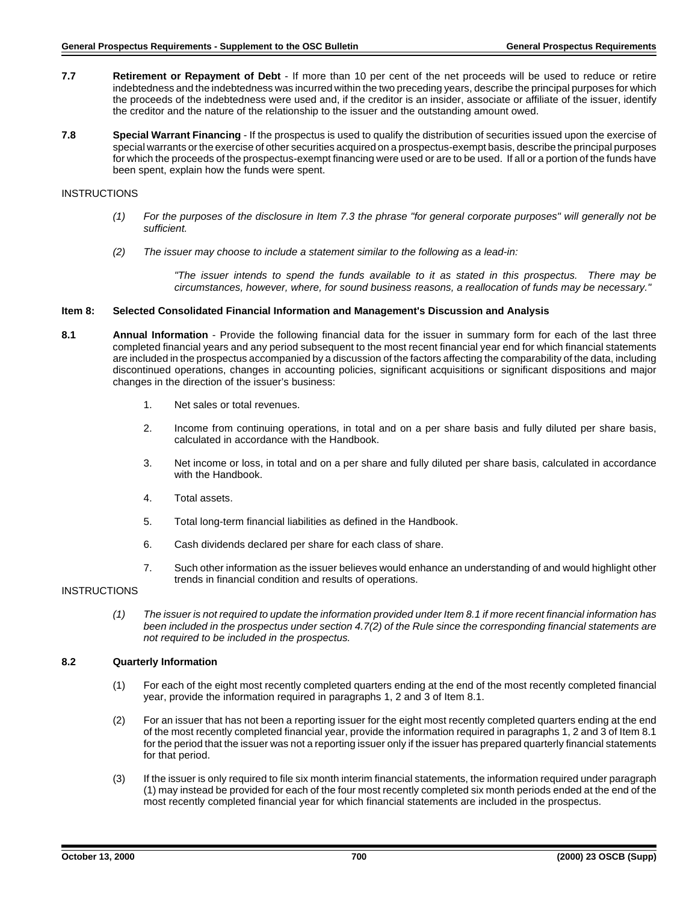**7.7** **Retirement or Repayment of Debt** - If more than 10 per cent of the net proceeds will be used to reduce or retire indebtedness and the indebtedness was incurred within the two preceding years, describe the principal purposes for which the proceeds of the indebtedness were used and, if the creditor is an insider, associate or affiliate of the issuer, identify the creditor and the nature of the relationship to the issuer and the outstanding amount owed.

**7.8** **Special Warrant Financing** - If the prospectus is used to qualify the distribution of securities issued upon the exercise of special warrants or the exercise of other securities acquired on a prospectus-exempt basis, describe the principal purposes for which the proceeds of the prospectus-exempt financing were used or are to be used. If all or a portion of the funds have been spent, explain how the funds were spent.

INSTRUCTIONS

*(1) For the purposes of the disclosure in Item 7.3 the phrase "for general corporate purposes" will generally not be sufficient.*

*(2) The issuer may choose to include a statement similar to the following as a lead-in:*

> *"The issuer intends to spend the funds available to it as stated in this prospectus. There may be circumstances, however, where, for sound business reasons, a reallocation of funds may be necessary."*

### Item 8: Selected Consolidated Financial Information and Management's Discussion and Analysis

**8.1** **Annual Information** - Provide the following financial data for the issuer in summary form for each of the last three completed financial years and any period subsequent to the most recent financial year end for which financial statements are included in the prospectus accompanied by a discussion of the factors affecting the comparability of the data, including discontinued operations, changes in accounting policies, significant acquisitions or significant dispositions and major changes in the direction of the issuer's business:

1. Net sales or total revenues.
2. Income from continuing operations, in total and on a per share basis and fully diluted per share basis, calculated in accordance with the Handbook.
3. Net income or loss, in total and on a per share and fully diluted per share basis, calculated in accordance with the Handbook.
4. Total assets.
5. Total long-term financial liabilities as defined in the Handbook.
6. Cash dividends declared per share for each class of share.
7. Such other information as the issuer believes would enhance an understanding of and would highlight other trends in financial condition and results of operations.

INSTRUCTIONS

*(1) The issuer is not required to update the information provided under Item 8.1 if more recent financial information has been included in the prospectus under section 4.7(2) of the Rule since the corresponding financial statements are not required to be included in the prospectus.*

**8.2** **Quarterly Information**

(1) For each of the eight most recently completed quarters ending at the end of the most recently completed financial year, provide the information required in paragraphs 1, 2 and 3 of Item 8.1.

(2) For an issuer that has not been a reporting issuer for the eight most recently completed quarters ending at the end of the most recently completed financial year, provide the information required in paragraphs 1, 2 and 3 of Item 8.1 for the period that the issuer was not a reporting issuer only if the issuer has prepared quarterly financial statements for that period.

(3) If the issuer is only required to file six month interim financial statements, the information required under paragraph (1) may instead be provided for each of the four most recently completed six month periods ended at the end of the most recently completed financial year for which financial statements are included in the prospectus.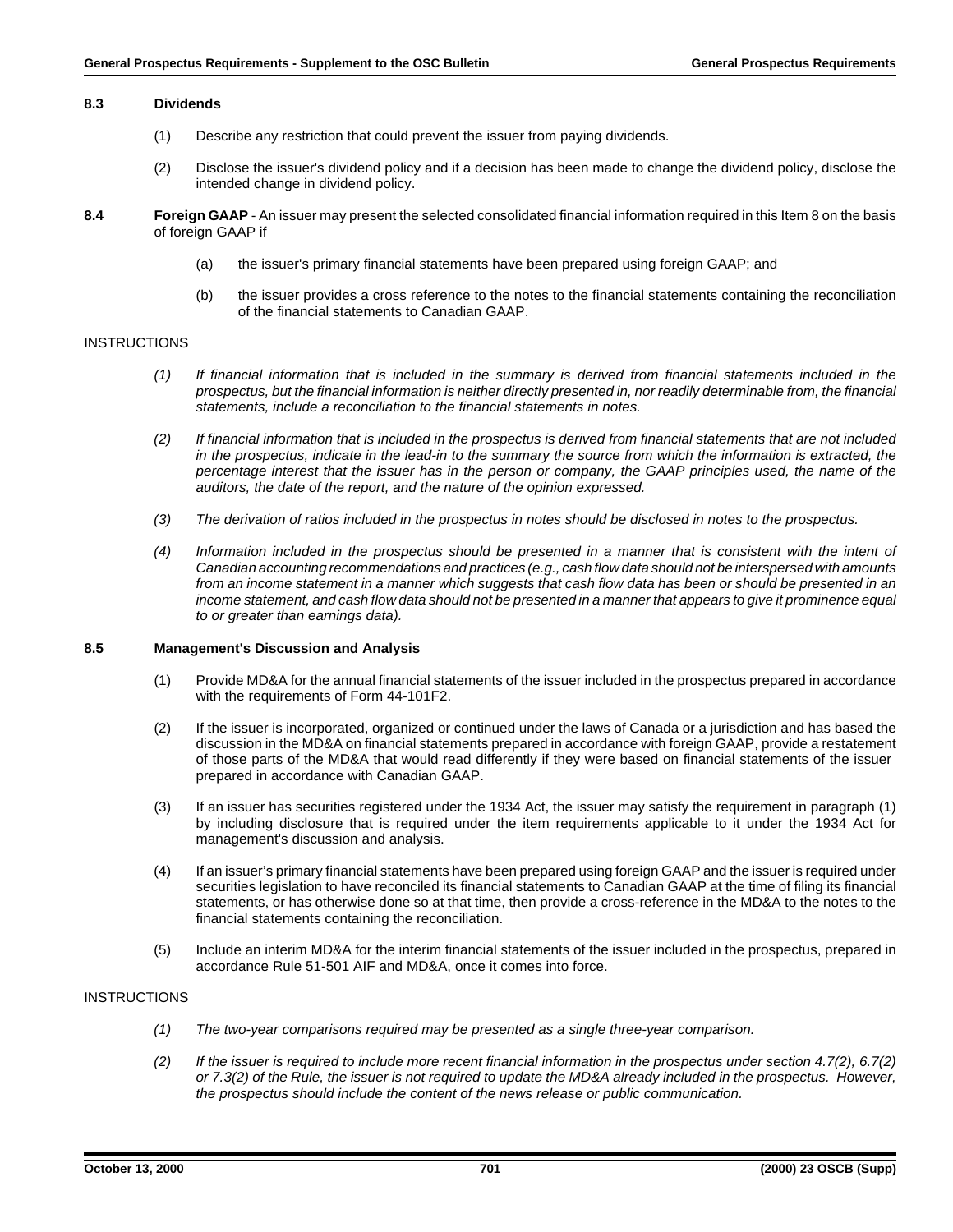**8.3 Dividends**

(1) Describe any restriction that could prevent the issuer from paying dividends.

(2) Disclose the issuer's dividend policy and if a decision has been made to change the dividend policy, disclose the intended change in dividend policy.

**8.4 Foreign GAAP** - An issuer may present the selected consolidated financial information required in this Item 8 on the basis of foreign GAAP if

(a) the issuer's primary financial statements have been prepared using foreign GAAP; and

(b) the issuer provides a cross reference to the notes to the financial statements containing the reconciliation of the financial statements to Canadian GAAP.

INSTRUCTIONS

*(1) If financial information that is included in the summary is derived from financial statements included in the prospectus, but the financial information is neither directly presented in, nor readily determinable from, the financial statements, include a reconciliation to the financial statements in notes.*

*(2) If financial information that is included in the prospectus is derived from financial statements that are not included in the prospectus, indicate in the lead-in to the summary the source from which the information is extracted, the percentage interest that the issuer has in the person or company, the GAAP principles used, the name of the auditors, the date of the report, and the nature of the opinion expressed.*

*(3) The derivation of ratios included in the prospectus in notes should be disclosed in notes to the prospectus.*

*(4) Information included in the prospectus should be presented in a manner that is consistent with the intent of Canadian accounting recommendations and practices (e.g., cash flow data should not be interspersed with amounts from an income statement in a manner which suggests that cash flow data has been or should be presented in an income statement, and cash flow data should not be presented in a manner that appears to give it prominence equal to or greater than earnings data).*

**8.5 Management's Discussion and Analysis**

(1) Provide MD&A for the annual financial statements of the issuer included in the prospectus prepared in accordance with the requirements of Form 44-101F2.

(2) If the issuer is incorporated, organized or continued under the laws of Canada or a jurisdiction and has based the discussion in the MD&A on financial statements prepared in accordance with foreign GAAP, provide a restatement of those parts of the MD&A that would read differently if they were based on financial statements of the issuer prepared in accordance with Canadian GAAP.

(3) If an issuer has securities registered under the 1934 Act, the issuer may satisfy the requirement in paragraph (1) by including disclosure that is required under the item requirements applicable to it under the 1934 Act for management's discussion and analysis.

(4) If an issuer's primary financial statements have been prepared using foreign GAAP and the issuer is required under securities legislation to have reconciled its financial statements to Canadian GAAP at the time of filing its financial statements, or has otherwise done so at that time, then provide a cross-reference in the MD&A to the notes to the financial statements containing the reconciliation.

(5) Include an interim MD&A for the interim financial statements of the issuer included in the prospectus, prepared in accordance Rule 51-501 AIF and MD&A, once it comes into force.

INSTRUCTIONS

*(1) The two-year comparisons required may be presented as a single three-year comparison.*

*(2) If the issuer is required to include more recent financial information in the prospectus under section 4.7(2), 6.7(2) or 7.3(2) of the Rule, the issuer is not required to update the MD&A already included in the prospectus. However, the prospectus should include the content of the news release or public communication.*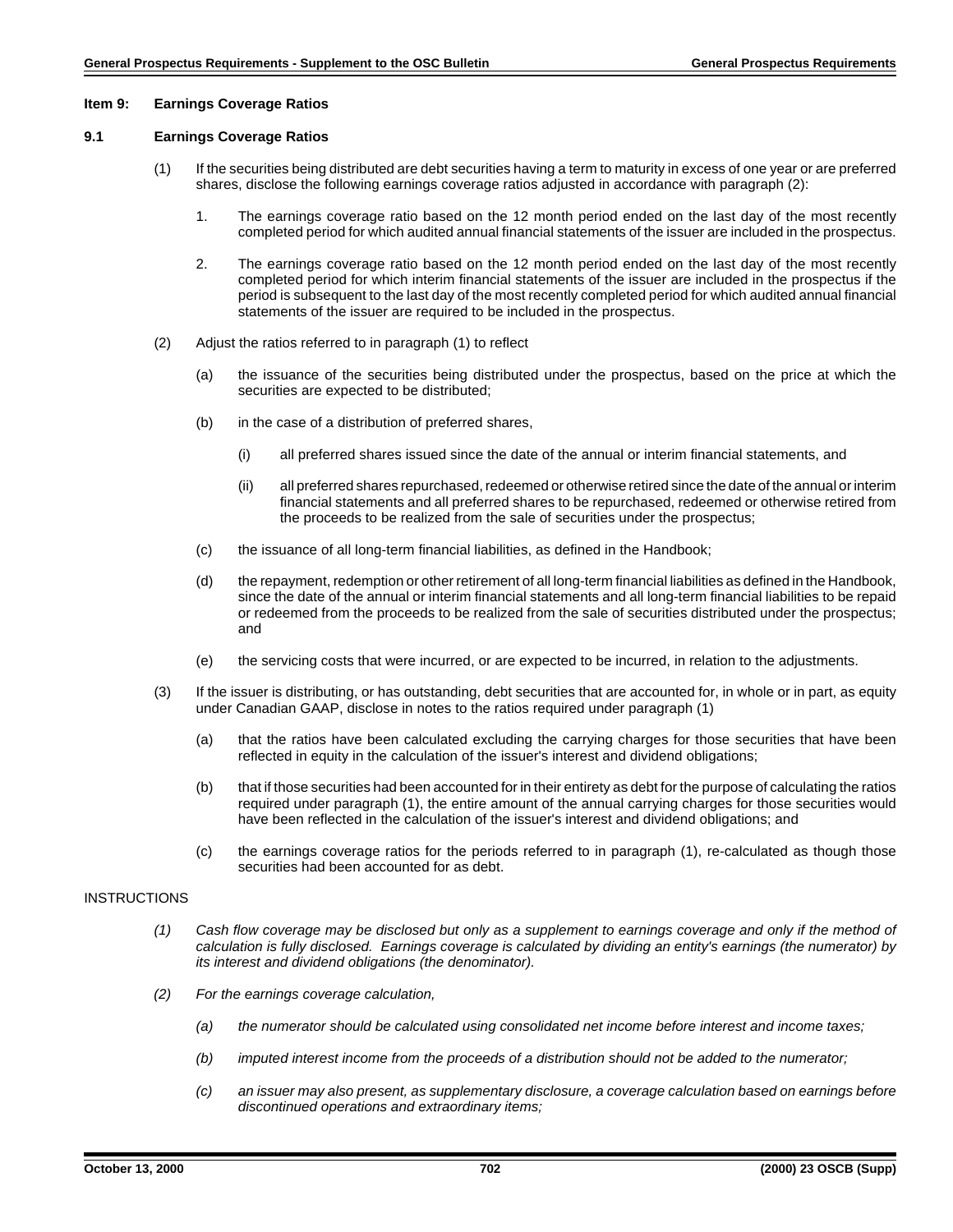### Item 9: Earnings Coverage Ratios

### 9.1 Earnings Coverage Ratios

(1) If the securities being distributed are debt securities having a term to maturity in excess of one year or are preferred shares, disclose the following earnings coverage ratios adjusted in accordance with paragraph (2):

1. The earnings coverage ratio based on the 12 month period ended on the last day of the most recently completed period for which audited annual financial statements of the issuer are included in the prospectus.

2. The earnings coverage ratio based on the 12 month period ended on the last day of the most recently completed period for which interim financial statements of the issuer are included in the prospectus if the period is subsequent to the last day of the most recently completed period for which audited annual financial statements of the issuer are required to be included in the prospectus.

(2) Adjust the ratios referred to in paragraph (1) to reflect

(a) the issuance of the securities being distributed under the prospectus, based on the price at which the securities are expected to be distributed;

(b) in the case of a distribution of preferred shares,

(i) all preferred shares issued since the date of the annual or interim financial statements, and

(ii) all preferred shares repurchased, redeemed or otherwise retired since the date of the annual or interim financial statements and all preferred shares to be repurchased, redeemed or otherwise retired from the proceeds to be realized from the sale of securities under the prospectus;

(c) the issuance of all long-term financial liabilities, as defined in the Handbook;

(d) the repayment, redemption or other retirement of all long-term financial liabilities as defined in the Handbook, since the date of the annual or interim financial statements and all long-term financial liabilities to be repaid or redeemed from the proceeds to be realized from the sale of securities distributed under the prospectus; and

(e) the servicing costs that were incurred, or are expected to be incurred, in relation to the adjustments.

(3) If the issuer is distributing, or has outstanding, debt securities that are accounted for, in whole or in part, as equity under Canadian GAAP, disclose in notes to the ratios required under paragraph (1)

(a) that the ratios have been calculated excluding the carrying charges for those securities that have been reflected in equity in the calculation of the issuer's interest and dividend obligations;

(b) that if those securities had been accounted for in their entirety as debt for the purpose of calculating the ratios required under paragraph (1), the entire amount of the annual carrying charges for those securities would have been reflected in the calculation of the issuer's interest and dividend obligations; and

(c) the earnings coverage ratios for the periods referred to in paragraph (1), re-calculated as though those securities had been accounted for as debt.

INSTRUCTIONS

*(1) Cash flow coverage may be disclosed but only as a supplement to earnings coverage and only if the method of calculation is fully disclosed. Earnings coverage is calculated by dividing an entity's earnings (the numerator) by its interest and dividend obligations (the denominator).*

*(2) For the earnings coverage calculation,*

*(a) the numerator should be calculated using consolidated net income before interest and income taxes;*

*(b) imputed interest income from the proceeds of a distribution should not be added to the numerator;*

*(c) an issuer may also present, as supplementary disclosure, a coverage calculation based on earnings before discontinued operations and extraordinary items;*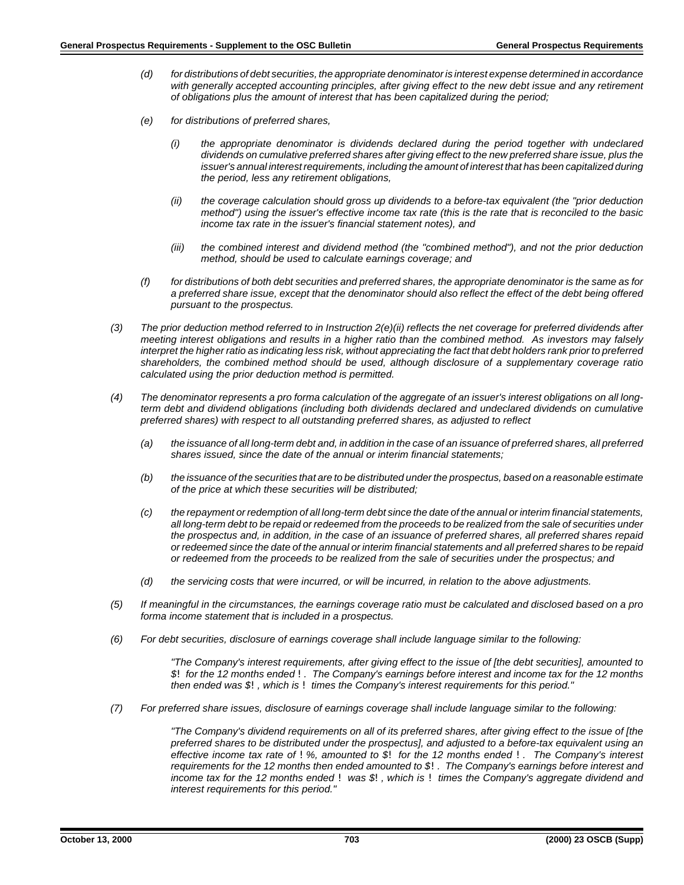*(d) for distributions of debt securities, the appropriate denominator is interest expense determined in accordance with generally accepted accounting principles, after giving effect to the new debt issue and any retirement of obligations plus the amount of interest that has been capitalized during the period;*

*(e) for distributions of preferred shares,*

*(i) the appropriate denominator is dividends declared during the period together with undeclared dividends on cumulative preferred shares after giving effect to the new preferred share issue, plus the issuer's annual interest requirements, including the amount of interest that has been capitalized during the period, less any retirement obligations,*

*(ii) the coverage calculation should gross up dividends to a before-tax equivalent (the "prior deduction method") using the issuer's effective income tax rate (this is the rate that is reconciled to the basic income tax rate in the issuer's financial statement notes), and*

*(iii) the combined interest and dividend method (the "combined method"), and not the prior deduction method, should be used to calculate earnings coverage; and*

*(f) for distributions of both debt securities and preferred shares, the appropriate denominator is the same as for a preferred share issue, except that the denominator should also reflect the effect of the debt being offered pursuant to the prospectus.*

*(3) The prior deduction method referred to in Instruction 2(e)(ii) reflects the net coverage for preferred dividends after meeting interest obligations and results in a higher ratio than the combined method. As investors may falsely interpret the higher ratio as indicating less risk, without appreciating the fact that debt holders rank prior to preferred shareholders, the combined method should be used, although disclosure of a supplementary coverage ratio calculated using the prior deduction method is permitted.*

*(4) The denominator represents a pro forma calculation of the aggregate of an issuer's interest obligations on all long-term debt and dividend obligations (including both dividends declared and undeclared dividends on cumulative preferred shares) with respect to all outstanding preferred shares, as adjusted to reflect*

*(a) the issuance of all long-term debt and, in addition in the case of an issuance of preferred shares, all preferred shares issued, since the date of the annual or interim financial statements;*

*(b) the issuance of the securities that are to be distributed under the prospectus, based on a reasonable estimate of the price at which these securities will be distributed;*

*(c) the repayment or redemption of all long-term debt since the date of the annual or interim financial statements, all long-term debt to be repaid or redeemed from the proceeds to be realized from the sale of securities under the prospectus and, in addition, in the case of an issuance of preferred shares, all preferred shares repaid or redeemed since the date of the annual or interim financial statements and all preferred shares to be repaid or redeemed from the proceeds to be realized from the sale of securities under the prospectus; and*

*(d) the servicing costs that were incurred, or will be incurred, in relation to the above adjustments.*

*(5) If meaningful in the circumstances, the earnings coverage ratio must be calculated and disclosed based on a pro forma income statement that is included in a prospectus.*

*(6) For debt securities, disclosure of earnings coverage shall include language similar to the following:*

*"The Company's interest requirements, after giving effect to the issue of [the debt securities], amounted to $! for the 12 months ended ! . The Company's earnings before interest and income tax for the 12 months then ended was $! , which is ! times the Company's interest requirements for this period."*

*(7) For preferred share issues, disclosure of earnings coverage shall include language similar to the following:*

*"The Company's dividend requirements on all of its preferred shares, after giving effect to the issue of [the preferred shares to be distributed under the prospectus], and adjusted to a before-tax equivalent using an effective income tax rate of ! %, amounted to $! for the 12 months ended ! . The Company's interest requirements for the 12 months then ended amounted to $! . The Company's earnings before interest and income tax for the 12 months ended ! was $! , which is ! times the Company's aggregate dividend and interest requirements for this period."*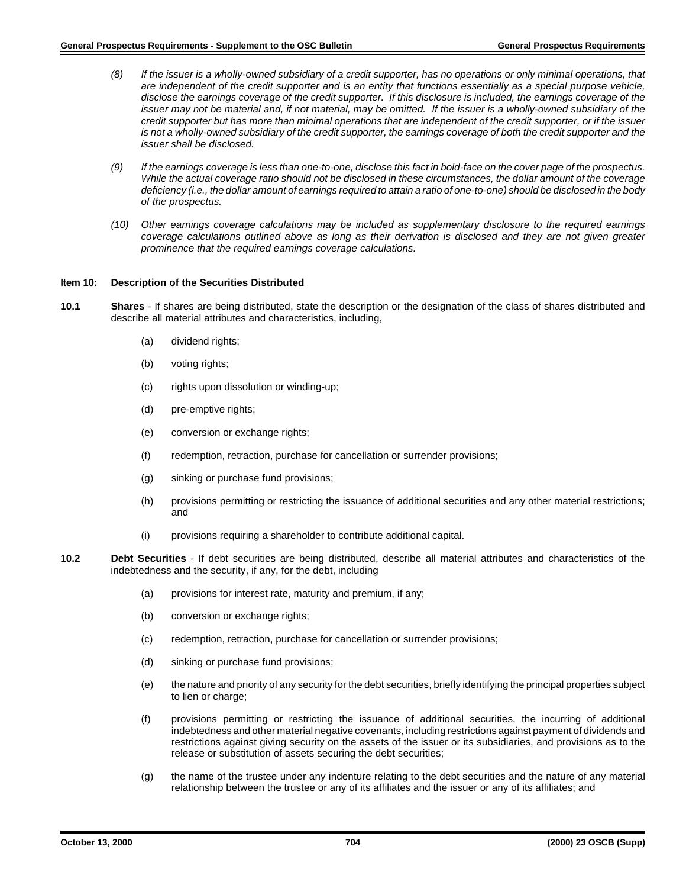*(8) If the issuer is a wholly-owned subsidiary of a credit supporter, has no operations or only minimal operations, that are independent of the credit supporter and is an entity that functions essentially as a special purpose vehicle, disclose the earnings coverage of the credit supporter. If this disclosure is included, the earnings coverage of the issuer may not be material and, if not material, may be omitted. If the issuer is a wholly-owned subsidiary of the credit supporter but has more than minimal operations that are independent of the credit supporter, or if the issuer is not a wholly-owned subsidiary of the credit supporter, the earnings coverage of both the credit supporter and the issuer shall be disclosed.*

*(9) If the earnings coverage is less than one-to-one, disclose this fact in bold-face on the cover page of the prospectus. While the actual coverage ratio should not be disclosed in these circumstances, the dollar amount of the coverage deficiency (i.e., the dollar amount of earnings required to attain a ratio of one-to-one) should be disclosed in the body of the prospectus.*

*(10) Other earnings coverage calculations may be included as supplementary disclosure to the required earnings coverage calculations outlined above as long as their derivation is disclosed and they are not given greater prominence that the required earnings coverage calculations.*

**Item 10: Description of the Securities Distributed**

**10.1 Shares** - If shares are being distributed, state the description or the designation of the class of shares distributed and describe all material attributes and characteristics, including,

(a) dividend rights;

(b) voting rights;

(c) rights upon dissolution or winding-up;

(d) pre-emptive rights;

(e) conversion or exchange rights;

(f) redemption, retraction, purchase for cancellation or surrender provisions;

(g) sinking or purchase fund provisions;

(h) provisions permitting or restricting the issuance of additional securities and any other material restrictions; and

(i) provisions requiring a shareholder to contribute additional capital.

**10.2 Debt Securities** - If debt securities are being distributed, describe all material attributes and characteristics of the indebtedness and the security, if any, for the debt, including

(a) provisions for interest rate, maturity and premium, if any;

(b) conversion or exchange rights;

(c) redemption, retraction, purchase for cancellation or surrender provisions;

(d) sinking or purchase fund provisions;

(e) the nature and priority of any security for the debt securities, briefly identifying the principal properties subject to lien or charge;

(f) provisions permitting or restricting the issuance of additional securities, the incurring of additional indebtedness and other material negative covenants, including restrictions against payment of dividends and restrictions against giving security on the assets of the issuer or its subsidiaries, and provisions as to the release or substitution of assets securing the debt securities;

(g) the name of the trustee under any indenture relating to the debt securities and the nature of any material relationship between the trustee or any of its affiliates and the issuer or any of its affiliates; and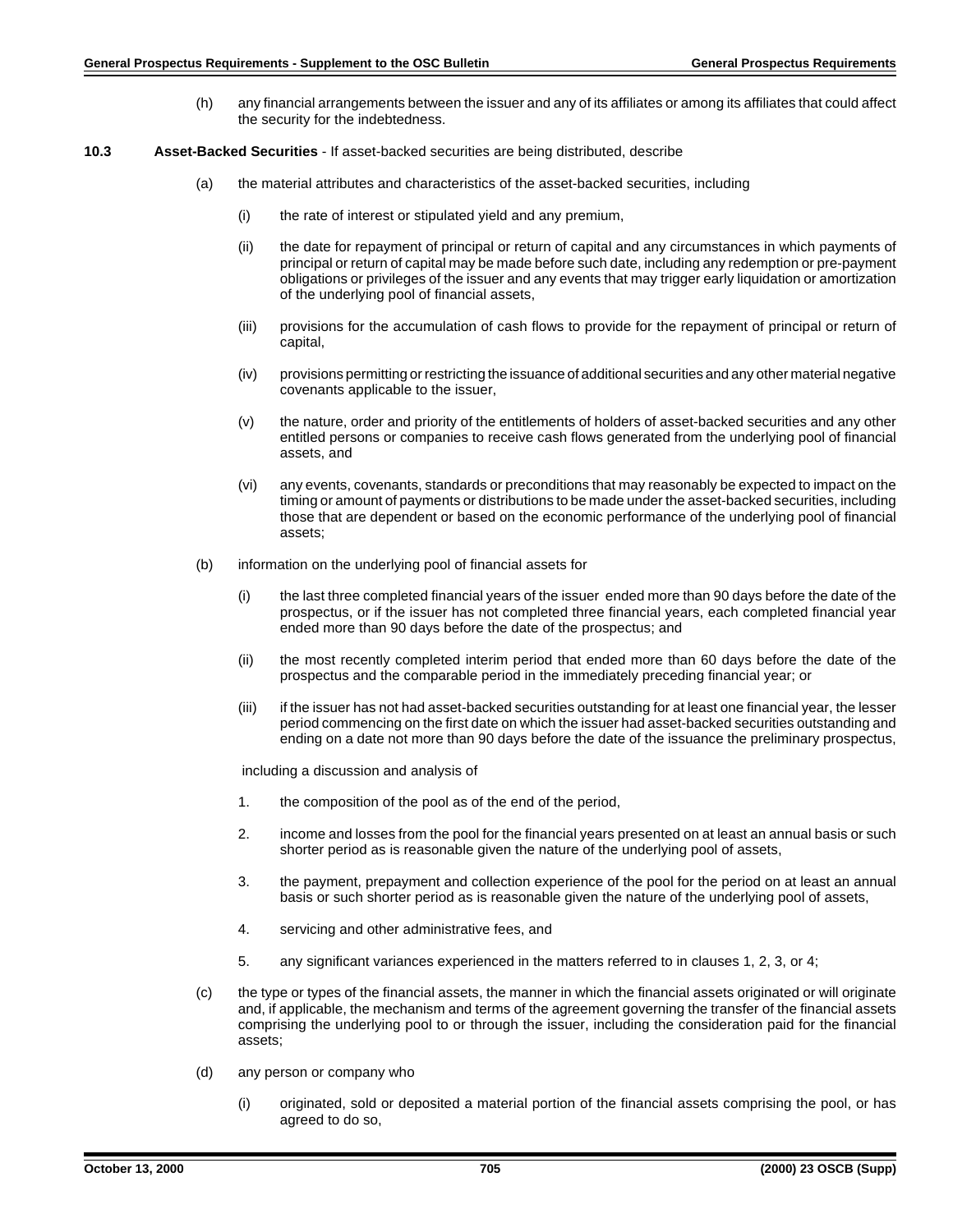(h) any financial arrangements between the issuer and any of its affiliates or among its affiliates that could affect the security for the indebtedness.

**10.3 Asset-Backed Securities** - If asset-backed securities are being distributed, describe

(a) the material attributes and characteristics of the asset-backed securities, including

(i) the rate of interest or stipulated yield and any premium,

(ii) the date for repayment of principal or return of capital and any circumstances in which payments of principal or return of capital may be made before such date, including any redemption or pre-payment obligations or privileges of the issuer and any events that may trigger early liquidation or amortization of the underlying pool of financial assets,

(iii) provisions for the accumulation of cash flows to provide for the repayment of principal or return of capital,

(iv) provisions permitting or restricting the issuance of additional securities and any other material negative covenants applicable to the issuer,

(v) the nature, order and priority of the entitlements of holders of asset-backed securities and any other entitled persons or companies to receive cash flows generated from the underlying pool of financial assets, and

(vi) any events, covenants, standards or preconditions that may reasonably be expected to impact on the timing or amount of payments or distributions to be made under the asset-backed securities, including those that are dependent or based on the economic performance of the underlying pool of financial assets;

(b) information on the underlying pool of financial assets for

(i) the last three completed financial years of the issuer ended more than 90 days before the date of the prospectus, or if the issuer has not completed three financial years, each completed financial year ended more than 90 days before the date of the prospectus; and

(ii) the most recently completed interim period that ended more than 60 days before the date of the prospectus and the comparable period in the immediately preceding financial year; or

(iii) if the issuer has not had asset-backed securities outstanding for at least one financial year, the lesser period commencing on the first date on which the issuer had asset-backed securities outstanding and ending on a date not more than 90 days before the date of the issuance the preliminary prospectus,

including a discussion and analysis of

1. the composition of the pool as of the end of the period,

2. income and losses from the pool for the financial years presented on at least an annual basis or such shorter period as is reasonable given the nature of the underlying pool of assets,

3. the payment, prepayment and collection experience of the pool for the period on at least an annual basis or such shorter period as is reasonable given the nature of the underlying pool of assets,

4. servicing and other administrative fees, and

5. any significant variances experienced in the matters referred to in clauses 1, 2, 3, or 4;

(c) the type or types of the financial assets, the manner in which the financial assets originated or will originate and, if applicable, the mechanism and terms of the agreement governing the transfer of the financial assets comprising the underlying pool to or through the issuer, including the consideration paid for the financial assets;

(d) any person or company who

(i) originated, sold or deposited a material portion of the financial assets comprising the pool, or has agreed to do so,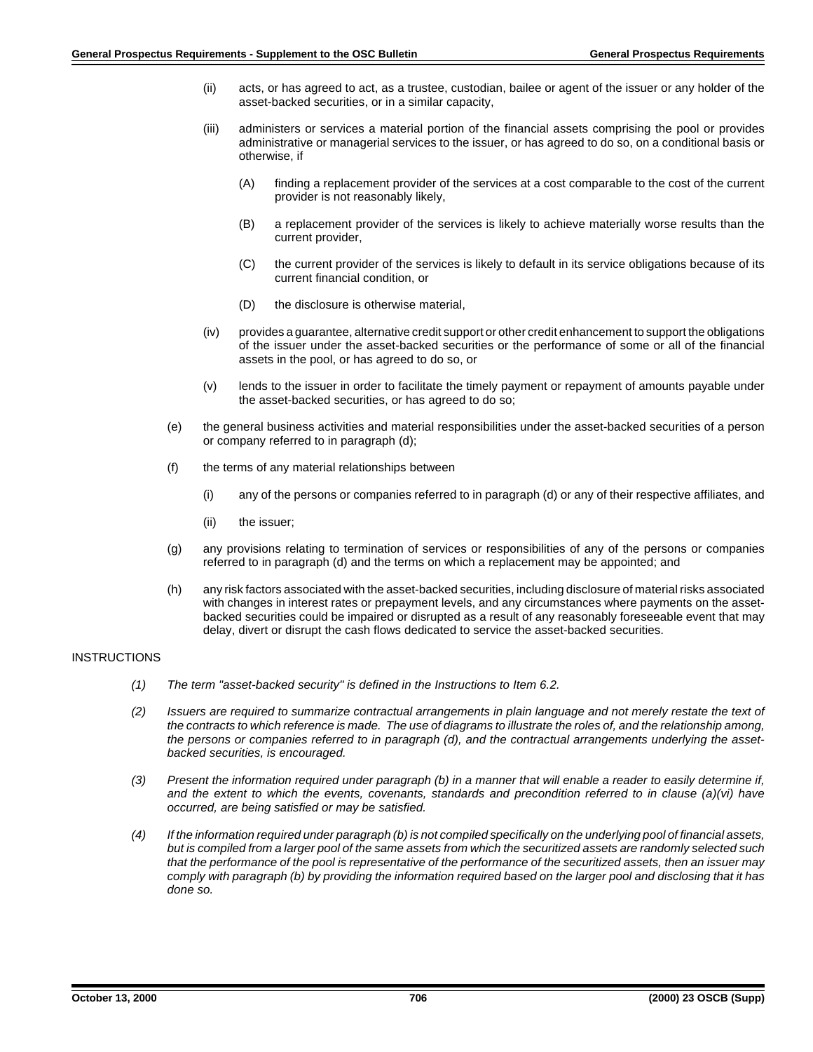(ii) acts, or has agreed to act, as a trustee, custodian, bailee or agent of the issuer or any holder of the asset-backed securities, or in a similar capacity,

(iii) administers or services a material portion of the financial assets comprising the pool or provides administrative or managerial services to the issuer, or has agreed to do so, on a conditional basis or otherwise, if

(A) finding a replacement provider of the services at a cost comparable to the cost of the current provider is not reasonably likely,

(B) a replacement provider of the services is likely to achieve materially worse results than the current provider,

(C) the current provider of the services is likely to default in its service obligations because of its current financial condition, or

(D) the disclosure is otherwise material,

(iv) provides a guarantee, alternative credit support or other credit enhancement to support the obligations of the issuer under the asset-backed securities or the performance of some or all of the financial assets in the pool, or has agreed to do so, or

(v) lends to the issuer in order to facilitate the timely payment or repayment of amounts payable under the asset-backed securities, or has agreed to do so;

(e) the general business activities and material responsibilities under the asset-backed securities of a person or company referred to in paragraph (d);

(f) the terms of any material relationships between

(i) any of the persons or companies referred to in paragraph (d) or any of their respective affiliates, and

(ii) the issuer;

(g) any provisions relating to termination of services or responsibilities of any of the persons or companies referred to in paragraph (d) and the terms on which a replacement may be appointed; and

(h) any risk factors associated with the asset-backed securities, including disclosure of material risks associated with changes in interest rates or prepayment levels, and any circumstances where payments on the asset-backed securities could be impaired or disrupted as a result of any reasonably foreseeable event that may delay, divert or disrupt the cash flows dedicated to service the asset-backed securities.

INSTRUCTIONS

*(1) The term "asset-backed security" is defined in the Instructions to Item 6.2.*

*(2) Issuers are required to summarize contractual arrangements in plain language and not merely restate the text of the contracts to which reference is made. The use of diagrams to illustrate the roles of, and the relationship among, the persons or companies referred to in paragraph (d), and the contractual arrangements underlying the asset-backed securities, is encouraged.*

*(3) Present the information required under paragraph (b) in a manner that will enable a reader to easily determine if, and the extent to which the events, covenants, standards and precondition referred to in clause (a)(vi) have occurred, are being satisfied or may be satisfied.*

*(4) If the information required under paragraph (b) is not compiled specifically on the underlying pool of financial assets, but is compiled from a larger pool of the same assets from which the securitized assets are randomly selected such that the performance of the pool is representative of the performance of the securitized assets, then an issuer may comply with paragraph (b) by providing the information required based on the larger pool and disclosing that it has done so.*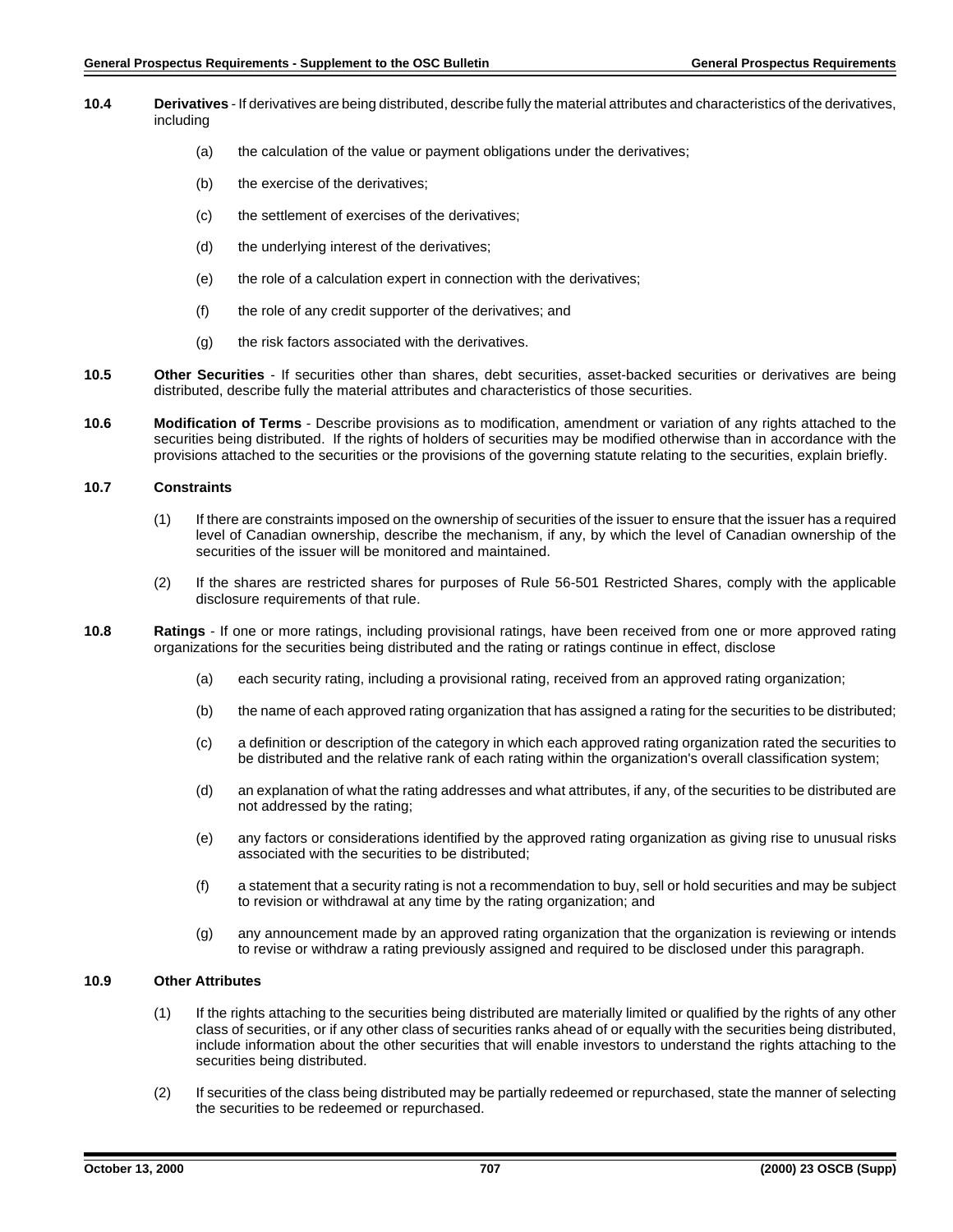**10.4 Derivatives** - If derivatives are being distributed, describe fully the material attributes and characteristics of the derivatives, including

(a) the calculation of the value or payment obligations under the derivatives;

(b) the exercise of the derivatives;

(c) the settlement of exercises of the derivatives;

(d) the underlying interest of the derivatives;

(e) the role of a calculation expert in connection with the derivatives;

(f) the role of any credit supporter of the derivatives; and

(g) the risk factors associated with the derivatives.

**10.5 Other Securities** - If securities other than shares, debt securities, asset-backed securities or derivatives are being distributed, describe fully the material attributes and characteristics of those securities.

**10.6 Modification of Terms** - Describe provisions as to modification, amendment or variation of any rights attached to the securities being distributed. If the rights of holders of securities may be modified otherwise than in accordance with the provisions attached to the securities or the provisions of the governing statute relating to the securities, explain briefly.

**10.7 Constraints**

(1) If there are constraints imposed on the ownership of securities of the issuer to ensure that the issuer has a required level of Canadian ownership, describe the mechanism, if any, by which the level of Canadian ownership of the securities of the issuer will be monitored and maintained.

(2) If the shares are restricted shares for purposes of Rule 56-501 Restricted Shares, comply with the applicable disclosure requirements of that rule.

**10.8 Ratings** - If one or more ratings, including provisional ratings, have been received from one or more approved rating organizations for the securities being distributed and the rating or ratings continue in effect, disclose

(a) each security rating, including a provisional rating, received from an approved rating organization;

(b) the name of each approved rating organization that has assigned a rating for the securities to be distributed;

(c) a definition or description of the category in which each approved rating organization rated the securities to be distributed and the relative rank of each rating within the organization's overall classification system;

(d) an explanation of what the rating addresses and what attributes, if any, of the securities to be distributed are not addressed by the rating;

(e) any factors or considerations identified by the approved rating organization as giving rise to unusual risks associated with the securities to be distributed;

(f) a statement that a security rating is not a recommendation to buy, sell or hold securities and may be subject to revision or withdrawal at any time by the rating organization; and

(g) any announcement made by an approved rating organization that the organization is reviewing or intends to revise or withdraw a rating previously assigned and required to be disclosed under this paragraph.

**10.9 Other Attributes**

(1) If the rights attaching to the securities being distributed are materially limited or qualified by the rights of any other class of securities, or if any other class of securities ranks ahead of or equally with the securities being distributed, include information about the other securities that will enable investors to understand the rights attaching to the securities being distributed.

(2) If securities of the class being distributed may be partially redeemed or repurchased, state the manner of selecting the securities to be redeemed or repurchased.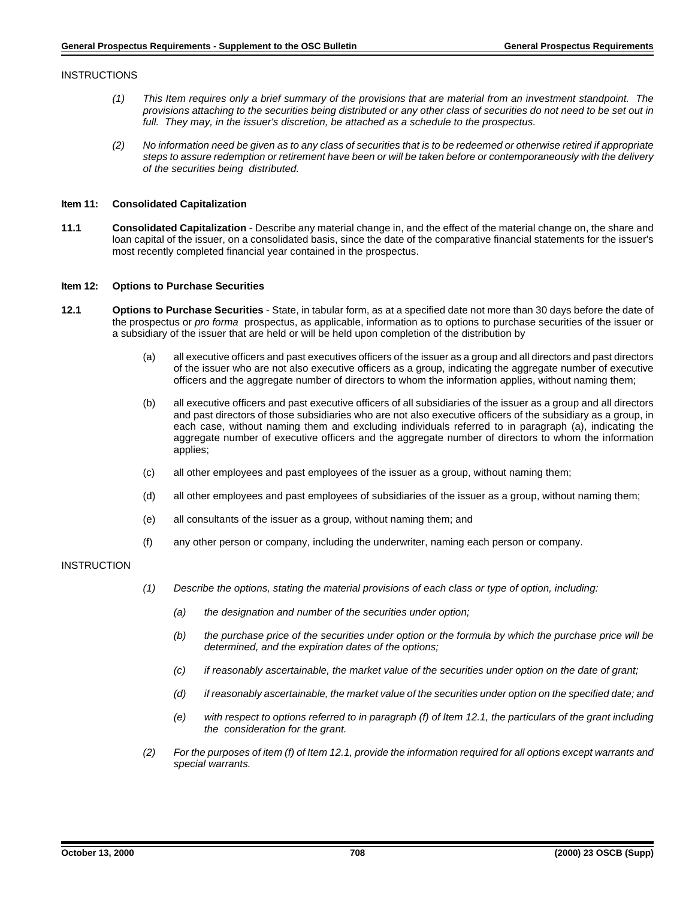INSTRUCTIONS

*(1) This Item requires only a brief summary of the provisions that are material from an investment standpoint. The provisions attaching to the securities being distributed or any other class of securities do not need to be set out in full. They may, in the issuer's discretion, be attached as a schedule to the prospectus.*

*(2) No information need be given as to any class of securities that is to be redeemed or otherwise retired if appropriate steps to assure redemption or retirement have been or will be taken before or contemporaneously with the delivery of the securities being distributed.*

**Item 11: Consolidated Capitalization**

**11.1 Consolidated Capitalization** - Describe any material change in, and the effect of the material change on, the share and loan capital of the issuer, on a consolidated basis, since the date of the comparative financial statements for the issuer's most recently completed financial year contained in the prospectus.

**Item 12: Options to Purchase Securities**

**12.1 Options to Purchase Securities** - State, in tabular form, as at a specified date not more than 30 days before the date of the prospectus or *pro forma* prospectus, as applicable, information as to options to purchase securities of the issuer or a subsidiary of the issuer that are held or will be held upon completion of the distribution by

(a) all executive officers and past executives officers of the issuer as a group and all directors and past directors of the issuer who are not also executive officers as a group, indicating the aggregate number of executive officers and the aggregate number of directors to whom the information applies, without naming them;

(b) all executive officers and past executive officers of all subsidiaries of the issuer as a group and all directors and past directors of those subsidiaries who are not also executive officers of the subsidiary as a group, in each case, without naming them and excluding individuals referred to in paragraph (a), indicating the aggregate number of executive officers and the aggregate number of directors to whom the information applies;

(c) all other employees and past employees of the issuer as a group, without naming them;

(d) all other employees and past employees of subsidiaries of the issuer as a group, without naming them;

(e) all consultants of the issuer as a group, without naming them; and

(f) any other person or company, including the underwriter, naming each person or company.

INSTRUCTION

*(1) Describe the options, stating the material provisions of each class or type of option, including:*

*(a) the designation and number of the securities under option;*

*(b) the purchase price of the securities under option or the formula by which the purchase price will be determined, and the expiration dates of the options;*

*(c) if reasonably ascertainable, the market value of the securities under option on the date of grant;*

*(d) if reasonably ascertainable, the market value of the securities under option on the specified date; and*

*(e) with respect to options referred to in paragraph (f) of Item 12.1, the particulars of the grant including the consideration for the grant.*

*(2) For the purposes of item (f) of Item 12.1, provide the information required for all options except warrants and special warrants.*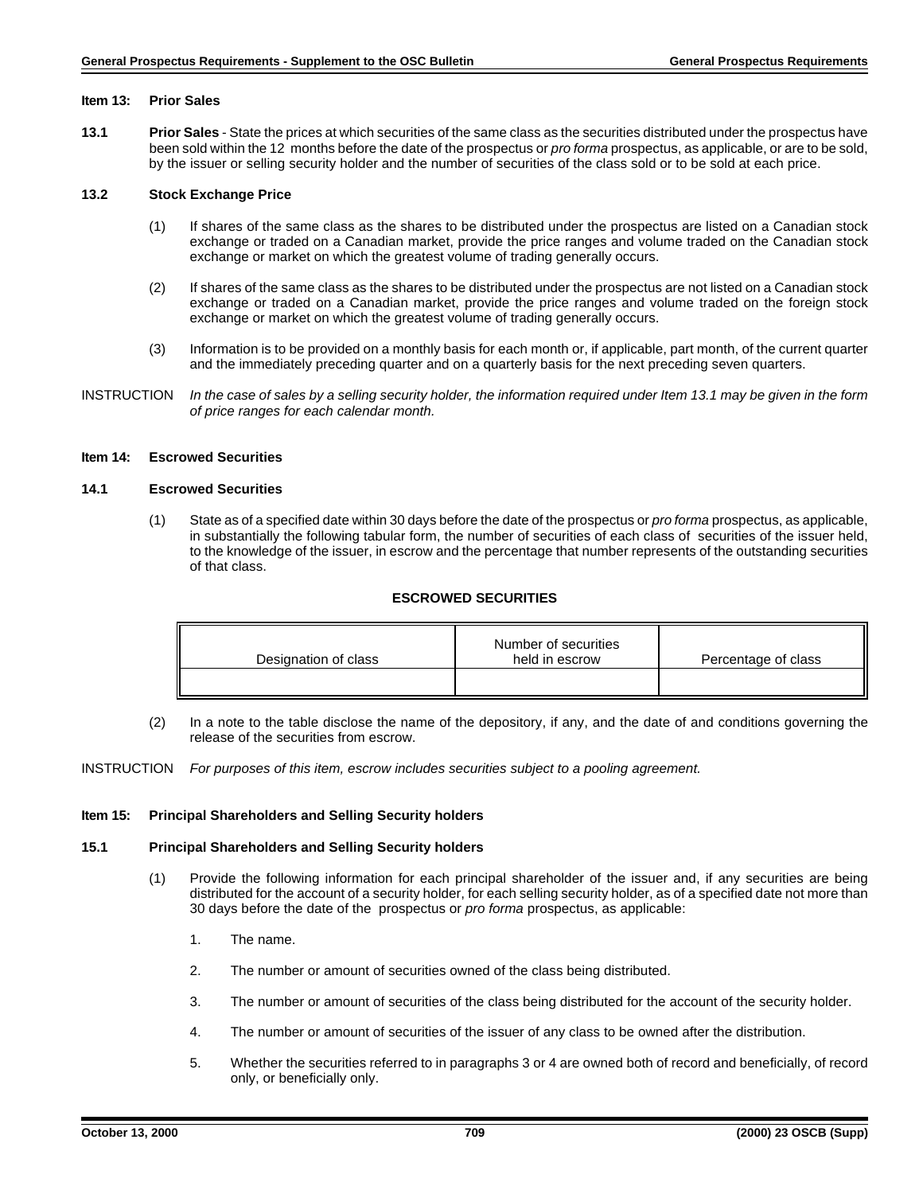## Item 13: Prior Sales

**13.1** **Prior Sales** - State the prices at which securities of the same class as the securities distributed under the prospectus have been sold within the 12 months before the date of the prospectus or *pro forma* prospectus, as applicable, or are to be sold, by the issuer or selling security holder and the number of securities of the class sold or to be sold at each price.

**13.2** **Stock Exchange Price**

(1) If shares of the same class as the shares to be distributed under the prospectus are listed on a Canadian stock exchange or traded on a Canadian market, provide the price ranges and volume traded on the Canadian stock exchange or market on which the greatest volume of trading generally occurs.

(2) If shares of the same class as the shares to be distributed under the prospectus are not listed on a Canadian stock exchange or traded on a Canadian market, provide the price ranges and volume traded on the foreign stock exchange or market on which the greatest volume of trading generally occurs.

(3) Information is to be provided on a monthly basis for each month or, if applicable, part month, of the current quarter and the immediately preceding quarter and on a quarterly basis for the next preceding seven quarters.

INSTRUCTION *In the case of sales by a selling security holder, the information required under Item 13.1 may be given in the form of price ranges for each calendar month.*

## Item 14: Escrowed Securities

**14.1** **Escrowed Securities**

(1) State as of a specified date within 30 days before the date of the prospectus or *pro forma* prospectus, as applicable, in substantially the following tabular form, the number of securities of each class of securities of the issuer held, to the knowledge of the issuer, in escrow and the percentage that number represents of the outstanding securities of that class.

**ESCROWED SECURITIES**

| Designation of class | Number of securities held in escrow | Percentage of class |
|---|---|---|
| | | |

(2) In a note to the table disclose the name of the depository, if any, and the date of and conditions governing the release of the securities from escrow.

INSTRUCTION *For purposes of this item, escrow includes securities subject to a pooling agreement.*

## Item 15: Principal Shareholders and Selling Security holders

**15.1** **Principal Shareholders and Selling Security holders**

(1) Provide the following information for each principal shareholder of the issuer and, if any securities are being distributed for the account of a security holder, for each selling security holder, as of a specified date not more than 30 days before the date of the prospectus or *pro forma* prospectus, as applicable:

1. The name.

2. The number or amount of securities owned of the class being distributed.

3. The number or amount of securities of the class being distributed for the account of the security holder.

4. The number or amount of securities of the issuer of any class to be owned after the distribution.

5. Whether the securities referred to in paragraphs 3 or 4 are owned both of record and beneficially, of record only, or beneficially only.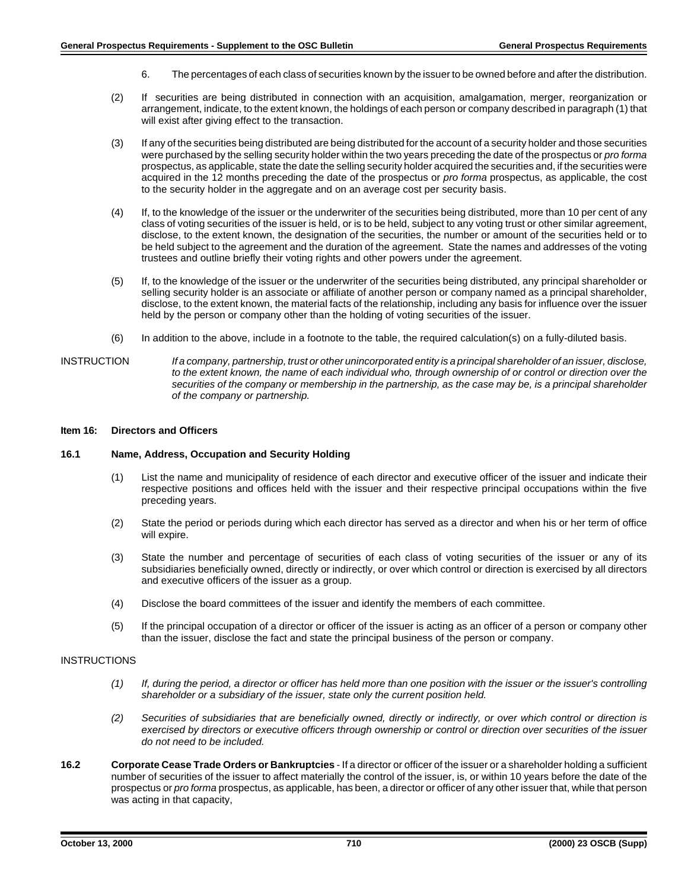6. The percentages of each class of securities known by the issuer to be owned before and after the distribution.

(2) If securities are being distributed in connection with an acquisition, amalgamation, merger, reorganization or arrangement, indicate, to the extent known, the holdings of each person or company described in paragraph (1) that will exist after giving effect to the transaction.

(3) If any of the securities being distributed are being distributed for the account of a security holder and those securities were purchased by the selling security holder within the two years preceding the date of the prospectus or *pro forma* prospectus, as applicable, state the date the selling security holder acquired the securities and, if the securities were acquired in the 12 months preceding the date of the prospectus or *pro forma* prospectus, as applicable, the cost to the security holder in the aggregate and on an average cost per security basis.

(4) If, to the knowledge of the issuer or the underwriter of the securities being distributed, more than 10 per cent of any class of voting securities of the issuer is held, or is to be held, subject to any voting trust or other similar agreement, disclose, to the extent known, the designation of the securities, the number or amount of the securities held or to be held subject to the agreement and the duration of the agreement. State the names and addresses of the voting trustees and outline briefly their voting rights and other powers under the agreement.

(5) If, to the knowledge of the issuer or the underwriter of the securities being distributed, any principal shareholder or selling security holder is an associate or affiliate of another person or company named as a principal shareholder, disclose, to the extent known, the material facts of the relationship, including any basis for influence over the issuer held by the person or company other than the holding of voting securities of the issuer.

(6) In addition to the above, include in a footnote to the table, the required calculation(s) on a fully-diluted basis.

INSTRUCTION *If a company, partnership, trust or other unincorporated entity is a principal shareholder of an issuer, disclose, to the extent known, the name of each individual who, through ownership of or control or direction over the securities of the company or membership in the partnership, as the case may be, is a principal shareholder of the company or partnership.*

## Item 16: Directors and Officers

### 16.1 Name, Address, Occupation and Security Holding

(1) List the name and municipality of residence of each director and executive officer of the issuer and indicate their respective positions and offices held with the issuer and their respective principal occupations within the five preceding years.

(2) State the period or periods during which each director has served as a director and when his or her term of office will expire.

(3) State the number and percentage of securities of each class of voting securities of the issuer or any of its subsidiaries beneficially owned, directly or indirectly, or over which control or direction is exercised by all directors and executive officers of the issuer as a group.

(4) Disclose the board committees of the issuer and identify the members of each committee.

(5) If the principal occupation of a director or officer of the issuer is acting as an officer of a person or company other than the issuer, disclose the fact and state the principal business of the person or company.

INSTRUCTIONS

*(1) If, during the period, a director or officer has held more than one position with the issuer or the issuer's controlling shareholder or a subsidiary of the issuer, state only the current position held.*

*(2) Securities of subsidiaries that are beneficially owned, directly or indirectly, or over which control or direction is exercised by directors or executive officers through ownership or control or direction over securities of the issuer do not need to be included.*

**16.2 Corporate Cease Trade Orders or Bankruptcies** - If a director or officer of the issuer or a shareholder holding a sufficient number of securities of the issuer to affect materially the control of the issuer, is, or within 10 years before the date of the prospectus or *pro forma* prospectus, as applicable, has been, a director or officer of any other issuer that, while that person was acting in that capacity,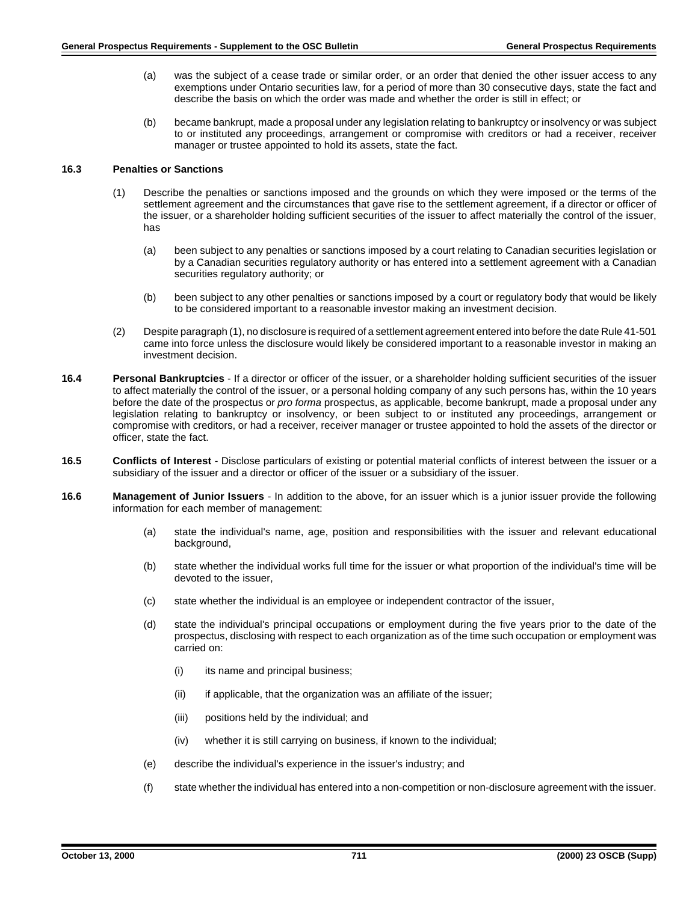(a) was the subject of a cease trade or similar order, or an order that denied the other issuer access to any exemptions under Ontario securities law, for a period of more than 30 consecutive days, state the fact and describe the basis on which the order was made and whether the order is still in effect; or

(b) became bankrupt, made a proposal under any legislation relating to bankruptcy or insolvency or was subject to or instituted any proceedings, arrangement or compromise with creditors or had a receiver, receiver manager or trustee appointed to hold its assets, state the fact.

**16.3 Penalties or Sanctions**

(1) Describe the penalties or sanctions imposed and the grounds on which they were imposed or the terms of the settlement agreement and the circumstances that gave rise to the settlement agreement, if a director or officer of the issuer, or a shareholder holding sufficient securities of the issuer to affect materially the control of the issuer, has

(a) been subject to any penalties or sanctions imposed by a court relating to Canadian securities legislation or by a Canadian securities regulatory authority or has entered into a settlement agreement with a Canadian securities regulatory authority; or

(b) been subject to any other penalties or sanctions imposed by a court or regulatory body that would be likely to be considered important to a reasonable investor making an investment decision.

(2) Despite paragraph (1), no disclosure is required of a settlement agreement entered into before the date Rule 41-501 came into force unless the disclosure would likely be considered important to a reasonable investor in making an investment decision.

**16.4 Personal Bankruptcies** - If a director or officer of the issuer, or a shareholder holding sufficient securities of the issuer to affect materially the control of the issuer, or a personal holding company of any such persons has, within the 10 years before the date of the prospectus or *pro forma* prospectus, as applicable, become bankrupt, made a proposal under any legislation relating to bankruptcy or insolvency, or been subject to or instituted any proceedings, arrangement or compromise with creditors, or had a receiver, receiver manager or trustee appointed to hold the assets of the director or officer, state the fact.

**16.5 Conflicts of Interest** - Disclose particulars of existing or potential material conflicts of interest between the issuer or a subsidiary of the issuer and a director or officer of the issuer or a subsidiary of the issuer.

**16.6 Management of Junior Issuers** - In addition to the above, for an issuer which is a junior issuer provide the following information for each member of management:

(a) state the individual's name, age, position and responsibilities with the issuer and relevant educational background,

(b) state whether the individual works full time for the issuer or what proportion of the individual's time will be devoted to the issuer,

(c) state whether the individual is an employee or independent contractor of the issuer,

(d) state the individual's principal occupations or employment during the five years prior to the date of the prospectus, disclosing with respect to each organization as of the time such occupation or employment was carried on:

(i) its name and principal business;

(ii) if applicable, that the organization was an affiliate of the issuer;

(iii) positions held by the individual; and

(iv) whether it is still carrying on business, if known to the individual;

(e) describe the individual's experience in the issuer's industry; and

(f) state whether the individual has entered into a non-competition or non-disclosure agreement with the issuer.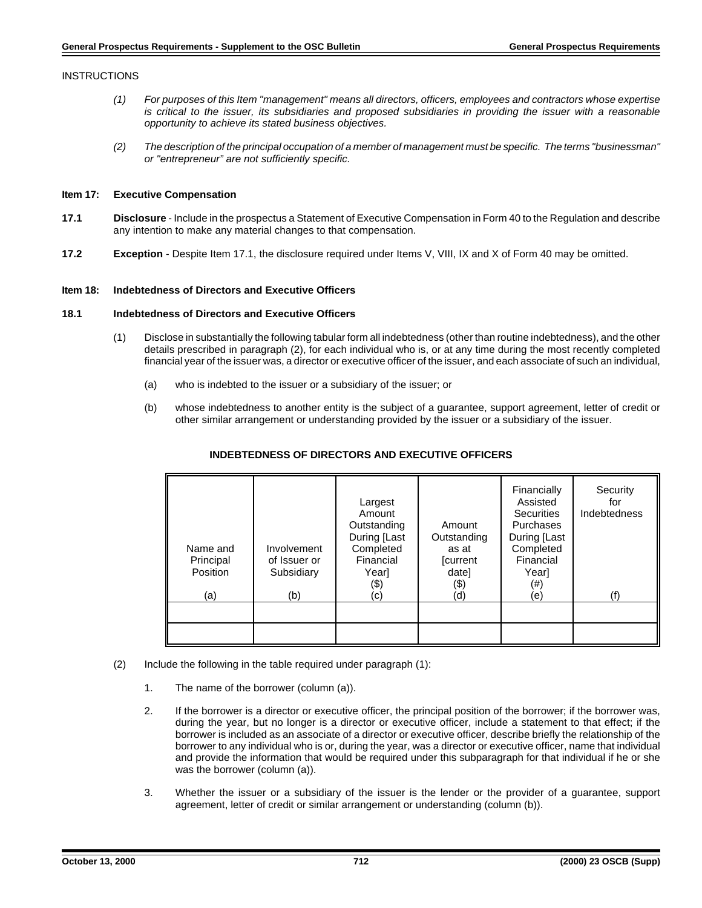INSTRUCTIONS

*(1) For purposes of this Item "management" means all directors, officers, employees and contractors whose expertise is critical to the issuer, its subsidiaries and proposed subsidiaries in providing the issuer with a reasonable opportunity to achieve its stated business objectives.*

*(2) The description of the principal occupation of a member of management must be specific. The terms "businessman" or "entrepreneur" are not sufficiently specific.*

**Item 17: Executive Compensation**

**17.1 Disclosure** - Include in the prospectus a Statement of Executive Compensation in Form 40 to the Regulation and describe any intention to make any material changes to that compensation.

**17.2 Exception** - Despite Item 17.1, the disclosure required under Items V, VIII, IX and X of Form 40 may be omitted.

**Item 18: Indebtedness of Directors and Executive Officers**

**18.1 Indebtedness of Directors and Executive Officers**

(1) Disclose in substantially the following tabular form all indebtedness (other than routine indebtedness), and the other details prescribed in paragraph (2), for each individual who is, or at any time during the most recently completed financial year of the issuer was, a director or executive officer of the issuer, and each associate of such an individual,

(a) who is indebted to the issuer or a subsidiary of the issuer; or

(b) whose indebtedness to another entity is the subject of a guarantee, support agreement, letter of credit or other similar arrangement or understanding provided by the issuer or a subsidiary of the issuer.

**INDEBTEDNESS OF DIRECTORS AND EXECUTIVE OFFICERS**

| Name and Principal Position (a) | Involvement of Issuer or Subsidiary (b) | Largest Amount Outstanding During [Last Completed Financial Year] ($) (c) | Amount Outstanding as at [current date] ($) (d) | Financially Assisted Securities Purchases During [Last Completed Financial Year] (#) (e) | Security for Indebtedness (f) |
|---|---|---|---|---|---|
| | | | | | |
| | | | | | |

(2) Include the following in the table required under paragraph (1):

1. The name of the borrower (column (a)).

2. If the borrower is a director or executive officer, the principal position of the borrower; if the borrower was, during the year, but no longer is a director or executive officer, include a statement to that effect; if the borrower is included as an associate of a director or executive officer, describe briefly the relationship of the borrower to any individual who is or, during the year, was a director or executive officer, name that individual and provide the information that would be required under this subparagraph for that individual if he or she was the borrower (column (a)).

3. Whether the issuer or a subsidiary of the issuer is the lender or the provider of a guarantee, support agreement, letter of credit or similar arrangement or understanding (column (b)).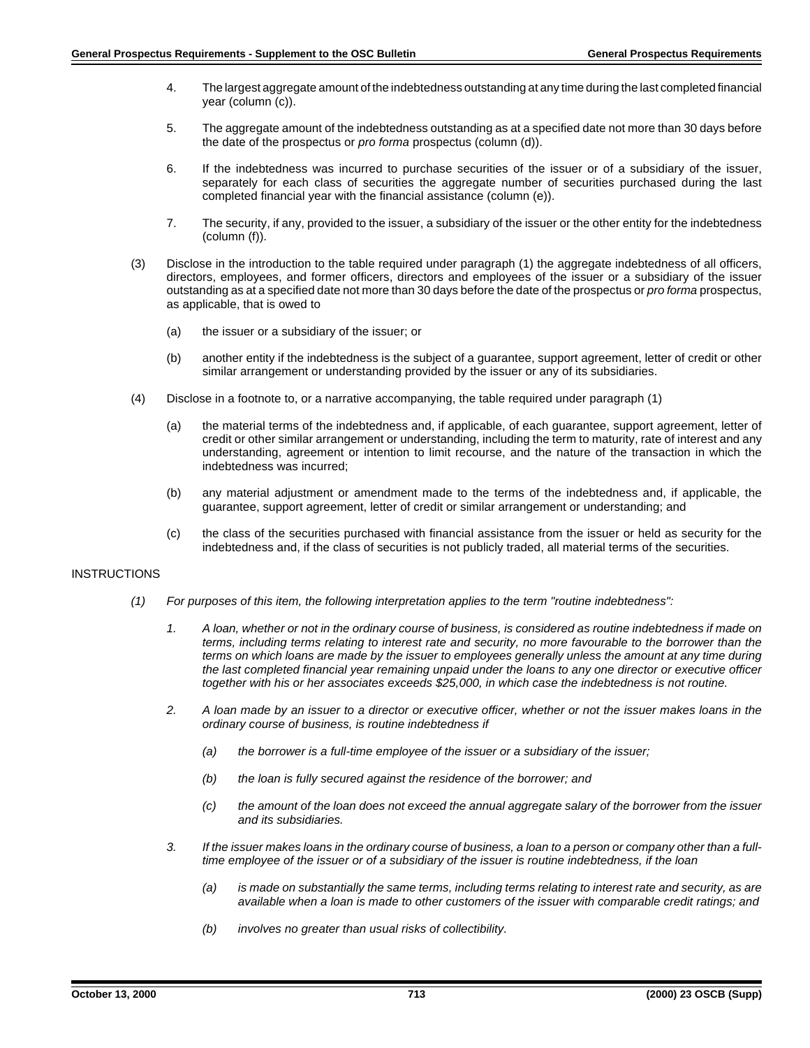4. The largest aggregate amount of the indebtedness outstanding at any time during the last completed financial year (column (c)).

5. The aggregate amount of the indebtedness outstanding as at a specified date not more than 30 days before the date of the prospectus or *pro forma* prospectus (column (d)).

6. If the indebtedness was incurred to purchase securities of the issuer or of a subsidiary of the issuer, separately for each class of securities the aggregate number of securities purchased during the last completed financial year with the financial assistance (column (e)).

7. The security, if any, provided to the issuer, a subsidiary of the issuer or the other entity for the indebtedness (column (f)).

(3) Disclose in the introduction to the table required under paragraph (1) the aggregate indebtedness of all officers, directors, employees, and former officers, directors and employees of the issuer or a subsidiary of the issuer outstanding as at a specified date not more than 30 days before the date of the prospectus or *pro forma* prospectus, as applicable, that is owed to

(a) the issuer or a subsidiary of the issuer; or

(b) another entity if the indebtedness is the subject of a guarantee, support agreement, letter of credit or other similar arrangement or understanding provided by the issuer or any of its subsidiaries.

(4) Disclose in a footnote to, or a narrative accompanying, the table required under paragraph (1)

(a) the material terms of the indebtedness and, if applicable, of each guarantee, support agreement, letter of credit or other similar arrangement or understanding, including the term to maturity, rate of interest and any understanding, agreement or intention to limit recourse, and the nature of the transaction in which the indebtedness was incurred;

(b) any material adjustment or amendment made to the terms of the indebtedness and, if applicable, the guarantee, support agreement, letter of credit or similar arrangement or understanding; and

(c) the class of the securities purchased with financial assistance from the issuer or held as security for the indebtedness and, if the class of securities is not publicly traded, all material terms of the securities.

INSTRUCTIONS

*(1) For purposes of this item, the following interpretation applies to the term "routine indebtedness":*

*1. A loan, whether or not in the ordinary course of business, is considered as routine indebtedness if made on terms, including terms relating to interest rate and security, no more favourable to the borrower than the terms on which loans are made by the issuer to employees generally unless the amount at any time during the last completed financial year remaining unpaid under the loans to any one director or executive officer together with his or her associates exceeds $25,000, in which case the indebtedness is not routine.*

*2. A loan made by an issuer to a director or executive officer, whether or not the issuer makes loans in the ordinary course of business, is routine indebtedness if*

*(a) the borrower is a full-time employee of the issuer or a subsidiary of the issuer;*

*(b) the loan is fully secured against the residence of the borrower; and*

*(c) the amount of the loan does not exceed the annual aggregate salary of the borrower from the issuer and its subsidiaries.*

*3. If the issuer makes loans in the ordinary course of business, a loan to a person or company other than a full-time employee of the issuer or of a subsidiary of the issuer is routine indebtedness, if the loan*

*(a) is made on substantially the same terms, including terms relating to interest rate and security, as are available when a loan is made to other customers of the issuer with comparable credit ratings; and*

*(b) involves no greater than usual risks of collectibility.*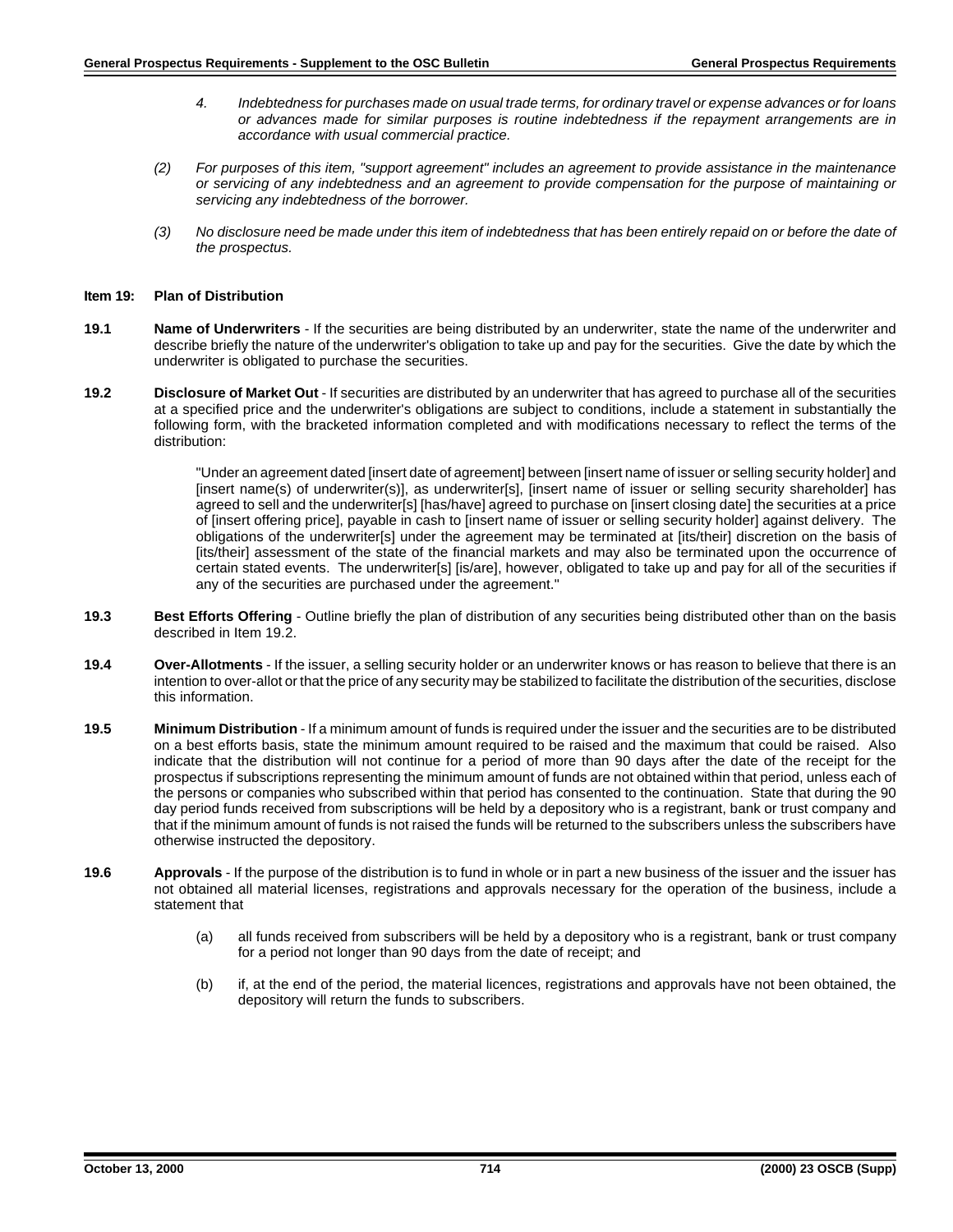*4. Indebtedness for purchases made on usual trade terms, for ordinary travel or expense advances or for loans or advances made for similar purposes is routine indebtedness if the repayment arrangements are in accordance with usual commercial practice.*

*(2) For purposes of this item, "support agreement" includes an agreement to provide assistance in the maintenance or servicing of any indebtedness and an agreement to provide compensation for the purpose of maintaining or servicing any indebtedness of the borrower.*

*(3) No disclosure need be made under this item of indebtedness that has been entirely repaid on or before the date of the prospectus.*

## Item 19: Plan of Distribution

**19.1 Name of Underwriters** - If the securities are being distributed by an underwriter, state the name of the underwriter and describe briefly the nature of the underwriter's obligation to take up and pay for the securities. Give the date by which the underwriter is obligated to purchase the securities.

**19.2 Disclosure of Market Out** - If securities are distributed by an underwriter that has agreed to purchase all of the securities at a specified price and the underwriter's obligations are subject to conditions, include a statement in substantially the following form, with the bracketed information completed and with modifications necessary to reflect the terms of the distribution:

> "Under an agreement dated [insert date of agreement] between [insert name of issuer or selling security holder] and [insert name(s) of underwriter(s)], as underwriter[s], [insert name of issuer or selling security shareholder] has agreed to sell and the underwriter[s] [has/have] agreed to purchase on [insert closing date] the securities at a price of [insert offering price], payable in cash to [insert name of issuer or selling security holder] against delivery. The obligations of the underwriter[s] under the agreement may be terminated at [its/their] discretion on the basis of [its/their] assessment of the state of the financial markets and may also be terminated upon the occurrence of certain stated events. The underwriter[s] [is/are], however, obligated to take up and pay for all of the securities if any of the securities are purchased under the agreement."

**19.3 Best Efforts Offering** - Outline briefly the plan of distribution of any securities being distributed other than on the basis described in Item 19.2.

**19.4 Over-Allotments** - If the issuer, a selling security holder or an underwriter knows or has reason to believe that there is an intention to over-allot or that the price of any security may be stabilized to facilitate the distribution of the securities, disclose this information.

**19.5 Minimum Distribution** - If a minimum amount of funds is required under the issuer and the securities are to be distributed on a best efforts basis, state the minimum amount required to be raised and the maximum that could be raised. Also indicate that the distribution will not continue for a period of more than 90 days after the date of the receipt for the prospectus if subscriptions representing the minimum amount of funds are not obtained within that period, unless each of the persons or companies who subscribed within that period has consented to the continuation. State that during the 90 day period funds received from subscriptions will be held by a depository who is a registrant, bank or trust company and that if the minimum amount of funds is not raised the funds will be returned to the subscribers unless the subscribers have otherwise instructed the depository.

**19.6 Approvals** - If the purpose of the distribution is to fund in whole or in part a new business of the issuer and the issuer has not obtained all material licenses, registrations and approvals necessary for the operation of the business, include a statement that

(a) all funds received from subscribers will be held by a depository who is a registrant, bank or trust company for a period not longer than 90 days from the date of receipt; and

(b) if, at the end of the period, the material licences, registrations and approvals have not been obtained, the depository will return the funds to subscribers.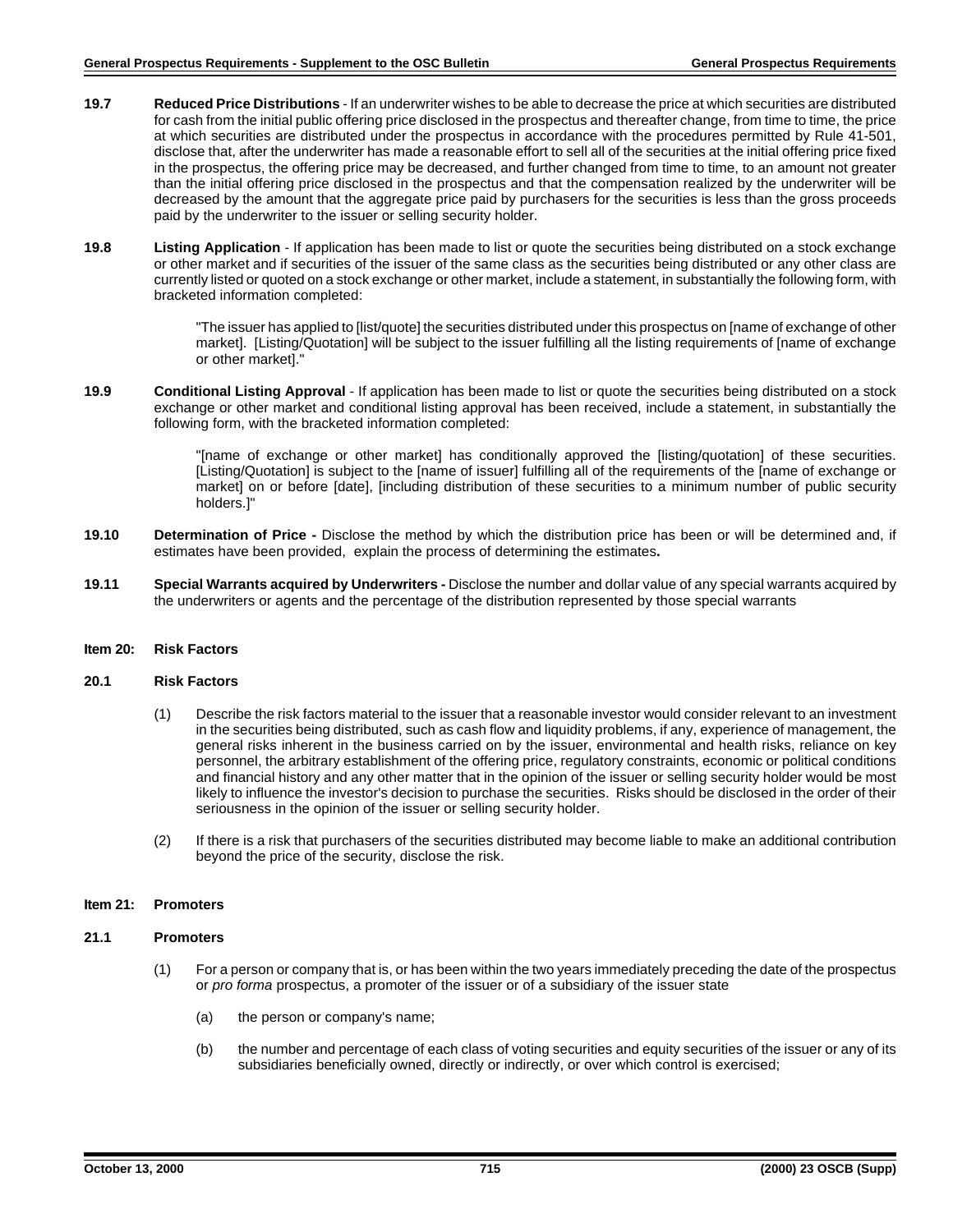**19.7** **Reduced Price Distributions** - If an underwriter wishes to be able to decrease the price at which securities are distributed for cash from the initial public offering price disclosed in the prospectus and thereafter change, from time to time, the price at which securities are distributed under the prospectus in accordance with the procedures permitted by Rule 41-501, disclose that, after the underwriter has made a reasonable effort to sell all of the securities at the initial offering price fixed in the prospectus, the offering price may be decreased, and further changed from time to time, to an amount not greater than the initial offering price disclosed in the prospectus and that the compensation realized by the underwriter will be decreased by the amount that the aggregate price paid by purchasers for the securities is less than the gross proceeds paid by the underwriter to the issuer or selling security holder.

**19.8** **Listing Application** - If application has been made to list or quote the securities being distributed on a stock exchange or other market and if securities of the issuer of the same class as the securities being distributed or any other class are currently listed or quoted on a stock exchange or other market, include a statement, in substantially the following form, with bracketed information completed:

> "The issuer has applied to [list/quote] the securities distributed under this prospectus on [name of exchange of other market]. [Listing/Quotation] will be subject to the issuer fulfilling all the listing requirements of [name of exchange or other market]."

**19.9** **Conditional Listing Approval** - If application has been made to list or quote the securities being distributed on a stock exchange or other market and conditional listing approval has been received, include a statement, in substantially the following form, with the bracketed information completed:

> "[name of exchange or other market] has conditionally approved the [listing/quotation] of these securities. [Listing/Quotation] is subject to the [name of issuer] fulfilling all of the requirements of the [name of exchange or market] on or before [date], [including distribution of these securities to a minimum number of public security holders.]"

**19.10** **Determination of Price -** Disclose the method by which the distribution price has been or will be determined and, if estimates have been provided, explain the process of determining the estimates**.**

**19.11** **Special Warrants acquired by Underwriters -** Disclose the number and dollar value of any special warrants acquired by the underwriters or agents and the percentage of the distribution represented by those special warrants

## Item 20: Risk Factors

### 20.1 Risk Factors

(1) Describe the risk factors material to the issuer that a reasonable investor would consider relevant to an investment in the securities being distributed, such as cash flow and liquidity problems, if any, experience of management, the general risks inherent in the business carried on by the issuer, environmental and health risks, reliance on key personnel, the arbitrary establishment of the offering price, regulatory constraints, economic or political conditions and financial history and any other matter that in the opinion of the issuer or selling security holder would be most likely to influence the investor's decision to purchase the securities. Risks should be disclosed in the order of their seriousness in the opinion of the issuer or selling security holder.

(2) If there is a risk that purchasers of the securities distributed may become liable to make an additional contribution beyond the price of the security, disclose the risk.

## Item 21: Promoters

### 21.1 Promoters

(1) For a person or company that is, or has been within the two years immediately preceding the date of the prospectus or *pro forma* prospectus, a promoter of the issuer or of a subsidiary of the issuer state

(a) the person or company's name;

(b) the number and percentage of each class of voting securities and equity securities of the issuer or any of its subsidiaries beneficially owned, directly or indirectly, or over which control is exercised;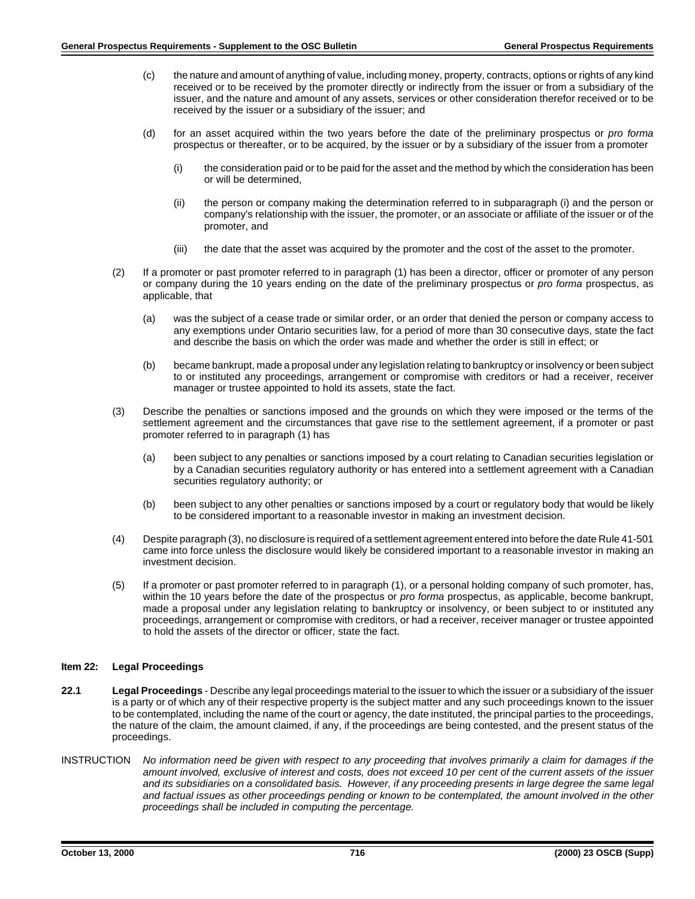(c) the nature and amount of anything of value, including money, property, contracts, options or rights of any kind received or to be received by the promoter directly or indirectly from the issuer or from a subsidiary of the issuer, and the nature and amount of any assets, services or other consideration therefor received or to be received by the issuer or a subsidiary of the issuer; and

(d) for an asset acquired within the two years before the date of the preliminary prospectus or *pro forma* prospectus or thereafter, or to be acquired, by the issuer or by a subsidiary of the issuer from a promoter

(i) the consideration paid or to be paid for the asset and the method by which the consideration has been or will be determined,

(ii) the person or company making the determination referred to in subparagraph (i) and the person or company's relationship with the issuer, the promoter, or an associate or affiliate of the issuer or of the promoter, and

(iii) the date that the asset was acquired by the promoter and the cost of the asset to the promoter.

(2) If a promoter or past promoter referred to in paragraph (1) has been a director, officer or promoter of any person or company during the 10 years ending on the date of the preliminary prospectus or *pro forma* prospectus, as applicable, that

(a) was the subject of a cease trade or similar order, or an order that denied the person or company access to any exemptions under Ontario securities law, for a period of more than 30 consecutive days, state the fact and describe the basis on which the order was made and whether the order is still in effect; or

(b) became bankrupt, made a proposal under any legislation relating to bankruptcy or insolvency or been subject to or instituted any proceedings, arrangement or compromise with creditors or had a receiver, receiver manager or trustee appointed to hold its assets, state the fact.

(3) Describe the penalties or sanctions imposed and the grounds on which they were imposed or the terms of the settlement agreement and the circumstances that gave rise to the settlement agreement, if a promoter or past promoter referred to in paragraph (1) has

(a) been subject to any penalties or sanctions imposed by a court relating to Canadian securities legislation or by a Canadian securities regulatory authority or has entered into a settlement agreement with a Canadian securities regulatory authority; or

(b) been subject to any other penalties or sanctions imposed by a court or regulatory body that would be likely to be considered important to a reasonable investor in making an investment decision.

(4) Despite paragraph (3), no disclosure is required of a settlement agreement entered into before the date Rule 41-501 came into force unless the disclosure would likely be considered important to a reasonable investor in making an investment decision.

(5) If a promoter or past promoter referred to in paragraph (1), or a personal holding company of such promoter, has, within the 10 years before the date of the prospectus or *pro forma* prospectus, as applicable, become bankrupt, made a proposal under any legislation relating to bankruptcy or insolvency, or been subject to or instituted any proceedings, arrangement or compromise with creditors, or had a receiver, receiver manager or trustee appointed to hold the assets of the director or officer, state the fact.

## Item 22: Legal Proceedings

**22.1 Legal Proceedings** - Describe any legal proceedings material to the issuer to which the issuer or a subsidiary of the issuer is a party or of which any of their respective property is the subject matter and any such proceedings known to the issuer to be contemplated, including the name of the court or agency, the date instituted, the principal parties to the proceedings, the nature of the claim, the amount claimed, if any, if the proceedings are being contested, and the present status of the proceedings.

INSTRUCTION *No information need be given with respect to any proceeding that involves primarily a claim for damages if the amount involved, exclusive of interest and costs, does not exceed 10 per cent of the current assets of the issuer and its subsidiaries on a consolidated basis. However, if any proceeding presents in large degree the same legal and factual issues as other proceedings pending or known to be contemplated, the amount involved in the other proceedings shall be included in computing the percentage.*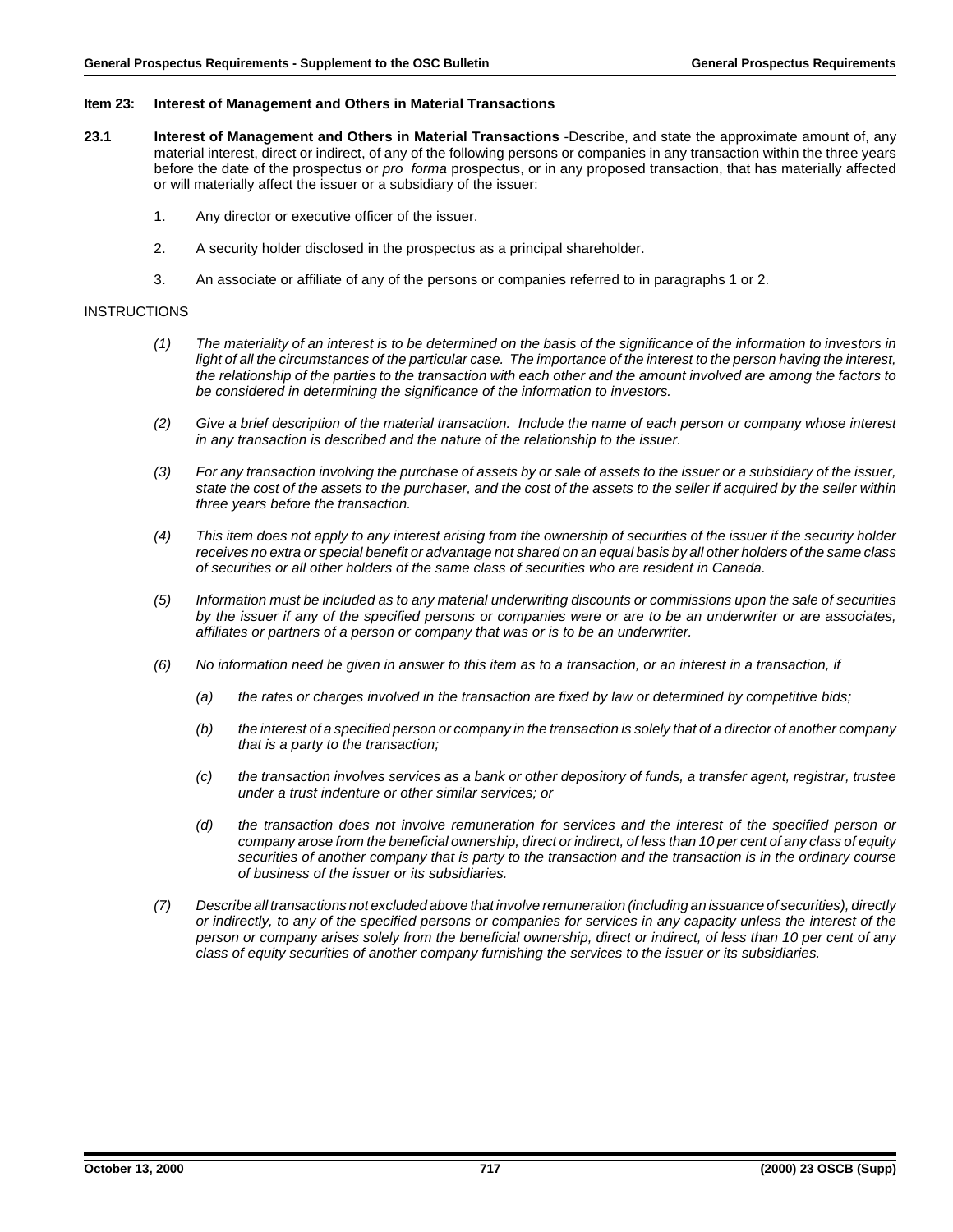### Item 23: Interest of Management and Others in Material Transactions

**23.1 Interest of Management and Others in Material Transactions** -Describe, and state the approximate amount of, any material interest, direct or indirect, of any of the following persons or companies in any transaction within the three years before the date of the prospectus or *pro forma* prospectus, or in any proposed transaction, that has materially affected or will materially affect the issuer or a subsidiary of the issuer:

1. Any director or executive officer of the issuer.

2. A security holder disclosed in the prospectus as a principal shareholder.

3. An associate or affiliate of any of the persons or companies referred to in paragraphs 1 or 2.

INSTRUCTIONS

*(1) The materiality of an interest is to be determined on the basis of the significance of the information to investors in light of all the circumstances of the particular case. The importance of the interest to the person having the interest, the relationship of the parties to the transaction with each other and the amount involved are among the factors to be considered in determining the significance of the information to investors.*

*(2) Give a brief description of the material transaction. Include the name of each person or company whose interest in any transaction is described and the nature of the relationship to the issuer.*

*(3) For any transaction involving the purchase of assets by or sale of assets to the issuer or a subsidiary of the issuer, state the cost of the assets to the purchaser, and the cost of the assets to the seller if acquired by the seller within three years before the transaction.*

*(4) This item does not apply to any interest arising from the ownership of securities of the issuer if the security holder receives no extra or special benefit or advantage not shared on an equal basis by all other holders of the same class of securities or all other holders of the same class of securities who are resident in Canada.*

*(5) Information must be included as to any material underwriting discounts or commissions upon the sale of securities by the issuer if any of the specified persons or companies were or are to be an underwriter or are associates, affiliates or partners of a person or company that was or is to be an underwriter.*

*(6) No information need be given in answer to this item as to a transaction, or an interest in a transaction, if*

*(a) the rates or charges involved in the transaction are fixed by law or determined by competitive bids;*

*(b) the interest of a specified person or company in the transaction is solely that of a director of another company that is a party to the transaction;*

*(c) the transaction involves services as a bank or other depository of funds, a transfer agent, registrar, trustee under a trust indenture or other similar services; or*

*(d) the transaction does not involve remuneration for services and the interest of the specified person or company arose from the beneficial ownership, direct or indirect, of less than 10 per cent of any class of equity securities of another company that is party to the transaction and the transaction is in the ordinary course of business of the issuer or its subsidiaries.*

*(7) Describe all transactions not excluded above that involve remuneration (including an issuance of securities), directly or indirectly, to any of the specified persons or companies for services in any capacity unless the interest of the person or company arises solely from the beneficial ownership, direct or indirect, of less than 10 per cent of any class of equity securities of another company furnishing the services to the issuer or its subsidiaries.*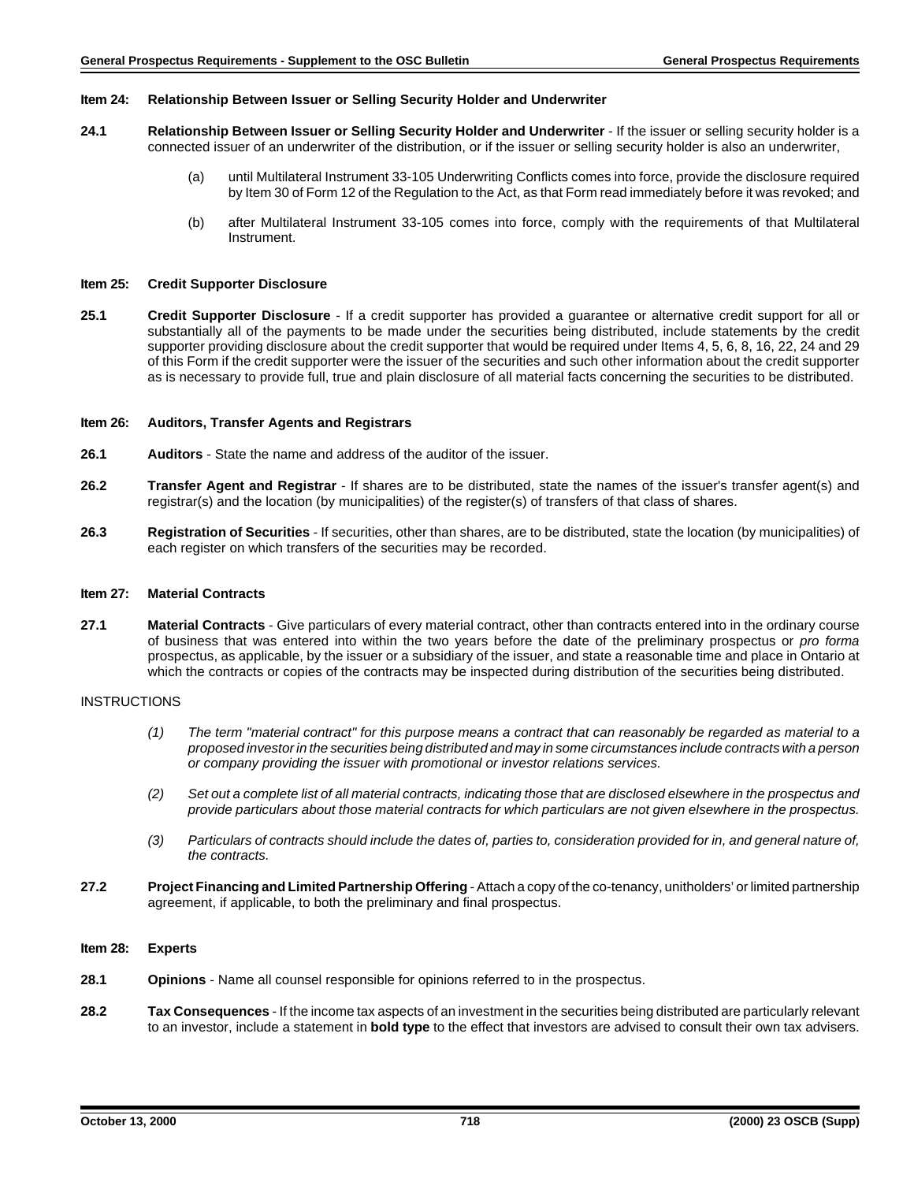### Item 24: Relationship Between Issuer or Selling Security Holder and Underwriter

**24.1 Relationship Between Issuer or Selling Security Holder and Underwriter** - If the issuer or selling security holder is a connected issuer of an underwriter of the distribution, or if the issuer or selling security holder is also an underwriter,

(a) until Multilateral Instrument 33-105 Underwriting Conflicts comes into force, provide the disclosure required by Item 30 of Form 12 of the Regulation to the Act, as that Form read immediately before it was revoked; and

(b) after Multilateral Instrument 33-105 comes into force, comply with the requirements of that Multilateral Instrument.

### Item 25: Credit Supporter Disclosure

**25.1 Credit Supporter Disclosure** - If a credit supporter has provided a guarantee or alternative credit support for all or substantially all of the payments to be made under the securities being distributed, include statements by the credit supporter providing disclosure about the credit supporter that would be required under Items 4, 5, 6, 8, 16, 22, 24 and 29 of this Form if the credit supporter were the issuer of the securities and such other information about the credit supporter as is necessary to provide full, true and plain disclosure of all material facts concerning the securities to be distributed.

### Item 26: Auditors, Transfer Agents and Registrars

**26.1 Auditors** - State the name and address of the auditor of the issuer.

**26.2 Transfer Agent and Registrar** - If shares are to be distributed, state the names of the issuer's transfer agent(s) and registrar(s) and the location (by municipalities) of the register(s) of transfers of that class of shares.

**26.3 Registration of Securities** - If securities, other than shares, are to be distributed, state the location (by municipalities) of each register on which transfers of the securities may be recorded.

### Item 27: Material Contracts

**27.1 Material Contracts** - Give particulars of every material contract, other than contracts entered into in the ordinary course of business that was entered into within the two years before the date of the preliminary prospectus or *pro forma* prospectus, as applicable, by the issuer or a subsidiary of the issuer, and state a reasonable time and place in Ontario at which the contracts or copies of the contracts may be inspected during distribution of the securities being distributed.

INSTRUCTIONS

*(1) The term "material contract" for this purpose means a contract that can reasonably be regarded as material to a proposed investor in the securities being distributed and may in some circumstances include contracts with a person or company providing the issuer with promotional or investor relations services.*

*(2) Set out a complete list of all material contracts, indicating those that are disclosed elsewhere in the prospectus and provide particulars about those material contracts for which particulars are not given elsewhere in the prospectus.*

*(3) Particulars of contracts should include the dates of, parties to, consideration provided for in, and general nature of, the contracts.*

**27.2 Project Financing and Limited Partnership Offering** - Attach a copy of the co-tenancy, unitholders' or limited partnership agreement, if applicable, to both the preliminary and final prospectus.

### Item 28: Experts

**28.1 Opinions** - Name all counsel responsible for opinions referred to in the prospectus.

**28.2 Tax Consequences** - If the income tax aspects of an investment in the securities being distributed are particularly relevant to an investor, include a statement in **bold type** to the effect that investors are advised to consult their own tax advisers.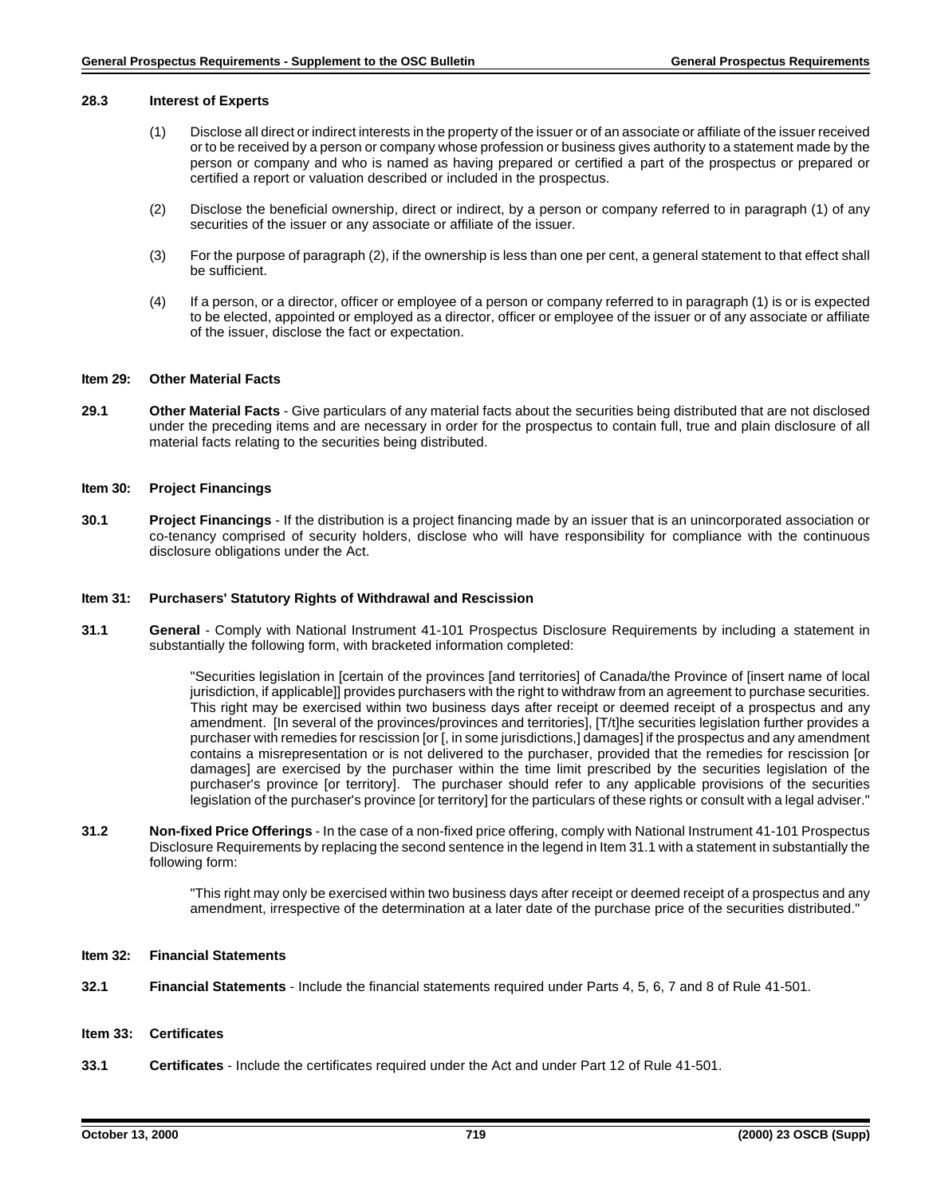**28.3 Interest of Experts**

(1) Disclose all direct or indirect interests in the property of the issuer or of an associate or affiliate of the issuer received or to be received by a person or company whose profession or business gives authority to a statement made by the person or company and who is named as having prepared or certified a part of the prospectus or prepared or certified a report or valuation described or included in the prospectus.

(2) Disclose the beneficial ownership, direct or indirect, by a person or company referred to in paragraph (1) of any securities of the issuer or any associate or affiliate of the issuer.

(3) For the purpose of paragraph (2), if the ownership is less than one per cent, a general statement to that effect shall be sufficient.

(4) If a person, or a director, officer or employee of a person or company referred to in paragraph (1) is or is expected to be elected, appointed or employed as a director, officer or employee of the issuer or of any associate or affiliate of the issuer, disclose the fact or expectation.

**Item 29: Other Material Facts**

**29.1 Other Material Facts** - Give particulars of any material facts about the securities being distributed that are not disclosed under the preceding items and are necessary in order for the prospectus to contain full, true and plain disclosure of all material facts relating to the securities being distributed.

**Item 30: Project Financings**

**30.1 Project Financings** - If the distribution is a project financing made by an issuer that is an unincorporated association or co-tenancy comprised of security holders, disclose who will have responsibility for compliance with the continuous disclosure obligations under the Act.

**Item 31: Purchasers' Statutory Rights of Withdrawal and Rescission**

**31.1 General** - Comply with National Instrument 41-101 Prospectus Disclosure Requirements by including a statement in substantially the following form, with bracketed information completed:

> "Securities legislation in [certain of the provinces [and territories] of Canada/the Province of [insert name of local jurisdiction, if applicable]] provides purchasers with the right to withdraw from an agreement to purchase securities. This right may be exercised within two business days after receipt or deemed receipt of a prospectus and any amendment. [In several of the provinces/provinces and territories], [T/t]he securities legislation further provides a purchaser with remedies for rescission [or [, in some jurisdictions,] damages] if the prospectus and any amendment contains a misrepresentation or is not delivered to the purchaser, provided that the remedies for rescission [or damages] are exercised by the purchaser within the time limit prescribed by the securities legislation of the purchaser's province [or territory]. The purchaser should refer to any applicable provisions of the securities legislation of the purchaser's province [or territory] for the particulars of these rights or consult with a legal adviser."

**31.2 Non-fixed Price Offerings** - In the case of a non-fixed price offering, comply with National Instrument 41-101 Prospectus Disclosure Requirements by replacing the second sentence in the legend in Item 31.1 with a statement in substantially the following form:

> "This right may only be exercised within two business days after receipt or deemed receipt of a prospectus and any amendment, irrespective of the determination at a later date of the purchase price of the securities distributed."

**Item 32: Financial Statements**

**32.1 Financial Statements** - Include the financial statements required under Parts 4, 5, 6, 7 and 8 of Rule 41-501.

**Item 33: Certificates**

**33.1 Certificates** - Include the certificates required under the Act and under Part 12 of Rule 41-501.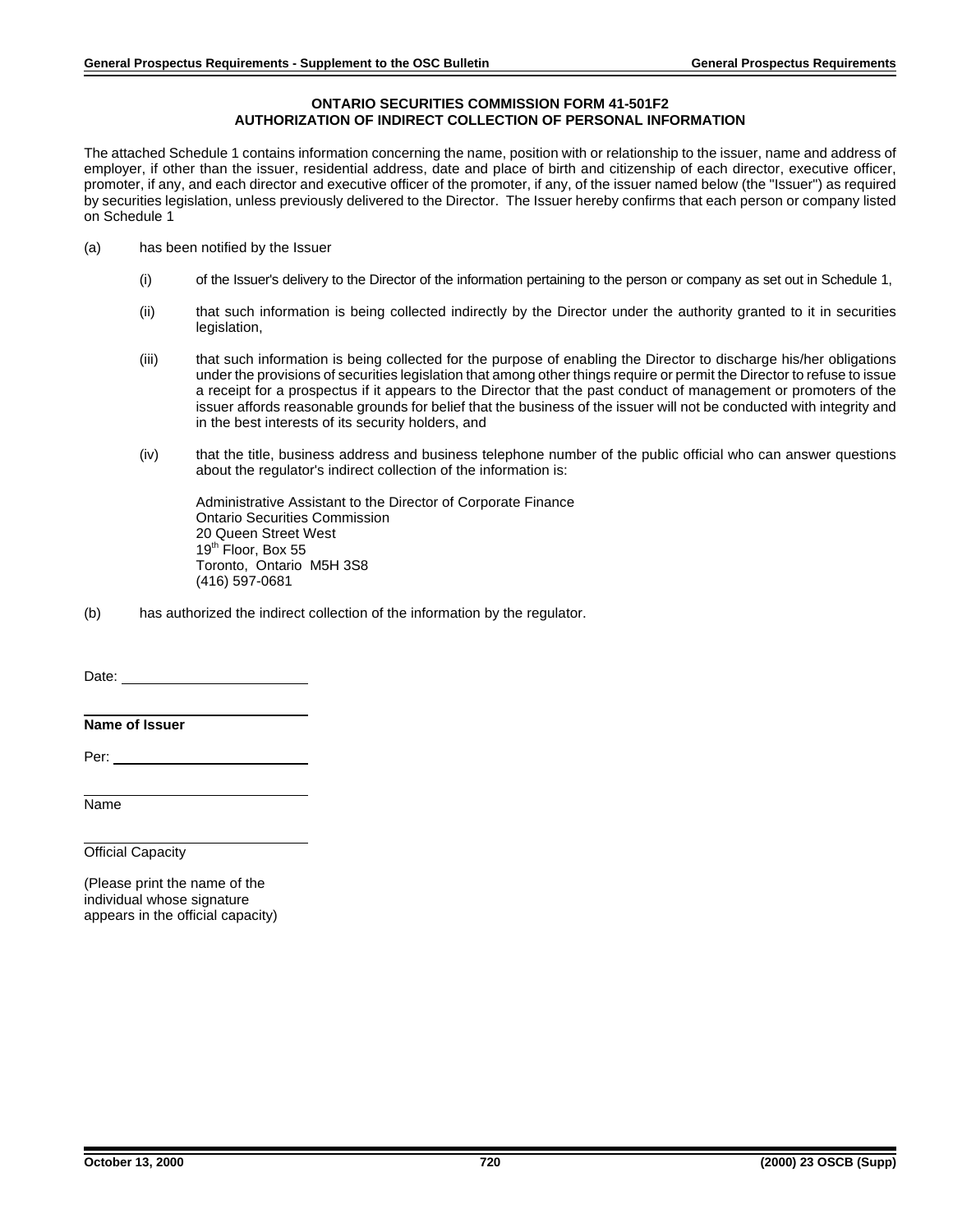## ONTARIO SECURITIES COMMISSION FORM 41-501F2
## AUTHORIZATION OF INDIRECT COLLECTION OF PERSONAL INFORMATION

The attached Schedule 1 contains information concerning the name, position with or relationship to the issuer, name and address of employer, if other than the issuer, residential address, date and place of birth and citizenship of each director, executive officer, promoter, if any, and each director and executive officer of the promoter, if any, of the issuer named below (the "Issuer") as required by securities legislation, unless previously delivered to the Director. The Issuer hereby confirms that each person or company listed on Schedule 1

(a) has been notified by the Issuer

  (i) of the Issuer's delivery to the Director of the information pertaining to the person or company as set out in Schedule 1,

  (ii) that such information is being collected indirectly by the Director under the authority granted to it in securities legislation,

  (iii) that such information is being collected for the purpose of enabling the Director to discharge his/her obligations under the provisions of securities legislation that among other things require or permit the Director to refuse to issue a receipt for a prospectus if it appears to the Director that the past conduct of management or promoters of the issuer affords reasonable grounds for belief that the business of the issuer will not be conducted with integrity and in the best interests of its security holders, and

  (iv) that the title, business address and business telephone number of the public official who can answer questions about the regulator's indirect collection of the information is:

  Administrative Assistant to the Director of Corporate Finance
  Ontario Securities Commission
  20 Queen Street West
  19th Floor, Box 55
  Toronto, Ontario M5H 3S8
  (416) 597-0681

(b) has authorized the indirect collection of the information by the regulator.

Date: ______________________

______________________
**Name of Issuer**

Per: ______________________

______________________
Name

______________________
Official Capacity

(Please print the name of the individual whose signature appears in the official capacity)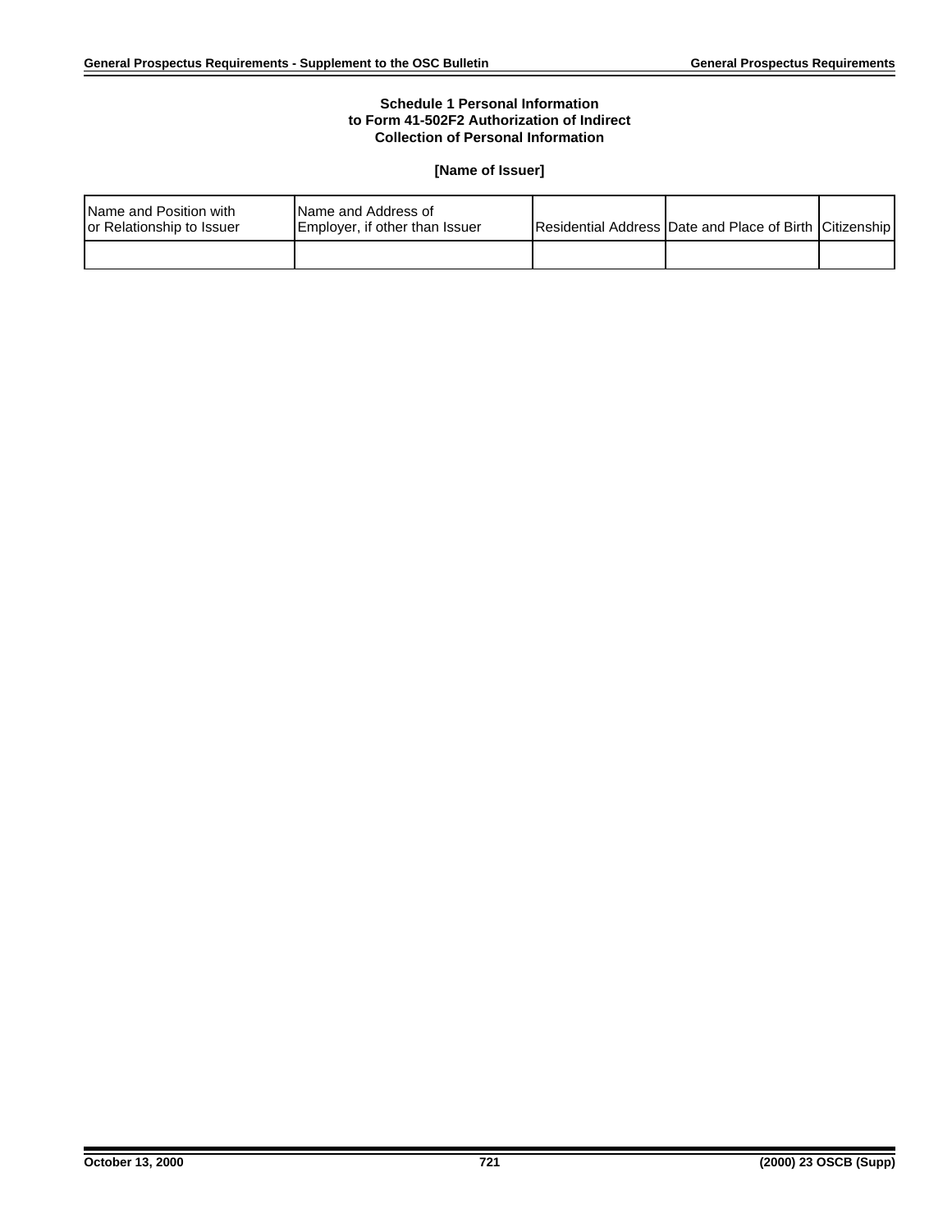**Schedule 1 Personal Information**
**to Form 41-502F2 Authorization of Indirect**
**Collection of Personal Information**

**[Name of Issuer]**

| Name and Position with or Relationship to Issuer | Name and Address of Employer, if other than Issuer | Residential Address | Date and Place of Birth | Citizenship |
|---|---|---|---|---|
| | | | | |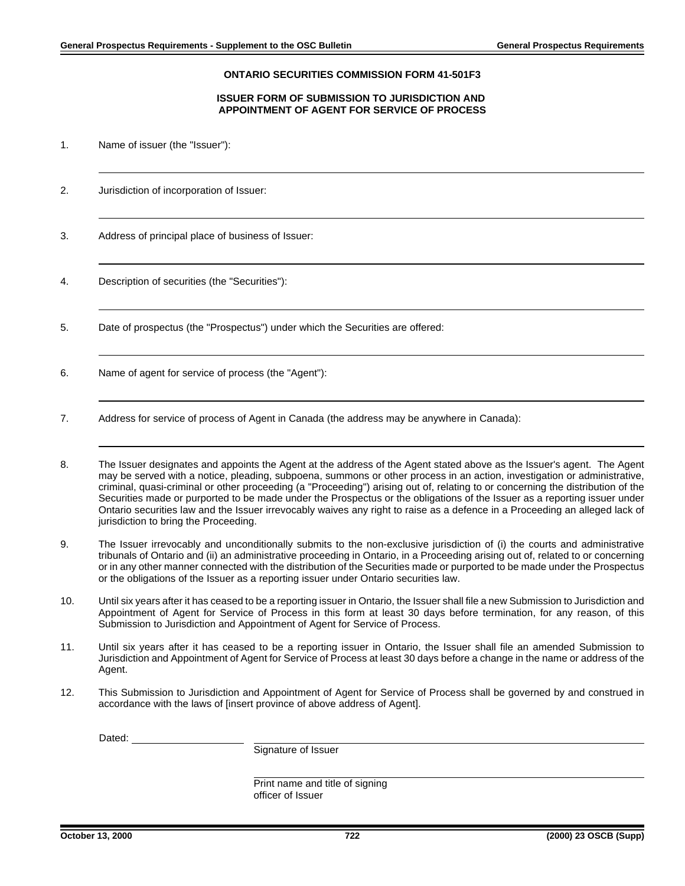**ONTARIO SECURITIES COMMISSION FORM 41-501F3**

**ISSUER FORM OF SUBMISSION TO JURISDICTION AND APPOINTMENT OF AGENT FOR SERVICE OF PROCESS**

1. Name of issuer (the "Issuer"):

_______________________________________________

2. Jurisdiction of incorporation of Issuer:

_______________________________________________

3. Address of principal place of business of Issuer:

_______________________________________________

4. Description of securities (the "Securities"):

_______________________________________________

5. Date of prospectus (the "Prospectus") under which the Securities are offered:

_______________________________________________

6. Name of agent for service of process (the "Agent"):

_______________________________________________

7. Address for service of process of Agent in Canada (the address may be anywhere in Canada):

_______________________________________________

8. The Issuer designates and appoints the Agent at the address of the Agent stated above as the Issuer's agent. The Agent may be served with a notice, pleading, subpoena, summons or other process in an action, investigation or administrative, criminal, quasi-criminal or other proceeding (a "Proceeding") arising out of, relating to or concerning the distribution of the Securities made or purported to be made under the Prospectus or the obligations of the Issuer as a reporting issuer under Ontario securities law and the Issuer irrevocably waives any right to raise as a defence in a Proceeding an alleged lack of jurisdiction to bring the Proceeding.

9. The Issuer irrevocably and unconditionally submits to the non-exclusive jurisdiction of (i) the courts and administrative tribunals of Ontario and (ii) an administrative proceeding in Ontario, in a Proceeding arising out of, related to or concerning or in any other manner connected with the distribution of the Securities made or purported to be made under the Prospectus or the obligations of the Issuer as a reporting issuer under Ontario securities law.

10. Until six years after it has ceased to be a reporting issuer in Ontario, the Issuer shall file a new Submission to Jurisdiction and Appointment of Agent for Service of Process in this form at least 30 days before termination, for any reason, of this Submission to Jurisdiction and Appointment of Agent for Service of Process.

11. Until six years after it has ceased to be a reporting issuer in Ontario, the Issuer shall file an amended Submission to Jurisdiction and Appointment of Agent for Service of Process at least 30 days before a change in the name or address of the Agent.

12. This Submission to Jurisdiction and Appointment of Agent for Service of Process shall be governed by and construed in accordance with the laws of [insert province of above address of Agent].

Dated: ____________________

_______________________________________________
Signature of Issuer

_______________________________________________
Print name and title of signing officer of Issuer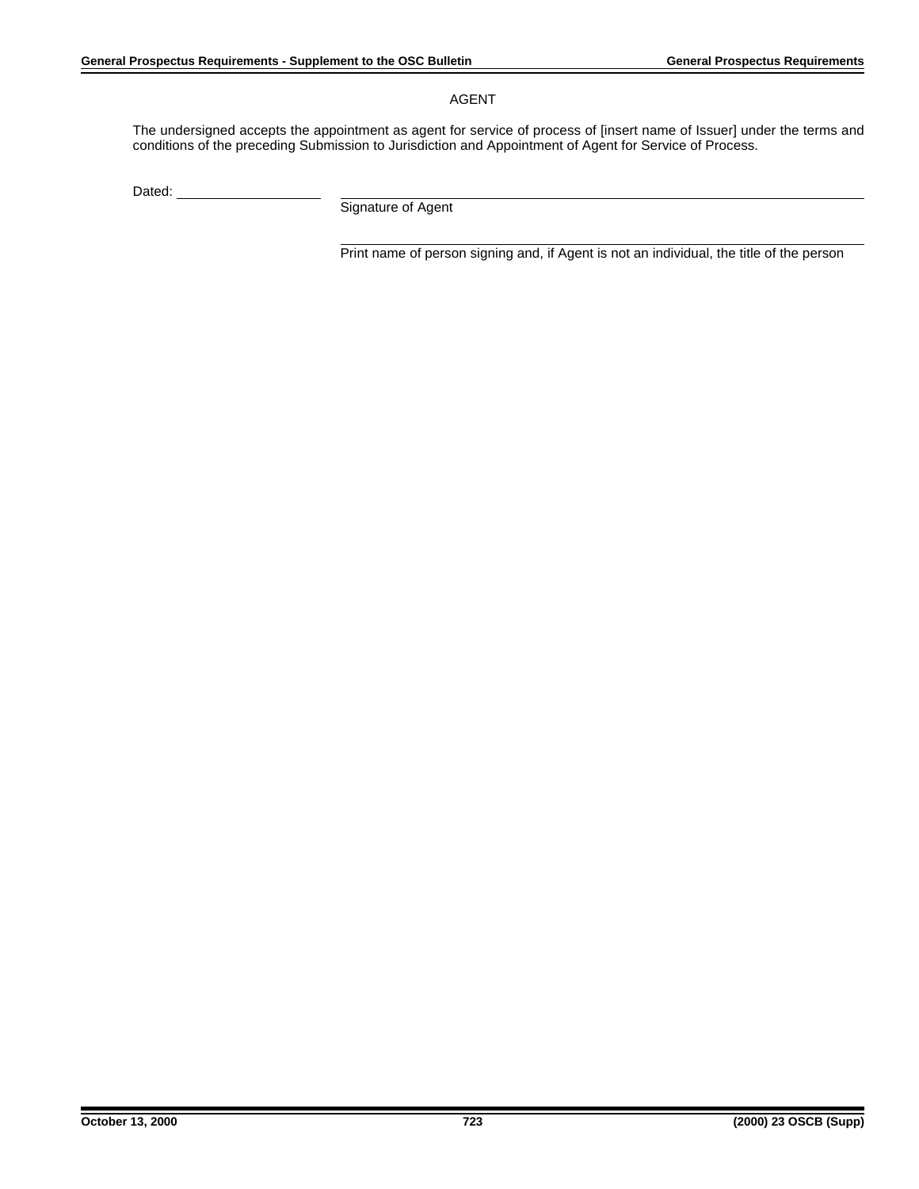AGENT

The undersigned accepts the appointment as agent for service of process of [insert name of Issuer] under the terms and conditions of the preceding Submission to Jurisdiction and Appointment of Agent for Service of Process.

Dated: \_\_\_\_\_\_\_\_\_\_\_\_\_\_\_\_\_\_\_\_

\_\_\_\_\_\_\_\_\_\_\_\_\_\_\_\_\_\_\_\_\_\_\_\_\_\_\_\_\_\_\_\_\_\_\_\_\_\_\_\_
Signature of Agent

\_\_\_\_\_\_\_\_\_\_\_\_\_\_\_\_\_\_\_\_\_\_\_\_\_\_\_\_\_\_\_\_\_\_\_\_\_\_\_\_
Print name of person signing and, if Agent is not an individual, the title of the person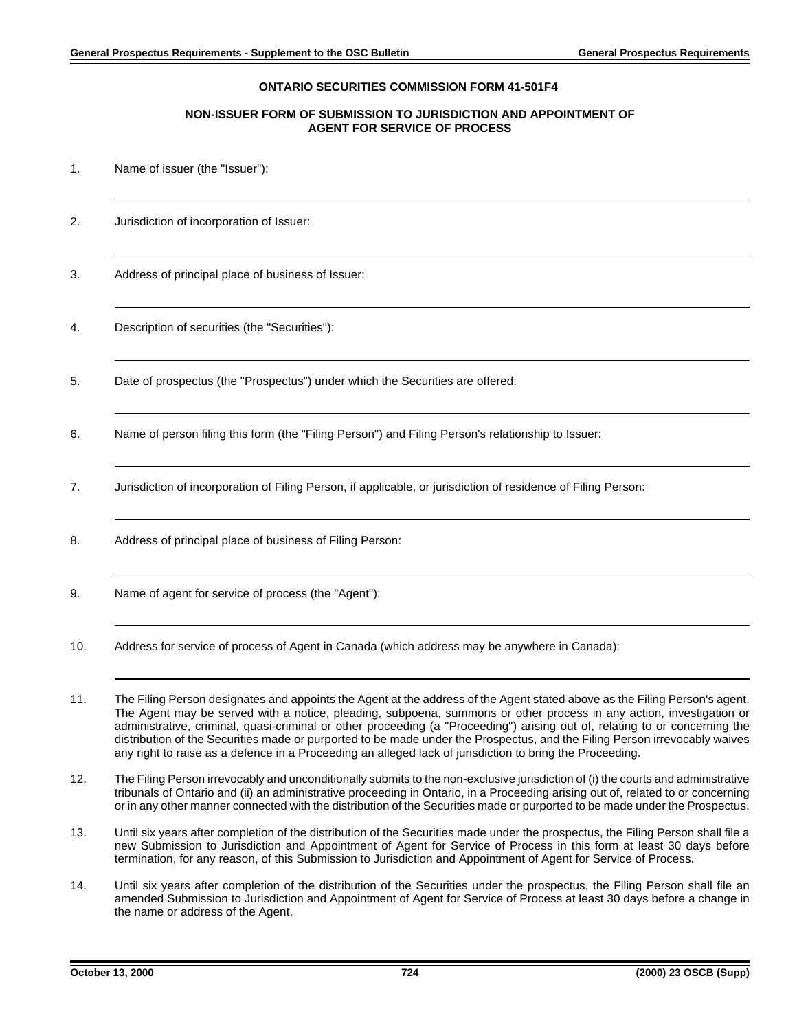**ONTARIO SECURITIES COMMISSION FORM 41-501F4**

**NON-ISSUER FORM OF SUBMISSION TO JURISDICTION AND APPOINTMENT OF AGENT FOR SERVICE OF PROCESS**

1. Name of issuer (the "Issuer"):

___

2. Jurisdiction of incorporation of Issuer:

___

3. Address of principal place of business of Issuer:

___

4. Description of securities (the "Securities"):

___

5. Date of prospectus (the "Prospectus") under which the Securities are offered:

___

6. Name of person filing this form (the "Filing Person") and Filing Person's relationship to Issuer:

___

7. Jurisdiction of incorporation of Filing Person, if applicable, or jurisdiction of residence of Filing Person:

___

8. Address of principal place of business of Filing Person:

___

9. Name of agent for service of process (the "Agent"):

___

10. Address for service of process of Agent in Canada (which address may be anywhere in Canada):

___

11. The Filing Person designates and appoints the Agent at the address of the Agent stated above as the Filing Person's agent. The Agent may be served with a notice, pleading, subpoena, summons or other process in any action, investigation or administrative, criminal, quasi-criminal or other proceeding (a "Proceeding") arising out of, relating to or concerning the distribution of the Securities made or purported to be made under the Prospectus, and the Filing Person irrevocably waives any right to raise as a defence in a Proceeding an alleged lack of jurisdiction to bring the Proceeding.

12. The Filing Person irrevocably and unconditionally submits to the non-exclusive jurisdiction of (i) the courts and administrative tribunals of Ontario and (ii) an administrative proceeding in Ontario, in a Proceeding arising out of, related to or concerning or in any other manner connected with the distribution of the Securities made or purported to be made under the Prospectus.

13. Until six years after completion of the distribution of the Securities made under the prospectus, the Filing Person shall file a new Submission to Jurisdiction and Appointment of Agent for Service of Process in this form at least 30 days before termination, for any reason, of this Submission to Jurisdiction and Appointment of Agent for Service of Process.

14. Until six years after completion of the distribution of the Securities under the prospectus, the Filing Person shall file an amended Submission to Jurisdiction and Appointment of Agent for Service of Process at least 30 days before a change in the name or address of the Agent.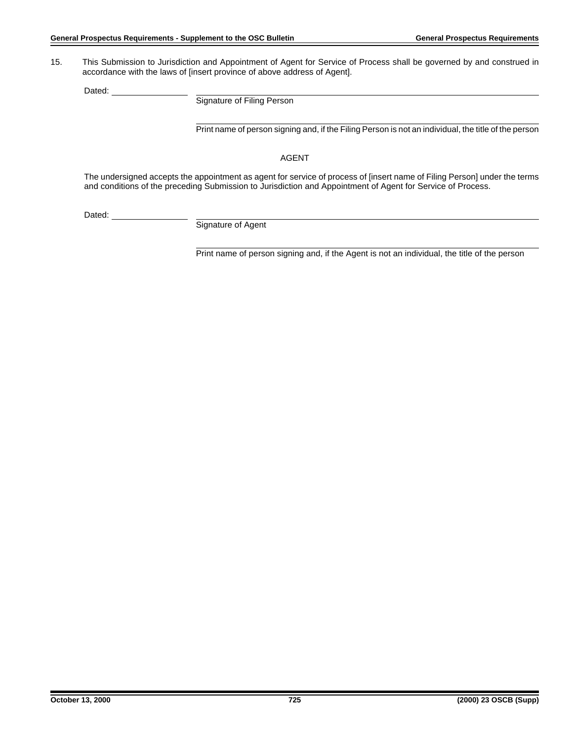15. This Submission to Jurisdiction and Appointment of Agent for Service of Process shall be governed by and construed in accordance with the laws of [insert province of above address of Agent].

Dated: ______________ ____________________________________________

Signature of Filing Person

____________________________________________

Print name of person signing and, if the Filing Person is not an individual, the title of the person

AGENT

The undersigned accepts the appointment as agent for service of process of [insert name of Filing Person] under the terms and conditions of the preceding Submission to Jurisdiction and Appointment of Agent for Service of Process.

Dated: ______________ ____________________________________________

Signature of Agent

____________________________________________

Print name of person signing and, if the Agent is not an individual, the title of the person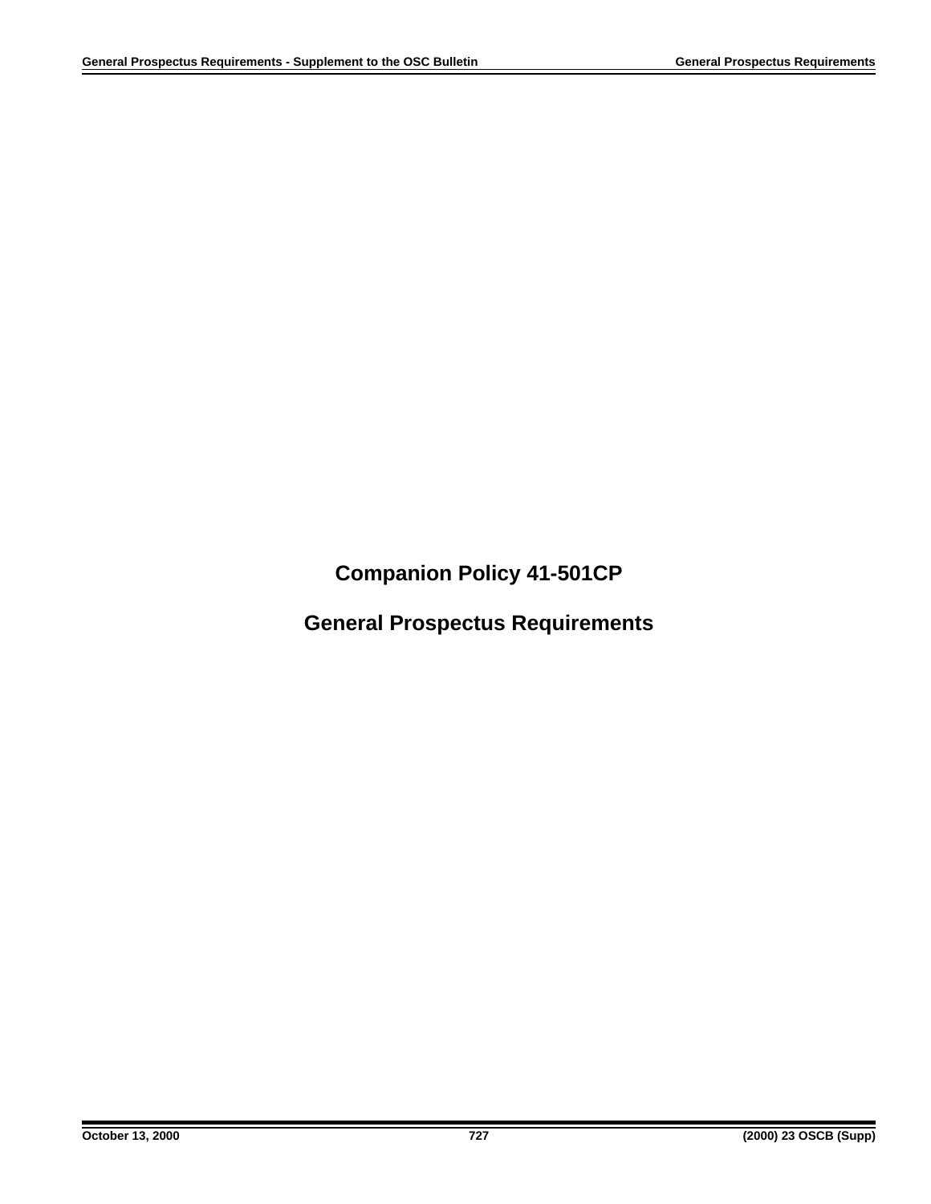# Companion Policy 41-501CP

# General Prospectus Requirements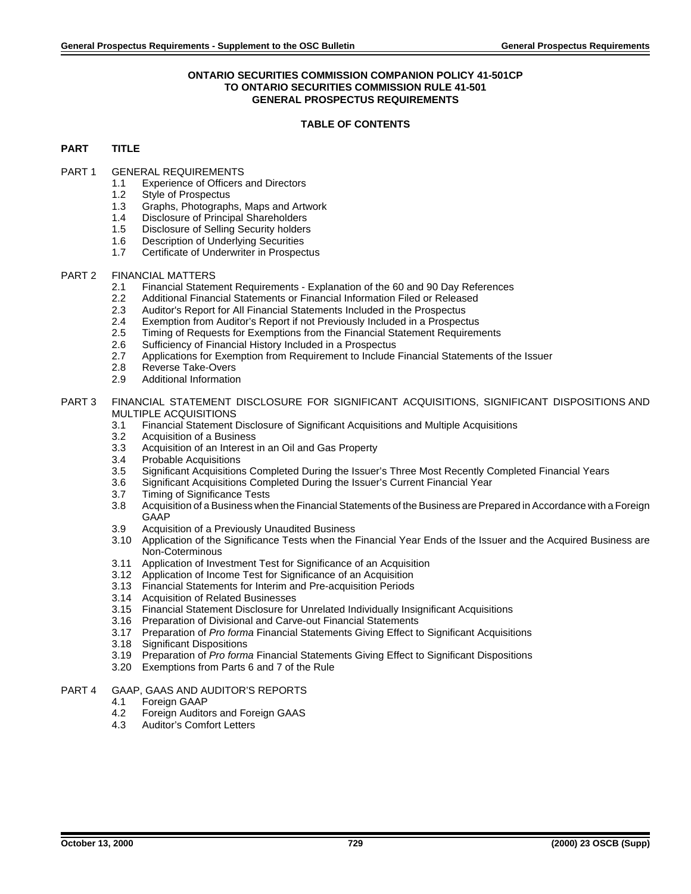**ONTARIO SECURITIES COMMISSION COMPANION POLICY 41-501CP**
**TO ONTARIO SECURITIES COMMISSION RULE 41-501**
**GENERAL PROSPECTUS REQUIREMENTS**

**TABLE OF CONTENTS**

**PART TITLE**

PART 1 GENERAL REQUIREMENTS
- 1.1 Experience of Officers and Directors
- 1.2 Style of Prospectus
- 1.3 Graphs, Photographs, Maps and Artwork
- 1.4 Disclosure of Principal Shareholders
- 1.5 Disclosure of Selling Security holders
- 1.6 Description of Underlying Securities
- 1.7 Certificate of Underwriter in Prospectus

PART 2 FINANCIAL MATTERS
- 2.1 Financial Statement Requirements - Explanation of the 60 and 90 Day References
- 2.2 Additional Financial Statements or Financial Information Filed or Released
- 2.3 Auditor's Report for All Financial Statements Included in the Prospectus
- 2.4 Exemption from Auditor's Report if not Previously Included in a Prospectus
- 2.5 Timing of Requests for Exemptions from the Financial Statement Requirements
- 2.6 Sufficiency of Financial History Included in a Prospectus
- 2.7 Applications for Exemption from Requirement to Include Financial Statements of the Issuer
- 2.8 Reverse Take-Overs
- 2.9 Additional Information

PART 3 FINANCIAL STATEMENT DISCLOSURE FOR SIGNIFICANT ACQUISITIONS, SIGNIFICANT DISPOSITIONS AND MULTIPLE ACQUISITIONS
- 3.1 Financial Statement Disclosure of Significant Acquisitions and Multiple Acquisitions
- 3.2 Acquisition of a Business
- 3.3 Acquisition of an Interest in an Oil and Gas Property
- 3.4 Probable Acquisitions
- 3.5 Significant Acquisitions Completed During the Issuer's Three Most Recently Completed Financial Years
- 3.6 Significant Acquisitions Completed During the Issuer's Current Financial Year
- 3.7 Timing of Significance Tests
- 3.8 Acquisition of a Business when the Financial Statements of the Business are Prepared in Accordance with a Foreign GAAP
- 3.9 Acquisition of a Previously Unaudited Business
- 3.10 Application of the Significance Tests when the Financial Year Ends of the Issuer and the Acquired Business are Non-Coterminous
- 3.11 Application of Investment Test for Significance of an Acquisition
- 3.12 Application of Income Test for Significance of an Acquisition
- 3.13 Financial Statements for Interim and Pre-acquisition Periods
- 3.14 Acquisition of Related Businesses
- 3.15 Financial Statement Disclosure for Unrelated Individually Insignificant Acquisitions
- 3.16 Preparation of Divisional and Carve-out Financial Statements
- 3.17 Preparation of *Pro forma* Financial Statements Giving Effect to Significant Acquisitions
- 3.18 Significant Dispositions
- 3.19 Preparation of *Pro forma* Financial Statements Giving Effect to Significant Dispositions
- 3.20 Exemptions from Parts 6 and 7 of the Rule

PART 4 GAAP, GAAS AND AUDITOR'S REPORTS
- 4.1 Foreign GAAP
- 4.2 Foreign Auditors and Foreign GAAS
- 4.3 Auditor's Comfort Letters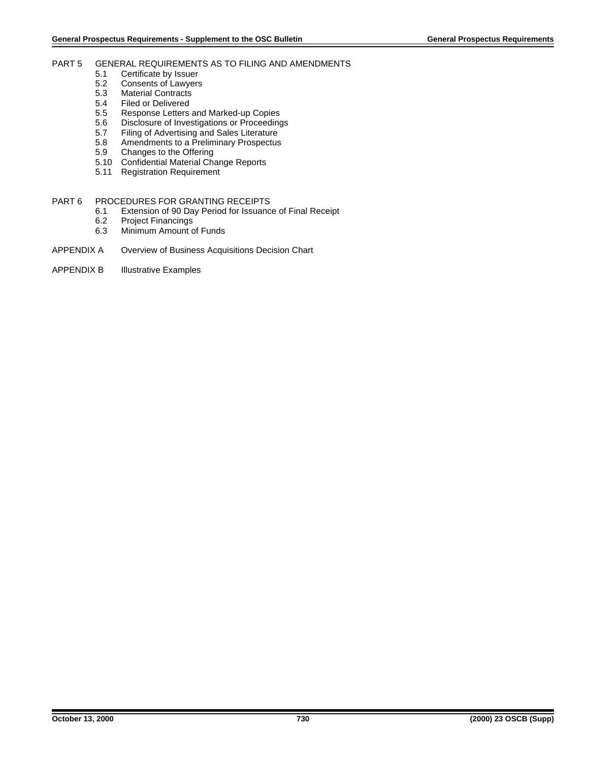PART 5 GENERAL REQUIREMENTS AS TO FILING AND AMENDMENTS

- 5.1 Certificate by Issuer
- 5.2 Consents of Lawyers
- 5.3 Material Contracts
- 5.4 Filed or Delivered
- 5.5 Response Letters and Marked-up Copies
- 5.6 Disclosure of Investigations or Proceedings
- 5.7 Filing of Advertising and Sales Literature
- 5.8 Amendments to a Preliminary Prospectus
- 5.9 Changes to the Offering
- 5.10 Confidential Material Change Reports
- 5.11 Registration Requirement

PART 6 PROCEDURES FOR GRANTING RECEIPTS

- 6.1 Extension of 90 Day Period for Issuance of Final Receipt
- 6.2 Project Financings
- 6.3 Minimum Amount of Funds

APPENDIX A Overview of Business Acquisitions Decision Chart

APPENDIX B Illustrative Examples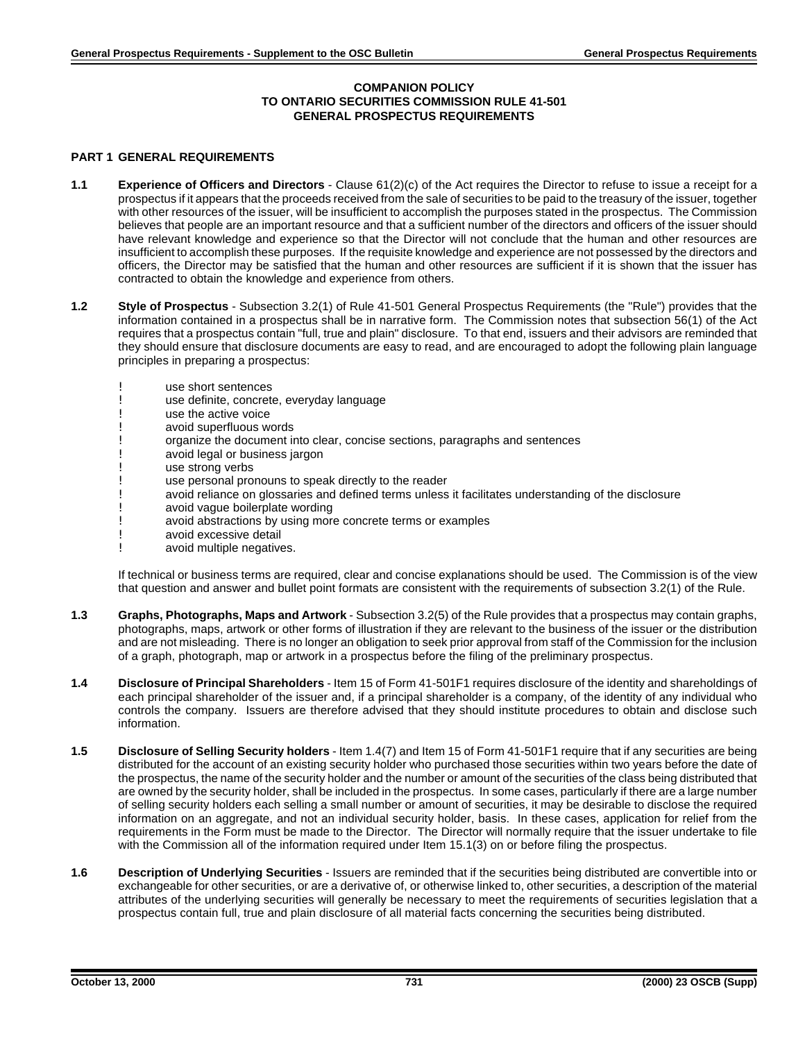# COMPANION POLICY TO ONTARIO SECURITIES COMMISSION RULE 41-501 GENERAL PROSPECTUS REQUIREMENTS

## PART 1 GENERAL REQUIREMENTS

**1.1 Experience of Officers and Directors** - Clause 61(2)(c) of the Act requires the Director to refuse to issue a receipt for a prospectus if it appears that the proceeds received from the sale of securities to be paid to the treasury of the issuer, together with other resources of the issuer, will be insufficient to accomplish the purposes stated in the prospectus. The Commission believes that people are an important resource and that a sufficient number of the directors and officers of the issuer should have relevant knowledge and experience so that the Director will not conclude that the human and other resources are insufficient to accomplish these purposes. If the requisite knowledge and experience are not possessed by the directors and officers, the Director may be satisfied that the human and other resources are sufficient if it is shown that the issuer has contracted to obtain the knowledge and experience from others.

**1.2 Style of Prospectus** - Subsection 3.2(1) of Rule 41-501 General Prospectus Requirements (the "Rule") provides that the information contained in a prospectus shall be in narrative form. The Commission notes that subsection 56(1) of the Act requires that a prospectus contain "full, true and plain" disclosure. To that end, issuers and their advisors are reminded that they should ensure that disclosure documents are easy to read, and are encouraged to adopt the following plain language principles in preparing a prospectus:

- use short sentences
- use definite, concrete, everyday language
- use the active voice
- avoid superfluous words
- organize the document into clear, concise sections, paragraphs and sentences
- avoid legal or business jargon
- use strong verbs
- use personal pronouns to speak directly to the reader
- avoid reliance on glossaries and defined terms unless it facilitates understanding of the disclosure
- avoid vague boilerplate wording
- avoid abstractions by using more concrete terms or examples
- avoid excessive detail
- avoid multiple negatives.

If technical or business terms are required, clear and concise explanations should be used. The Commission is of the view that question and answer and bullet point formats are consistent with the requirements of subsection 3.2(1) of the Rule.

**1.3 Graphs, Photographs, Maps and Artwork** - Subsection 3.2(5) of the Rule provides that a prospectus may contain graphs, photographs, maps, artwork or other forms of illustration if they are relevant to the business of the issuer or the distribution and are not misleading. There is no longer an obligation to seek prior approval from staff of the Commission for the inclusion of a graph, photograph, map or artwork in a prospectus before the filing of the preliminary prospectus.

**1.4 Disclosure of Principal Shareholders** - Item 15 of Form 41-501F1 requires disclosure of the identity and shareholdings of each principal shareholder of the issuer and, if a principal shareholder is a company, of the identity of any individual who controls the company. Issuers are therefore advised that they should institute procedures to obtain and disclose such information.

**1.5 Disclosure of Selling Security holders** - Item 1.4(7) and Item 15 of Form 41-501F1 require that if any securities are being distributed for the account of an existing security holder who purchased those securities within two years before the date of the prospectus, the name of the security holder and the number or amount of the securities of the class being distributed that are owned by the security holder, shall be included in the prospectus. In some cases, particularly if there are a large number of selling security holders each selling a small number or amount of securities, it may be desirable to disclose the required information on an aggregate, and not an individual security holder, basis. In these cases, application for relief from the requirements in the Form must be made to the Director. The Director will normally require that the issuer undertake to file with the Commission all of the information required under Item 15.1(3) on or before filing the prospectus.

**1.6 Description of Underlying Securities** - Issuers are reminded that if the securities being distributed are convertible into or exchangeable for other securities, or are a derivative of, or otherwise linked to, other securities, a description of the material attributes of the underlying securities will generally be necessary to meet the requirements of securities legislation that a prospectus contain full, true and plain disclosure of all material facts concerning the securities being distributed.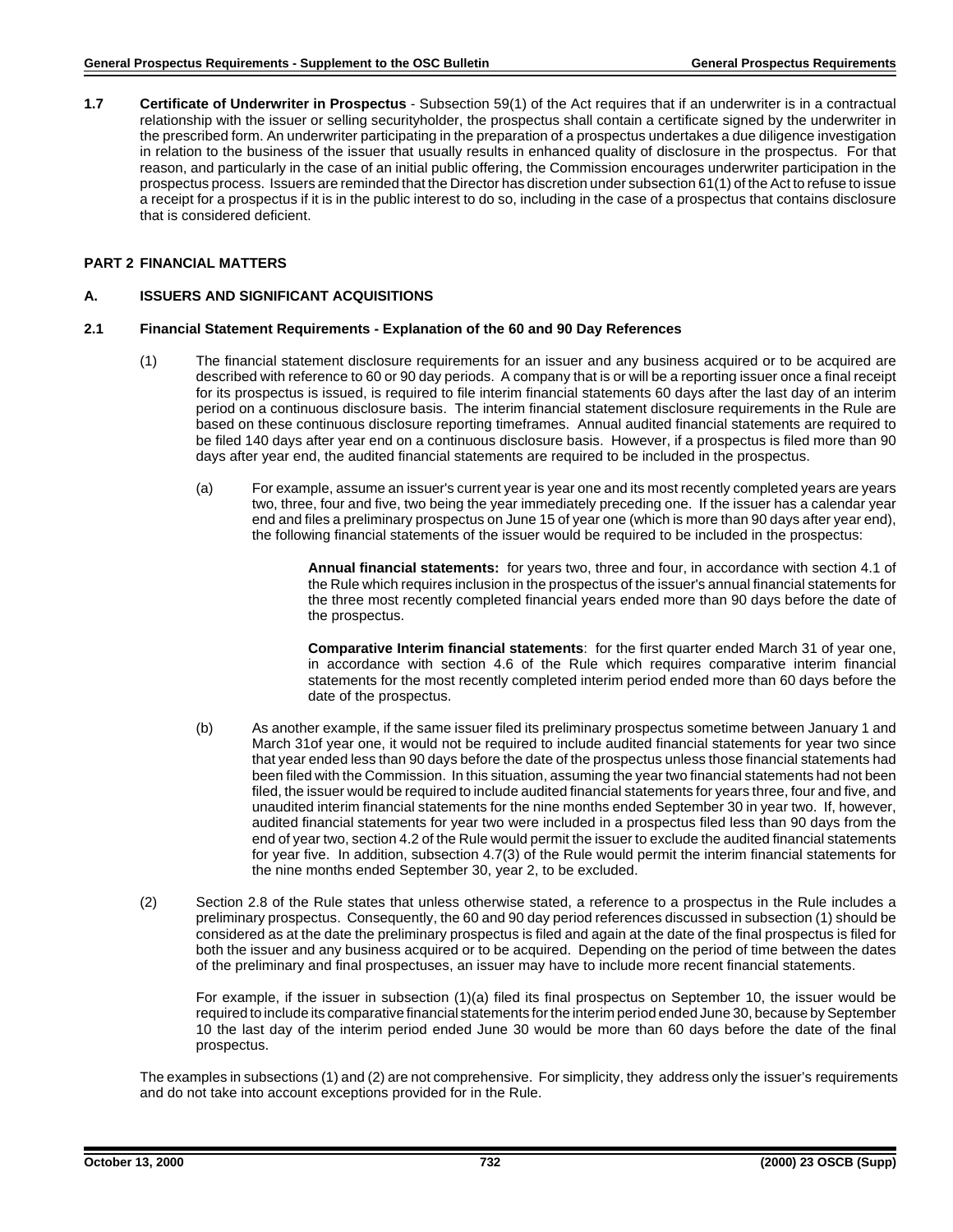**1.7 Certificate of Underwriter in Prospectus** - Subsection 59(1) of the Act requires that if an underwriter is in a contractual relationship with the issuer or selling securityholder, the prospectus shall contain a certificate signed by the underwriter in the prescribed form. An underwriter participating in the preparation of a prospectus undertakes a due diligence investigation in relation to the business of the issuer that usually results in enhanced quality of disclosure in the prospectus. For that reason, and particularly in the case of an initial public offering, the Commission encourages underwriter participation in the prospectus process. Issuers are reminded that the Director has discretion under subsection 61(1) of the Act to refuse to issue a receipt for a prospectus if it is in the public interest to do so, including in the case of a prospectus that contains disclosure that is considered deficient.

## PART 2 FINANCIAL MATTERS

### A. ISSUERS AND SIGNIFICANT ACQUISITIONS

#### 2.1 Financial Statement Requirements - Explanation of the 60 and 90 Day References

(1) The financial statement disclosure requirements for an issuer and any business acquired or to be acquired are described with reference to 60 or 90 day periods. A company that is or will be a reporting issuer once a final receipt for its prospectus is issued, is required to file interim financial statements 60 days after the last day of an interim period on a continuous disclosure basis. The interim financial statement disclosure requirements in the Rule are based on these continuous disclosure reporting timeframes. Annual audited financial statements are required to be filed 140 days after year end on a continuous disclosure basis. However, if a prospectus is filed more than 90 days after year end, the audited financial statements are required to be included in the prospectus.

(a) For example, assume an issuer's current year is year one and its most recently completed years are years two, three, four and five, two being the year immediately preceding one. If the issuer has a calendar year end and files a preliminary prospectus on June 15 of year one (which is more than 90 days after year end), the following financial statements of the issuer would be required to be included in the prospectus:

**Annual financial statements:** for years two, three and four, in accordance with section 4.1 of the Rule which requires inclusion in the prospectus of the issuer's annual financial statements for the three most recently completed financial years ended more than 90 days before the date of the prospectus.

**Comparative Interim financial statements**: for the first quarter ended March 31 of year one, in accordance with section 4.6 of the Rule which requires comparative interim financial statements for the most recently completed interim period ended more than 60 days before the date of the prospectus.

(b) As another example, if the same issuer filed its preliminary prospectus sometime between January 1 and March 31of year one, it would not be required to include audited financial statements for year two since that year ended less than 90 days before the date of the prospectus unless those financial statements had been filed with the Commission. In this situation, assuming the year two financial statements had not been filed, the issuer would be required to include audited financial statements for years three, four and five, and unaudited interim financial statements for the nine months ended September 30 in year two. If, however, audited financial statements for year two were included in a prospectus filed less than 90 days from the end of year two, section 4.2 of the Rule would permit the issuer to exclude the audited financial statements for year five. In addition, subsection 4.7(3) of the Rule would permit the interim financial statements for the nine months ended September 30, year 2, to be excluded.

(2) Section 2.8 of the Rule states that unless otherwise stated, a reference to a prospectus in the Rule includes a preliminary prospectus. Consequently, the 60 and 90 day period references discussed in subsection (1) should be considered as at the date the preliminary prospectus is filed and again at the date of the final prospectus is filed for both the issuer and any business acquired or to be acquired. Depending on the period of time between the dates of the preliminary and final prospectuses, an issuer may have to include more recent financial statements.

For example, if the issuer in subsection (1)(a) filed its final prospectus on September 10, the issuer would be required to include its comparative financial statements for the interim period ended June 30, because by September 10 the last day of the interim period ended June 30 would be more than 60 days before the date of the final prospectus.

The examples in subsections (1) and (2) are not comprehensive. For simplicity, they address only the issuer's requirements and do not take into account exceptions provided for in the Rule.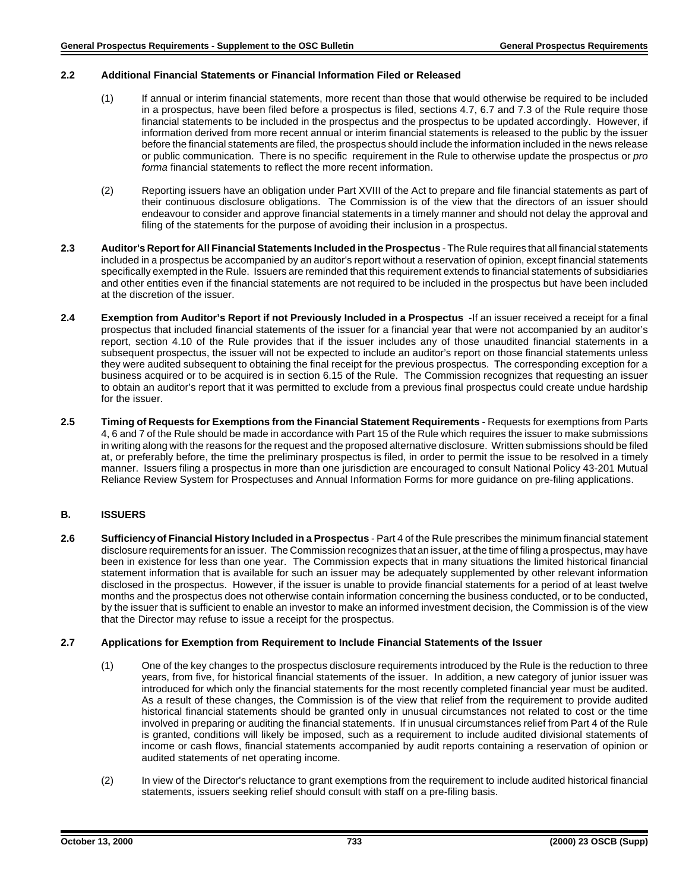**2.2 Additional Financial Statements or Financial Information Filed or Released**

(1) If annual or interim financial statements, more recent than those that would otherwise be required to be included in a prospectus, have been filed before a prospectus is filed, sections 4.7, 6.7 and 7.3 of the Rule require those financial statements to be included in the prospectus and the prospectus to be updated accordingly. However, if information derived from more recent annual or interim financial statements is released to the public by the issuer before the financial statements are filed, the prospectus should include the information included in the news release or public communication. There is no specific requirement in the Rule to otherwise update the prospectus or *pro forma* financial statements to reflect the more recent information.

(2) Reporting issuers have an obligation under Part XVIII of the Act to prepare and file financial statements as part of their continuous disclosure obligations. The Commission is of the view that the directors of an issuer should endeavour to consider and approve financial statements in a timely manner and should not delay the approval and filing of the statements for the purpose of avoiding their inclusion in a prospectus.

**2.3 Auditor's Report for All Financial Statements Included in the Prospectus** - The Rule requires that all financial statements included in a prospectus be accompanied by an auditor's report without a reservation of opinion, except financial statements specifically exempted in the Rule. Issuers are reminded that this requirement extends to financial statements of subsidiaries and other entities even if the financial statements are not required to be included in the prospectus but have been included at the discretion of the issuer.

**2.4 Exemption from Auditor's Report if not Previously Included in a Prospectus** -If an issuer received a receipt for a final prospectus that included financial statements of the issuer for a financial year that were not accompanied by an auditor's report, section 4.10 of the Rule provides that if the issuer includes any of those unaudited financial statements in a subsequent prospectus, the issuer will not be expected to include an auditor's report on those financial statements unless they were audited subsequent to obtaining the final receipt for the previous prospectus. The corresponding exception for a business acquired or to be acquired is in section 6.15 of the Rule. The Commission recognizes that requesting an issuer to obtain an auditor's report that it was permitted to exclude from a previous final prospectus could create undue hardship for the issuer.

**2.5 Timing of Requests for Exemptions from the Financial Statement Requirements** - Requests for exemptions from Parts 4, 6 and 7 of the Rule should be made in accordance with Part 15 of the Rule which requires the issuer to make submissions in writing along with the reasons for the request and the proposed alternative disclosure. Written submissions should be filed at, or preferably before, the time the preliminary prospectus is filed, in order to permit the issue to be resolved in a timely manner. Issuers filing a prospectus in more than one jurisdiction are encouraged to consult National Policy 43-201 Mutual Reliance Review System for Prospectuses and Annual Information Forms for more guidance on pre-filing applications.

## B. ISSUERS

**2.6 Sufficiency of Financial History Included in a Prospectus** - Part 4 of the Rule prescribes the minimum financial statement disclosure requirements for an issuer. The Commission recognizes that an issuer, at the time of filing a prospectus, may have been in existence for less than one year. The Commission expects that in many situations the limited historical financial statement information that is available for such an issuer may be adequately supplemented by other relevant information disclosed in the prospectus. However, if the issuer is unable to provide financial statements for a period of at least twelve months and the prospectus does not otherwise contain information concerning the business conducted, or to be conducted, by the issuer that is sufficient to enable an investor to make an informed investment decision, the Commission is of the view that the Director may refuse to issue a receipt for the prospectus.

**2.7 Applications for Exemption from Requirement to Include Financial Statements of the Issuer**

(1) One of the key changes to the prospectus disclosure requirements introduced by the Rule is the reduction to three years, from five, for historical financial statements of the issuer. In addition, a new category of junior issuer was introduced for which only the financial statements for the most recently completed financial year must be audited. As a result of these changes, the Commission is of the view that relief from the requirement to provide audited historical financial statements should be granted only in unusual circumstances not related to cost or the time involved in preparing or auditing the financial statements. If in unusual circumstances relief from Part 4 of the Rule is granted, conditions will likely be imposed, such as a requirement to include audited divisional statements of income or cash flows, financial statements accompanied by audit reports containing a reservation of opinion or audited statements of net operating income.

(2) In view of the Director's reluctance to grant exemptions from the requirement to include audited historical financial statements, issuers seeking relief should consult with staff on a pre-filing basis.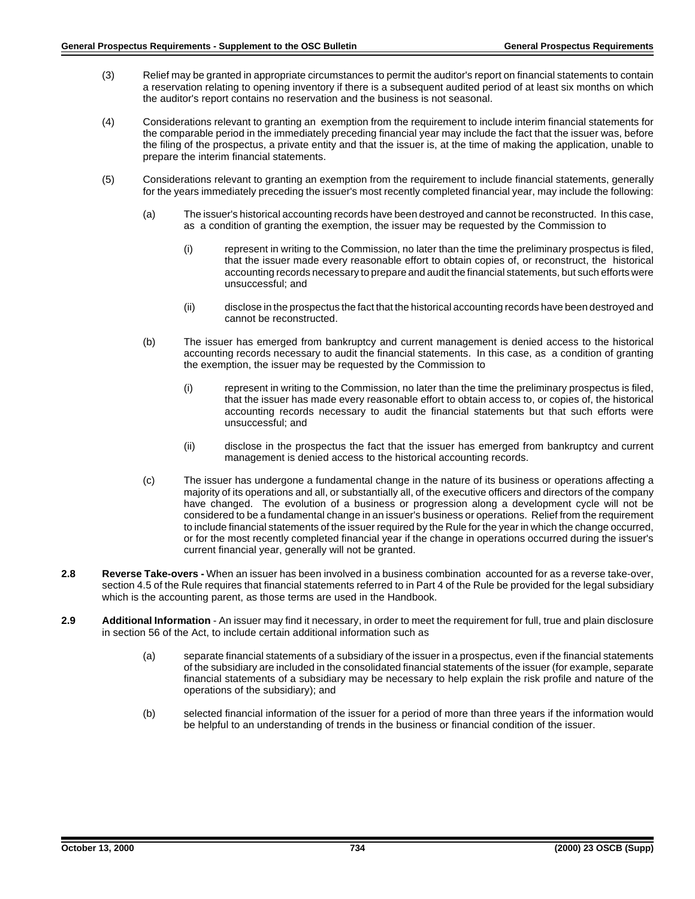(3) Relief may be granted in appropriate circumstances to permit the auditor's report on financial statements to contain a reservation relating to opening inventory if there is a subsequent audited period of at least six months on which the auditor's report contains no reservation and the business is not seasonal.

(4) Considerations relevant to granting an exemption from the requirement to include interim financial statements for the comparable period in the immediately preceding financial year may include the fact that the issuer was, before the filing of the prospectus, a private entity and that the issuer is, at the time of making the application, unable to prepare the interim financial statements.

(5) Considerations relevant to granting an exemption from the requirement to include financial statements, generally for the years immediately preceding the issuer's most recently completed financial year, may include the following:

(a) The issuer's historical accounting records have been destroyed and cannot be reconstructed. In this case, as a condition of granting the exemption, the issuer may be requested by the Commission to

(i) represent in writing to the Commission, no later than the time the preliminary prospectus is filed, that the issuer made every reasonable effort to obtain copies of, or reconstruct, the historical accounting records necessary to prepare and audit the financial statements, but such efforts were unsuccessful; and

(ii) disclose in the prospectus the fact that the historical accounting records have been destroyed and cannot be reconstructed.

(b) The issuer has emerged from bankruptcy and current management is denied access to the historical accounting records necessary to audit the financial statements. In this case, as a condition of granting the exemption, the issuer may be requested by the Commission to

(i) represent in writing to the Commission, no later than the time the preliminary prospectus is filed, that the issuer has made every reasonable effort to obtain access to, or copies of, the historical accounting records necessary to audit the financial statements but that such efforts were unsuccessful; and

(ii) disclose in the prospectus the fact that the issuer has emerged from bankruptcy and current management is denied access to the historical accounting records.

(c) The issuer has undergone a fundamental change in the nature of its business or operations affecting a majority of its operations and all, or substantially all, of the executive officers and directors of the company have changed. The evolution of a business or progression along a development cycle will not be considered to be a fundamental change in an issuer's business or operations. Relief from the requirement to include financial statements of the issuer required by the Rule for the year in which the change occurred, or for the most recently completed financial year if the change in operations occurred during the issuer's current financial year, generally will not be granted.

**2.8 Reverse Take-overs -** When an issuer has been involved in a business combination accounted for as a reverse take-over, section 4.5 of the Rule requires that financial statements referred to in Part 4 of the Rule be provided for the legal subsidiary which is the accounting parent, as those terms are used in the Handbook.

**2.9 Additional Information** - An issuer may find it necessary, in order to meet the requirement for full, true and plain disclosure in section 56 of the Act, to include certain additional information such as

(a) separate financial statements of a subsidiary of the issuer in a prospectus, even if the financial statements of the subsidiary are included in the consolidated financial statements of the issuer (for example, separate financial statements of a subsidiary may be necessary to help explain the risk profile and nature of the operations of the subsidiary); and

(b) selected financial information of the issuer for a period of more than three years if the information would be helpful to an understanding of trends in the business or financial condition of the issuer.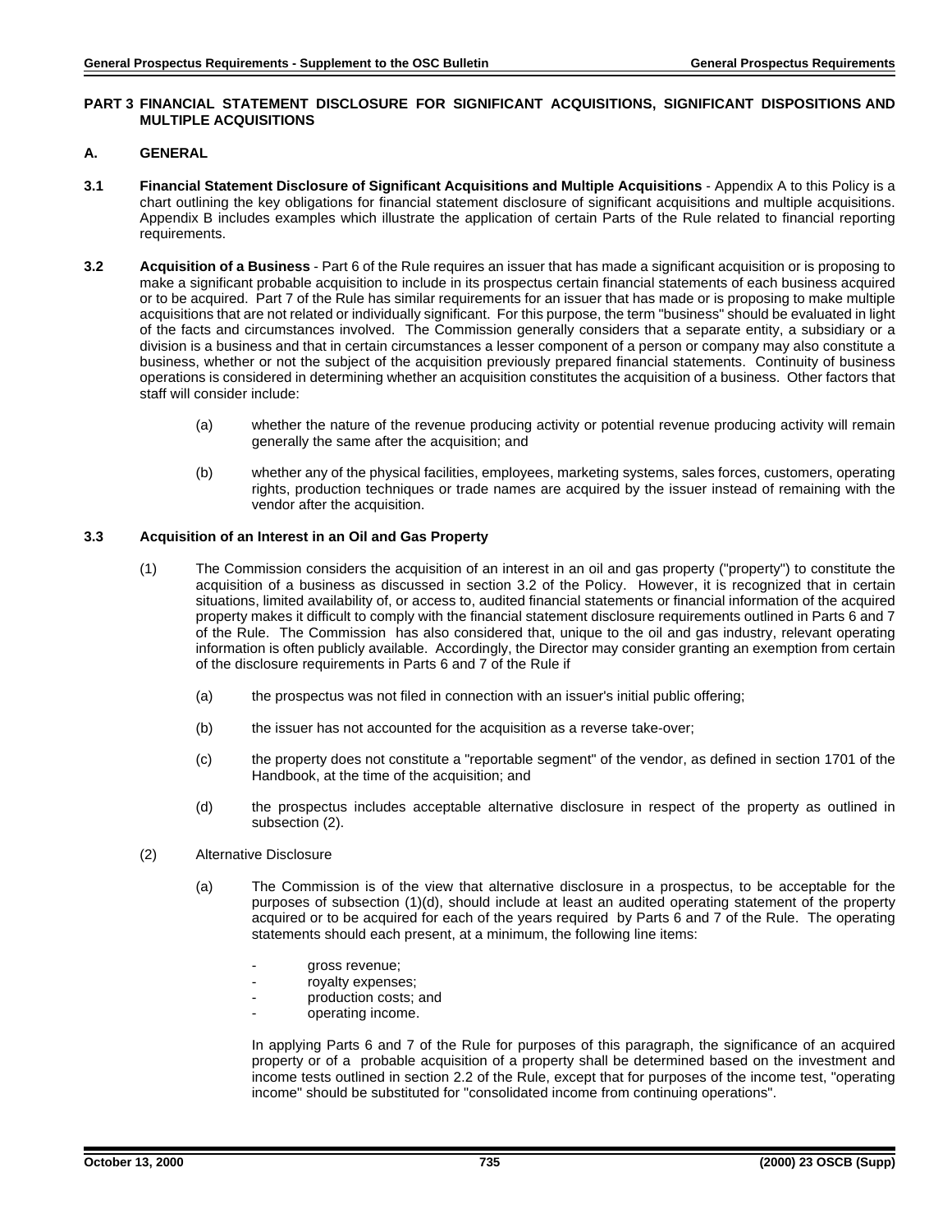## PART 3 FINANCIAL STATEMENT DISCLOSURE FOR SIGNIFICANT ACQUISITIONS, SIGNIFICANT DISPOSITIONS AND MULTIPLE ACQUISITIONS

### A. GENERAL

**3.1 Financial Statement Disclosure of Significant Acquisitions and Multiple Acquisitions** - Appendix A to this Policy is a chart outlining the key obligations for financial statement disclosure of significant acquisitions and multiple acquisitions. Appendix B includes examples which illustrate the application of certain Parts of the Rule related to financial reporting requirements.

**3.2 Acquisition of a Business** - Part 6 of the Rule requires an issuer that has made a significant acquisition or is proposing to make a significant probable acquisition to include in its prospectus certain financial statements of each business acquired or to be acquired. Part 7 of the Rule has similar requirements for an issuer that has made or is proposing to make multiple acquisitions that are not related or individually significant. For this purpose, the term "business" should be evaluated in light of the facts and circumstances involved. The Commission generally considers that a separate entity, a subsidiary or a division is a business and that in certain circumstances a lesser component of a person or company may also constitute a business, whether or not the subject of the acquisition previously prepared financial statements. Continuity of business operations is considered in determining whether an acquisition constitutes the acquisition of a business. Other factors that staff will consider include:

(a) whether the nature of the revenue producing activity or potential revenue producing activity will remain generally the same after the acquisition; and

(b) whether any of the physical facilities, employees, marketing systems, sales forces, customers, operating rights, production techniques or trade names are acquired by the issuer instead of remaining with the vendor after the acquisition.

**3.3 Acquisition of an Interest in an Oil and Gas Property**

(1) The Commission considers the acquisition of an interest in an oil and gas property ("property") to constitute the acquisition of a business as discussed in section 3.2 of the Policy. However, it is recognized that in certain situations, limited availability of, or access to, audited financial statements or financial information of the acquired property makes it difficult to comply with the financial statement disclosure requirements outlined in Parts 6 and 7 of the Rule. The Commission has also considered that, unique to the oil and gas industry, relevant operating information is often publicly available. Accordingly, the Director may consider granting an exemption from certain of the disclosure requirements in Parts 6 and 7 of the Rule if

(a) the prospectus was not filed in connection with an issuer's initial public offering;

(b) the issuer has not accounted for the acquisition as a reverse take-over;

(c) the property does not constitute a "reportable segment" of the vendor, as defined in section 1701 of the Handbook, at the time of the acquisition; and

(d) the prospectus includes acceptable alternative disclosure in respect of the property as outlined in subsection (2).

(2) Alternative Disclosure

(a) The Commission is of the view that alternative disclosure in a prospectus, to be acceptable for the purposes of subsection (1)(d), should include at least an audited operating statement of the property acquired or to be acquired for each of the years required by Parts 6 and 7 of the Rule. The operating statements should each present, at a minimum, the following line items:

- gross revenue;
- royalty expenses;
- production costs; and
- operating income.

In applying Parts 6 and 7 of the Rule for purposes of this paragraph, the significance of an acquired property or of a probable acquisition of a property shall be determined based on the investment and income tests outlined in section 2.2 of the Rule, except that for purposes of the income test, "operating income" should be substituted for "consolidated income from continuing operations".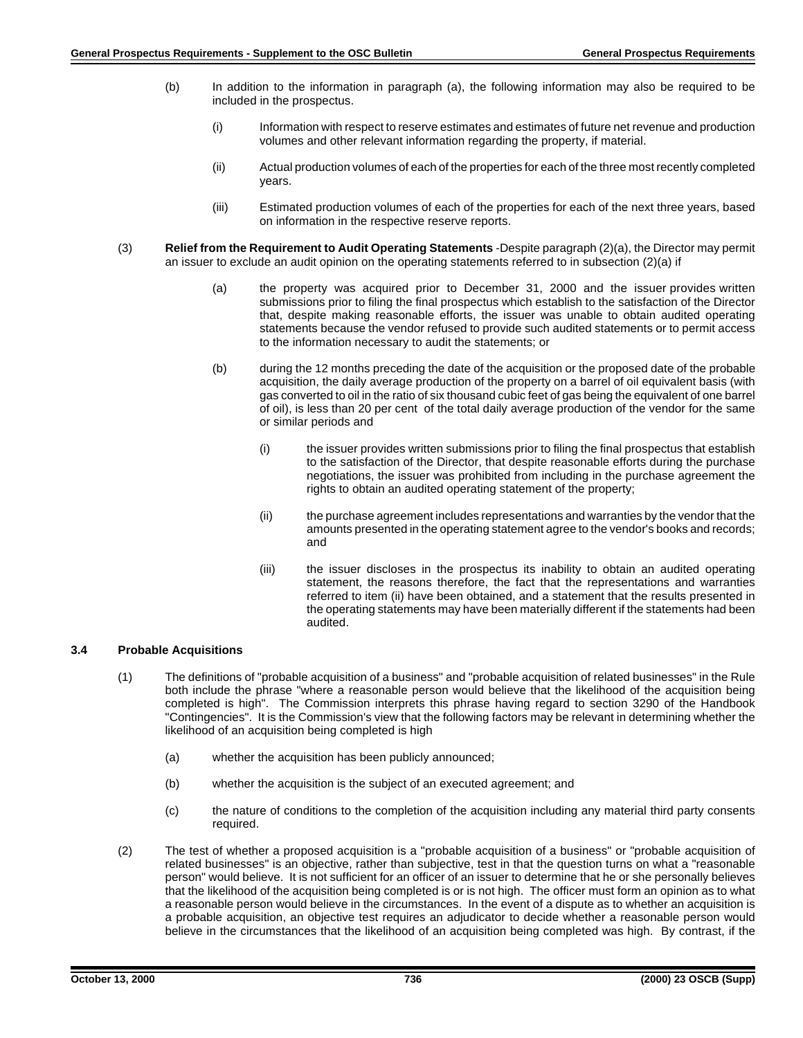(b) In addition to the information in paragraph (a), the following information may also be required to be included in the prospectus.

(i) Information with respect to reserve estimates and estimates of future net revenue and production volumes and other relevant information regarding the property, if material.

(ii) Actual production volumes of each of the properties for each of the three most recently completed years.

(iii) Estimated production volumes of each of the properties for each of the next three years, based on information in the respective reserve reports.

(3) **Relief from the Requirement to Audit Operating Statements** -Despite paragraph (2)(a), the Director may permit an issuer to exclude an audit opinion on the operating statements referred to in subsection (2)(a) if

(a) the property was acquired prior to December 31, 2000 and the issuer provides written submissions prior to filing the final prospectus which establish to the satisfaction of the Director that, despite making reasonable efforts, the issuer was unable to obtain audited operating statements because the vendor refused to provide such audited statements or to permit access to the information necessary to audit the statements; or

(b) during the 12 months preceding the date of the acquisition or the proposed date of the probable acquisition, the daily average production of the property on a barrel of oil equivalent basis (with gas converted to oil in the ratio of six thousand cubic feet of gas being the equivalent of one barrel of oil), is less than 20 per cent of the total daily average production of the vendor for the same or similar periods and

(i) the issuer provides written submissions prior to filing the final prospectus that establish to the satisfaction of the Director, that despite reasonable efforts during the purchase negotiations, the issuer was prohibited from including in the purchase agreement the rights to obtain an audited operating statement of the property;

(ii) the purchase agreement includes representations and warranties by the vendor that the amounts presented in the operating statement agree to the vendor's books and records; and

(iii) the issuer discloses in the prospectus its inability to obtain an audited operating statement, the reasons therefore, the fact that the representations and warranties referred to item (ii) have been obtained, and a statement that the results presented in the operating statements may have been materially different if the statements had been audited.

### 3.4 Probable Acquisitions

(1) The definitions of "probable acquisition of a business" and "probable acquisition of related businesses" in the Rule both include the phrase "where a reasonable person would believe that the likelihood of the acquisition being completed is high". The Commission interprets this phrase having regard to section 3290 of the Handbook "Contingencies". It is the Commission's view that the following factors may be relevant in determining whether the likelihood of an acquisition being completed is high

(a) whether the acquisition has been publicly announced;

(b) whether the acquisition is the subject of an executed agreement; and

(c) the nature of conditions to the completion of the acquisition including any material third party consents required.

(2) The test of whether a proposed acquisition is a "probable acquisition of a business" or "probable acquisition of related businesses" is an objective, rather than subjective, test in that the question turns on what a "reasonable person" would believe. It is not sufficient for an officer of an issuer to determine that he or she personally believes that the likelihood of the acquisition being completed is or is not high. The officer must form an opinion as to what a reasonable person would believe in the circumstances. In the event of a dispute as to whether an acquisition is a probable acquisition, an objective test requires an adjudicator to decide whether a reasonable person would believe in the circumstances that the likelihood of an acquisition being completed was high. By contrast, if the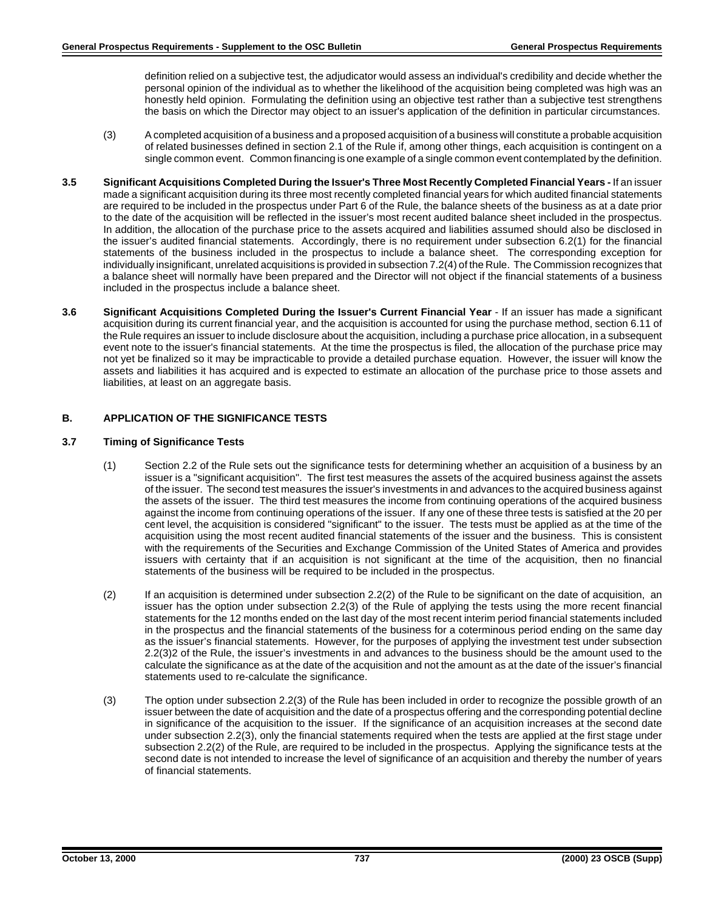definition relied on a subjective test, the adjudicator would assess an individual's credibility and decide whether the personal opinion of the individual as to whether the likelihood of the acquisition being completed was high was an honestly held opinion. Formulating the definition using an objective test rather than a subjective test strengthens the basis on which the Director may object to an issuer's application of the definition in particular circumstances.

(3) A completed acquisition of a business and a proposed acquisition of a business will constitute a probable acquisition of related businesses defined in section 2.1 of the Rule if, among other things, each acquisition is contingent on a single common event. Common financing is one example of a single common event contemplated by the definition.

**3.5 Significant Acquisitions Completed During the Issuer's Three Most Recently Completed Financial Years -** If an issuer made a significant acquisition during its three most recently completed financial years for which audited financial statements are required to be included in the prospectus under Part 6 of the Rule, the balance sheets of the business as at a date prior to the date of the acquisition will be reflected in the issuer's most recent audited balance sheet included in the prospectus. In addition, the allocation of the purchase price to the assets acquired and liabilities assumed should also be disclosed in the issuer's audited financial statements. Accordingly, there is no requirement under subsection 6.2(1) for the financial statements of the business included in the prospectus to include a balance sheet. The corresponding exception for individually insignificant, unrelated acquisitions is provided in subsection 7.2(4) of the Rule. The Commission recognizes that a balance sheet will normally have been prepared and the Director will not object if the financial statements of a business included in the prospectus include a balance sheet.

**3.6 Significant Acquisitions Completed During the Issuer's Current Financial Year** - If an issuer has made a significant acquisition during its current financial year, and the acquisition is accounted for using the purchase method, section 6.11 of the Rule requires an issuer to include disclosure about the acquisition, including a purchase price allocation, in a subsequent event note to the issuer's financial statements. At the time the prospectus is filed, the allocation of the purchase price may not yet be finalized so it may be impracticable to provide a detailed purchase equation. However, the issuer will know the assets and liabilities it has acquired and is expected to estimate an allocation of the purchase price to those assets and liabilities, at least on an aggregate basis.

## B. APPLICATION OF THE SIGNIFICANCE TESTS

### 3.7 Timing of Significance Tests

(1) Section 2.2 of the Rule sets out the significance tests for determining whether an acquisition of a business by an issuer is a "significant acquisition". The first test measures the assets of the acquired business against the assets of the issuer. The second test measures the issuer's investments in and advances to the acquired business against the assets of the issuer. The third test measures the income from continuing operations of the acquired business against the income from continuing operations of the issuer. If any one of these three tests is satisfied at the 20 per cent level, the acquisition is considered "significant" to the issuer. The tests must be applied as at the time of the acquisition using the most recent audited financial statements of the issuer and the business. This is consistent with the requirements of the Securities and Exchange Commission of the United States of America and provides issuers with certainty that if an acquisition is not significant at the time of the acquisition, then no financial statements of the business will be required to be included in the prospectus.

(2) If an acquisition is determined under subsection 2.2(2) of the Rule to be significant on the date of acquisition, an issuer has the option under subsection 2.2(3) of the Rule of applying the tests using the more recent financial statements for the 12 months ended on the last day of the most recent interim period financial statements included in the prospectus and the financial statements of the business for a coterminous period ending on the same day as the issuer's financial statements. However, for the purposes of applying the investment test under subsection 2.2(3)2 of the Rule, the issuer's investments in and advances to the business should be the amount used to the calculate the significance as at the date of the acquisition and not the amount as at the date of the issuer's financial statements used to re-calculate the significance.

(3) The option under subsection 2.2(3) of the Rule has been included in order to recognize the possible growth of an issuer between the date of acquisition and the date of a prospectus offering and the corresponding potential decline in significance of the acquisition to the issuer. If the significance of an acquisition increases at the second date under subsection 2.2(3), only the financial statements required when the tests are applied at the first stage under subsection 2.2(2) of the Rule, are required to be included in the prospectus. Applying the significance tests at the second date is not intended to increase the level of significance of an acquisition and thereby the number of years of financial statements.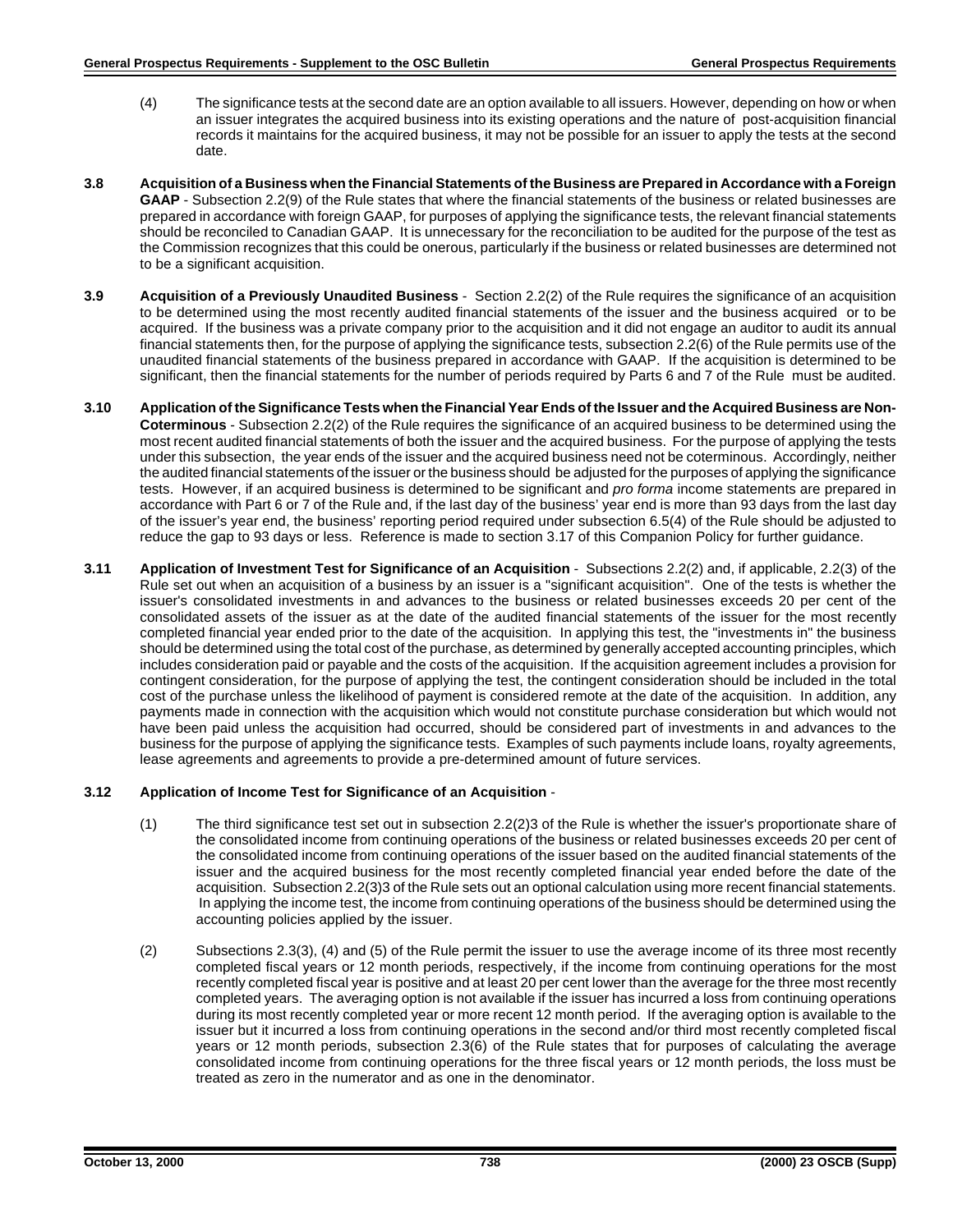(4) The significance tests at the second date are an option available to all issuers. However, depending on how or when an issuer integrates the acquired business into its existing operations and the nature of post-acquisition financial records it maintains for the acquired business, it may not be possible for an issuer to apply the tests at the second date.

**3.8 Acquisition of a Business when the Financial Statements of the Business are Prepared in Accordance with a Foreign GAAP** - Subsection 2.2(9) of the Rule states that where the financial statements of the business or related businesses are prepared in accordance with foreign GAAP, for purposes of applying the significance tests, the relevant financial statements should be reconciled to Canadian GAAP. It is unnecessary for the reconciliation to be audited for the purpose of the test as the Commission recognizes that this could be onerous, particularly if the business or related businesses are determined not to be a significant acquisition.

**3.9 Acquisition of a Previously Unaudited Business** - Section 2.2(2) of the Rule requires the significance of an acquisition to be determined using the most recently audited financial statements of the issuer and the business acquired or to be acquired. If the business was a private company prior to the acquisition and it did not engage an auditor to audit its annual financial statements then, for the purpose of applying the significance tests, subsection 2.2(6) of the Rule permits use of the unaudited financial statements of the business prepared in accordance with GAAP. If the acquisition is determined to be significant, then the financial statements for the number of periods required by Parts 6 and 7 of the Rule must be audited.

**3.10 Application of the Significance Tests when the Financial Year Ends of the Issuer and the Acquired Business are Non-Coterminous** - Subsection 2.2(2) of the Rule requires the significance of an acquired business to be determined using the most recent audited financial statements of both the issuer and the acquired business. For the purpose of applying the tests under this subsection, the year ends of the issuer and the acquired business need not be coterminous. Accordingly, neither the audited financial statements of the issuer or the business should be adjusted for the purposes of applying the significance tests. However, if an acquired business is determined to be significant and *pro forma* income statements are prepared in accordance with Part 6 or 7 of the Rule and, if the last day of the business' year end is more than 93 days from the last day of the issuer's year end, the business' reporting period required under subsection 6.5(4) of the Rule should be adjusted to reduce the gap to 93 days or less. Reference is made to section 3.17 of this Companion Policy for further guidance.

**3.11 Application of Investment Test for Significance of an Acquisition** - Subsections 2.2(2) and, if applicable, 2.2(3) of the Rule set out when an acquisition of a business by an issuer is a "significant acquisition". One of the tests is whether the issuer's consolidated investments in and advances to the business or related businesses exceeds 20 per cent of the consolidated assets of the issuer as at the date of the audited financial statements of the issuer for the most recently completed financial year ended prior to the date of the acquisition. In applying this test, the "investments in" the business should be determined using the total cost of the purchase, as determined by generally accepted accounting principles, which includes consideration paid or payable and the costs of the acquisition. If the acquisition agreement includes a provision for contingent consideration, for the purpose of applying the test, the contingent consideration should be included in the total cost of the purchase unless the likelihood of payment is considered remote at the date of the acquisition. In addition, any payments made in connection with the acquisition which would not constitute purchase consideration but which would not have been paid unless the acquisition had occurred, should be considered part of investments in and advances to the business for the purpose of applying the significance tests. Examples of such payments include loans, royalty agreements, lease agreements and agreements to provide a pre-determined amount of future services.

**3.12 Application of Income Test for Significance of an Acquisition** -

(1) The third significance test set out in subsection 2.2(2)3 of the Rule is whether the issuer's proportionate share of the consolidated income from continuing operations of the business or related businesses exceeds 20 per cent of the consolidated income from continuing operations of the issuer based on the audited financial statements of the issuer and the acquired business for the most recently completed financial year ended before the date of the acquisition. Subsection 2.2(3)3 of the Rule sets out an optional calculation using more recent financial statements. In applying the income test, the income from continuing operations of the business should be determined using the accounting policies applied by the issuer.

(2) Subsections 2.3(3), (4) and (5) of the Rule permit the issuer to use the average income of its three most recently completed fiscal years or 12 month periods, respectively, if the income from continuing operations for the most recently completed fiscal year is positive and at least 20 per cent lower than the average for the three most recently completed years. The averaging option is not available if the issuer has incurred a loss from continuing operations during its most recently completed year or more recent 12 month period. If the averaging option is available to the issuer but it incurred a loss from continuing operations in the second and/or third most recently completed fiscal years or 12 month periods, subsection 2.3(6) of the Rule states that for purposes of calculating the average consolidated income from continuing operations for the three fiscal years or 12 month periods, the loss must be treated as zero in the numerator and as one in the denominator.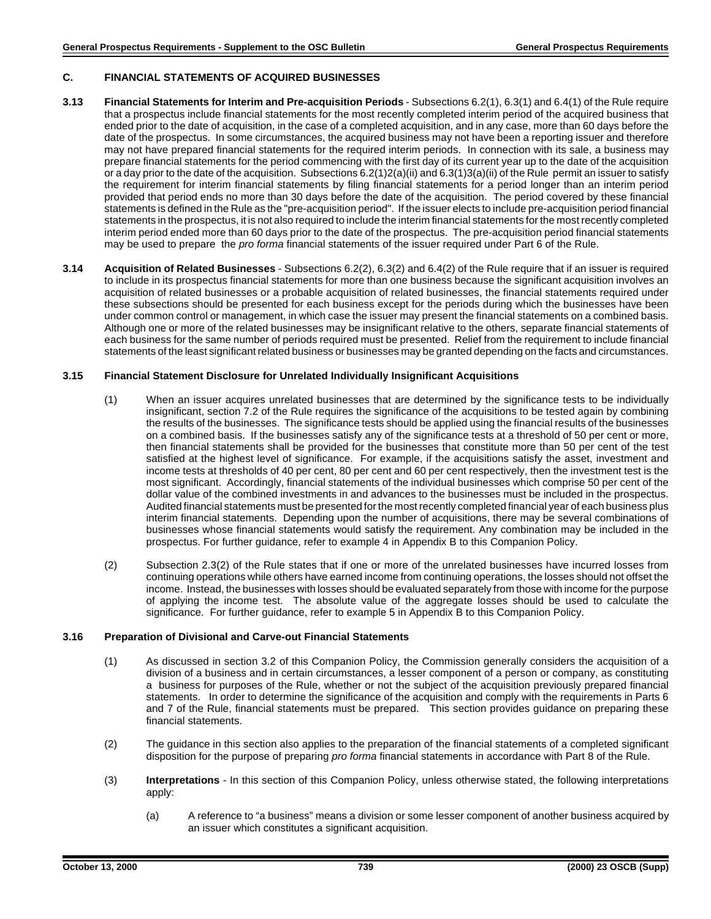## C. FINANCIAL STATEMENTS OF ACQUIRED BUSINESSES

**3.13 Financial Statements for Interim and Pre-acquisition Periods** - Subsections 6.2(1), 6.3(1) and 6.4(1) of the Rule require that a prospectus include financial statements for the most recently completed interim period of the acquired business that ended prior to the date of acquisition, in the case of a completed acquisition, and in any case, more than 60 days before the date of the prospectus. In some circumstances, the acquired business may not have been a reporting issuer and therefore may not have prepared financial statements for the required interim periods. In connection with its sale, a business may prepare financial statements for the period commencing with the first day of its current year up to the date of the acquisition or a day prior to the date of the acquisition. Subsections 6.2(1)2(a)(ii) and 6.3(1)3(a)(ii) of the Rule permit an issuer to satisfy the requirement for interim financial statements by filing financial statements for a period longer than an interim period provided that period ends no more than 30 days before the date of the acquisition. The period covered by these financial statements is defined in the Rule as the "pre-acquisition period". If the issuer elects to include pre-acquisition period financial statements in the prospectus, it is not also required to include the interim financial statements for the most recently completed interim period ended more than 60 days prior to the date of the prospectus. The pre-acquisition period financial statements may be used to prepare the *pro forma* financial statements of the issuer required under Part 6 of the Rule.

**3.14 Acquisition of Related Businesses** - Subsections 6.2(2), 6.3(2) and 6.4(2) of the Rule require that if an issuer is required to include in its prospectus financial statements for more than one business because the significant acquisition involves an acquisition of related businesses or a probable acquisition of related businesses, the financial statements required under these subsections should be presented for each business except for the periods during which the businesses have been under common control or management, in which case the issuer may present the financial statements on a combined basis. Although one or more of the related businesses may be insignificant relative to the others, separate financial statements of each business for the same number of periods required must be presented. Relief from the requirement to include financial statements of the least significant related business or businesses may be granted depending on the facts and circumstances.

**3.15 Financial Statement Disclosure for Unrelated Individually Insignificant Acquisitions**

(1) When an issuer acquires unrelated businesses that are determined by the significance tests to be individually insignificant, section 7.2 of the Rule requires the significance of the acquisitions to be tested again by combining the results of the businesses. The significance tests should be applied using the financial results of the businesses on a combined basis. If the businesses satisfy any of the significance tests at a threshold of 50 per cent or more, then financial statements shall be provided for the businesses that constitute more than 50 per cent of the test satisfied at the highest level of significance. For example, if the acquisitions satisfy the asset, investment and income tests at thresholds of 40 per cent, 80 per cent and 60 per cent respectively, then the investment test is the most significant. Accordingly, financial statements of the individual businesses which comprise 50 per cent of the dollar value of the combined investments in and advances to the businesses must be included in the prospectus. Audited financial statements must be presented for the most recently completed financial year of each business plus interim financial statements. Depending upon the number of acquisitions, there may be several combinations of businesses whose financial statements would satisfy the requirement. Any combination may be included in the prospectus. For further guidance, refer to example 4 in Appendix B to this Companion Policy.

(2) Subsection 2.3(2) of the Rule states that if one or more of the unrelated businesses have incurred losses from continuing operations while others have earned income from continuing operations, the losses should not offset the income. Instead, the businesses with losses should be evaluated separately from those with income for the purpose of applying the income test. The absolute value of the aggregate losses should be used to calculate the significance. For further guidance, refer to example 5 in Appendix B to this Companion Policy.

**3.16 Preparation of Divisional and Carve-out Financial Statements**

(1) As discussed in section 3.2 of this Companion Policy, the Commission generally considers the acquisition of a division of a business and in certain circumstances, a lesser component of a person or company, as constituting a business for purposes of the Rule, whether or not the subject of the acquisition previously prepared financial statements. In order to determine the significance of the acquisition and comply with the requirements in Parts 6 and 7 of the Rule, financial statements must be prepared. This section provides guidance on preparing these financial statements.

(2) The guidance in this section also applies to the preparation of the financial statements of a completed significant disposition for the purpose of preparing *pro forma* financial statements in accordance with Part 8 of the Rule.

(3) **Interpretations** - In this section of this Companion Policy, unless otherwise stated, the following interpretations apply:

(a) A reference to "a business" means a division or some lesser component of another business acquired by an issuer which constitutes a significant acquisition.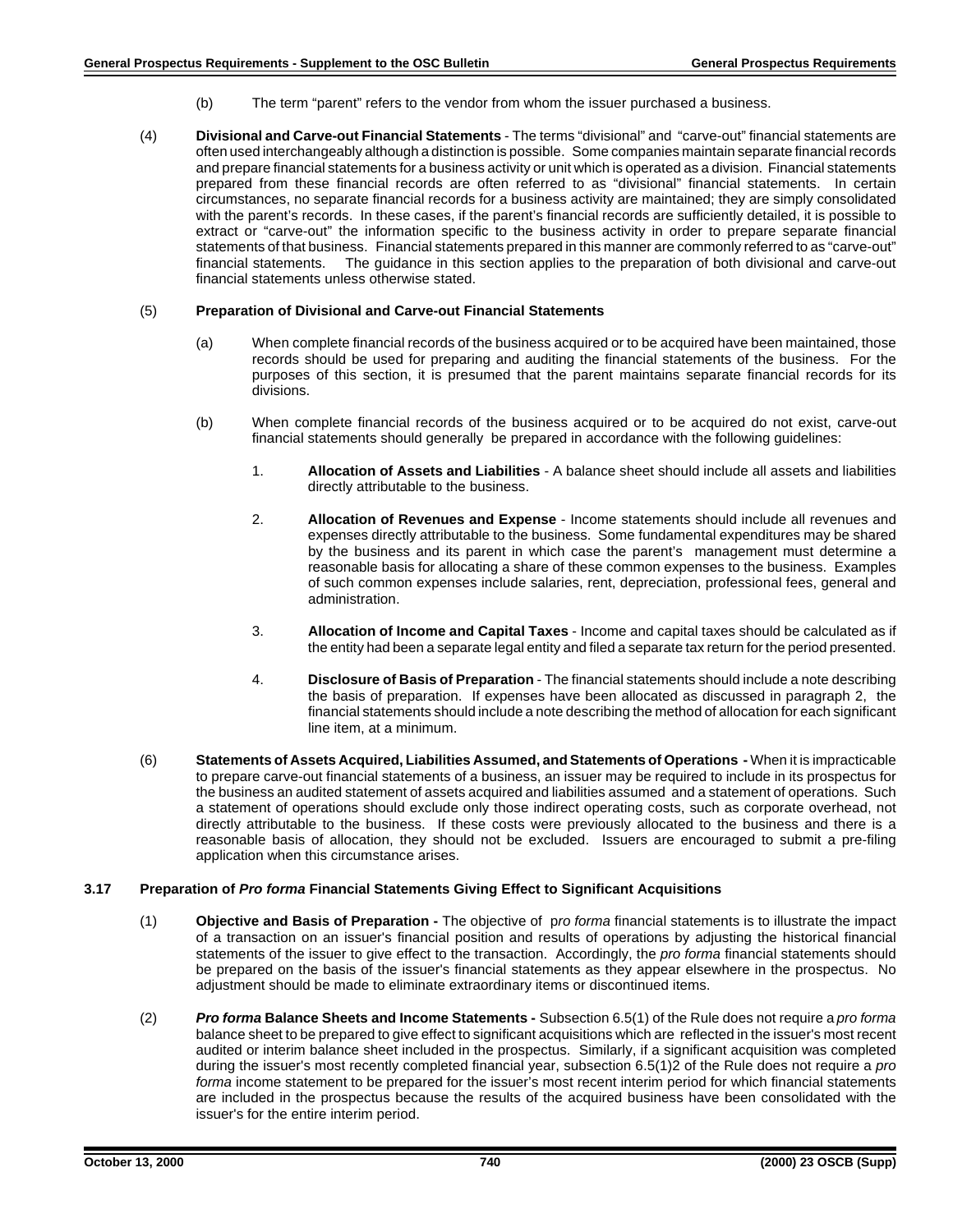(b) The term "parent" refers to the vendor from whom the issuer purchased a business.

(4) **Divisional and Carve-out Financial Statements** - The terms "divisional" and "carve-out" financial statements are often used interchangeably although a distinction is possible. Some companies maintain separate financial records and prepare financial statements for a business activity or unit which is operated as a division. Financial statements prepared from these financial records are often referred to as "divisional" financial statements. In certain circumstances, no separate financial records for a business activity are maintained; they are simply consolidated with the parent's records. In these cases, if the parent's financial records are sufficiently detailed, it is possible to extract or "carve-out" the information specific to the business activity in order to prepare separate financial statements of that business. Financial statements prepared in this manner are commonly referred to as "carve-out" financial statements. The guidance in this section applies to the preparation of both divisional and carve-out financial statements unless otherwise stated.

(5) **Preparation of Divisional and Carve-out Financial Statements**

(a) When complete financial records of the business acquired or to be acquired have been maintained, those records should be used for preparing and auditing the financial statements of the business. For the purposes of this section, it is presumed that the parent maintains separate financial records for its divisions.

(b) When complete financial records of the business acquired or to be acquired do not exist, carve-out financial statements should generally be prepared in accordance with the following guidelines:

1. **Allocation of Assets and Liabilities** - A balance sheet should include all assets and liabilities directly attributable to the business.

2. **Allocation of Revenues and Expense** - Income statements should include all revenues and expenses directly attributable to the business. Some fundamental expenditures may be shared by the business and its parent in which case the parent's management must determine a reasonable basis for allocating a share of these common expenses to the business. Examples of such common expenses include salaries, rent, depreciation, professional fees, general and administration.

3. **Allocation of Income and Capital Taxes** - Income and capital taxes should be calculated as if the entity had been a separate legal entity and filed a separate tax return for the period presented.

4. **Disclosure of Basis of Preparation** - The financial statements should include a note describing the basis of preparation. If expenses have been allocated as discussed in paragraph 2, the financial statements should include a note describing the method of allocation for each significant line item, at a minimum.

(6) **Statements of Assets Acquired, Liabilities Assumed, and Statements of Operations -** When it is impracticable to prepare carve-out financial statements of a business, an issuer may be required to include in its prospectus for the business an audited statement of assets acquired and liabilities assumed and a statement of operations. Such a statement of operations should exclude only those indirect operating costs, such as corporate overhead, not directly attributable to the business. If these costs were previously allocated to the business and there is a reasonable basis of allocation, they should not be excluded. Issuers are encouraged to submit a pre-filing application when this circumstance arises.

### 3.17 Preparation of *Pro forma* Financial Statements Giving Effect to Significant Acquisitions

(1) **Objective and Basis of Preparation -** The objective of p*ro forma* financial statements is to illustrate the impact of a transaction on an issuer's financial position and results of operations by adjusting the historical financial statements of the issuer to give effect to the transaction. Accordingly, the *pro forma* financial statements should be prepared on the basis of the issuer's financial statements as they appear elsewhere in the prospectus. No adjustment should be made to eliminate extraordinary items or discontinued items.

(2) ***Pro forma* Balance Sheets and Income Statements -** Subsection 6.5(1) of the Rule does not require a *pro forma* balance sheet to be prepared to give effect to significant acquisitions which are reflected in the issuer's most recent audited or interim balance sheet included in the prospectus. Similarly, if a significant acquisition was completed during the issuer's most recently completed financial year, subsection 6.5(1)2 of the Rule does not require a *pro forma* income statement to be prepared for the issuer's most recent interim period for which financial statements are included in the prospectus because the results of the acquired business have been consolidated with the issuer's for the entire interim period.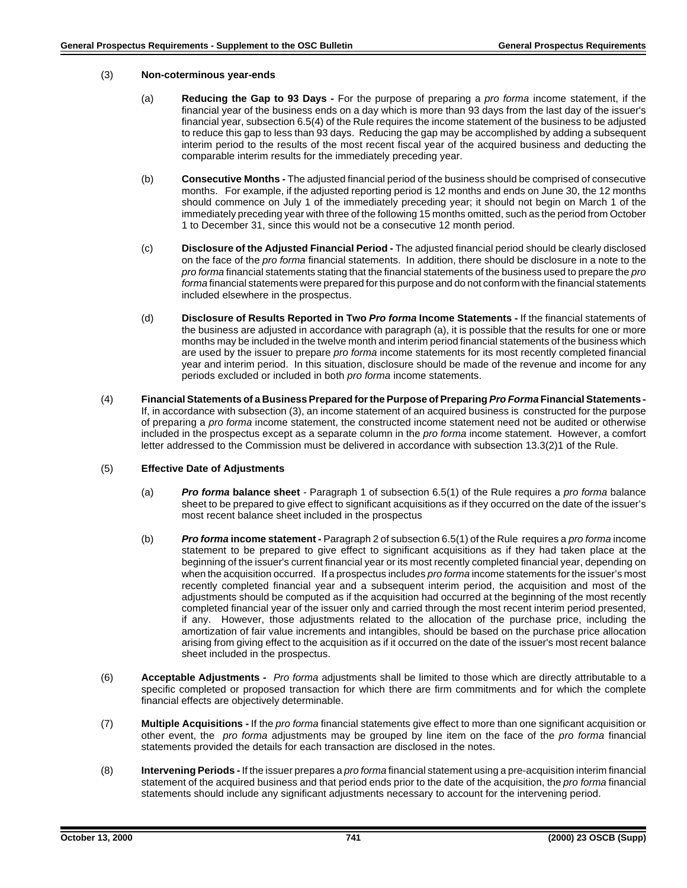(3) **Non-coterminous year-ends**

(a) **Reducing the Gap to 93 Days -** For the purpose of preparing a *pro forma* income statement, if the financial year of the business ends on a day which is more than 93 days from the last day of the issuer's financial year, subsection 6.5(4) of the Rule requires the income statement of the business to be adjusted to reduce this gap to less than 93 days. Reducing the gap may be accomplished by adding a subsequent interim period to the results of the most recent fiscal year of the acquired business and deducting the comparable interim results for the immediately preceding year.

(b) **Consecutive Months -** The adjusted financial period of the business should be comprised of consecutive months. For example, if the adjusted reporting period is 12 months and ends on June 30, the 12 months should commence on July 1 of the immediately preceding year; it should not begin on March 1 of the immediately preceding year with three of the following 15 months omitted, such as the period from October 1 to December 31, since this would not be a consecutive 12 month period.

(c) **Disclosure of the Adjusted Financial Period -** The adjusted financial period should be clearly disclosed on the face of the *pro forma* financial statements. In addition, there should be disclosure in a note to the *pro forma* financial statements stating that the financial statements of the business used to prepare the *pro forma* financial statements were prepared for this purpose and do not conform with the financial statements included elsewhere in the prospectus.

(d) **Disclosure of Results Reported in Two *Pro forma* Income Statements -** If the financial statements of the business are adjusted in accordance with paragraph (a), it is possible that the results for one or more months may be included in the twelve month and interim period financial statements of the business which are used by the issuer to prepare *pro forma* income statements for its most recently completed financial year and interim period. In this situation, disclosure should be made of the revenue and income for any periods excluded or included in both *pro forma* income statements.

(4) **Financial Statements of a Business Prepared for the Purpose of Preparing *Pro Forma* Financial Statements -** If, in accordance with subsection (3), an income statement of an acquired business is constructed for the purpose of preparing a *pro forma* income statement, the constructed income statement need not be audited or otherwise included in the prospectus except as a separate column in the *pro forma* income statement. However, a comfort letter addressed to the Commission must be delivered in accordance with subsection 13.3(2)1 of the Rule.

(5) **Effective Date of Adjustments**

(a) ***Pro forma* balance sheet** - Paragraph 1 of subsection 6.5(1) of the Rule requires a *pro forma* balance sheet to be prepared to give effect to significant acquisitions as if they occurred on the date of the issuer's most recent balance sheet included in the prospectus

(b) ***Pro forma* income statement -** Paragraph 2 of subsection 6.5(1) of the Rule requires a *pro forma* income statement to be prepared to give effect to significant acquisitions as if they had taken place at the beginning of the issuer's current financial year or its most recently completed financial year, depending on when the acquisition occurred. If a prospectus includes *pro forma* income statements for the issuer's most recently completed financial year and a subsequent interim period, the acquisition and most of the adjustments should be computed as if the acquisition had occurred at the beginning of the most recently completed financial year of the issuer only and carried through the most recent interim period presented, if any. However, those adjustments related to the allocation of the purchase price, including the amortization of fair value increments and intangibles, should be based on the purchase price allocation arising from giving effect to the acquisition as if it occurred on the date of the issuer's most recent balance sheet included in the prospectus.

(6) **Acceptable Adjustments -** *Pro forma* adjustments shall be limited to those which are directly attributable to a specific completed or proposed transaction for which there are firm commitments and for which the complete financial effects are objectively determinable.

(7) **Multiple Acquisitions -** If the *pro forma* financial statements give effect to more than one significant acquisition or other event, the *pro forma* adjustments may be grouped by line item on the face of the *pro forma* financial statements provided the details for each transaction are disclosed in the notes.

(8) **Intervening Periods -** If the issuer prepares a *pro forma* financial statement using a pre-acquisition interim financial statement of the acquired business and that period ends prior to the date of the acquisition, the *pro forma* financial statements should include any significant adjustments necessary to account for the intervening period.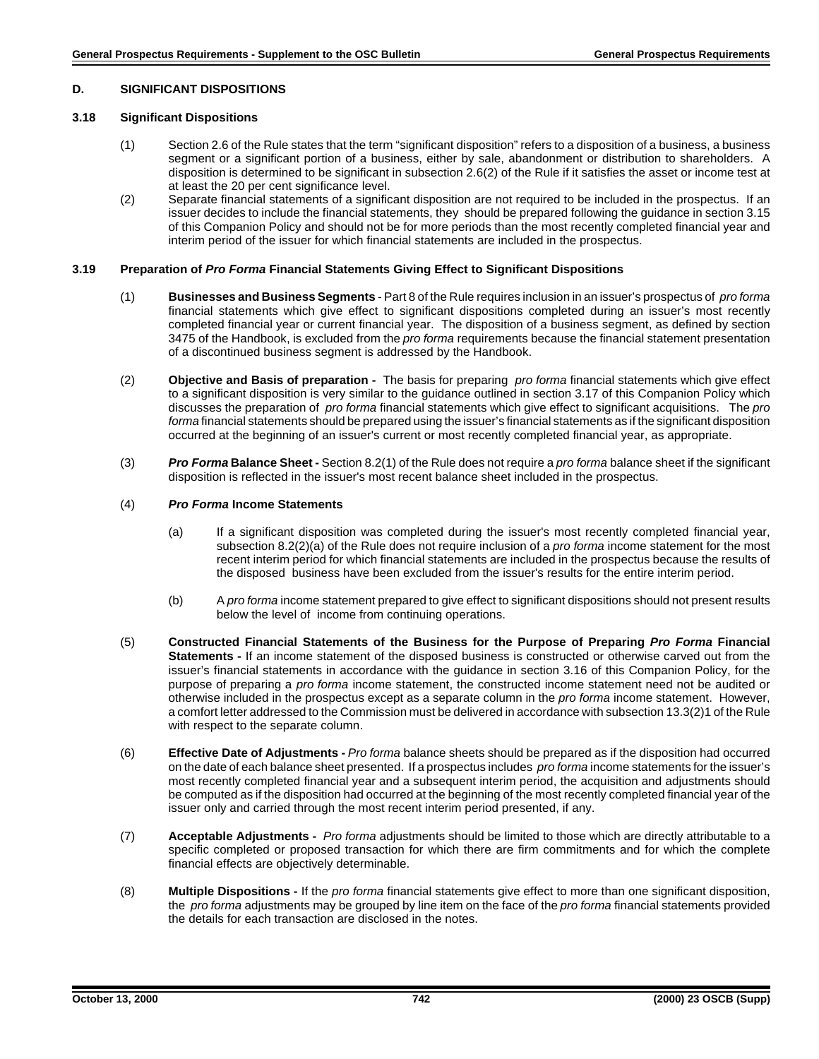## D. SIGNIFICANT DISPOSITIONS

### 3.18 Significant Dispositions

(1) Section 2.6 of the Rule states that the term "significant disposition" refers to a disposition of a business, a business segment or a significant portion of a business, either by sale, abandonment or distribution to shareholders. A disposition is determined to be significant in subsection 2.6(2) of the Rule if it satisfies the asset or income test at at least the 20 per cent significance level.

(2) Separate financial statements of a significant disposition are not required to be included in the prospectus. If an issuer decides to include the financial statements, they should be prepared following the guidance in section 3.15 of this Companion Policy and should not be for more periods than the most recently completed financial year and interim period of the issuer for which financial statements are included in the prospectus.

### 3.19 Preparation of *Pro Forma* Financial Statements Giving Effect to Significant Dispositions

(1) **Businesses and Business Segments** - Part 8 of the Rule requires inclusion in an issuer's prospectus of *pro forma* financial statements which give effect to significant dispositions completed during an issuer's most recently completed financial year or current financial year. The disposition of a business segment, as defined by section 3475 of the Handbook, is excluded from the *pro forma* requirements because the financial statement presentation of a discontinued business segment is addressed by the Handbook.

(2) **Objective and Basis of preparation -** The basis for preparing *pro forma* financial statements which give effect to a significant disposition is very similar to the guidance outlined in section 3.17 of this Companion Policy which discusses the preparation of *pro forma* financial statements which give effect to significant acquisitions. The *pro forma* financial statements should be prepared using the issuer's financial statements as if the significant disposition occurred at the beginning of an issuer's current or most recently completed financial year, as appropriate.

(3) ***Pro Forma* Balance Sheet -** Section 8.2(1) of the Rule does not require a *pro forma* balance sheet if the significant disposition is reflected in the issuer's most recent balance sheet included in the prospectus.

(4) ***Pro Forma* Income Statements**

(a) If a significant disposition was completed during the issuer's most recently completed financial year, subsection 8.2(2)(a) of the Rule does not require inclusion of a *pro forma* income statement for the most recent interim period for which financial statements are included in the prospectus because the results of the disposed business have been excluded from the issuer's results for the entire interim period.

(b) A *pro forma* income statement prepared to give effect to significant dispositions should not present results below the level of income from continuing operations.

(5) **Constructed Financial Statements of the Business for the Purpose of Preparing *Pro Forma* Financial Statements -** If an income statement of the disposed business is constructed or otherwise carved out from the issuer's financial statements in accordance with the guidance in section 3.16 of this Companion Policy, for the purpose of preparing a *pro forma* income statement, the constructed income statement need not be audited or otherwise included in the prospectus except as a separate column in the *pro forma* income statement. However, a comfort letter addressed to the Commission must be delivered in accordance with subsection 13.3(2)1 of the Rule with respect to the separate column.

(6) **Effective Date of Adjustments -** *Pro forma* balance sheets should be prepared as if the disposition had occurred on the date of each balance sheet presented. If a prospectus includes *pro forma* income statements for the issuer's most recently completed financial year and a subsequent interim period, the acquisition and adjustments should be computed as if the disposition had occurred at the beginning of the most recently completed financial year of the issuer only and carried through the most recent interim period presented, if any.

(7) **Acceptable Adjustments -** *Pro forma* adjustments should be limited to those which are directly attributable to a specific completed or proposed transaction for which there are firm commitments and for which the complete financial effects are objectively determinable.

(8) **Multiple Dispositions -** If the *pro forma* financial statements give effect to more than one significant disposition, the *pro forma* adjustments may be grouped by line item on the face of the *pro forma* financial statements provided the details for each transaction are disclosed in the notes.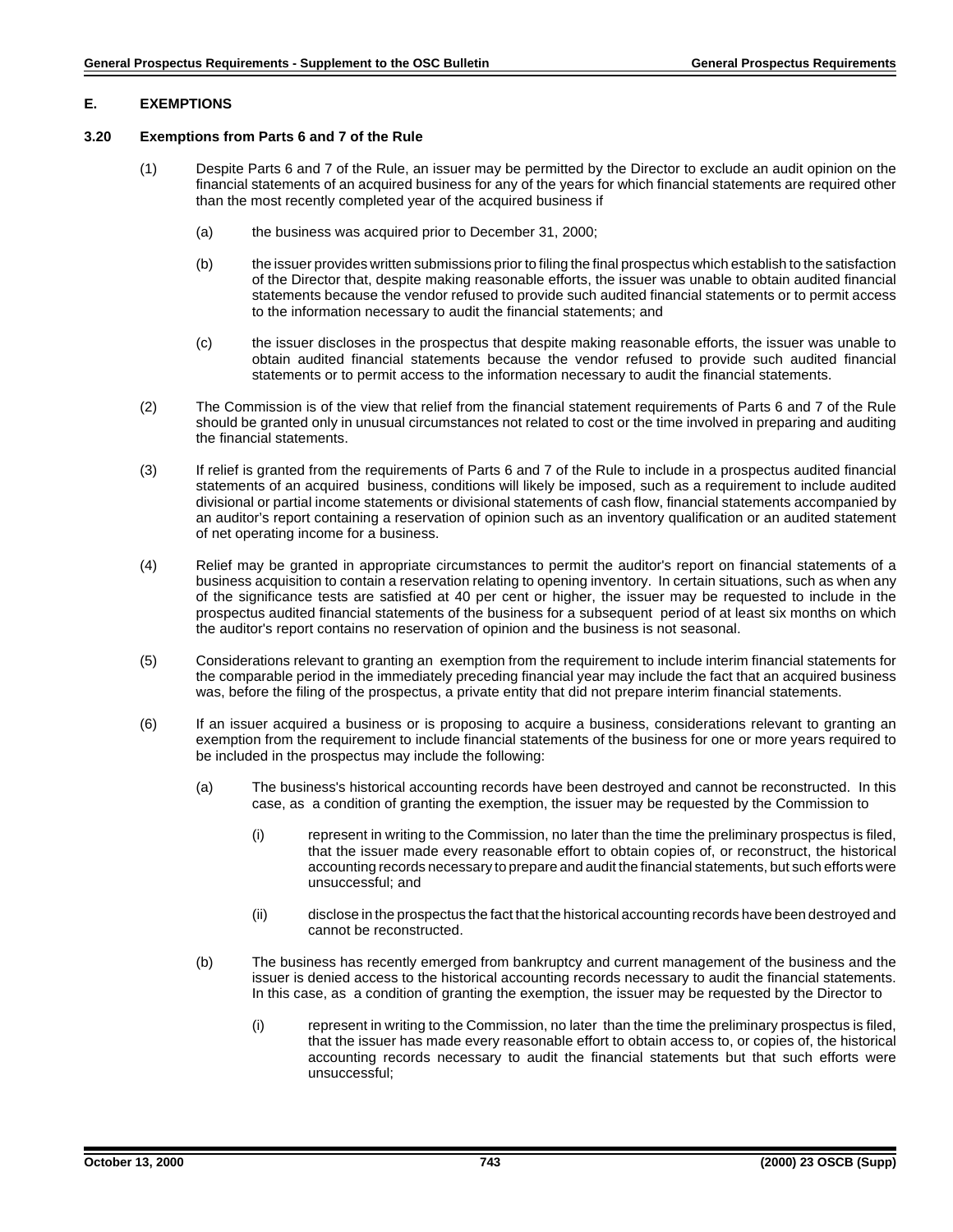## E. EXEMPTIONS

### 3.20 Exemptions from Parts 6 and 7 of the Rule

(1) Despite Parts 6 and 7 of the Rule, an issuer may be permitted by the Director to exclude an audit opinion on the financial statements of an acquired business for any of the years for which financial statements are required other than the most recently completed year of the acquired business if

(a) the business was acquired prior to December 31, 2000;

(b) the issuer provides written submissions prior to filing the final prospectus which establish to the satisfaction of the Director that, despite making reasonable efforts, the issuer was unable to obtain audited financial statements because the vendor refused to provide such audited financial statements or to permit access to the information necessary to audit the financial statements; and

(c) the issuer discloses in the prospectus that despite making reasonable efforts, the issuer was unable to obtain audited financial statements because the vendor refused to provide such audited financial statements or to permit access to the information necessary to audit the financial statements.

(2) The Commission is of the view that relief from the financial statement requirements of Parts 6 and 7 of the Rule should be granted only in unusual circumstances not related to cost or the time involved in preparing and auditing the financial statements.

(3) If relief is granted from the requirements of Parts 6 and 7 of the Rule to include in a prospectus audited financial statements of an acquired business, conditions will likely be imposed, such as a requirement to include audited divisional or partial income statements or divisional statements of cash flow, financial statements accompanied by an auditor's report containing a reservation of opinion such as an inventory qualification or an audited statement of net operating income for a business.

(4) Relief may be granted in appropriate circumstances to permit the auditor's report on financial statements of a business acquisition to contain a reservation relating to opening inventory. In certain situations, such as when any of the significance tests are satisfied at 40 per cent or higher, the issuer may be requested to include in the prospectus audited financial statements of the business for a subsequent period of at least six months on which the auditor's report contains no reservation of opinion and the business is not seasonal.

(5) Considerations relevant to granting an exemption from the requirement to include interim financial statements for the comparable period in the immediately preceding financial year may include the fact that an acquired business was, before the filing of the prospectus, a private entity that did not prepare interim financial statements.

(6) If an issuer acquired a business or is proposing to acquire a business, considerations relevant to granting an exemption from the requirement to include financial statements of the business for one or more years required to be included in the prospectus may include the following:

(a) The business's historical accounting records have been destroyed and cannot be reconstructed. In this case, as a condition of granting the exemption, the issuer may be requested by the Commission to

(i) represent in writing to the Commission, no later than the time the preliminary prospectus is filed, that the issuer made every reasonable effort to obtain copies of, or reconstruct, the historical accounting records necessary to prepare and audit the financial statements, but such efforts were unsuccessful; and

(ii) disclose in the prospectus the fact that the historical accounting records have been destroyed and cannot be reconstructed.

(b) The business has recently emerged from bankruptcy and current management of the business and the issuer is denied access to the historical accounting records necessary to audit the financial statements. In this case, as a condition of granting the exemption, the issuer may be requested by the Director to

(i) represent in writing to the Commission, no later than the time the preliminary prospectus is filed, that the issuer has made every reasonable effort to obtain access to, or copies of, the historical accounting records necessary to audit the financial statements but that such efforts were unsuccessful;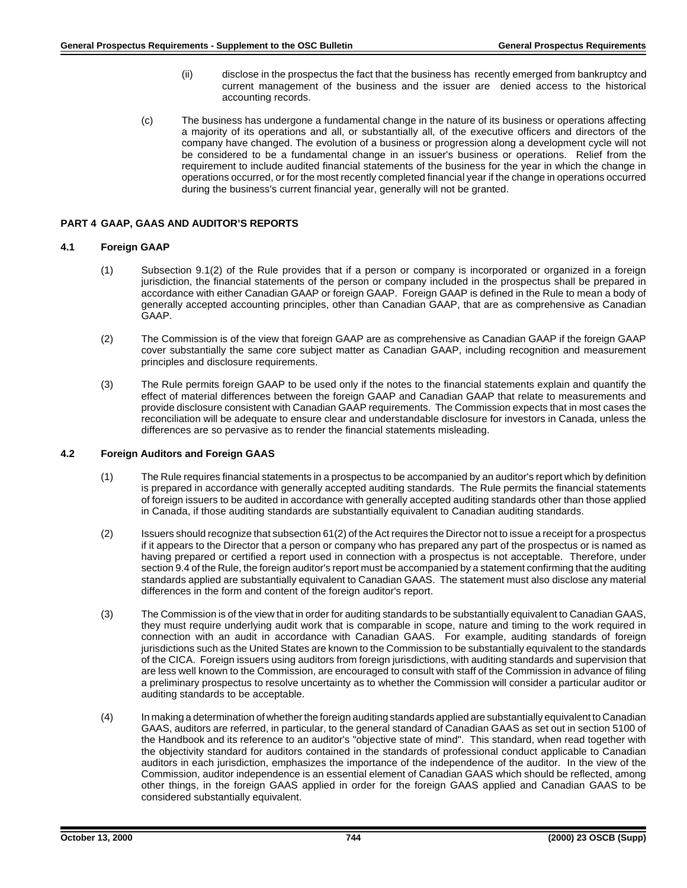(ii) disclose in the prospectus the fact that the business has recently emerged from bankruptcy and current management of the business and the issuer are denied access to the historical accounting records.

(c) The business has undergone a fundamental change in the nature of its business or operations affecting a majority of its operations and all, or substantially all, of the executive officers and directors of the company have changed. The evolution of a business or progression along a development cycle will not be considered to be a fundamental change in an issuer's business or operations. Relief from the requirement to include audited financial statements of the business for the year in which the change in operations occurred, or for the most recently completed financial year if the change in operations occurred during the business's current financial year, generally will not be granted.

## PART 4 GAAP, GAAS AND AUDITOR'S REPORTS

### 4.1 Foreign GAAP

(1) Subsection 9.1(2) of the Rule provides that if a person or company is incorporated or organized in a foreign jurisdiction, the financial statements of the person or company included in the prospectus shall be prepared in accordance with either Canadian GAAP or foreign GAAP. Foreign GAAP is defined in the Rule to mean a body of generally accepted accounting principles, other than Canadian GAAP, that are as comprehensive as Canadian GAAP.

(2) The Commission is of the view that foreign GAAP are as comprehensive as Canadian GAAP if the foreign GAAP cover substantially the same core subject matter as Canadian GAAP, including recognition and measurement principles and disclosure requirements.

(3) The Rule permits foreign GAAP to be used only if the notes to the financial statements explain and quantify the effect of material differences between the foreign GAAP and Canadian GAAP that relate to measurements and provide disclosure consistent with Canadian GAAP requirements. The Commission expects that in most cases the reconciliation will be adequate to ensure clear and understandable disclosure for investors in Canada, unless the differences are so pervasive as to render the financial statements misleading.

### 4.2 Foreign Auditors and Foreign GAAS

(1) The Rule requires financial statements in a prospectus to be accompanied by an auditor's report which by definition is prepared in accordance with generally accepted auditing standards. The Rule permits the financial statements of foreign issuers to be audited in accordance with generally accepted auditing standards other than those applied in Canada, if those auditing standards are substantially equivalent to Canadian auditing standards.

(2) Issuers should recognize that subsection 61(2) of the Act requires the Director not to issue a receipt for a prospectus if it appears to the Director that a person or company who has prepared any part of the prospectus or is named as having prepared or certified a report used in connection with a prospectus is not acceptable. Therefore, under section 9.4 of the Rule, the foreign auditor's report must be accompanied by a statement confirming that the auditing standards applied are substantially equivalent to Canadian GAAS. The statement must also disclose any material differences in the form and content of the foreign auditor's report.

(3) The Commission is of the view that in order for auditing standards to be substantially equivalent to Canadian GAAS, they must require underlying audit work that is comparable in scope, nature and timing to the work required in connection with an audit in accordance with Canadian GAAS. For example, auditing standards of foreign jurisdictions such as the United States are known to the Commission to be substantially equivalent to the standards of the CICA. Foreign issuers using auditors from foreign jurisdictions, with auditing standards and supervision that are less well known to the Commission, are encouraged to consult with staff of the Commission in advance of filing a preliminary prospectus to resolve uncertainty as to whether the Commission will consider a particular auditor or auditing standards to be acceptable.

(4) In making a determination of whether the foreign auditing standards applied are substantially equivalent to Canadian GAAS, auditors are referred, in particular, to the general standard of Canadian GAAS as set out in section 5100 of the Handbook and its reference to an auditor's "objective state of mind". This standard, when read together with the objectivity standard for auditors contained in the standards of professional conduct applicable to Canadian auditors in each jurisdiction, emphasizes the importance of the independence of the auditor. In the view of the Commission, auditor independence is an essential element of Canadian GAAS which should be reflected, among other things, in the foreign GAAS applied in order for the foreign GAAS applied and Canadian GAAS to be considered substantially equivalent.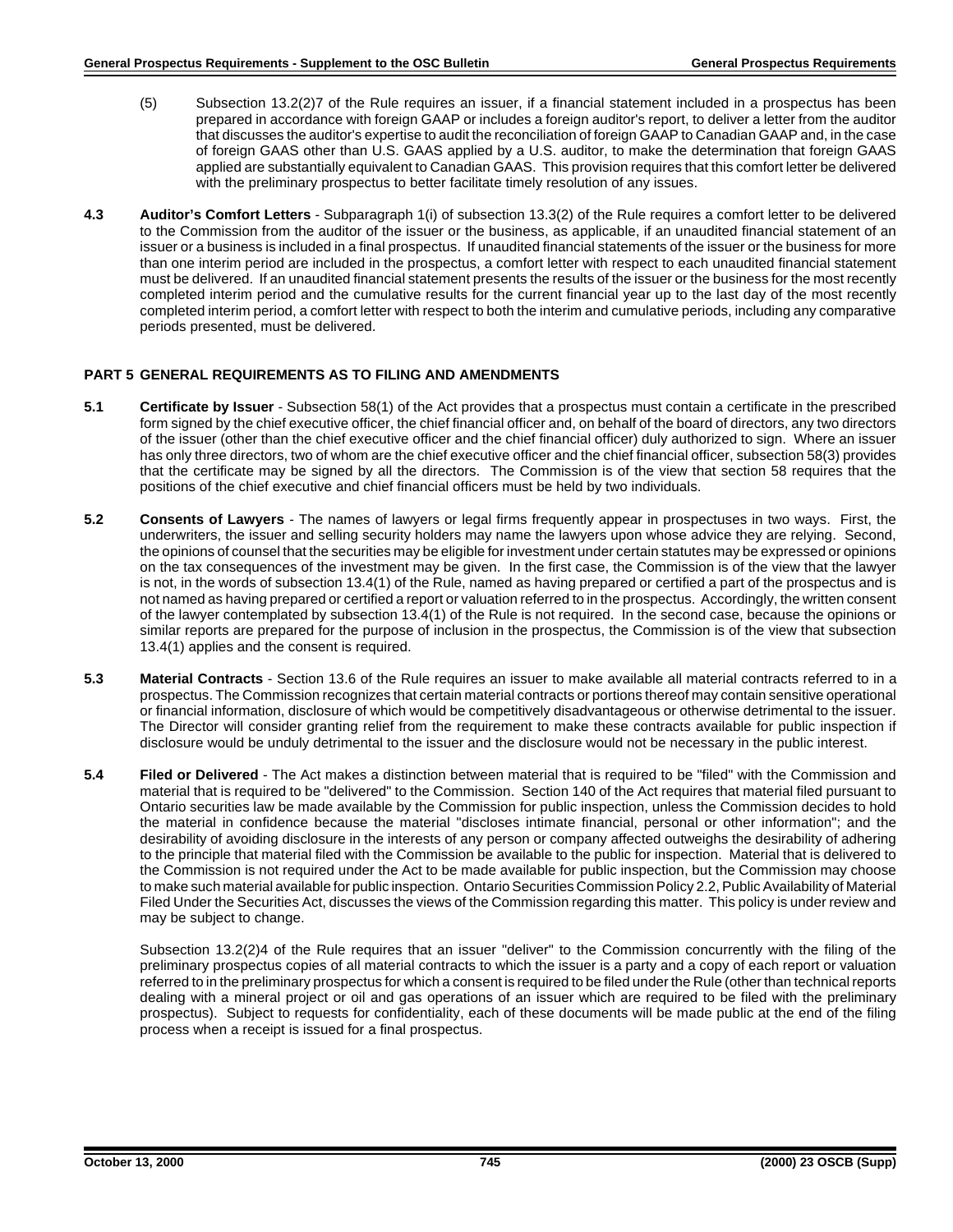(5) Subsection 13.2(2)7 of the Rule requires an issuer, if a financial statement included in a prospectus has been prepared in accordance with foreign GAAP or includes a foreign auditor's report, to deliver a letter from the auditor that discusses the auditor's expertise to audit the reconciliation of foreign GAAP to Canadian GAAP and, in the case of foreign GAAS other than U.S. GAAS applied by a U.S. auditor, to make the determination that foreign GAAS applied are substantially equivalent to Canadian GAAS. This provision requires that this comfort letter be delivered with the preliminary prospectus to better facilitate timely resolution of any issues.

**4.3 Auditor's Comfort Letters** - Subparagraph 1(i) of subsection 13.3(2) of the Rule requires a comfort letter to be delivered to the Commission from the auditor of the issuer or the business, as applicable, if an unaudited financial statement of an issuer or a business is included in a final prospectus. If unaudited financial statements of the issuer or the business for more than one interim period are included in the prospectus, a comfort letter with respect to each unaudited financial statement must be delivered. If an unaudited financial statement presents the results of the issuer or the business for the most recently completed interim period and the cumulative results for the current financial year up to the last day of the most recently completed interim period, a comfort letter with respect to both the interim and cumulative periods, including any comparative periods presented, must be delivered.

## PART 5 GENERAL REQUIREMENTS AS TO FILING AND AMENDMENTS

**5.1 Certificate by Issuer** - Subsection 58(1) of the Act provides that a prospectus must contain a certificate in the prescribed form signed by the chief executive officer, the chief financial officer and, on behalf of the board of directors, any two directors of the issuer (other than the chief executive officer and the chief financial officer) duly authorized to sign. Where an issuer has only three directors, two of whom are the chief executive officer and the chief financial officer, subsection 58(3) provides that the certificate may be signed by all the directors. The Commission is of the view that section 58 requires that the positions of the chief executive and chief financial officers must be held by two individuals.

**5.2 Consents of Lawyers** - The names of lawyers or legal firms frequently appear in prospectuses in two ways. First, the underwriters, the issuer and selling security holders may name the lawyers upon whose advice they are relying. Second, the opinions of counsel that the securities may be eligible for investment under certain statutes may be expressed or opinions on the tax consequences of the investment may be given. In the first case, the Commission is of the view that the lawyer is not, in the words of subsection 13.4(1) of the Rule, named as having prepared or certified a part of the prospectus and is not named as having prepared or certified a report or valuation referred to in the prospectus. Accordingly, the written consent of the lawyer contemplated by subsection 13.4(1) of the Rule is not required. In the second case, because the opinions or similar reports are prepared for the purpose of inclusion in the prospectus, the Commission is of the view that subsection 13.4(1) applies and the consent is required.

**5.3 Material Contracts** - Section 13.6 of the Rule requires an issuer to make available all material contracts referred to in a prospectus. The Commission recognizes that certain material contracts or portions thereof may contain sensitive operational or financial information, disclosure of which would be competitively disadvantageous or otherwise detrimental to the issuer. The Director will consider granting relief from the requirement to make these contracts available for public inspection if disclosure would be unduly detrimental to the issuer and the disclosure would not be necessary in the public interest.

**5.4 Filed or Delivered** - The Act makes a distinction between material that is required to be "filed" with the Commission and material that is required to be "delivered" to the Commission. Section 140 of the Act requires that material filed pursuant to Ontario securities law be made available by the Commission for public inspection, unless the Commission decides to hold the material in confidence because the material "discloses intimate financial, personal or other information"; and the desirability of avoiding disclosure in the interests of any person or company affected outweighs the desirability of adhering to the principle that material filed with the Commission be available to the public for inspection. Material that is delivered to the Commission is not required under the Act to be made available for public inspection, but the Commission may choose to make such material available for public inspection. Ontario Securities Commission Policy 2.2, Public Availability of Material Filed Under the Securities Act, discusses the views of the Commission regarding this matter. This policy is under review and may be subject to change.

Subsection 13.2(2)4 of the Rule requires that an issuer "deliver" to the Commission concurrently with the filing of the preliminary prospectus copies of all material contracts to which the issuer is a party and a copy of each report or valuation referred to in the preliminary prospectus for which a consent is required to be filed under the Rule (other than technical reports dealing with a mineral project or oil and gas operations of an issuer which are required to be filed with the preliminary prospectus). Subject to requests for confidentiality, each of these documents will be made public at the end of the filing process when a receipt is issued for a final prospectus.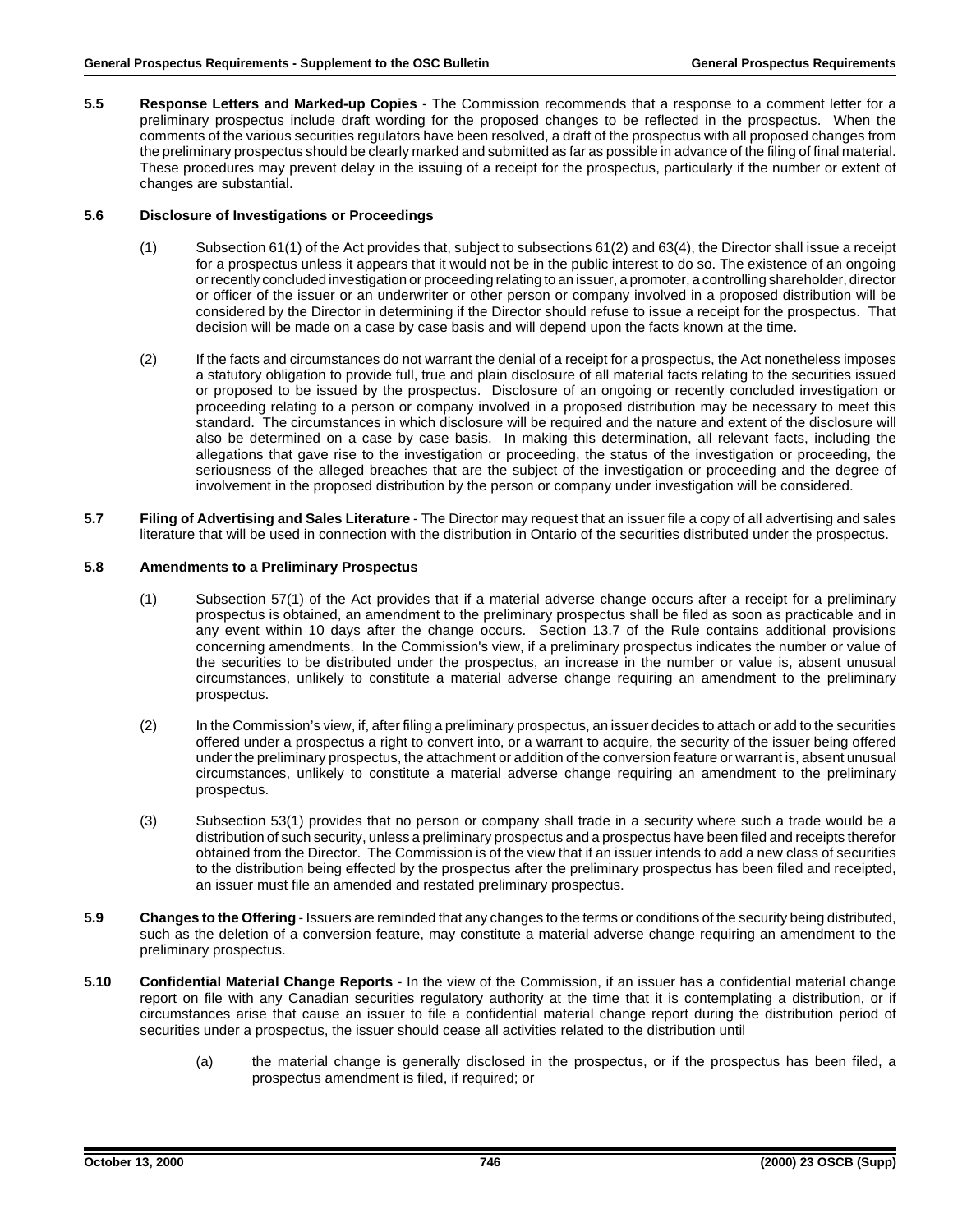**5.5 Response Letters and Marked-up Copies** - The Commission recommends that a response to a comment letter for a preliminary prospectus include draft wording for the proposed changes to be reflected in the prospectus. When the comments of the various securities regulators have been resolved, a draft of the prospectus with all proposed changes from the preliminary prospectus should be clearly marked and submitted as far as possible in advance of the filing of final material. These procedures may prevent delay in the issuing of a receipt for the prospectus, particularly if the number or extent of changes are substantial.

**5.6 Disclosure of Investigations or Proceedings**

(1) Subsection 61(1) of the Act provides that, subject to subsections 61(2) and 63(4), the Director shall issue a receipt for a prospectus unless it appears that it would not be in the public interest to do so. The existence of an ongoing or recently concluded investigation or proceeding relating to an issuer, a promoter, a controlling shareholder, director or officer of the issuer or an underwriter or other person or company involved in a proposed distribution will be considered by the Director in determining if the Director should refuse to issue a receipt for the prospectus. That decision will be made on a case by case basis and will depend upon the facts known at the time.

(2) If the facts and circumstances do not warrant the denial of a receipt for a prospectus, the Act nonetheless imposes a statutory obligation to provide full, true and plain disclosure of all material facts relating to the securities issued or proposed to be issued by the prospectus. Disclosure of an ongoing or recently concluded investigation or proceeding relating to a person or company involved in a proposed distribution may be necessary to meet this standard. The circumstances in which disclosure will be required and the nature and extent of the disclosure will also be determined on a case by case basis. In making this determination, all relevant facts, including the allegations that gave rise to the investigation or proceeding, the status of the investigation or proceeding, the seriousness of the alleged breaches that are the subject of the investigation or proceeding and the degree of involvement in the proposed distribution by the person or company under investigation will be considered.

**5.7 Filing of Advertising and Sales Literature** - The Director may request that an issuer file a copy of all advertising and sales literature that will be used in connection with the distribution in Ontario of the securities distributed under the prospectus.

**5.8 Amendments to a Preliminary Prospectus**

(1) Subsection 57(1) of the Act provides that if a material adverse change occurs after a receipt for a preliminary prospectus is obtained, an amendment to the preliminary prospectus shall be filed as soon as practicable and in any event within 10 days after the change occurs. Section 13.7 of the Rule contains additional provisions concerning amendments. In the Commission's view, if a preliminary prospectus indicates the number or value of the securities to be distributed under the prospectus, an increase in the number or value is, absent unusual circumstances, unlikely to constitute a material adverse change requiring an amendment to the preliminary prospectus.

(2) In the Commission's view, if, after filing a preliminary prospectus, an issuer decides to attach or add to the securities offered under a prospectus a right to convert into, or a warrant to acquire, the security of the issuer being offered under the preliminary prospectus, the attachment or addition of the conversion feature or warrant is, absent unusual circumstances, unlikely to constitute a material adverse change requiring an amendment to the preliminary prospectus.

(3) Subsection 53(1) provides that no person or company shall trade in a security where such a trade would be a distribution of such security, unless a preliminary prospectus and a prospectus have been filed and receipts therefor obtained from the Director. The Commission is of the view that if an issuer intends to add a new class of securities to the distribution being effected by the prospectus after the preliminary prospectus has been filed and receipted, an issuer must file an amended and restated preliminary prospectus.

**5.9 Changes to the Offering** - Issuers are reminded that any changes to the terms or conditions of the security being distributed, such as the deletion of a conversion feature, may constitute a material adverse change requiring an amendment to the preliminary prospectus.

**5.10 Confidential Material Change Reports** - In the view of the Commission, if an issuer has a confidential material change report on file with any Canadian securities regulatory authority at the time that it is contemplating a distribution, or if circumstances arise that cause an issuer to file a confidential material change report during the distribution period of securities under a prospectus, the issuer should cease all activities related to the distribution until

(a) the material change is generally disclosed in the prospectus, or if the prospectus has been filed, a prospectus amendment is filed, if required; or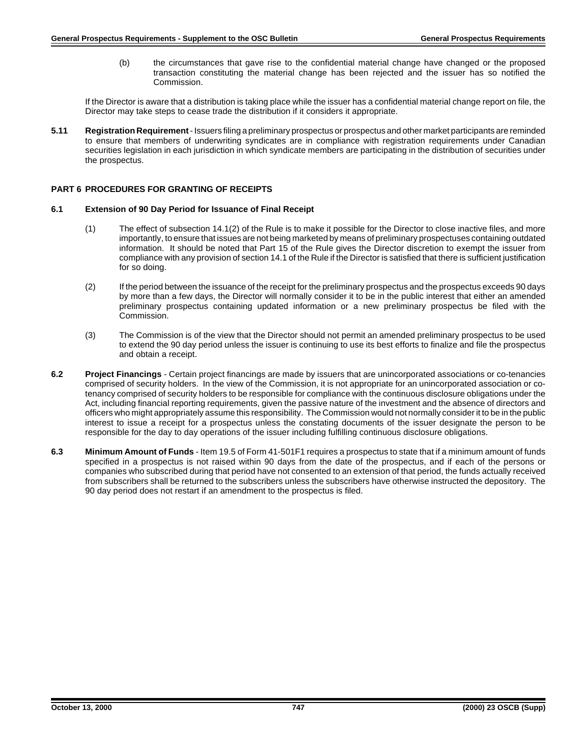(b) the circumstances that gave rise to the confidential material change have changed or the proposed transaction constituting the material change has been rejected and the issuer has so notified the Commission.

If the Director is aware that a distribution is taking place while the issuer has a confidential material change report on file, the Director may take steps to cease trade the distribution if it considers it appropriate.

**5.11 Registration Requirement** - Issuers filing a preliminary prospectus or prospectus and other market participants are reminded to ensure that members of underwriting syndicates are in compliance with registration requirements under Canadian securities legislation in each jurisdiction in which syndicate members are participating in the distribution of securities under the prospectus.

## PART 6 PROCEDURES FOR GRANTING OF RECEIPTS

### 6.1 Extension of 90 Day Period for Issuance of Final Receipt

(1) The effect of subsection 14.1(2) of the Rule is to make it possible for the Director to close inactive files, and more importantly, to ensure that issues are not being marketed by means of preliminary prospectuses containing outdated information. It should be noted that Part 15 of the Rule gives the Director discretion to exempt the issuer from compliance with any provision of section 14.1 of the Rule if the Director is satisfied that there is sufficient justification for so doing.

(2) If the period between the issuance of the receipt for the preliminary prospectus and the prospectus exceeds 90 days by more than a few days, the Director will normally consider it to be in the public interest that either an amended preliminary prospectus containing updated information or a new preliminary prospectus be filed with the Commission.

(3) The Commission is of the view that the Director should not permit an amended preliminary prospectus to be used to extend the 90 day period unless the issuer is continuing to use its best efforts to finalize and file the prospectus and obtain a receipt.

**6.2 Project Financings** - Certain project financings are made by issuers that are unincorporated associations or co-tenancies comprised of security holders. In the view of the Commission, it is not appropriate for an unincorporated association or co-tenancy comprised of security holders to be responsible for compliance with the continuous disclosure obligations under the Act, including financial reporting requirements, given the passive nature of the investment and the absence of directors and officers who might appropriately assume this responsibility. The Commission would not normally consider it to be in the public interest to issue a receipt for a prospectus unless the constating documents of the issuer designate the person to be responsible for the day to day operations of the issuer including fulfilling continuous disclosure obligations.

**6.3 Minimum Amount of Funds** - Item 19.5 of Form 41-501F1 requires a prospectus to state that if a minimum amount of funds specified in a prospectus is not raised within 90 days from the date of the prospectus, and if each of the persons or companies who subscribed during that period have not consented to an extension of that period, the funds actually received from subscribers shall be returned to the subscribers unless the subscribers have otherwise instructed the depository. The 90 day period does not restart if an amendment to the prospectus is filed.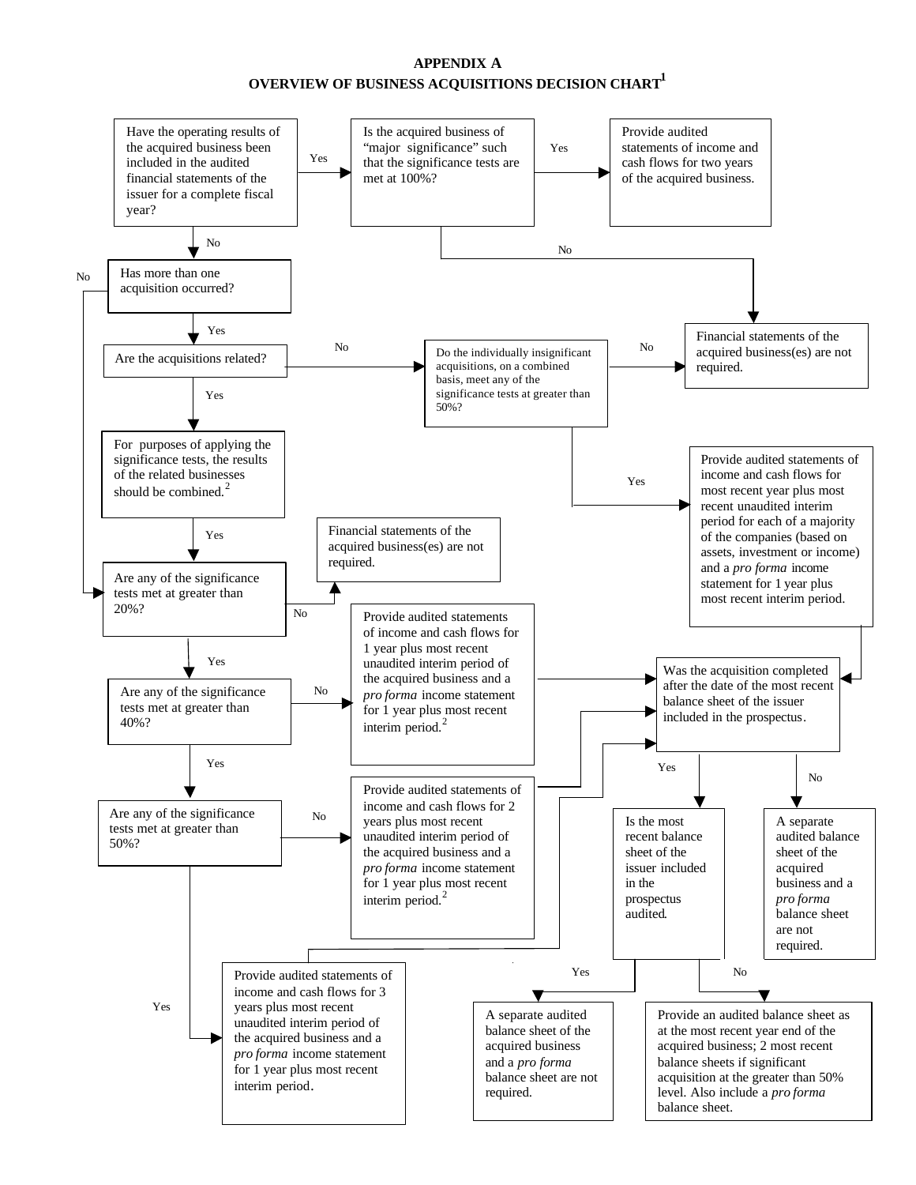# APPENDIX A

## OVERVIEW OF BUSINESS ACQUISITIONS DECISION CHART[1]

Have the operating results of the acquired business been included in the audited financial statements of the issuer for a complete fiscal year?

- Yes → Is the acquired business of "major significance" such that the significance tests are met at 100%?
  - Yes → Provide audited statements of income and cash flows for two years of the acquired business.
  - No → Financial statements of the acquired business(es) are not required.
- No → Has more than one acquisition occurred?
  - No → Are any of the significance tests met at greater than 20%?
  - Yes → Are the acquisitions related?
    - No → Do the individually insignificant acquisitions, on a combined basis, meet any of the significance tests at greater than 50%?
      - No → Financial statements of the acquired business(es) are not required.
      - Yes → Provide audited statements of income and cash flows for most recent year plus most recent unaudited interim period for each of a majority of the companies (based on assets, investment or income) and a *pro forma* income statement for 1 year plus most recent interim period. → Was the acquisition completed after the date of the most recent balance sheet of the issuer included in the prospectus.
    - Yes → For purposes of applying the significance tests, the results of the related businesses should be combined.[2]
      - Yes → Are any of the significance tests met at greater than 20%?

Are any of the significance tests met at greater than 20%?

- No → Financial statements of the acquired business(es) are not required.
- Yes → Are any of the significance tests met at greater than 40%?
  - No → Provide audited statements of income and cash flows for 1 year plus most recent unaudited interim period of the acquired business and a *pro forma* income statement for 1 year plus most recent interim period.[2] → Was the acquisition completed after the date of the most recent balance sheet of the issuer included in the prospectus.
  - Yes → Are any of the significance tests met at greater than 50%?
    - No → Provide audited statements of income and cash flows for 2 years plus most recent unaudited interim period of the acquired business and a *pro forma* income statement for 1 year plus most recent interim period.[2] → Was the acquisition completed after the date of the most recent balance sheet of the issuer included in the prospectus.
    - Yes → Provide audited statements of income and cash flows for 3 years plus most recent unaudited interim period of the acquired business and a *pro forma* income statement for 1 year plus most recent interim period. → Was the acquisition completed after the date of the most recent balance sheet of the issuer included in the prospectus.

Was the acquisition completed after the date of the most recent balance sheet of the issuer included in the prospectus.

- No → A separate audited balance sheet of the acquired business and a *pro forma* balance sheet are not required.
- Yes → Is the most recent balance sheet of the issuer included in the prospectus audited.
  - Yes → A separate audited balance sheet of the acquired business and a *pro forma* balance sheet are not required.
  - No → Provide an audited balance sheet as at the most recent year end of the acquired business; 2 most recent balance sheets if significant acquisition at the greater than 50% level. Also include a *pro forma* balance sheet.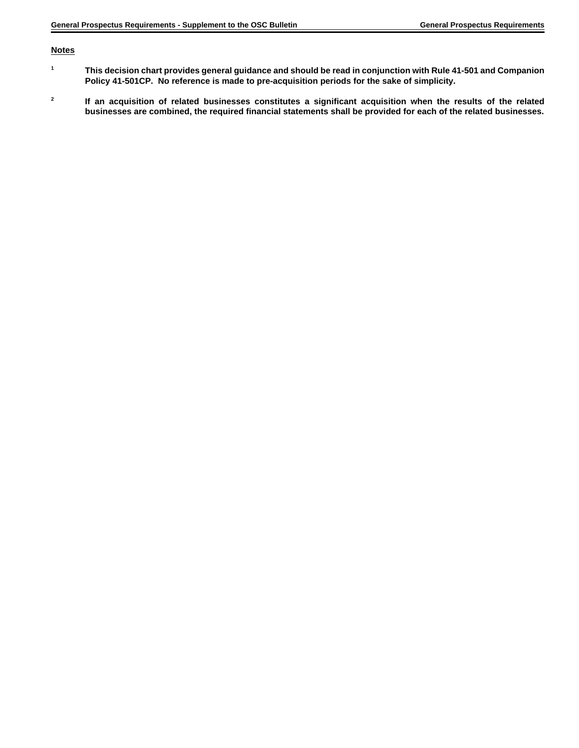**Notes**

[1] **This decision chart provides general guidance and should be read in conjunction with Rule 41-501 and Companion Policy 41-501CP. No reference is made to pre-acquisition periods for the sake of simplicity.**

[2] **If an acquisition of related businesses constitutes a significant acquisition when the results of the related businesses are combined, the required financial statements shall be provided for each of the related businesses.**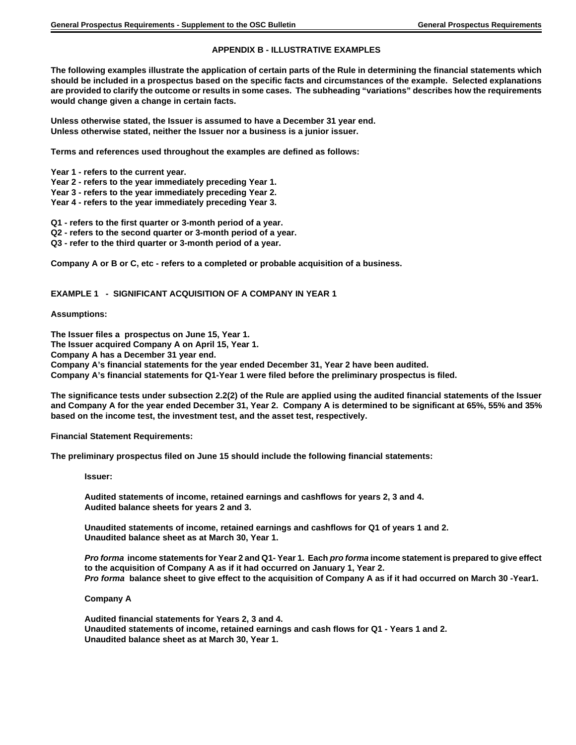## APPENDIX B - ILLUSTRATIVE EXAMPLES

**The following examples illustrate the application of certain parts of the Rule in determining the financial statements which should be included in a prospectus based on the specific facts and circumstances of the example. Selected explanations are provided to clarify the outcome or results in some cases. The subheading "variations" describes how the requirements would change given a change in certain facts.**

**Unless otherwise stated, the Issuer is assumed to have a December 31 year end.**
**Unless otherwise stated, neither the Issuer nor a business is a junior issuer.**

**Terms and references used throughout the examples are defined as follows:**

**Year 1 - refers to the current year.**
**Year 2 - refers to the year immediately preceding Year 1.**
**Year 3 - refers to the year immediately preceding Year 2.**
**Year 4 - refers to the year immediately preceding Year 3.**

**Q1 - refers to the first quarter or 3-month period of a year.**
**Q2 - refers to the second quarter or 3-month period of a year.**
**Q3 - refer to the third quarter or 3-month period of a year.**

**Company A or B or C, etc - refers to a completed or probable acquisition of a business.**

### EXAMPLE 1 - SIGNIFICANT ACQUISITION OF A COMPANY IN YEAR 1

**Assumptions:**

**The Issuer files a prospectus on June 15, Year 1.**
**The Issuer acquired Company A on April 15, Year 1.**
**Company A has a December 31 year end.**
**Company A's financial statements for the year ended December 31, Year 2 have been audited.**
**Company A's financial statements for Q1-Year 1 were filed before the preliminary prospectus is filed.**

**The significance tests under subsection 2.2(2) of the Rule are applied using the audited financial statements of the Issuer and Company A for the year ended December 31, Year 2. Company A is determined to be significant at 65%, 55% and 35% based on the income test, the investment test, and the asset test, respectively.**

**Financial Statement Requirements:**

**The preliminary prospectus filed on June 15 should include the following financial statements:**

> **Issuer:**
>
> **Audited statements of income, retained earnings and cashflows for years 2, 3 and 4.**
> **Audited balance sheets for years 2 and 3.**
>
> **Unaudited statements of income, retained earnings and cashflows for Q1 of years 1 and 2.**
> **Unaudited balance sheet as at March 30, Year 1.**
>
> ***Pro forma* income statements for Year 2 and Q1- Year 1. Each *pro forma* income statement is prepared to give effect to the acquisition of Company A as if it had occurred on January 1, Year 2.**
> ***Pro forma* balance sheet to give effect to the acquisition of Company A as if it had occurred on March 30 -Year1.**
>
> **Company A**
>
> **Audited financial statements for Years 2, 3 and 4.**
> **Unaudited statements of income, retained earnings and cash flows for Q1 - Years 1 and 2.**
> **Unaudited balance sheet as at March 30, Year 1.**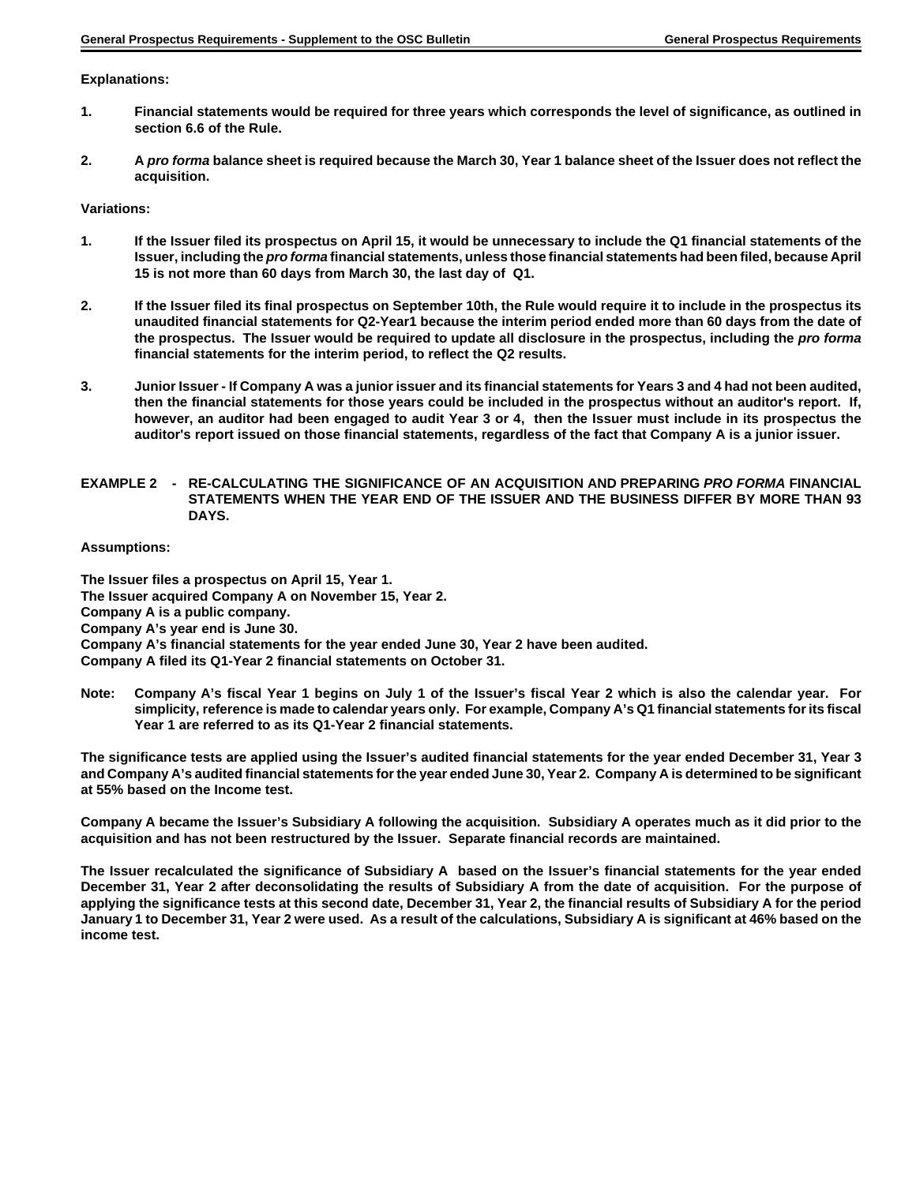**Explanations:**

1. Financial statements would be required for three years which corresponds the level of significance, as outlined in section 6.6 of the Rule.

2. A *pro forma* balance sheet is required because the March 30, Year 1 balance sheet of the Issuer does not reflect the acquisition.

**Variations:**

1. If the Issuer filed its prospectus on April 15, it would be unnecessary to include the Q1 financial statements of the Issuer, including the *pro forma* financial statements, unless those financial statements had been filed, because April 15 is not more than 60 days from March 30, the last day of Q1.

2. If the Issuer filed its final prospectus on September 10th, the Rule would require it to include in the prospectus its unaudited financial statements for Q2-Year1 because the interim period ended more than 60 days from the date of the prospectus. The Issuer would be required to update all disclosure in the prospectus, including the *pro forma* financial statements for the interim period, to reflect the Q2 results.

3. Junior Issuer - If Company A was a junior issuer and its financial statements for Years 3 and 4 had not been audited, then the financial statements for those years could be included in the prospectus without an auditor's report. If, however, an auditor had been engaged to audit Year 3 or 4, then the Issuer must include in its prospectus the auditor's report issued on those financial statements, regardless of the fact that Company A is a junior issuer.

**EXAMPLE 2 - RE-CALCULATING THE SIGNIFICANCE OF AN ACQUISITION AND PREPARING *PRO FORMA* FINANCIAL STATEMENTS WHEN THE YEAR END OF THE ISSUER AND THE BUSINESS DIFFER BY MORE THAN 93 DAYS.**

**Assumptions:**

The Issuer files a prospectus on April 15, Year 1.
The Issuer acquired Company A on November 15, Year 2.
Company A is a public company.
Company A's year end is June 30.
Company A's financial statements for the year ended June 30, Year 2 have been audited.
Company A filed its Q1-Year 2 financial statements on October 31.

Note: Company A's fiscal Year 1 begins on July 1 of the Issuer's fiscal Year 2 which is also the calendar year. For simplicity, reference is made to calendar years only. For example, Company A's Q1 financial statements for its fiscal Year 1 are referred to as its Q1-Year 2 financial statements.

The significance tests are applied using the Issuer's audited financial statements for the year ended December 31, Year 3 and Company A's audited financial statements for the year ended June 30, Year 2. Company A is determined to be significant at 55% based on the Income test.

Company A became the Issuer's Subsidiary A following the acquisition. Subsidiary A operates much as it did prior to the acquisition and has not been restructured by the Issuer. Separate financial records are maintained.

The Issuer recalculated the significance of Subsidiary A based on the Issuer's financial statements for the year ended December 31, Year 2 after deconsolidating the results of Subsidiary A from the date of acquisition. For the purpose of applying the significance tests at this second date, December 31, Year 2, the financial results of Subsidiary A for the period January 1 to December 31, Year 2 were used. As a result of the calculations, Subsidiary A is significant at 46% based on the income test.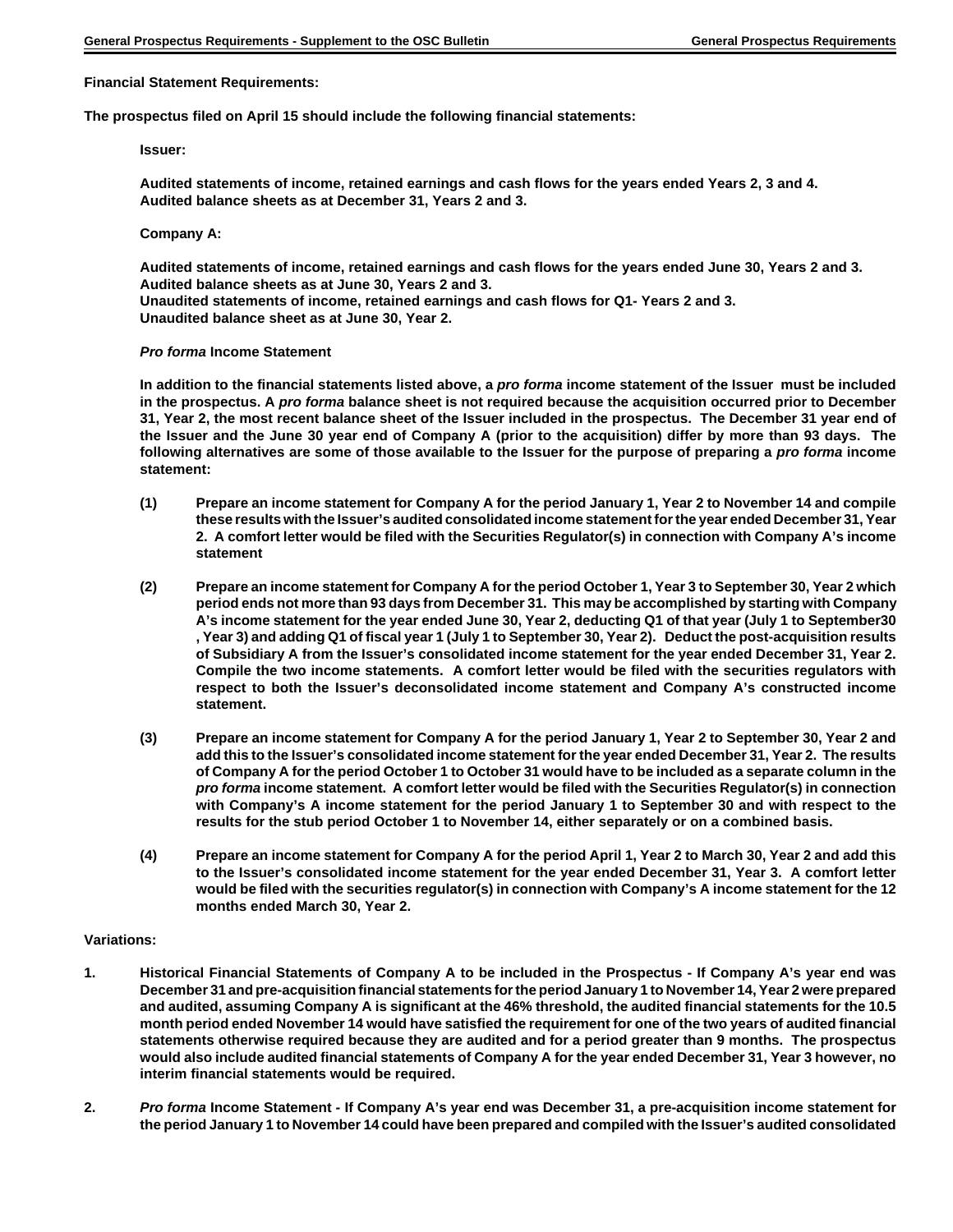**Financial Statement Requirements:**

**The prospectus filed on April 15 should include the following financial statements:**

**Issuer:**

**Audited statements of income, retained earnings and cash flows for the years ended Years 2, 3 and 4.**
**Audited balance sheets as at December 31, Years 2 and 3.**

**Company A:**

**Audited statements of income, retained earnings and cash flows for the years ended June 30, Years 2 and 3.**
**Audited balance sheets as at June 30, Years 2 and 3.**
**Unaudited statements of income, retained earnings and cash flows for Q1- Years 2 and 3.**
**Unaudited balance sheet as at June 30, Year 2.**

***Pro forma* Income Statement**

**In addition to the financial statements listed above, a *pro forma* income statement of the Issuer must be included in the prospectus. A *pro forma* balance sheet is not required because the acquisition occurred prior to December 31, Year 2, the most recent balance sheet of the Issuer included in the prospectus. The December 31 year end of the Issuer and the June 30 year end of Company A (prior to the acquisition) differ by more than 93 days. The following alternatives are some of those available to the Issuer for the purpose of preparing a *pro forma* income statement:**

**(1)** **Prepare an income statement for Company A for the period January 1, Year 2 to November 14 and compile these results with the Issuer's audited consolidated income statement for the year ended December 31, Year 2. A comfort letter would be filed with the Securities Regulator(s) in connection with Company A's income statement**

**(2)** **Prepare an income statement for Company A for the period October 1, Year 3 to September 30, Year 2 which period ends not more than 93 days from December 31. This may be accomplished by starting with Company A's income statement for the year ended June 30, Year 2, deducting Q1 of that year (July 1 to September30 , Year 3) and adding Q1 of fiscal year 1 (July 1 to September 30, Year 2). Deduct the post-acquisition results of Subsidiary A from the Issuer's consolidated income statement for the year ended December 31, Year 2. Compile the two income statements. A comfort letter would be filed with the securities regulators with respect to both the Issuer's deconsolidated income statement and Company A's constructed income statement.**

**(3)** **Prepare an income statement for Company A for the period January 1, Year 2 to September 30, Year 2 and add this to the Issuer's consolidated income statement for the year ended December 31, Year 2. The results of Company A for the period October 1 to October 31 would have to be included as a separate column in the *pro forma* income statement. A comfort letter would be filed with the Securities Regulator(s) in connection with Company's A income statement for the period January 1 to September 30 and with respect to the results for the stub period October 1 to November 14, either separately or on a combined basis.**

**(4)** **Prepare an income statement for Company A for the period April 1, Year 2 to March 30, Year 2 and add this to the Issuer's consolidated income statement for the year ended December 31, Year 3. A comfort letter would be filed with the securities regulator(s) in connection with Company's A income statement for the 12 months ended March 30, Year 2.**

**Variations:**

1. **Historical Financial Statements of Company A to be included in the Prospectus - If Company A's year end was December 31 and pre-acquisition financial statements for the period January 1 to November 14, Year 2 were prepared and audited, assuming Company A is significant at the 46% threshold, the audited financial statements for the 10.5 month period ended November 14 would have satisfied the requirement for one of the two years of audited financial statements otherwise required because they are audited and for a period greater than 9 months. The prospectus would also include audited financial statements of Company A for the year ended December 31, Year 3 however, no interim financial statements would be required.**

2. ***Pro forma* Income Statement - If Company A's year end was December 31, a pre-acquisition income statement for the period January 1 to November 14 could have been prepared and compiled with the Issuer's audited consolidated**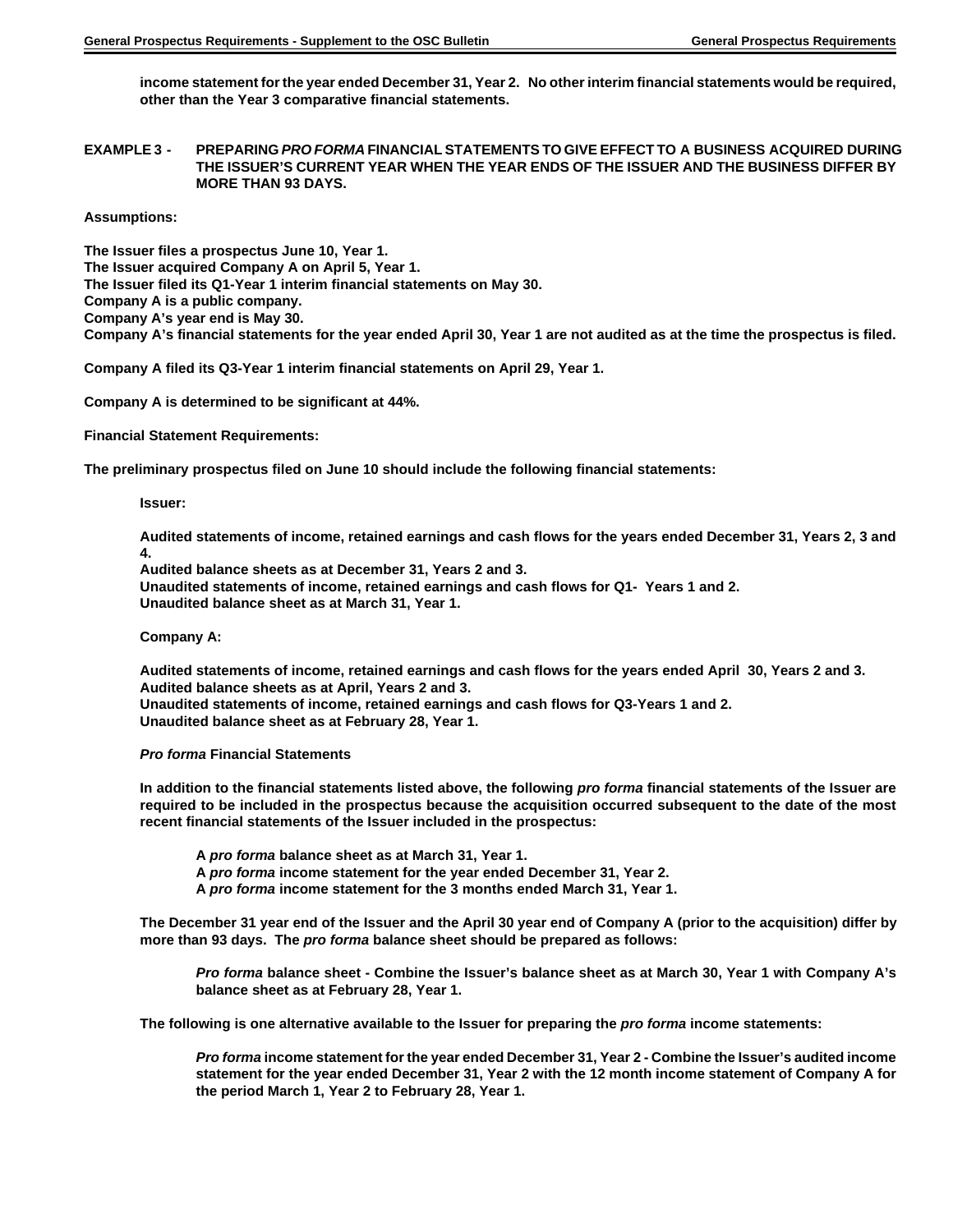**income statement for the year ended December 31, Year 2. No other interim financial statements would be required, other than the Year 3 comparative financial statements.**

**EXAMPLE 3 - PREPARING *PRO FORMA* FINANCIAL STATEMENTS TO GIVE EFFECT TO A BUSINESS ACQUIRED DURING THE ISSUER'S CURRENT YEAR WHEN THE YEAR ENDS OF THE ISSUER AND THE BUSINESS DIFFER BY MORE THAN 93 DAYS.**

**Assumptions:**

**The Issuer files a prospectus June 10, Year 1.**
**The Issuer acquired Company A on April 5, Year 1.**
**The Issuer filed its Q1-Year 1 interim financial statements on May 30.**
**Company A is a public company.**
**Company A's year end is May 30.**
**Company A's financial statements for the year ended April 30, Year 1 are not audited as at the time the prospectus is filed.**

**Company A filed its Q3-Year 1 interim financial statements on April 29, Year 1.**

**Company A is determined to be significant at 44%.**

**Financial Statement Requirements:**

**The preliminary prospectus filed on June 10 should include the following financial statements:**

**Issuer:**

**Audited statements of income, retained earnings and cash flows for the years ended December 31, Years 2, 3 and 4.**
**Audited balance sheets as at December 31, Years 2 and 3.**
**Unaudited statements of income, retained earnings and cash flows for Q1- Years 1 and 2.**
**Unaudited balance sheet as at March 31, Year 1.**

**Company A:**

**Audited statements of income, retained earnings and cash flows for the years ended April 30, Years 2 and 3.**
**Audited balance sheets as at April, Years 2 and 3.**
**Unaudited statements of income, retained earnings and cash flows for Q3-Years 1 and 2.**
**Unaudited balance sheet as at February 28, Year 1.**

***Pro forma* Financial Statements**

**In addition to the financial statements listed above, the following *pro forma* financial statements of the Issuer are required to be included in the prospectus because the acquisition occurred subsequent to the date of the most recent financial statements of the Issuer included in the prospectus:**

**A *pro forma* balance sheet as at March 31, Year 1.**
**A *pro forma* income statement for the year ended December 31, Year 2.**
**A *pro forma* income statement for the 3 months ended March 31, Year 1.**

**The December 31 year end of the Issuer and the April 30 year end of Company A (prior to the acquisition) differ by more than 93 days. The *pro forma* balance sheet should be prepared as follows:**

***Pro forma* balance sheet - Combine the Issuer's balance sheet as at March 30, Year 1 with Company A's balance sheet as at February 28, Year 1.**

**The following is one alternative available to the Issuer for preparing the *pro forma* income statements:**

***Pro forma* income statement for the year ended December 31, Year 2 - Combine the Issuer's audited income statement for the year ended December 31, Year 2 with the 12 month income statement of Company A for the period March 1, Year 2 to February 28, Year 1.**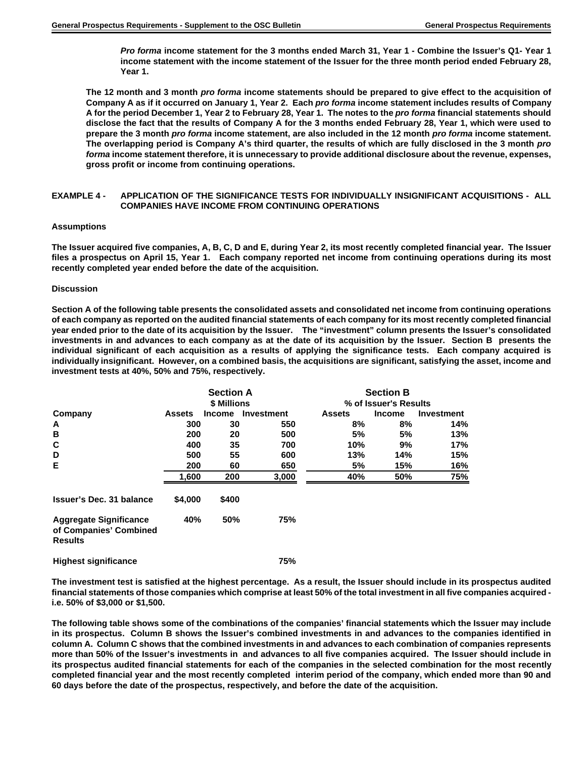***Pro forma*** **income statement for the 3 months ended March 31, Year 1 - Combine the Issuer's Q1- Year 1 income statement with the income statement of the Issuer for the three month period ended February 28, Year 1.**

**The 12 month and 3 month *pro forma* income statements should be prepared to give effect to the acquisition of Company A as if it occurred on January 1, Year 2. Each *pro forma* income statement includes results of Company A for the period December 1, Year 2 to February 28, Year 1. The notes to the *pro forma* financial statements should disclose the fact that the results of Company A for the 3 months ended February 28, Year 1, which were used to prepare the 3 month *pro forma* income statement, are also included in the 12 month *pro forma* income statement. The overlapping period is Company A's third quarter, the results of which are fully disclosed in the 3 month *pro forma* income statement therefore, it is unnecessary to provide additional disclosure about the revenue, expenses, gross profit or income from continuing operations.**

**EXAMPLE 4 - APPLICATION OF THE SIGNIFICANCE TESTS FOR INDIVIDUALLY INSIGNIFICANT ACQUISITIONS - ALL COMPANIES HAVE INCOME FROM CONTINUING OPERATIONS**

**Assumptions**

**The Issuer acquired five companies, A, B, C, D and E, during Year 2, its most recently completed financial year. The Issuer files a prospectus on April 15, Year 1. Each company reported net income from continuing operations during its most recently completed year ended before the date of the acquisition.**

**Discussion**

**Section A of the following table presents the consolidated assets and consolidated net income from continuing operations of each company as reported on the audited financial statements of each company for its most recently completed financial year ended prior to the date of its acquisition by the Issuer. The "investment" column presents the Issuer's consolidated investments in and advances to each company as at the date of its acquisition by the Issuer. Section B presents the individual significant of each acquisition as a results of applying the significance tests. Each company acquired is individually insignificant. However, on a combined basis, the acquisitions are significant, satisfying the asset, income and investment tests at 40%, 50% and 75%, respectively.**

| | Section A<br>$ Millions | | | Section B<br>% of Issuer's Results | | |
|---|---|---|---|---|---|---|
| **Company** | **Assets** | **Income** | **Investment** | **Assets** | **Income** | **Investment** |
| **A** | 300 | 30 | 550 | 8% | 8% | 14% |
| **B** | 200 | 20 | 500 | 5% | 5% | 13% |
| **C** | 400 | 35 | 700 | 10% | 9% | 17% |
| **D** | 500 | 55 | 600 | 13% | 14% | 15% |
| **E** | 200 | 60 | 650 | 5% | 15% | 16% |
| | 1,600 | 200 | 3,000 | 40% | 50% | 75% |
| **Issuer's Dec. 31 balance** | $4,000 | $400 | | | | |
| **Aggregate Significance of Companies' Combined Results** | 40% | 50% | 75% | | | |
| **Highest significance** | | | 75% | | | |

**The investment test is satisfied at the highest percentage. As a result, the Issuer should include in its prospectus audited financial statements of those companies which comprise at least 50% of the total investment in all five companies acquired - i.e. 50% of $3,000 or $1,500.**

**The following table shows some of the combinations of the companies' financial statements which the Issuer may include in its prospectus. Column B shows the Issuer's combined investments in and advances to the companies identified in column A. Column C shows that the combined investments in and advances to each combination of companies represents more than 50% of the Issuer's investments in and advances to all five companies acquired. The Issuer should include in its prospectus audited financial statements for each of the companies in the selected combination for the most recently completed financial year and the most recently completed interim period of the company, which ended more than 90 and 60 days before the date of the prospectus, respectively, and before the date of the acquisition.**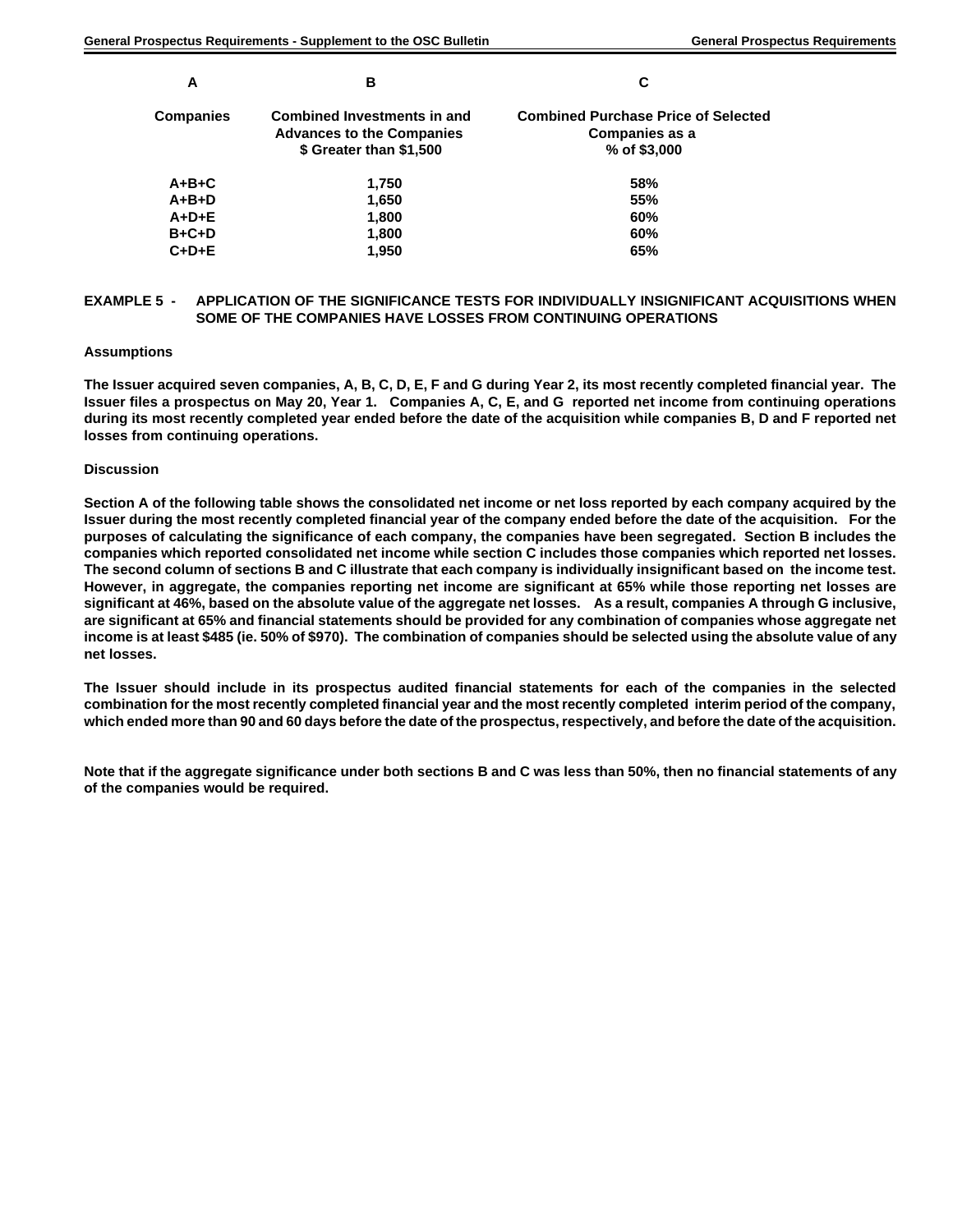| A | B | C |
|---|---|---|
| **Companies** | **Combined Investments in and Advances to the Companies $ Greater than $1,500** | **Combined Purchase Price of Selected Companies as a % of $3,000** |
| **A+B+C** | **1,750** | **58%** |
| **A+B+D** | **1,650** | **55%** |
| **A+D+E** | **1,800** | **60%** |
| **B+C+D** | **1,800** | **60%** |
| **C+D+E** | **1,950** | **65%** |

**EXAMPLE 5 - APPLICATION OF THE SIGNIFICANCE TESTS FOR INDIVIDUALLY INSIGNIFICANT ACQUISITIONS WHEN SOME OF THE COMPANIES HAVE LOSSES FROM CONTINUING OPERATIONS**

**Assumptions**

**The Issuer acquired seven companies, A, B, C, D, E, F and G during Year 2, its most recently completed financial year. The Issuer files a prospectus on May 20, Year 1. Companies A, C, E, and G reported net income from continuing operations during its most recently completed year ended before the date of the acquisition while companies B, D and F reported net losses from continuing operations.**

**Discussion**

**Section A of the following table shows the consolidated net income or net loss reported by each company acquired by the Issuer during the most recently completed financial year of the company ended before the date of the acquisition. For the purposes of calculating the significance of each company, the companies have been segregated. Section B includes the companies which reported consolidated net income while section C includes those companies which reported net losses. The second column of sections B and C illustrate that each company is individually insignificant based on the income test. However, in aggregate, the companies reporting net income are significant at 65% while those reporting net losses are significant at 46%, based on the absolute value of the aggregate net losses. As a result, companies A through G inclusive, are significant at 65% and financial statements should be provided for any combination of companies whose aggregate net income is at least $485 (ie. 50% of $970). The combination of companies should be selected using the absolute value of any net losses.**

**The Issuer should include in its prospectus audited financial statements for each of the companies in the selected combination for the most recently completed financial year and the most recently completed interim period of the company, which ended more than 90 and 60 days before the date of the prospectus, respectively, and before the date of the acquisition.**

**Note that if the aggregate significance under both sections B and C was less than 50%, then no financial statements of any of the companies would be required.**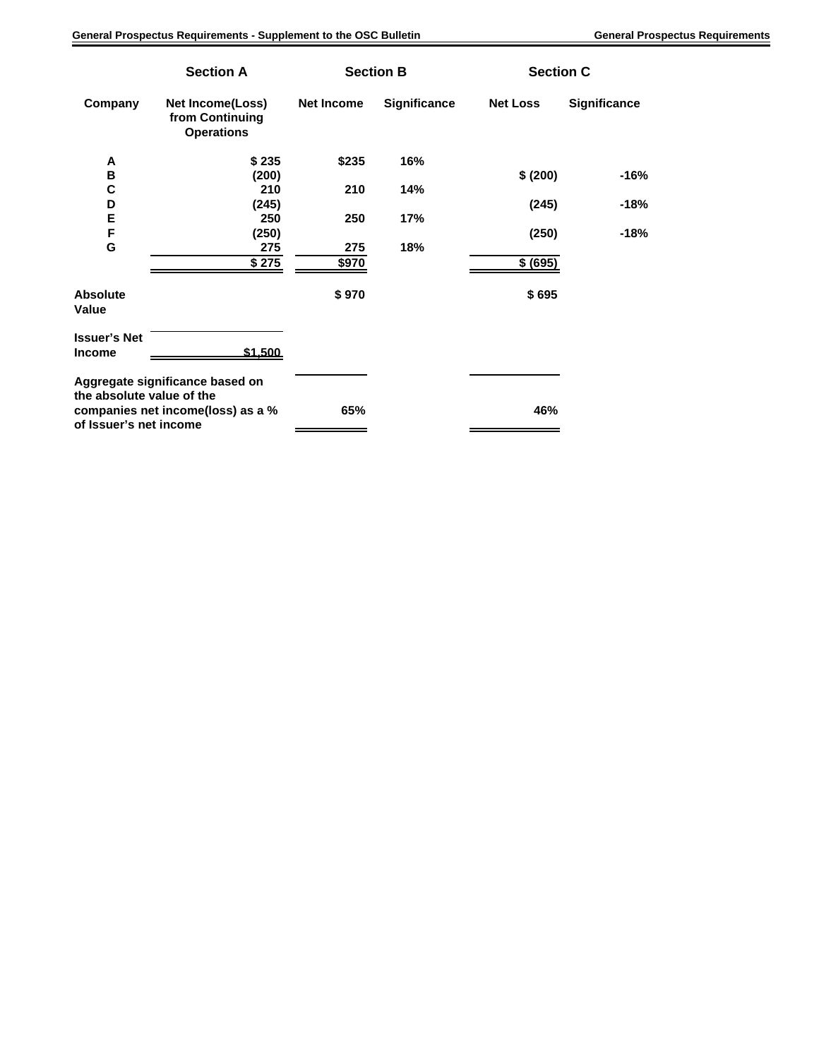| | Section A | Section B | | Section C | |
|---|---|---|---|---|---|
| **Company** | **Net Income(Loss) from Continuing Operations** | **Net Income** | **Significance** | **Net Loss** | **Significance** |
| **A** | $ 235 | $235 | 16% | | |
| **B** | (200) | | | $ (200) | -16% |
| **C** | 210 | 210 | 14% | | |
| **D** | (245) | | | (245) | -18% |
| **E** | 250 | 250 | 17% | | |
| **F** | (250) | | | (250) | -18% |
| **G** | 275 | 275 | 18% | | |
| | $ 275 | $970 | | $ (695) | |
| **Absolute Value** | | $ 970 | | $ 695 | |
| **Issuer's Net Income** | $1,500 | | | | |
| **Aggregate significance based on the absolute value of the companies net income(loss) as a % of Issuer's net income** | | 65% | | 46% | |